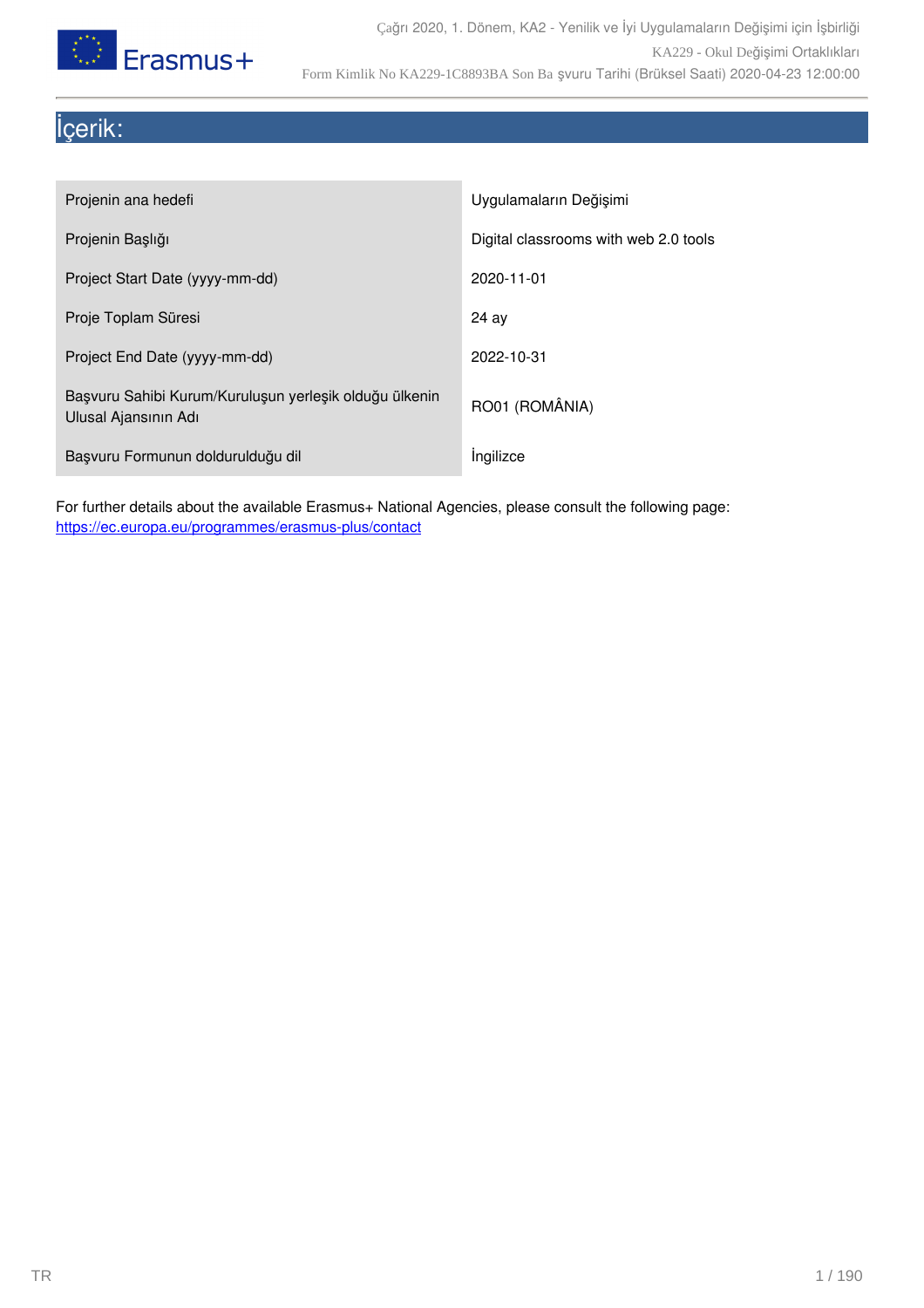# İçerik:

| | |
|---|---|
| Projenin ana hedefi | Uygulamaların Değişimi |
| Projenin Başlığı | Digital classrooms with web 2.0 tools |
| Project Start Date (yyyy-mm-dd) | 2020-11-01 |
| Proje Toplam Süresi | 24 ay |
| Project End Date (yyyy-mm-dd) | 2022-10-31 |
| Başvuru Sahibi Kurum/Kuruluşun yerleşik olduğu ülkenin Ulusal Ajansının Adı | RO01 (ROMÂNIA) |
| Başvuru Formunun doldurulduğu dil | İngilizce |

For further details about the available Erasmus+ National Agencies, please consult the following page: https://ec.europa.eu/programmes/erasmus-plus/contact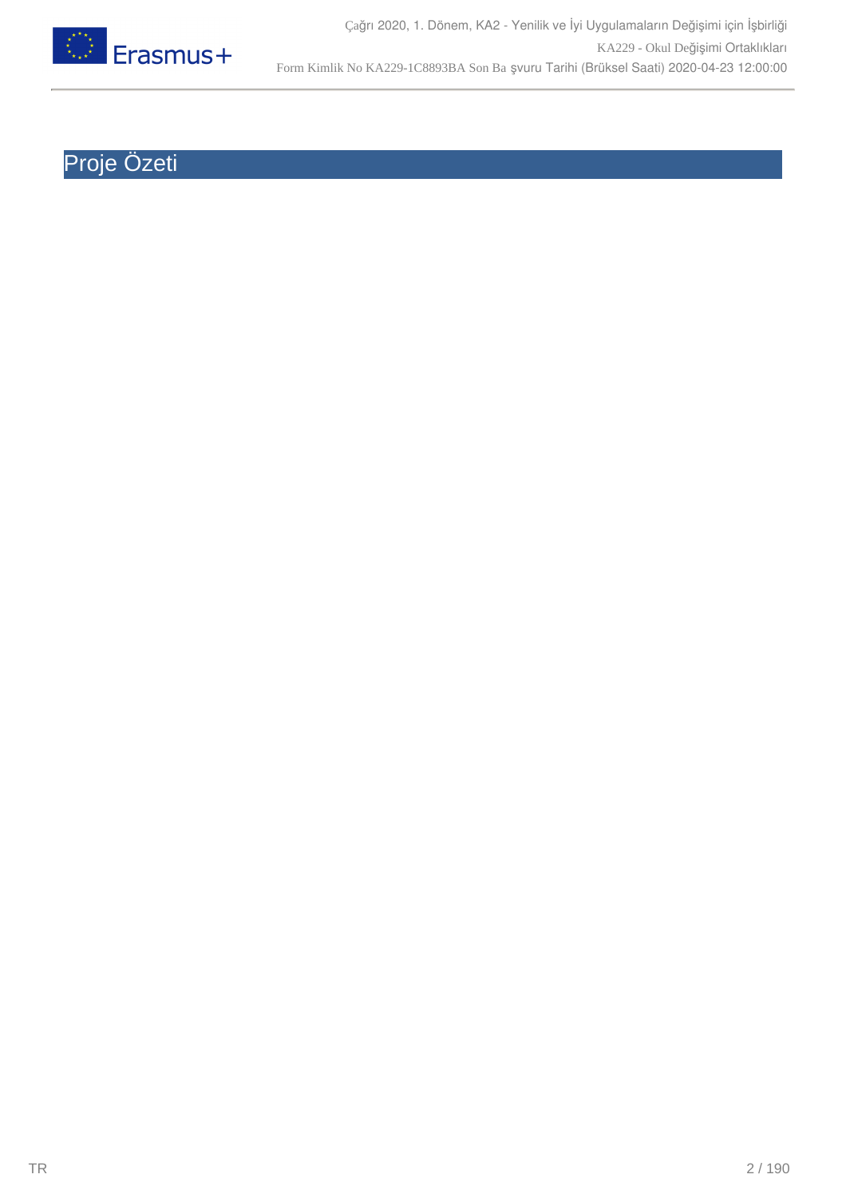# Proje Özeti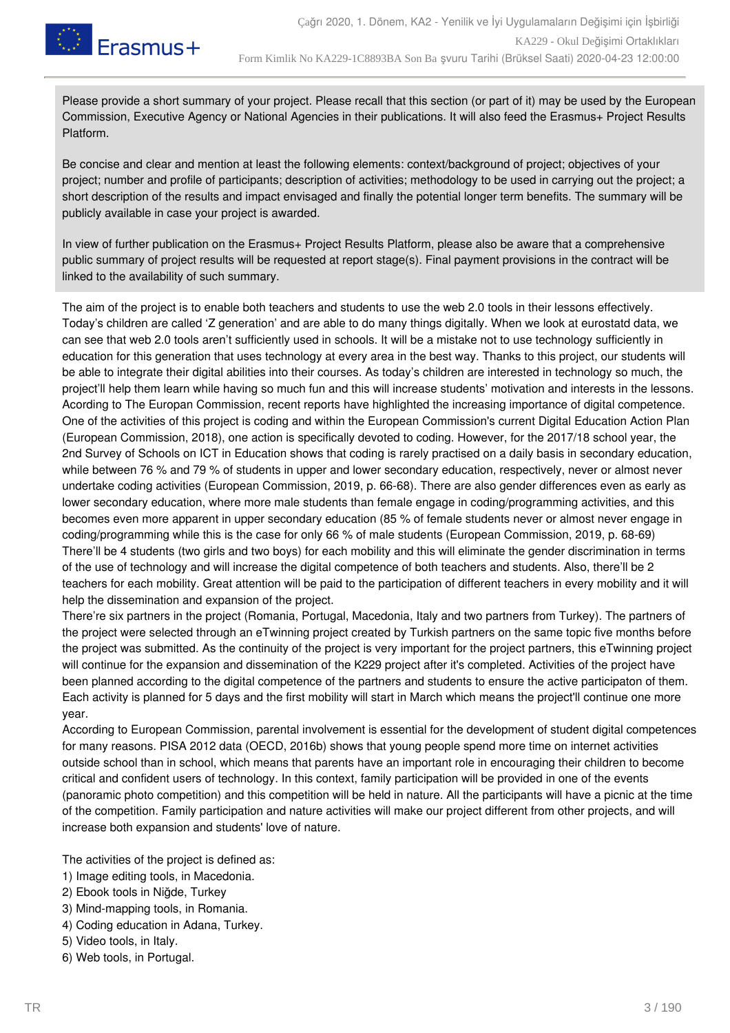Please provide a short summary of your project. Please recall that this section (or part of it) may be used by the European Commission, Executive Agency or National Agencies in their publications. It will also feed the Erasmus+ Project Results Platform.

Be concise and clear and mention at least the following elements: context/background of project; objectives of your project; number and profile of participants; description of activities; methodology to be used in carrying out the project; a short description of the results and impact envisaged and finally the potential longer term benefits. The summary will be publicly available in case your project is awarded.

In view of further publication on the Erasmus+ Project Results Platform, please also be aware that a comprehensive public summary of project results will be requested at report stage(s). Final payment provisions in the contract will be linked to the availability of such summary.

The aim of the project is to enable both teachers and students to use the web 2.0 tools in their lessons effectively. Today's children are called 'Z generation' and are able to do many things digitally. When we look at eurostatd data, we can see that web 2.0 tools aren't sufficiently used in schools. It will be a mistake not to use technology sufficiently in education for this generation that uses technology at every area in the best way. Thanks to this project, our students will be able to integrate their digital abilities into their courses. As today's children are interested in technology so much, the project'll help them learn while having so much fun and this will increase students' motivation and interests in the lessons. Acording to The Europan Commission, recent reports have highlighted the increasing importance of digital competence. One of the activities of this project is coding and within the European Commission's current Digital Education Action Plan (European Commission, 2018), one action is specifically devoted to coding. However, for the 2017/18 school year, the 2nd Survey of Schools on ICT in Education shows that coding is rarely practised on a daily basis in secondary education, while between 76 % and 79 % of students in upper and lower secondary education, respectively, never or almost never undertake coding activities (European Commission, 2019, p. 66-68). There are also gender differences even as early as lower secondary education, where more male students than female engage in coding/programming activities, and this becomes even more apparent in upper secondary education (85 % of female students never or almost never engage in coding/programming while this is the case for only 66 % of male students (European Commission, 2019, p. 68-69) There'll be 4 students (two girls and two boys) for each mobility and this will eliminate the gender discrimination in terms of the use of technology and will increase the digital competence of both teachers and students. Also, there'll be 2 teachers for each mobility. Great attention will be paid to the participation of different teachers in every mobility and it will help the dissemination and expansion of the project.
There're six partners in the project (Romania, Portugal, Macedonia, Italy and two partners from Turkey). The partners of the project were selected through an eTwinning project created by Turkish partners on the same topic five months before the project was submitted. As the continuity of the project is very important for the project partners, this eTwinning project will continue for the expansion and dissemination of the K229 project after it's completed. Activities of the project have been planned according to the digital competence of the partners and students to ensure the active participaton of them. Each activity is planned for 5 days and the first mobility will start in March which means the project'll continue one more year.
According to European Commission, parental involvement is essential for the development of student digital competences for many reasons. PISA 2012 data (OECD, 2016b) shows that young people spend more time on internet activities outside school than in school, which means that parents have an important role in encouraging their children to become critical and confident users of technology. In this context, family participation will be provided in one of the events (panoramic photo competition) and this competition will be held in nature. All the participants will have a picnic at the time of the competition. Family participation and nature activities will make our project different from other projects, and will increase both expansion and students' love of nature.

The activities of the project is defined as:
1) Image editing tools, in Macedonia.
2) Ebook tools in Niğde, Turkey
3) Mind-mapping tools, in Romania.
4) Coding education in Adana, Turkey.
5) Video tools, in Italy.
6) Web tools, in Portugal.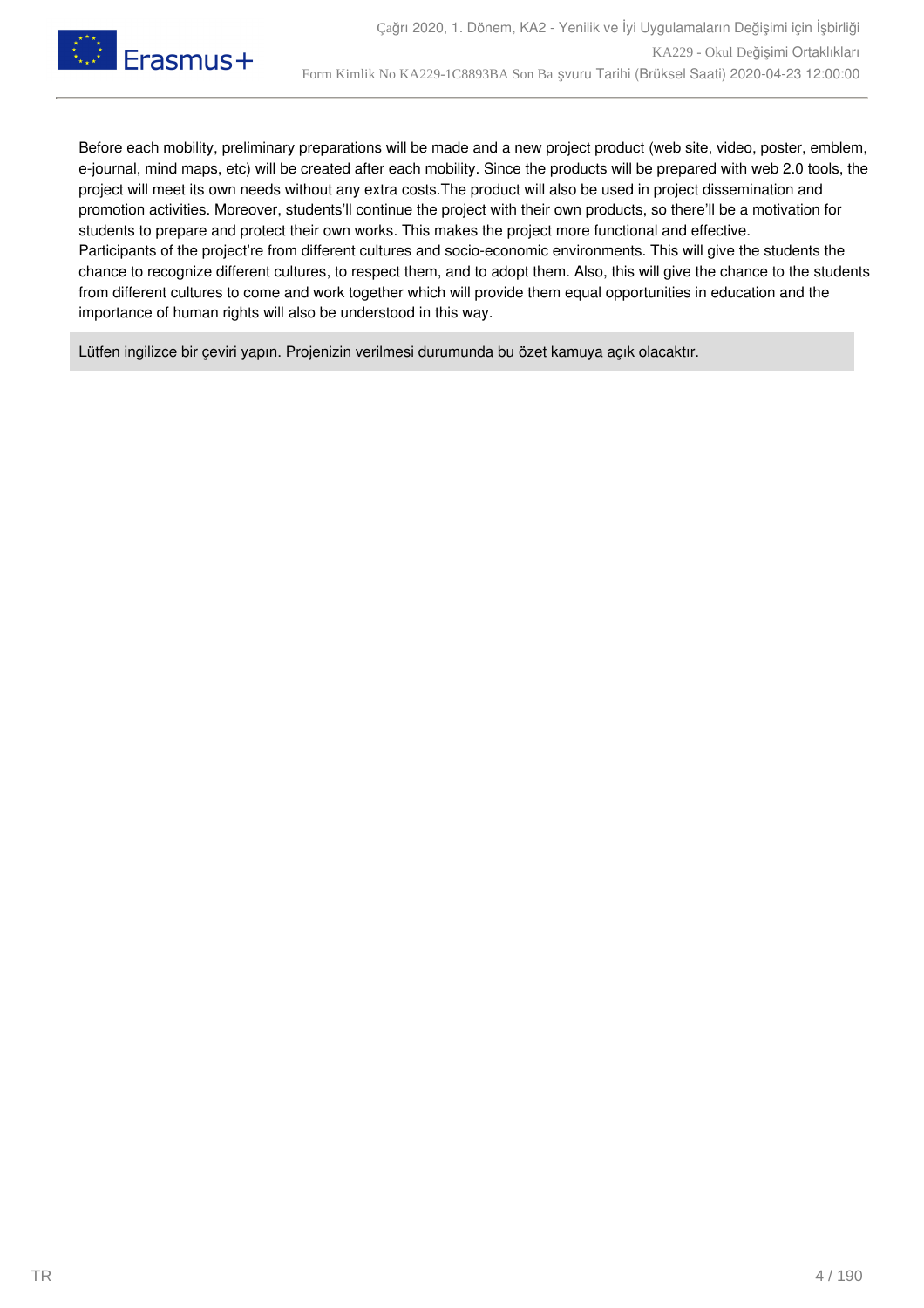Before each mobility, preliminary preparations will be made and a new project product (web site, video, poster, emblem, e-journal, mind maps, etc) will be created after each mobility. Since the products will be prepared with web 2.0 tools, the project will meet its own needs without any extra costs.The product will also be used in project dissemination and promotion activities. Moreover, students'll continue the project with their own products, so there'll be a motivation for students to prepare and protect their own works. This makes the project more functional and effective.
Participants of the project're from different cultures and socio-economic environments. This will give the students the chance to recognize different cultures, to respect them, and to adopt them. Also, this will give the chance to the students from different cultures to come and work together which will provide them equal opportunities in education and the importance of human rights will also be understood in this way.

Lütfen ingilizce bir çeviri yapın. Projenizin verilmesi durumunda bu özet kamuya açık olacaktır.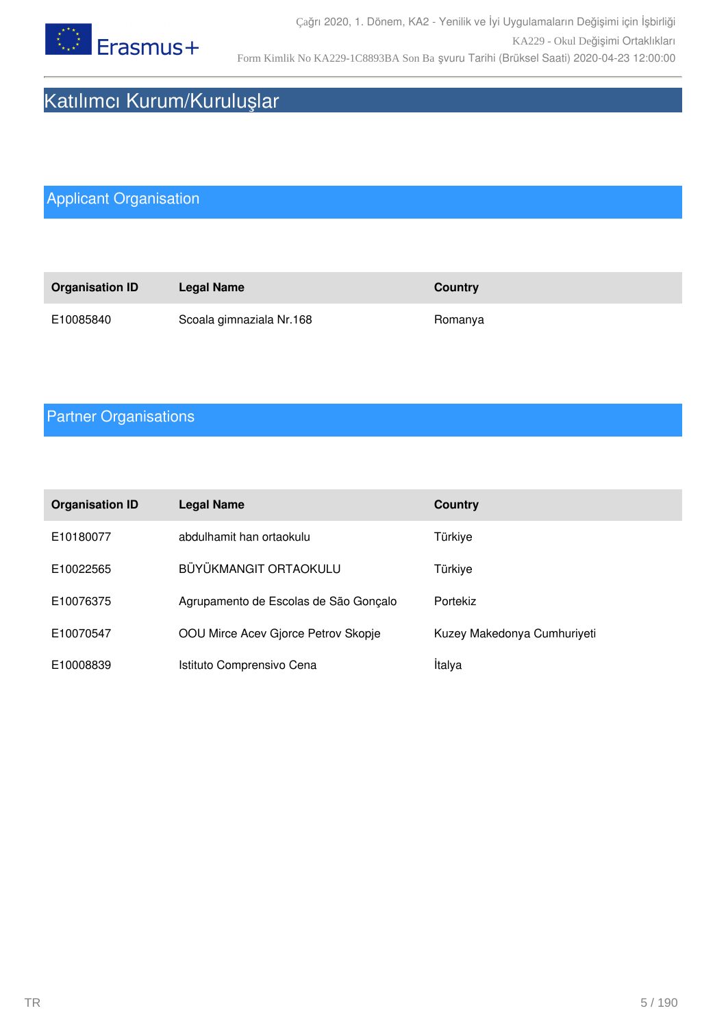# Katılımcı Kurum/Kuruluşlar

## Applicant Organisation

| Organisation ID | Legal Name | Country |
|---|---|---|
| E10085840 | Scoala gimnaziala Nr.168 | Romanya |

## Partner Organisations

| Organisation ID | Legal Name | Country |
|---|---|---|
| E10180077 | abdulhamit han ortaokulu | Türkiye |
| E10022565 | BÜYÜKMANGIT ORTAOKULU | Türkiye |
| E10076375 | Agrupamento de Escolas de São Gonçalo | Portekiz |
| E10070547 | OOU Mirce Acev Gjorce Petrov Skopje | Kuzey Makedonya Cumhuriyeti |
| E10008839 | Istituto Comprensivo Cena | İtalya |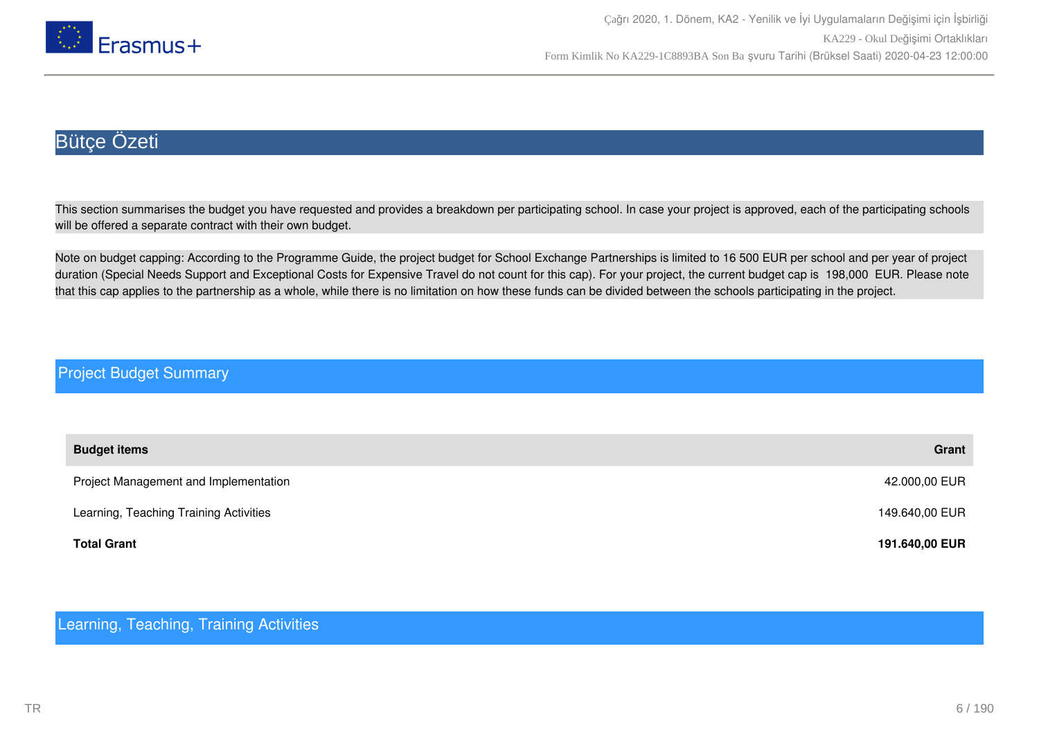# Bütçe Özeti

This section summarises the budget you have requested and provides a breakdown per participating school. In case your project is approved, each of the participating schools will be offered a separate contract with their own budget.

Note on budget capping: According to the Programme Guide, the project budget for School Exchange Partnerships is limited to 16 500 EUR per school and per year of project duration (Special Needs Support and Exceptional Costs for Expensive Travel do not count for this cap). For your project, the current budget cap is 198,000 EUR. Please note that this cap applies to the partnership as a whole, while there is no limitation on how these funds can be divided between the schools participating in the project.

## Project Budget Summary

| Budget items | Grant |
|---|---|
| Project Management and Implementation | 42.000,00 EUR |
| Learning, Teaching Training Activities | 149.640,00 EUR |
| **Total Grant** | **191.640,00 EUR** |

## Learning, Teaching, Training Activities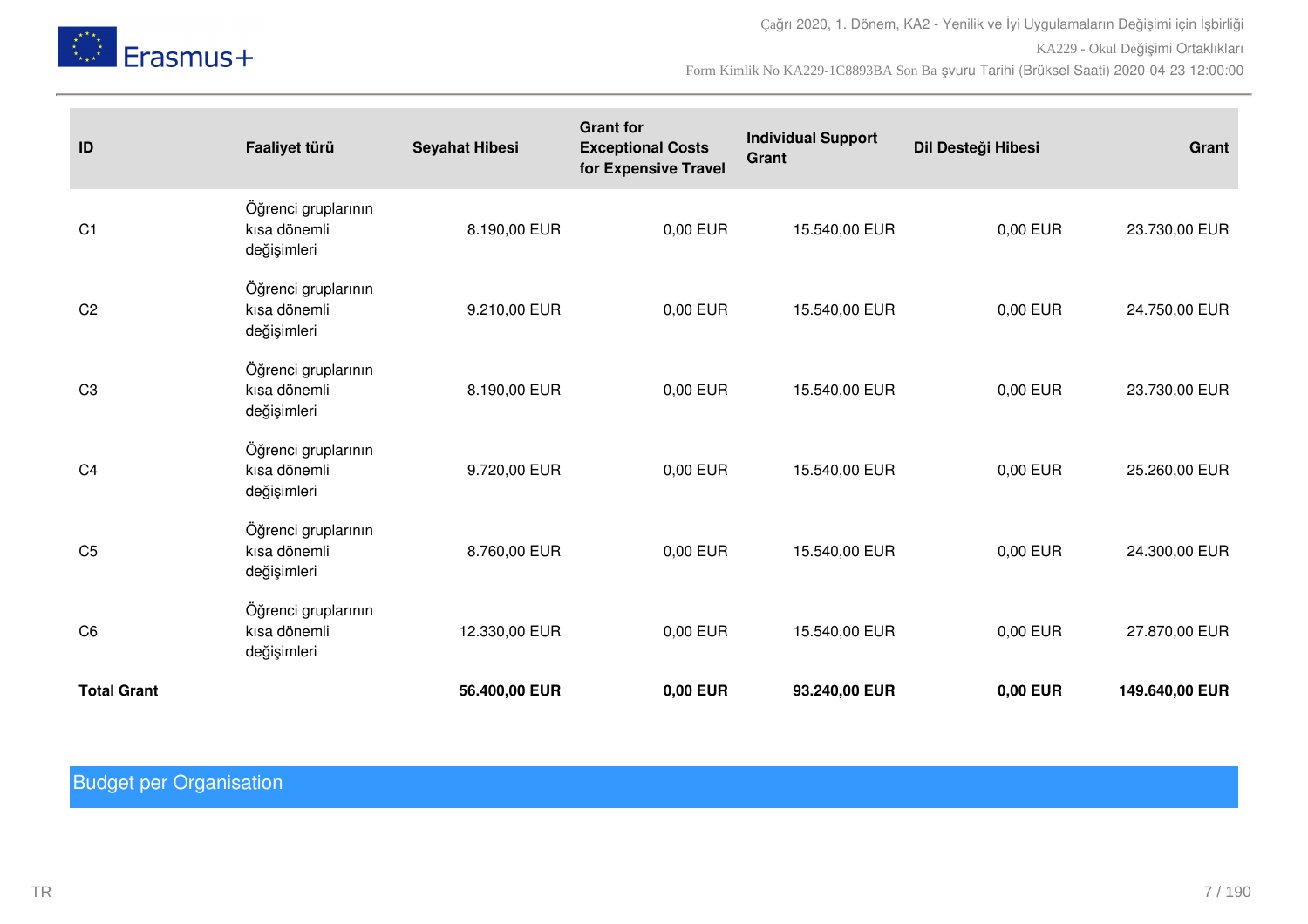| ID | Faaliyet türü | Seyahat Hibesi | Grant for Exceptional Costs for Expensive Travel | Individual Support Grant | Dil Desteği Hibesi | Grant |
|---|---|---|---|---|---|---|
| C1 | Öğrenci gruplarının kısa dönemli değişimleri | 8.190,00 EUR | 0,00 EUR | 15.540,00 EUR | 0,00 EUR | 23.730,00 EUR |
| C2 | Öğrenci gruplarının kısa dönemli değişimleri | 9.210,00 EUR | 0,00 EUR | 15.540,00 EUR | 0,00 EUR | 24.750,00 EUR |
| C3 | Öğrenci gruplarının kısa dönemli değişimleri | 8.190,00 EUR | 0,00 EUR | 15.540,00 EUR | 0,00 EUR | 23.730,00 EUR |
| C4 | Öğrenci gruplarının kısa dönemli değişimleri | 9.720,00 EUR | 0,00 EUR | 15.540,00 EUR | 0,00 EUR | 25.260,00 EUR |
| C5 | Öğrenci gruplarının kısa dönemli değişimleri | 8.760,00 EUR | 0,00 EUR | 15.540,00 EUR | 0,00 EUR | 24.300,00 EUR |
| C6 | Öğrenci gruplarının kısa dönemli değişimleri | 12.330,00 EUR | 0,00 EUR | 15.540,00 EUR | 0,00 EUR | 27.870,00 EUR |
| **Total Grant** | | **56.400,00 EUR** | **0,00 EUR** | **93.240,00 EUR** | **0,00 EUR** | **149.640,00 EUR** |

## Budget per Organisation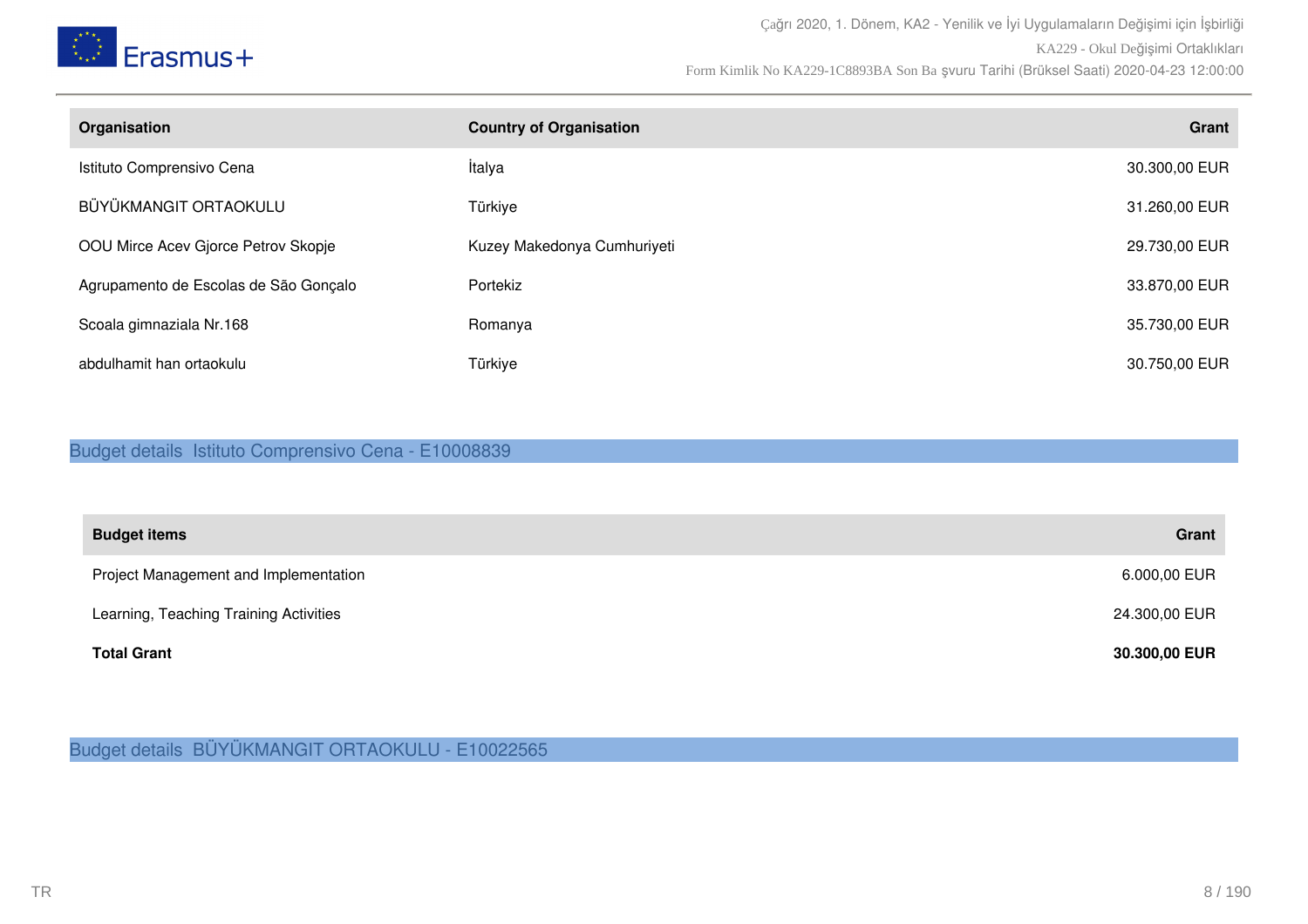| Organisation | Country of Organisation | Grant |
|---|---|---|
| Istituto Comprensivo Cena | İtalya | 30.300,00 EUR |
| BÜYÜKMANGIT ORTAOKULU | Türkiye | 31.260,00 EUR |
| OOU Mirce Acev Gjorce Petrov Skopje | Kuzey Makedonya Cumhuriyeti | 29.730,00 EUR |
| Agrupamento de Escolas de São Gonçalo | Portekiz | 33.870,00 EUR |
| Scoala gimnaziala Nr.168 | Romanya | 35.730,00 EUR |
| abdulhamit han ortaokulu | Türkiye | 30.750,00 EUR |

## Budget details  Istituto Comprensivo Cena - E10008839

| Budget items | Grant |
|---|---|
| Project Management and Implementation | 6.000,00 EUR |
| Learning, Teaching Training Activities | 24.300,00 EUR |
| **Total Grant** | **30.300,00 EUR** |

## Budget details  BÜYÜKMANGIT ORTAOKULU - E10022565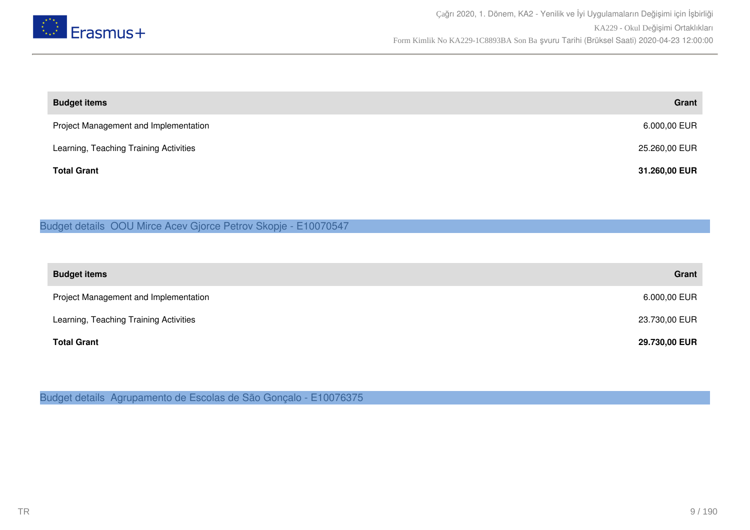| Budget items | Grant |
| --- | --- |
| Project Management and Implementation | 6.000,00 EUR |
| Learning, Teaching Training Activities | 25.260,00 EUR |
| **Total Grant** | **31.260,00 EUR** |

## Budget details OOU Mirce Acev Gjorce Petrov Skopje - E10070547

| Budget items | Grant |
| --- | --- |
| Project Management and Implementation | 6.000,00 EUR |
| Learning, Teaching Training Activities | 23.730,00 EUR |
| **Total Grant** | **29.730,00 EUR** |

## Budget details Agrupamento de Escolas de São Gonçalo - E10076375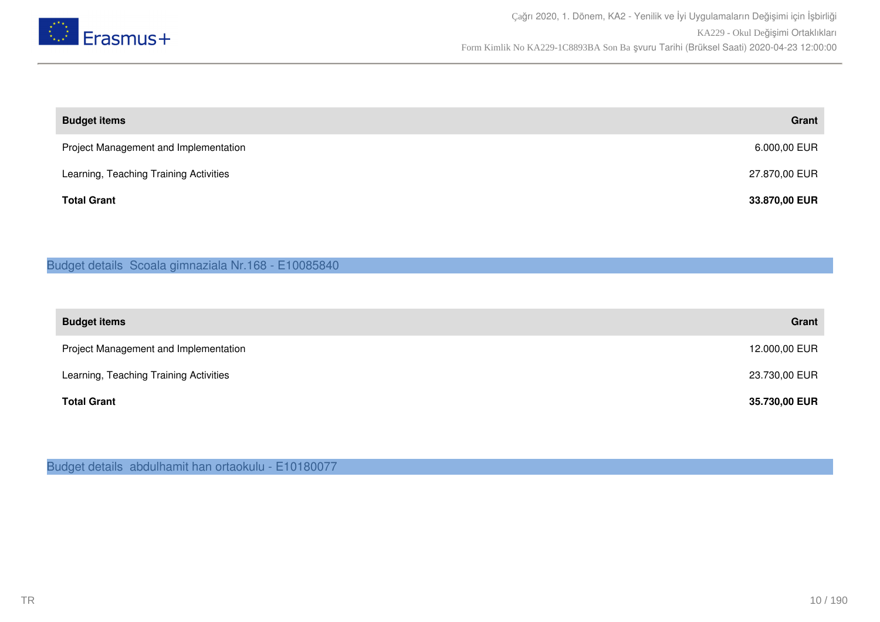| Budget items | Grant |
|---|---|
| Project Management and Implementation | 6.000,00 EUR |
| Learning, Teaching Training Activities | 27.870,00 EUR |
| **Total Grant** | **33.870,00 EUR** |

## Budget details Scoala gimnaziala Nr.168 - E10085840

| Budget items | Grant |
|---|---|
| Project Management and Implementation | 12.000,00 EUR |
| Learning, Teaching Training Activities | 23.730,00 EUR |
| **Total Grant** | **35.730,00 EUR** |

## Budget details abdulhamit han ortaokulu - E10180077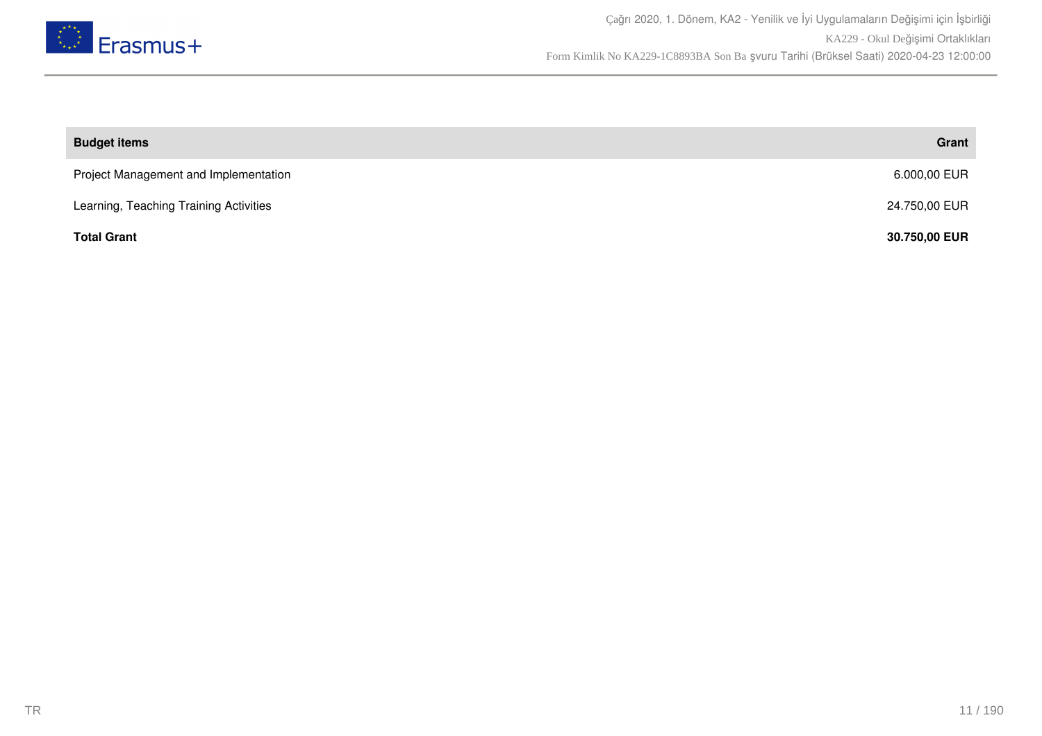| Budget items | Grant |
|---|---|
| Project Management and Implementation | 6.000,00 EUR |
| Learning, Teaching Training Activities | 24.750,00 EUR |
| **Total Grant** | **30.750,00 EUR** |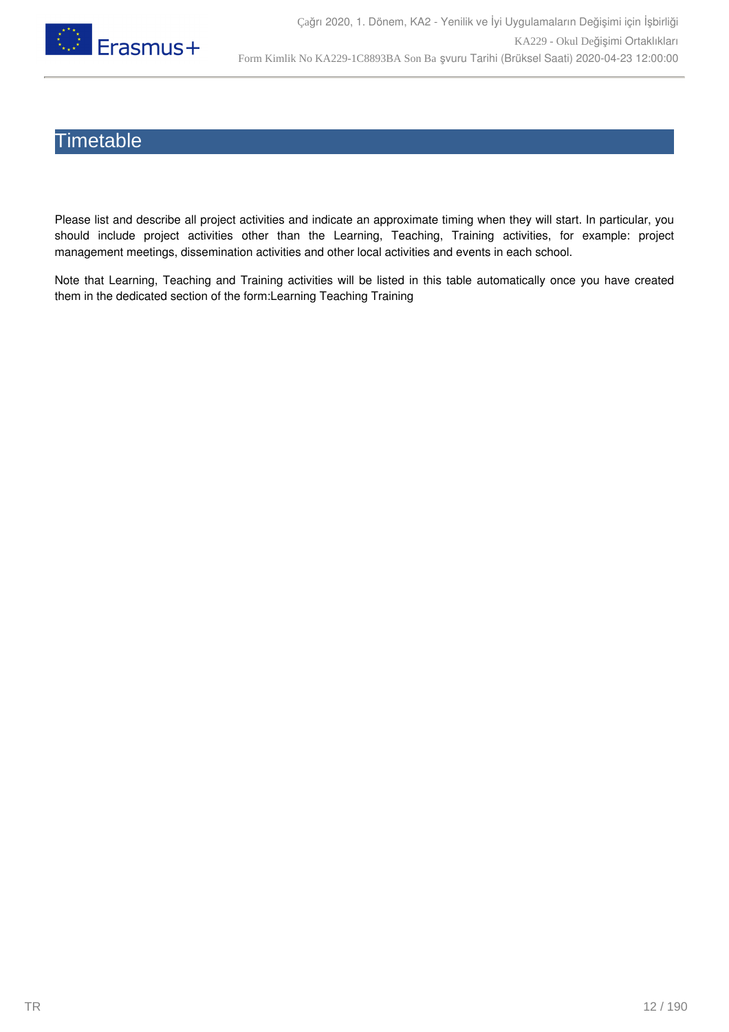# Timetable

Please list and describe all project activities and indicate an approximate timing when they will start. In particular, you should include project activities other than the Learning, Teaching, Training activities, for example: project management meetings, dissemination activities and other local activities and events in each school.

Note that Learning, Teaching and Training activities will be listed in this table automatically once you have created them in the dedicated section of the form:Learning Teaching Training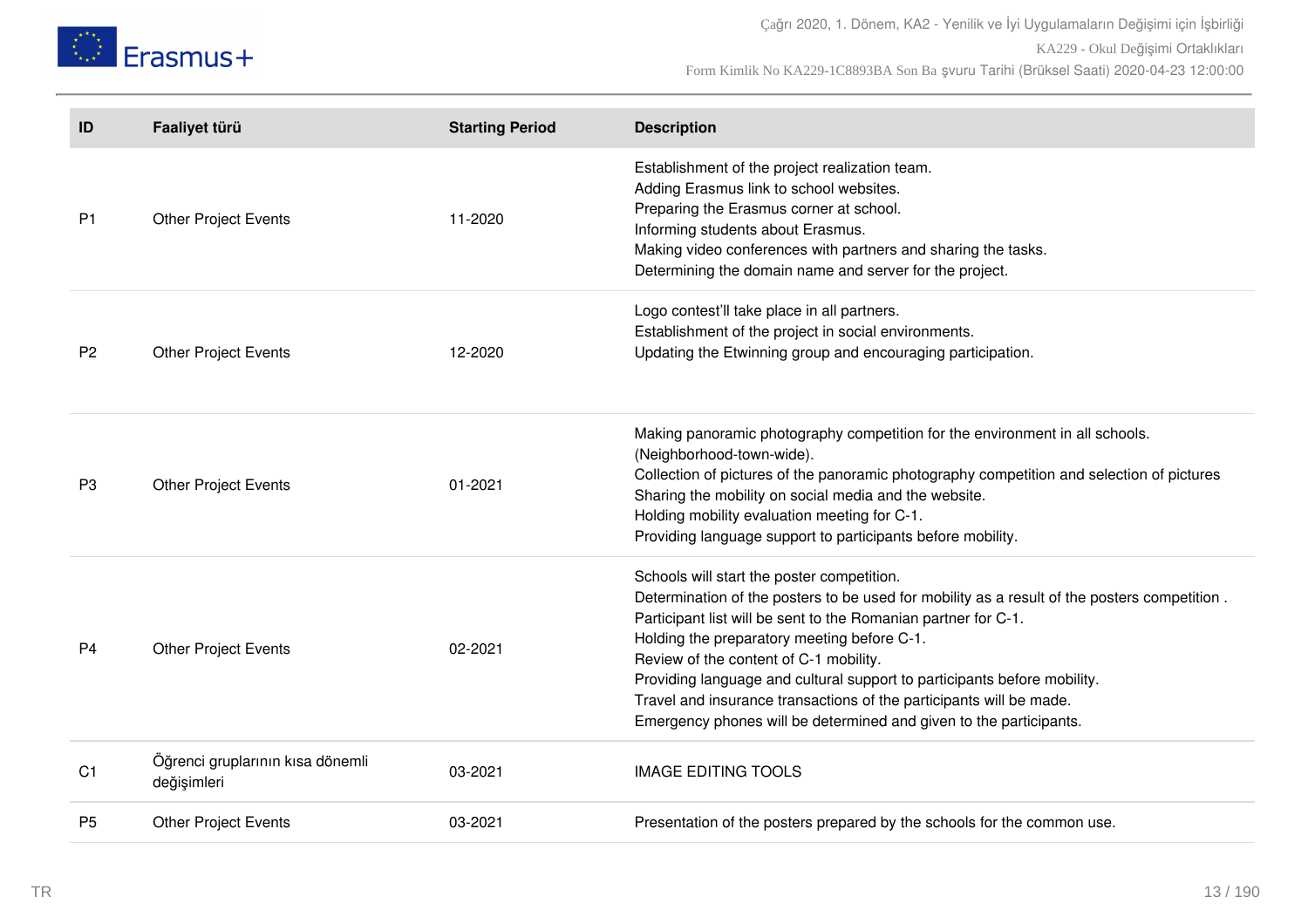| ID | Faaliyet türü | Starting Period | Description |
|---|---|---|---|
| P1 | Other Project Events | 11-2020 | Establishment of the project realization team.<br>Adding Erasmus link to school websites.<br>Preparing the Erasmus corner at school.<br>Informing students about Erasmus.<br>Making video conferences with partners and sharing the tasks.<br>Determining the domain name and server for the project. |
| P2 | Other Project Events | 12-2020 | Logo contest'll take place in all partners.<br>Establishment of the project in social environments.<br>Updating the Etwinning group and encouraging participation. |
| P3 | Other Project Events | 01-2021 | Making panoramic photography competition for the environment in all schools. (Neighborhood-town-wide).<br>Collection of pictures of the panoramic photography competition and selection of pictures<br>Sharing the mobility on social media and the website.<br>Holding mobility evaluation meeting for C-1.<br>Providing language support to participants before mobility. |
| P4 | Other Project Events | 02-2021 | Schools will start the poster competition.<br>Determination of the posters to be used for mobility as a result of the posters competition .<br>Participant list will be sent to the Romanian partner for C-1.<br>Holding the preparatory meeting before C-1.<br>Review of the content of C-1 mobility.<br>Providing language and cultural support to participants before mobility.<br>Travel and insurance transactions of the participants will be made.<br>Emergency phones will be determined and given to the participants. |
| C1 | Öğrenci gruplarının kısa dönemli değişimleri | 03-2021 | IMAGE EDITING TOOLS |
| P5 | Other Project Events | 03-2021 | Presentation of the posters prepared by the schools for the common use. |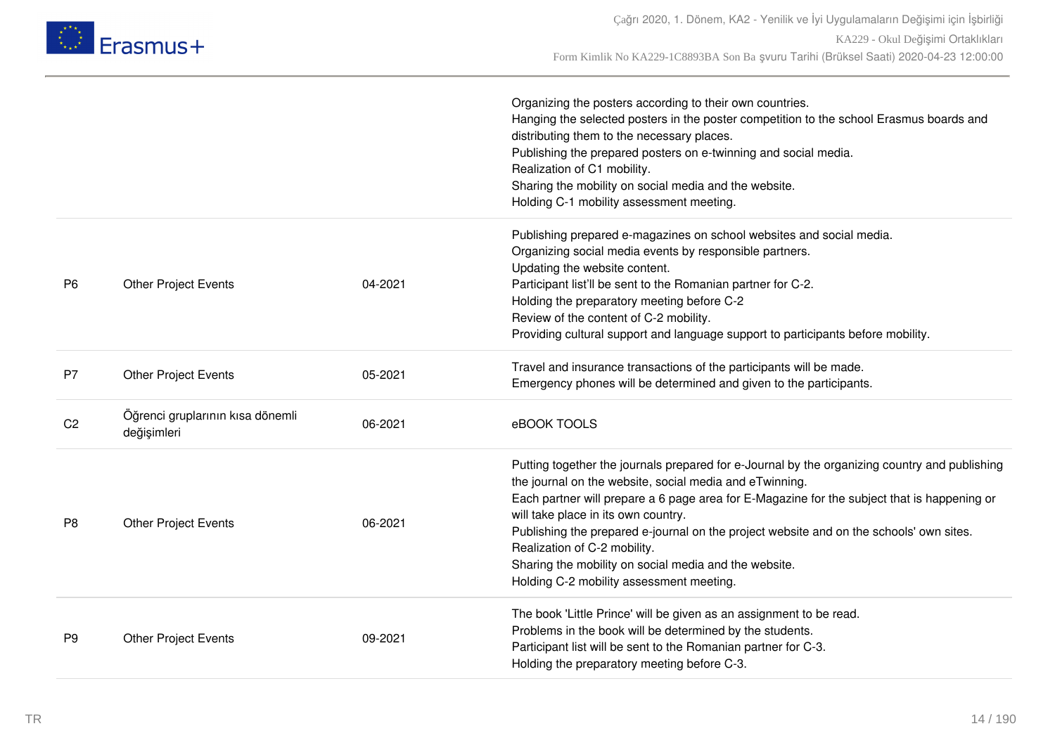| | | | |
|---|---|---|---|
| | | | Organizing the posters according to their own countries.<br>Hanging the selected posters in the poster competition to the school Erasmus boards and distributing them to the necessary places.<br>Publishing the prepared posters on e-twinning and social media.<br>Realization of C1 mobility.<br>Sharing the mobility on social media and the website.<br>Holding C-1 mobility assessment meeting. |
| P6 | Other Project Events | 04-2021 | Publishing prepared e-magazines on school websites and social media.<br>Organizing social media events by responsible partners.<br>Updating the website content.<br>Participant list'll be sent to the Romanian partner for C-2.<br>Holding the preparatory meeting before C-2<br>Review of the content of C-2 mobility.<br>Providing cultural support and language support to participants before mobility. |
| P7 | Other Project Events | 05-2021 | Travel and insurance transactions of the participants will be made.<br>Emergency phones will be determined and given to the participants. |
| C2 | Öğrenci gruplarının kısa dönemli değişimleri | 06-2021 | eBOOK TOOLS |
| P8 | Other Project Events | 06-2021 | Putting together the journals prepared for e-Journal by the organizing country and publishing the journal on the website, social media and eTwinning.<br>Each partner will prepare a 6 page area for E-Magazine for the subject that is happening or will take place in its own country.<br>Publishing the prepared e-journal on the project website and on the schools' own sites.<br>Realization of C-2 mobility.<br>Sharing the mobility on social media and the website.<br>Holding C-2 mobility assessment meeting. |
| P9 | Other Project Events | 09-2021 | The book 'Little Prince' will be given as an assignment to be read.<br>Problems in the book will be determined by the students.<br>Participant list will be sent to the Romanian partner for C-3.<br>Holding the preparatory meeting before C-3. |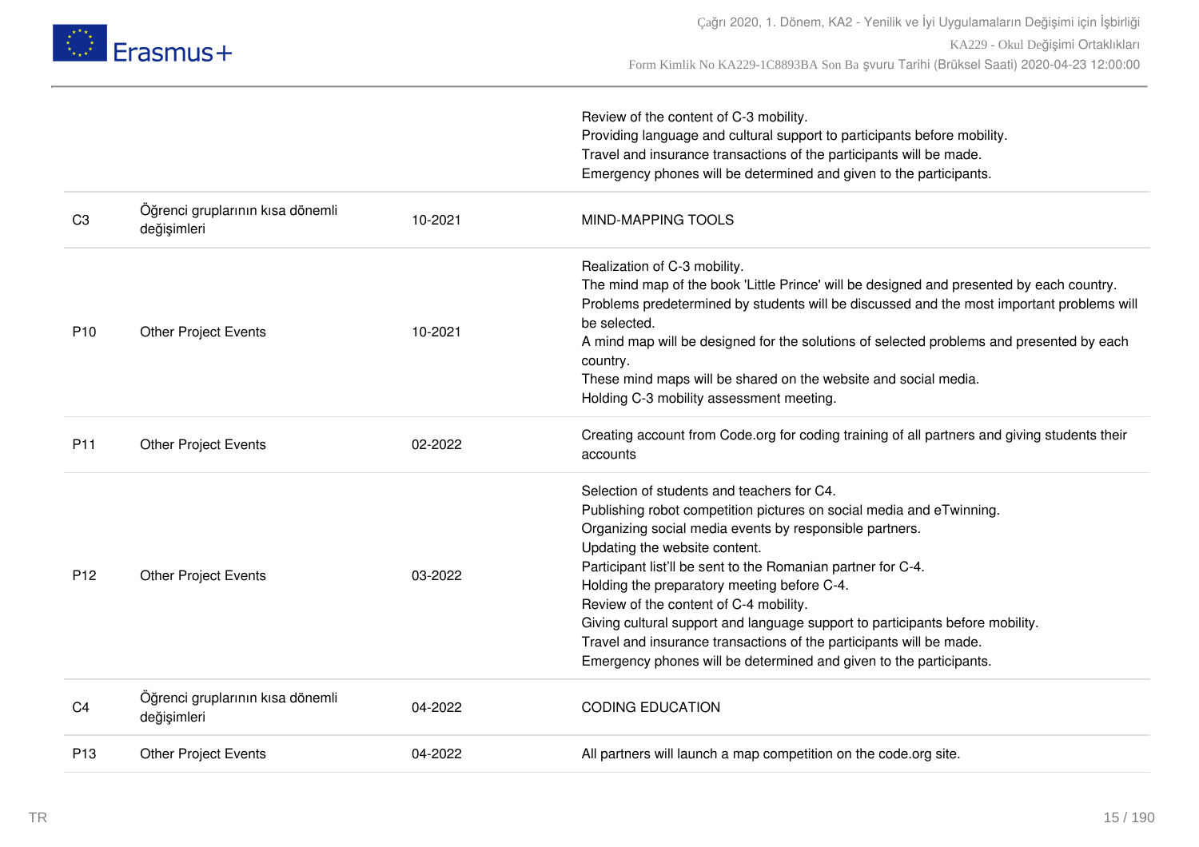| | | | |
|---|---|---|---|
| | | | Review of the content of C-3 mobility.<br>Providing language and cultural support to participants before mobility.<br>Travel and insurance transactions of the participants will be made.<br>Emergency phones will be determined and given to the participants. |
| C3 | Öğrenci gruplarının kısa dönemli değişimleri | 10-2021 | MIND-MAPPING TOOLS |
| P10 | Other Project Events | 10-2021 | Realization of C-3 mobility.<br>The mind map of the book 'Little Prince' will be designed and presented by each country.<br>Problems predetermined by students will be discussed and the most important problems will be selected.<br>A mind map will be designed for the solutions of selected problems and presented by each country.<br>These mind maps will be shared on the website and social media.<br>Holding C-3 mobility assessment meeting. |
| P11 | Other Project Events | 02-2022 | Creating account from Code.org for coding training of all partners and giving students their accounts |
| P12 | Other Project Events | 03-2022 | Selection of students and teachers for C4.<br>Publishing robot competition pictures on social media and eTwinning.<br>Organizing social media events by responsible partners.<br>Updating the website content.<br>Participant list'll be sent to the Romanian partner for C-4.<br>Holding the preparatory meeting before C-4.<br>Review of the content of C-4 mobility.<br>Giving cultural support and language support to participants before mobility.<br>Travel and insurance transactions of the participants will be made.<br>Emergency phones will be determined and given to the participants. |
| C4 | Öğrenci gruplarının kısa dönemli değişimleri | 04-2022 | CODING EDUCATION |
| P13 | Other Project Events | 04-2022 | All partners will launch a map competition on the code.org site. |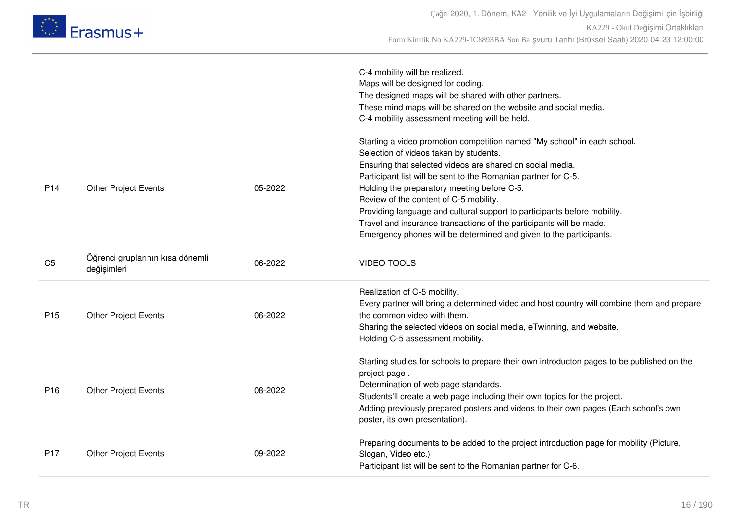| | | | |
|---|---|---|---|
| | | | C-4 mobility will be realized.<br>Maps will be designed for coding.<br>The designed maps will be shared with other partners.<br>These mind maps will be shared on the website and social media.<br>C-4 mobility assessment meeting will be held. |
| P14 | Other Project Events | 05-2022 | Starting a video promotion competition named "My school" in each school.<br>Selection of videos taken by students.<br>Ensuring that selected videos are shared on social media.<br>Participant list will be sent to the Romanian partner for C-5.<br>Holding the preparatory meeting before C-5.<br>Review of the content of C-5 mobility.<br>Providing language and cultural support to participants before mobility.<br>Travel and insurance transactions of the participants will be made.<br>Emergency phones will be determined and given to the participants. |
| C5 | Öğrenci gruplarının kısa dönemli değişimleri | 06-2022 | VIDEO TOOLS |
| P15 | Other Project Events | 06-2022 | Realization of C-5 mobility.<br>Every partner will bring a determined video and host country will combine them and prepare the common video with them.<br>Sharing the selected videos on social media, eTwinning, and website.<br>Holding C-5 assessment mobility. |
| P16 | Other Project Events | 08-2022 | Starting studies for schools to prepare their own introducton pages to be published on the project page .<br>Determination of web page standards.<br>Students'll create a web page including their own topics for the project.<br>Adding previously prepared posters and videos to their own pages (Each school's own poster, its own presentation). |
| P17 | Other Project Events | 09-2022 | Preparing documents to be added to the project introduction page for mobility (Picture, Slogan, Video etc.)<br>Participant list will be sent to the Romanian partner for C-6. |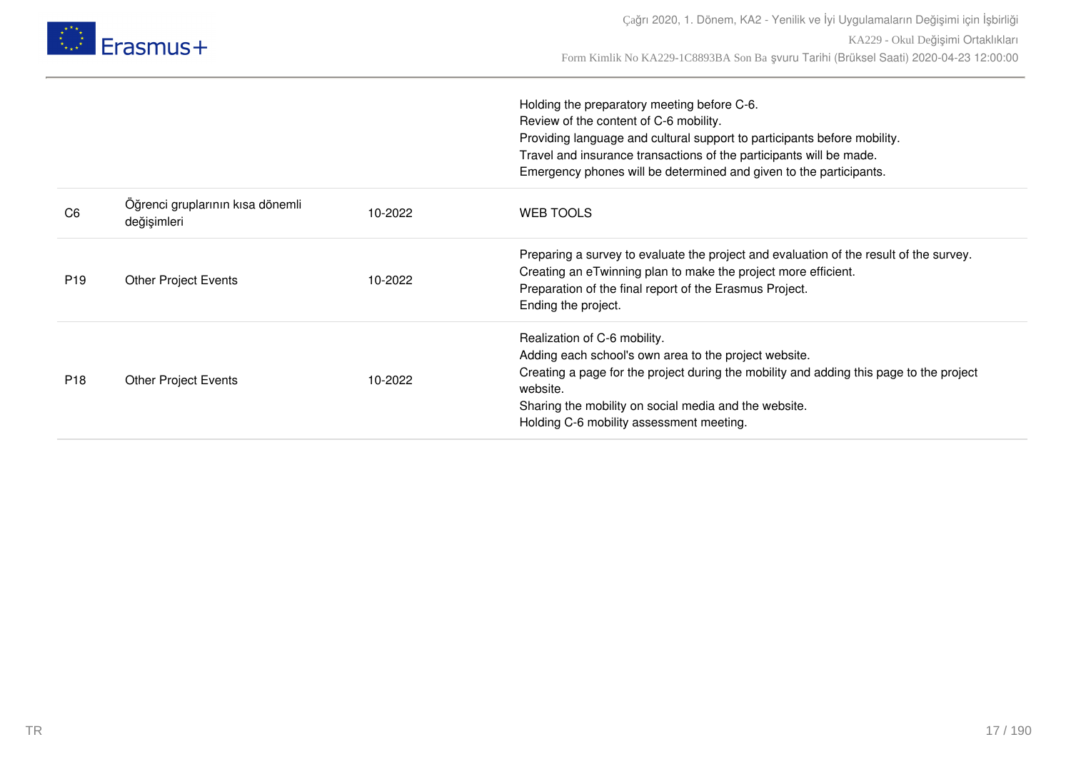| | | | |
|---|---|---|---|
| | | | Holding the preparatory meeting before C-6.<br>Review of the content of C-6 mobility.<br>Providing language and cultural support to participants before mobility.<br>Travel and insurance transactions of the participants will be made.<br>Emergency phones will be determined and given to the participants. |
| C6 | Öğrenci gruplarının kısa dönemli değişimleri | 10-2022 | WEB TOOLS |
| P19 | Other Project Events | 10-2022 | Preparing a survey to evaluate the project and evaluation of the result of the survey.<br>Creating an eTwinning plan to make the project more efficient.<br>Preparation of the final report of the Erasmus Project.<br>Ending the project. |
| P18 | Other Project Events | 10-2022 | Realization of C-6 mobility.<br>Adding each school's own area to the project website.<br>Creating a page for the project during the mobility and adding this page to the project website.<br>Sharing the mobility on social media and the website.<br>Holding C-6 mobility assessment meeting. |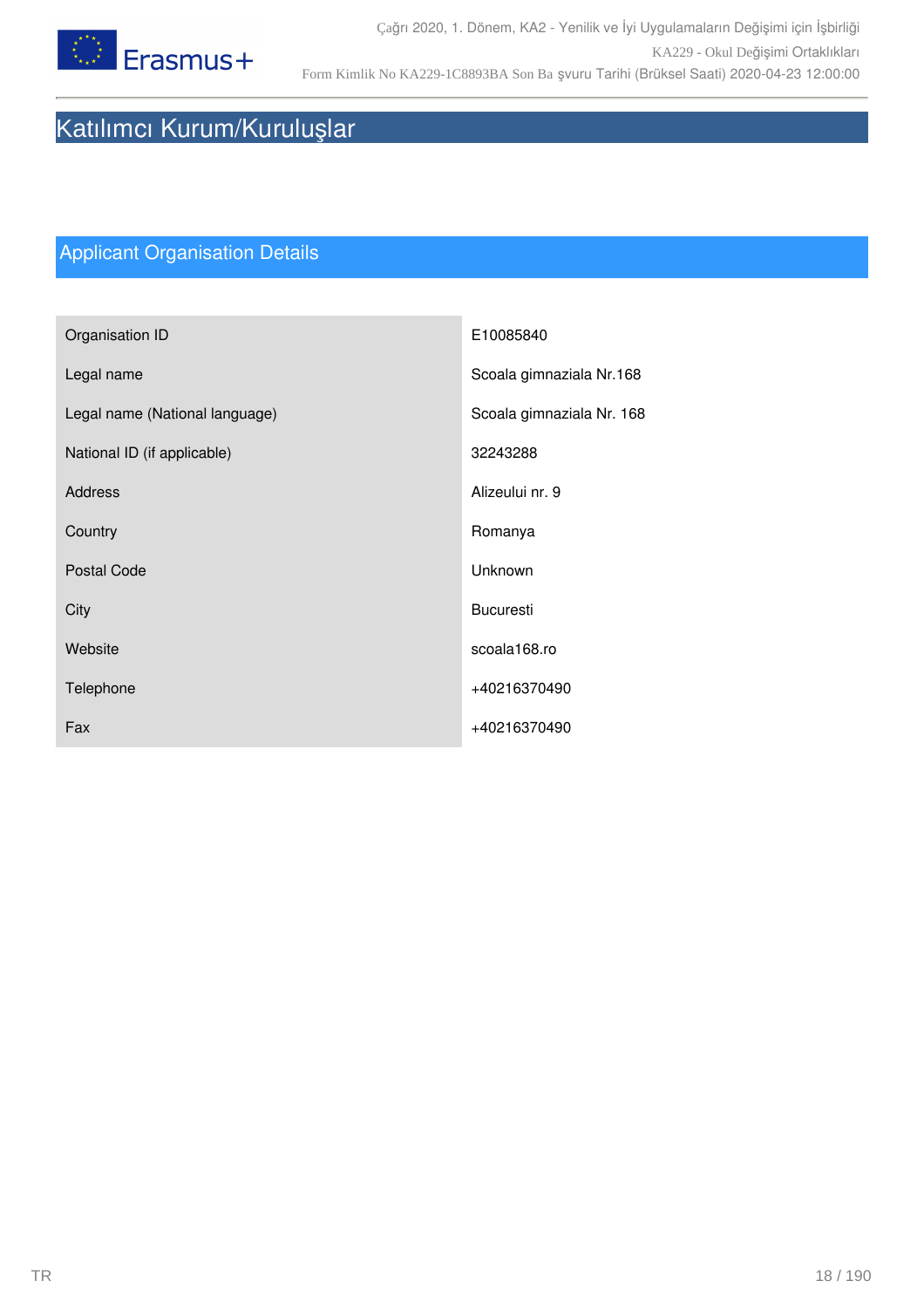# Katılımcı Kurum/Kuruluşlar

## Applicant Organisation Details

| | |
|---|---|
| Organisation ID | E10085840 |
| Legal name | Scoala gimnaziala Nr.168 |
| Legal name (National language) | Scoala gimnaziala Nr. 168 |
| National ID (if applicable) | 32243288 |
| Address | Alizeului nr. 9 |
| Country | Romanya |
| Postal Code | Unknown |
| City | Bucuresti |
| Website | scoala168.ro |
| Telephone | +40216370490 |
| Fax | +40216370490 |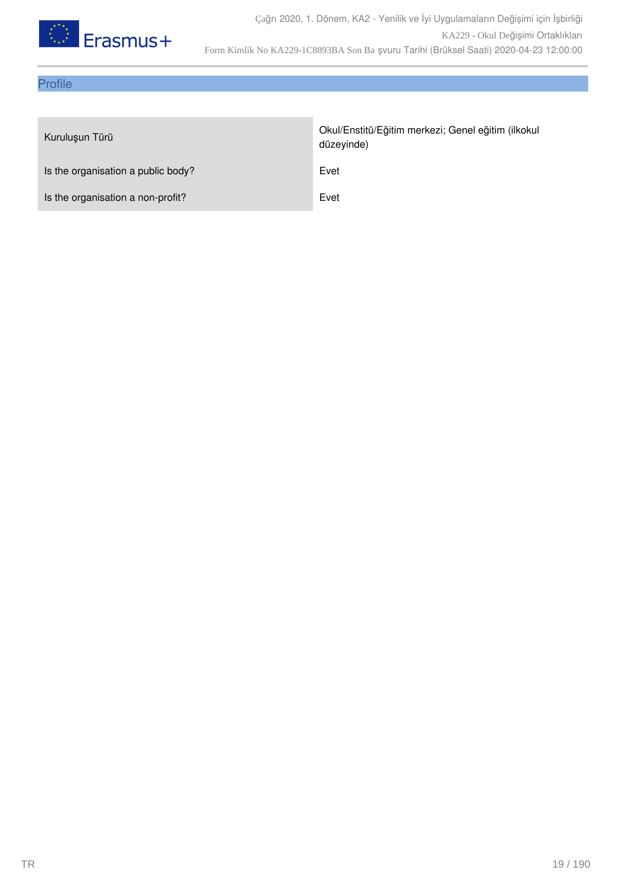## Profile

| | |
|---|---|
| Kuruluşun Türü | Okul/Enstitü/Eğitim merkezi; Genel eğitim (ilkokul düzeyinde) |
| Is the organisation a public body? | Evet |
| Is the organisation a non-profit? | Evet |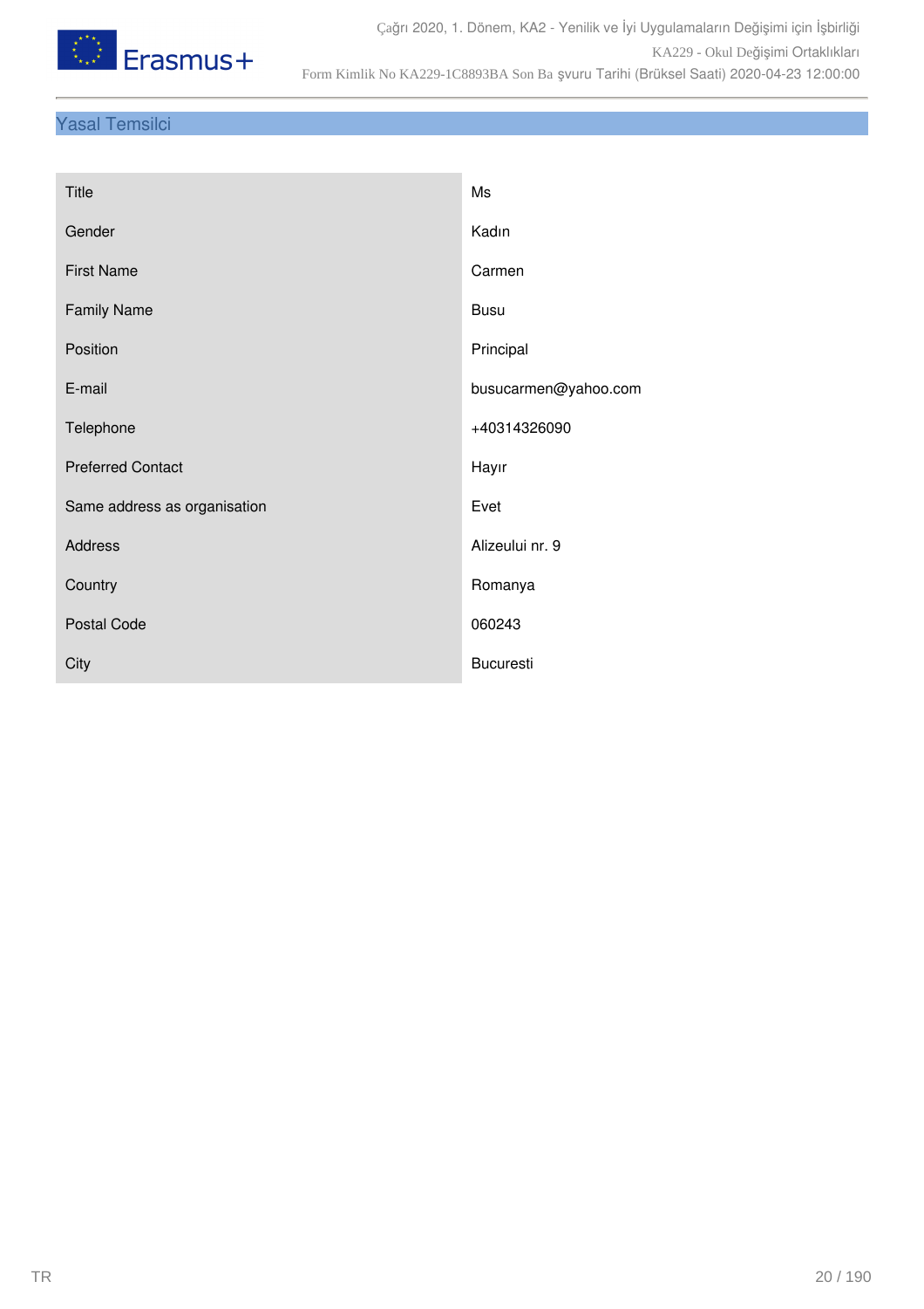## Yasal Temsilci

| | |
|---|---|
| Title | Ms |
| Gender | Kadın |
| First Name | Carmen |
| Family Name | Busu |
| Position | Principal |
| E-mail | busucarmen@yahoo.com |
| Telephone | +40314326090 |
| Preferred Contact | Hayır |
| Same address as organisation | Evet |
| Address | Alizeului nr. 9 |
| Country | Romanya |
| Postal Code | 060243 |
| City | Bucuresti |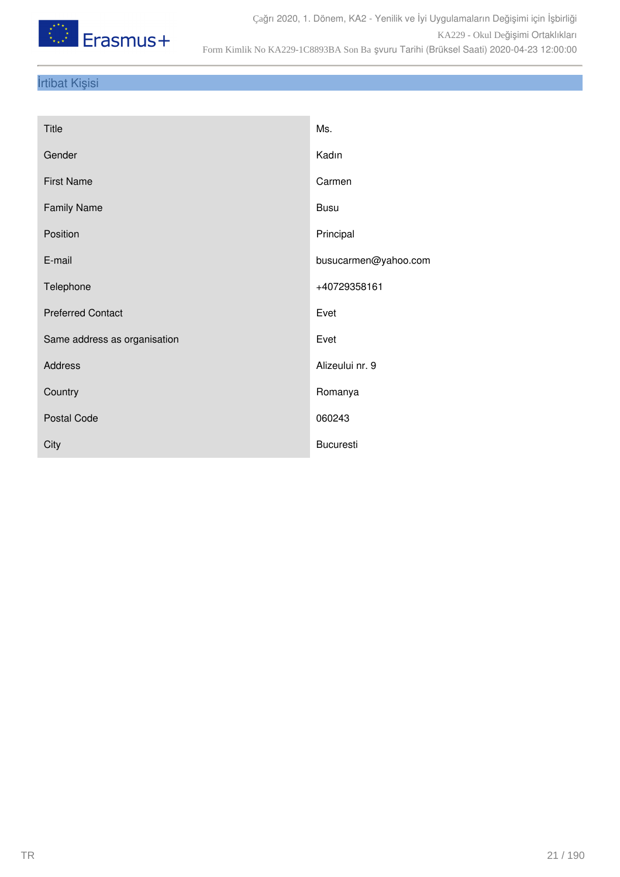## İrtibat Kişisi

| | |
|---|---|
| Title | Ms. |
| Gender | Kadın |
| First Name | Carmen |
| Family Name | Busu |
| Position | Principal |
| E-mail | busucarmen@yahoo.com |
| Telephone | +40729358161 |
| Preferred Contact | Evet |
| Same address as organisation | Evet |
| Address | Alizeului nr. 9 |
| Country | Romanya |
| Postal Code | 060243 |
| City | Bucuresti |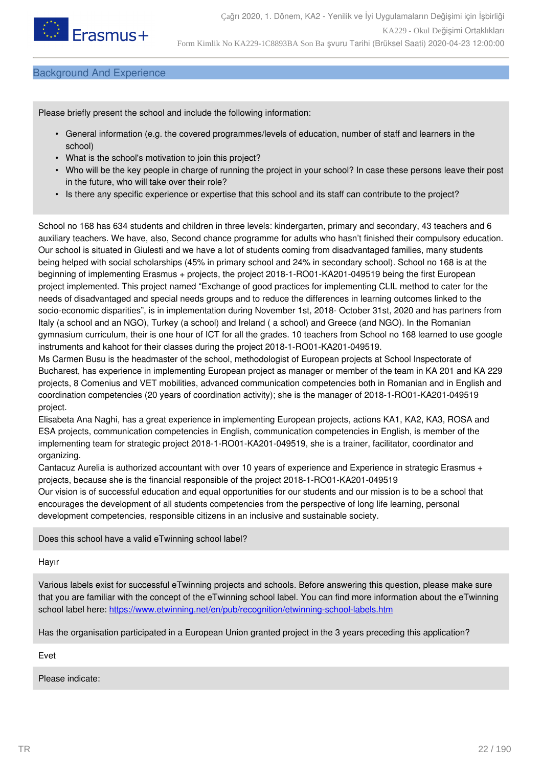## Background And Experience

Please briefly present the school and include the following information:

- General information (e.g. the covered programmes/levels of education, number of staff and learners in the school)
- What is the school's motivation to join this project?
- Who will be the key people in charge of running the project in your school? In case these persons leave their post in the future, who will take over their role?
- Is there any specific experience or expertise that this school and its staff can contribute to the project?

School no 168 has 634 students and children in three levels: kindergarten, primary and secondary, 43 teachers and 6 auxiliary teachers. We have, also, Second chance programme for adults who hasn't finished their compulsory education. Our school is situated in Giulesti and we have a lot of students coming from disadvantaged families, many students being helped with social scholarships (45% in primary school and 24% in secondary school). School no 168 is at the beginning of implementing Erasmus + projects, the project 2018-1-RO01-KA201-049519 being the first European project implemented. This project named "Exchange of good practices for implementing CLIL method to cater for the needs of disadvantaged and special needs groups and to reduce the differences in learning outcomes linked to the socio-economic disparities", is in implementation during November 1st, 2018- October 31st, 2020 and has partners from Italy (a school and an NGO), Turkey (a school) and Ireland ( a school) and Greece (and NGO). In the Romanian gymnasium curriculum, their is one hour of ICT for all the grades. 10 teachers from School no 168 learned to use google instruments and kahoot for their classes during the project 2018-1-RO01-KA201-049519.
Ms Carmen Busu is the headmaster of the school, methodologist of European projects at School Inspectorate of Bucharest, has experience in implementing European project as manager or member of the team in KA 201 and KA 229 projects, 8 Comenius and VET mobilities, advanced communication competencies both in Romanian and in English and coordination competencies (20 years of coordination activity); she is the manager of 2018-1-RO01-KA201-049519 project.
Elisabeta Ana Naghi, has a great experience in implementing European projects, actions KA1, KA2, KA3, ROSA and ESA projects, communication competencies in English, communication competencies in English, is member of the implementing team for strategic project 2018-1-RO01-KA201-049519, she is a trainer, facilitator, coordinator and organizing.
Cantacuz Aurelia is authorized accountant with over 10 years of experience and Experience in strategic Erasmus + projects, because she is the financial responsible of the project 2018-1-RO01-KA201-049519
Our vision is of successful education and equal opportunities for our students and our mission is to be a school that encourages the development of all students competencies from the perspective of long life learning, personal development competencies, responsible citizens in an inclusive and sustainable society.

Does this school have a valid eTwinning school label?

Hayır

Various labels exist for successful eTwinning projects and schools. Before answering this question, please make sure that you are familiar with the concept of the eTwinning school label. You can find more information about the eTwinning school label here: https://www.etwinning.net/en/pub/recognition/etwinning-school-labels.htm

Has the organisation participated in a European Union granted project in the 3 years preceding this application?

Evet

Please indicate: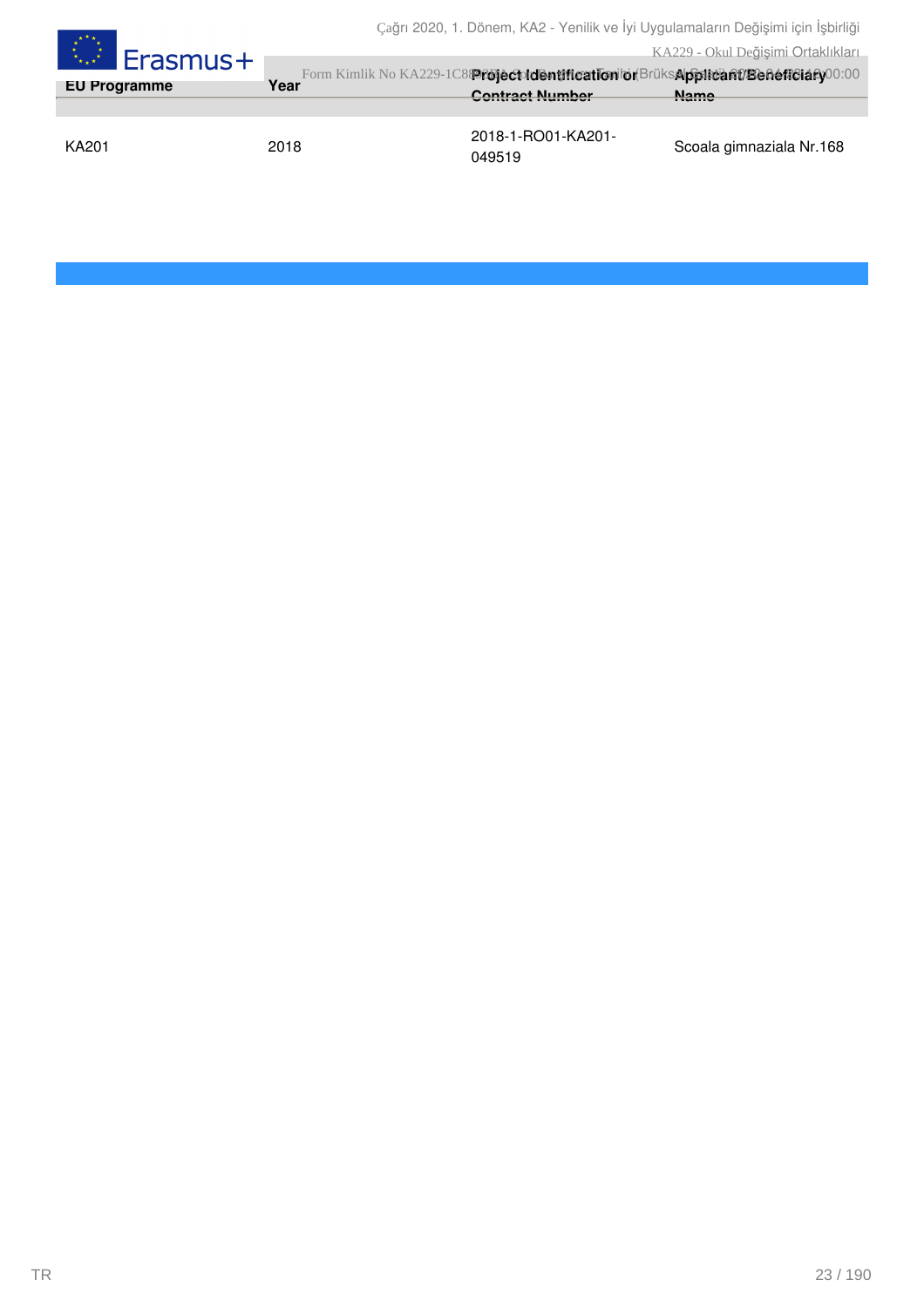| EU Programme | Year | Project Identification or Contract Number | Applicant/Beneficiary Name |
|---|---|---|---|
| KA201 | 2018 | 2018-1-RO01-KA201-049519 | Scoala gimnaziala Nr.168 |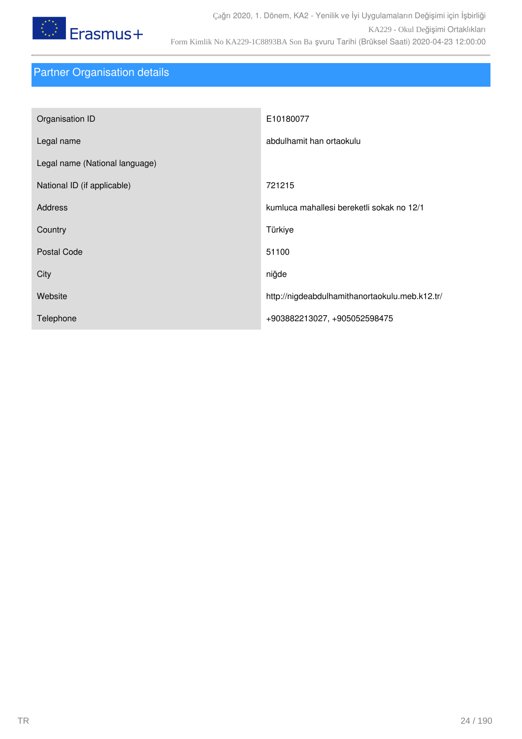## Partner Organisation details

| Organisation ID | E10180077 |
|---|---|
| Legal name | abdulhamit han ortaokulu |
| Legal name (National language) | |
| National ID (if applicable) | 721215 |
| Address | kumluca mahallesi bereketli sokak no 12/1 |
| Country | Türkiye |
| Postal Code | 51100 |
| City | niğde |
| Website | http://nigdeabdulhamithanortaokulu.meb.k12.tr/ |
| Telephone | +903882213027, +905052598475 |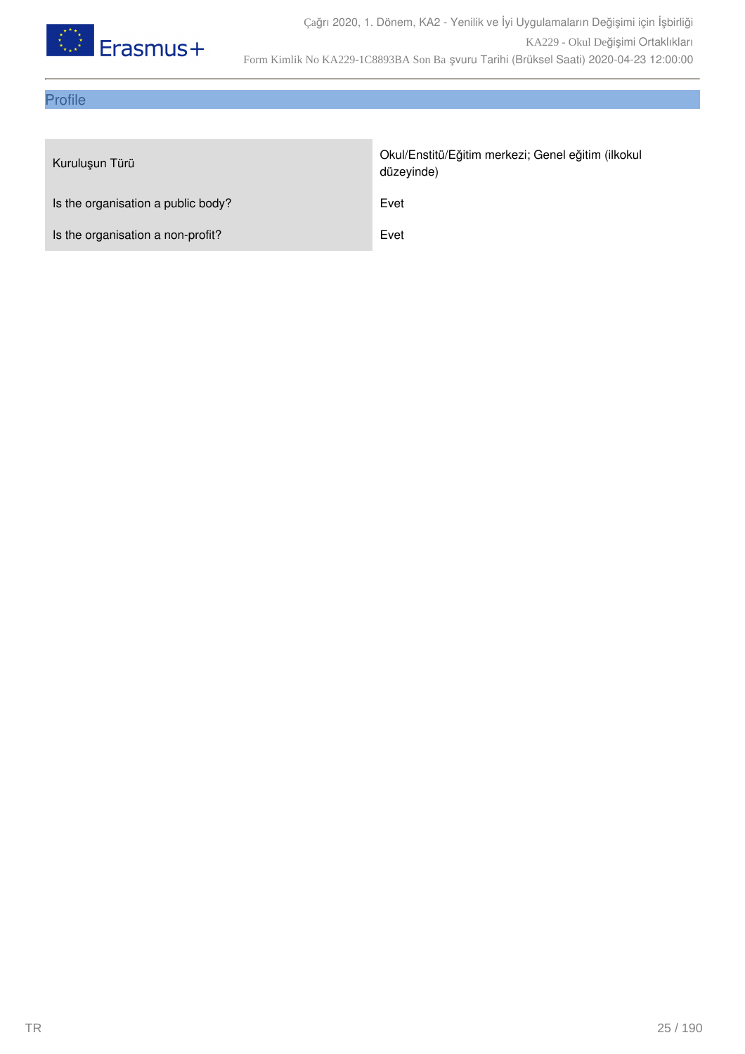## Profile

| | |
|---|---|
| Kuruluşun Türü | Okul/Enstitü/Eğitim merkezi; Genel eğitim (ilkokul düzeyinde) |
| Is the organisation a public body? | Evet |
| Is the organisation a non-profit? | Evet |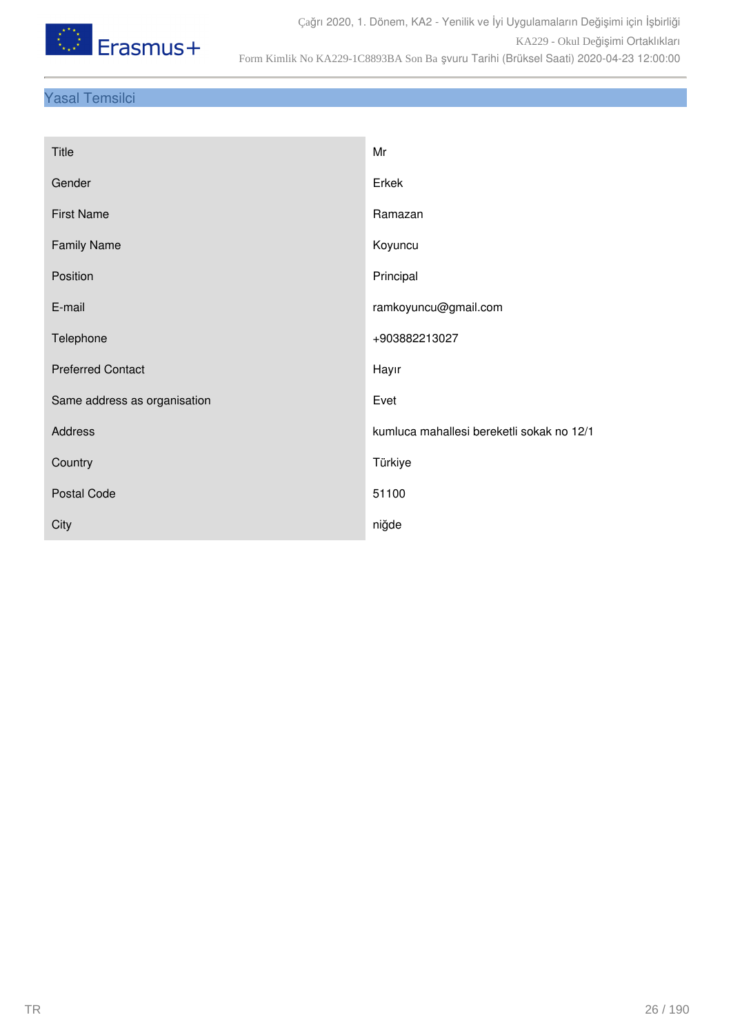## Yasal Temsilci

| Title | Mr |
| --- | --- |
| Gender | Erkek |
| First Name | Ramazan |
| Family Name | Koyuncu |
| Position | Principal |
| E-mail | ramkoyuncu@gmail.com |
| Telephone | +903882213027 |
| Preferred Contact | Hayır |
| Same address as organisation | Evet |
| Address | kumluca mahallesi bereketli sokak no 12/1 |
| Country | Türkiye |
| Postal Code | 51100 |
| City | niğde |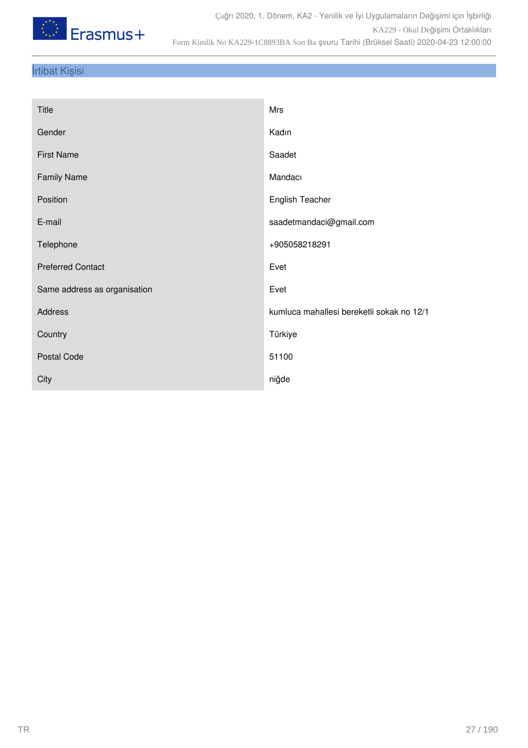## İrtibat Kişisi

| | |
|---|---|
| Title | Mrs |
| Gender | Kadın |
| First Name | Saadet |
| Family Name | Mandacı |
| Position | English Teacher |
| E-mail | saadetmandaci@gmail.com |
| Telephone | +905058218291 |
| Preferred Contact | Evet |
| Same address as organisation | Evet |
| Address | kumluca mahallesi bereketli sokak no 12/1 |
| Country | Türkiye |
| Postal Code | 51100 |
| City | niğde |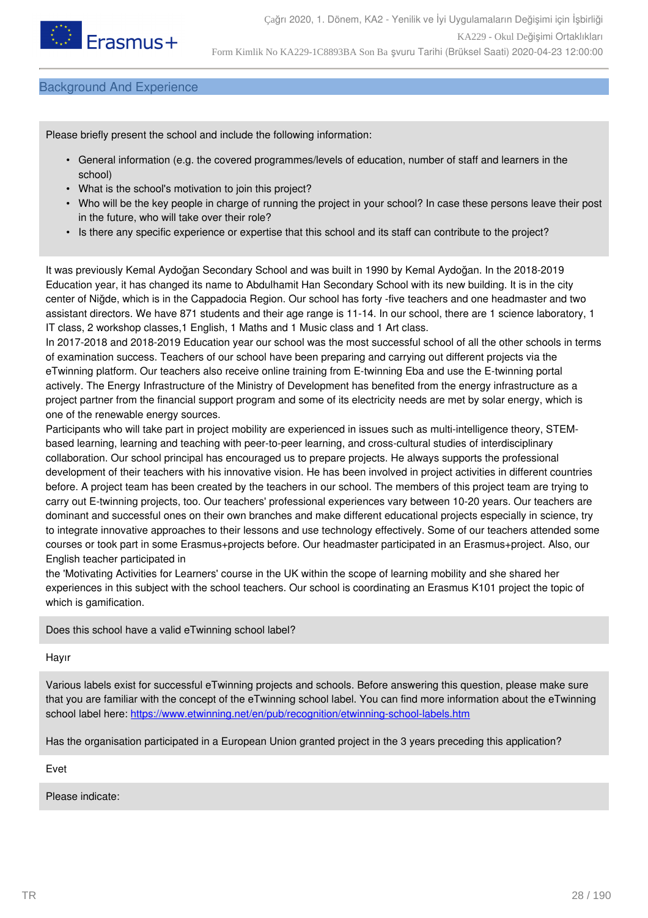## Background And Experience

Please briefly present the school and include the following information:

- General information (e.g. the covered programmes/levels of education, number of staff and learners in the school)
- What is the school's motivation to join this project?
- Who will be the key people in charge of running the project in your school? In case these persons leave their post in the future, who will take over their role?
- Is there any specific experience or expertise that this school and its staff can contribute to the project?

It was previously Kemal Aydoğan Secondary School and was built in 1990 by Kemal Aydoğan. In the 2018-2019 Education year, it has changed its name to Abdulhamit Han Secondary School with its new building. It is in the city center of Niğde, which is in the Cappadocia Region. Our school has forty -five teachers and one headmaster and two assistant directors. We have 871 students and their age range is 11-14. In our school, there are 1 science laboratory, 1 IT class, 2 workshop classes,1 English, 1 Maths and 1 Music class and 1 Art class.
In 2017-2018 and 2018-2019 Education year our school was the most successful school of all the other schools in terms of examination success. Teachers of our school have been preparing and carrying out different projects via the eTwinning platform. Our teachers also receive online training from E-twinning Eba and use the E-twinning portal actively. The Energy Infrastructure of the Ministry of Development has benefited from the energy infrastructure as a project partner from the financial support program and some of its electricity needs are met by solar energy, which is one of the renewable energy sources.
Participants who will take part in project mobility are experienced in issues such as multi-intelligence theory, STEM-based learning, learning and teaching with peer-to-peer learning, and cross-cultural studies of interdisciplinary collaboration. Our school principal has encouraged us to prepare projects. He always supports the professional development of their teachers with his innovative vision. He has been involved in project activities in different countries before. A project team has been created by the teachers in our school. The members of this project team are trying to carry out E-twinning projects, too. Our teachers' professional experiences vary between 10-20 years. Our teachers are dominant and successful ones on their own branches and make different educational projects especially in science, try to integrate innovative approaches to their lessons and use technology effectively. Some of our teachers attended some courses or took part in some Erasmus+projects before. Our headmaster participated in an Erasmus+project. Also, our English teacher participated in
the 'Motivating Activities for Learners' course in the UK within the scope of learning mobility and she shared her experiences in this subject with the school teachers. Our school is coordinating an Erasmus K101 project the topic of which is gamification.

Does this school have a valid eTwinning school label?

Hayır

Various labels exist for successful eTwinning projects and schools. Before answering this question, please make sure that you are familiar with the concept of the eTwinning school label. You can find more information about the eTwinning school label here: https://www.etwinning.net/en/pub/recognition/etwinning-school-labels.htm

Has the organisation participated in a European Union granted project in the 3 years preceding this application?

Evet

Please indicate: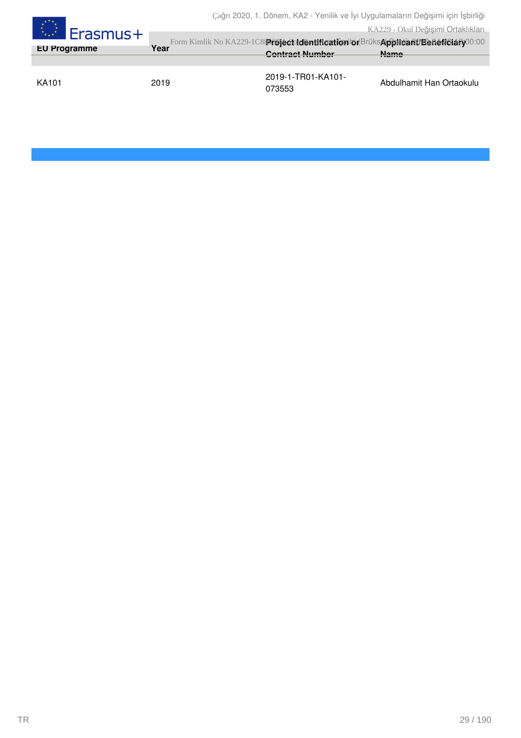| EU Programme | Year | Project Identification or Contract Number | Applicant/Beneficiary Name |
|---|---|---|---|
| KA101 | 2019 | 2019-1-TR01-KA101-073553 | Abdulhamit Han Ortaokulu |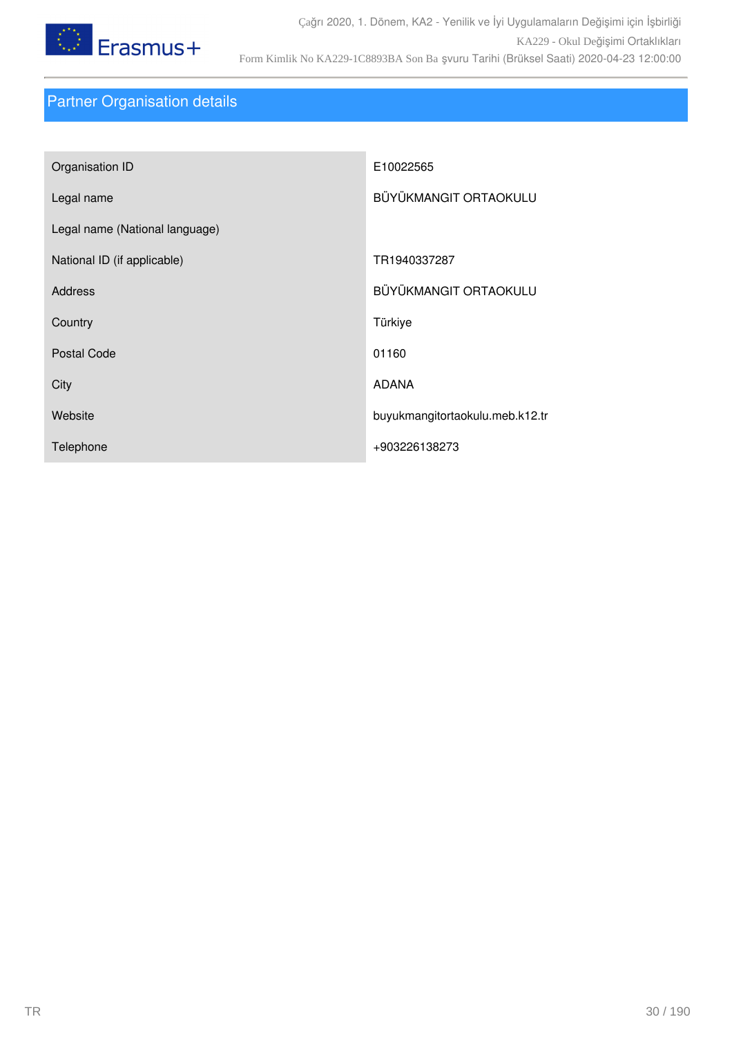## Partner Organisation details

| | |
|---|---|
| Organisation ID | E10022565 |
| Legal name | BÜYÜKMANGIT ORTAOKULU |
| Legal name (National language) | |
| National ID (if applicable) | TR1940337287 |
| Address | BÜYÜKMANGIT ORTAOKULU |
| Country | Türkiye |
| Postal Code | 01160 |
| City | ADANA |
| Website | buyukmangitortaokulu.meb.k12.tr |
| Telephone | +903226138273 |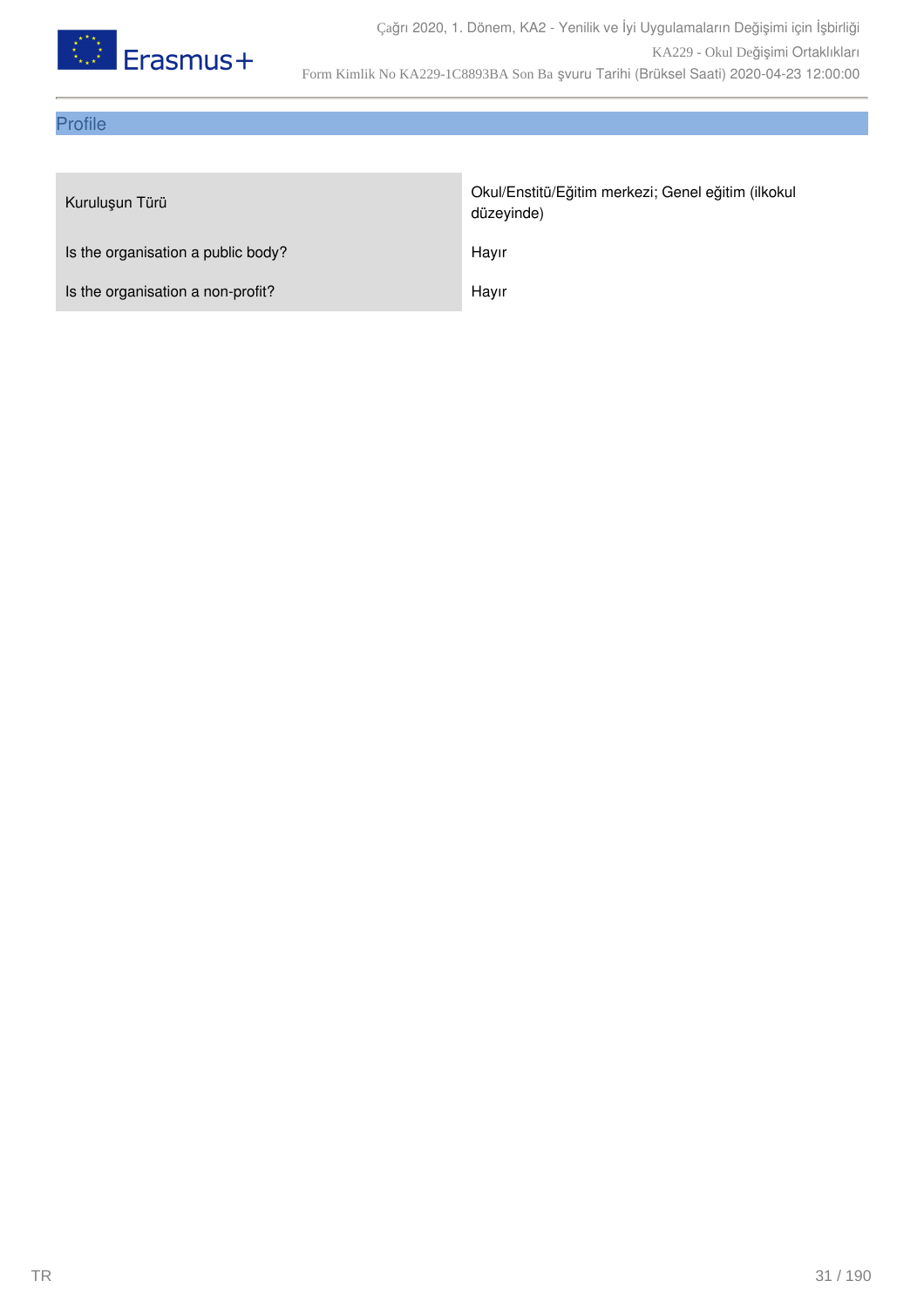## Profile

| | |
|---|---|
| Kuruluşun Türü | Okul/Enstitü/Eğitim merkezi; Genel eğitim (ilkokul düzeyinde) |
| Is the organisation a public body? | Hayır |
| Is the organisation a non-profit? | Hayır |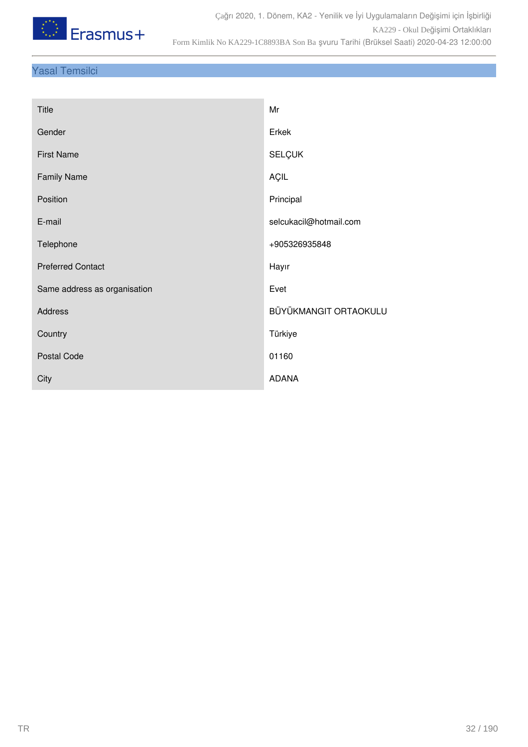## Yasal Temsilci

| | |
|---|---|
| Title | Mr |
| Gender | Erkek |
| First Name | SELÇUK |
| Family Name | AÇIL |
| Position | Principal |
| E-mail | selcukacil@hotmail.com |
| Telephone | +905326935848 |
| Preferred Contact | Hayır |
| Same address as organisation | Evet |
| Address | BÜYÜKMANGIT ORTAOKULU |
| Country | Türkiye |
| Postal Code | 01160 |
| City | ADANA |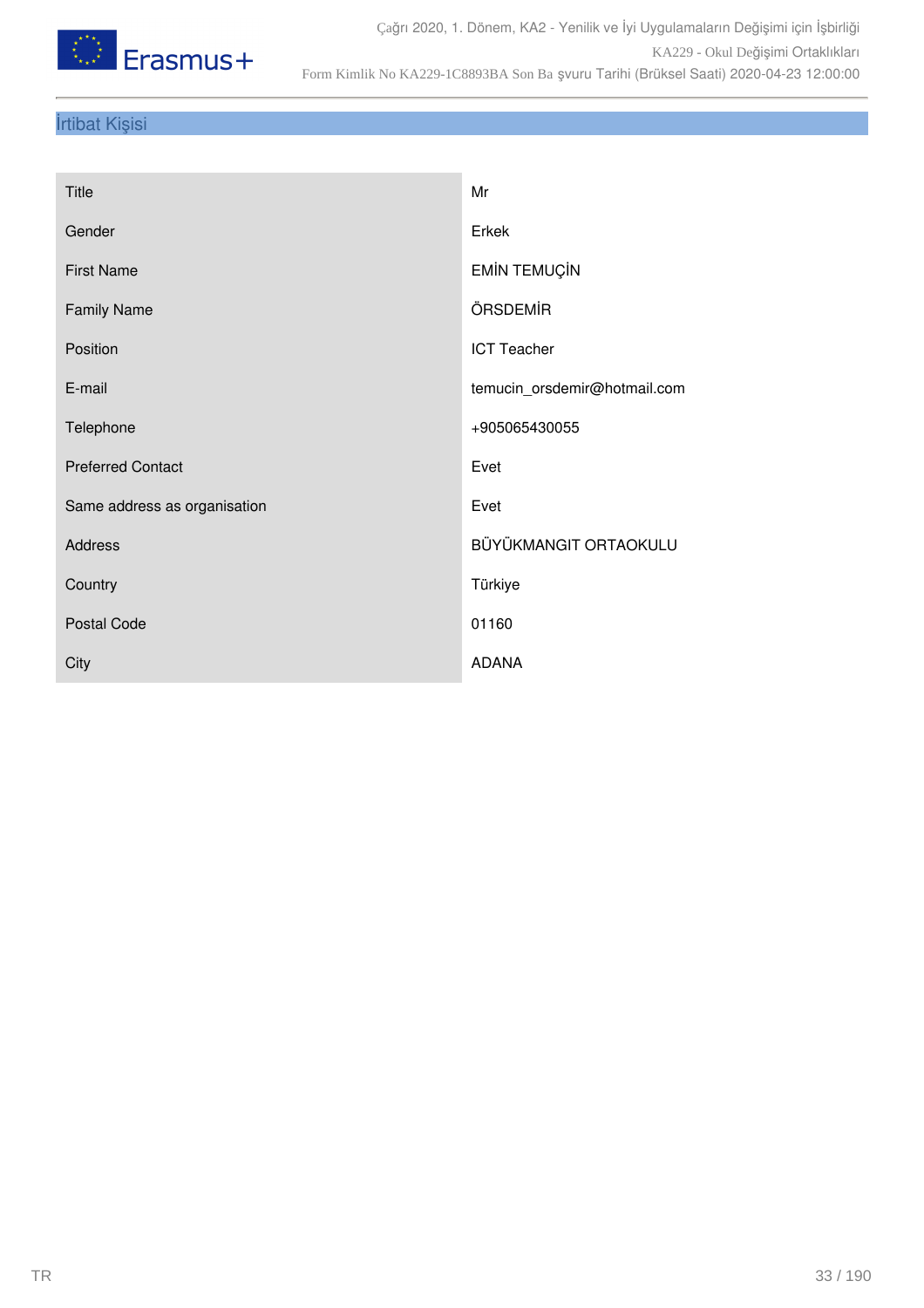## İrtibat Kişisi

| | |
|---|---|
| Title | Mr |
| Gender | Erkek |
| First Name | EMİN TEMUÇİN |
| Family Name | ÖRSDEMİR |
| Position | ICT Teacher |
| E-mail | temucin_orsdemir@hotmail.com |
| Telephone | +905065430055 |
| Preferred Contact | Evet |
| Same address as organisation | Evet |
| Address | BÜYÜKMANGIT ORTAOKULU |
| Country | Türkiye |
| Postal Code | 01160 |
| City | ADANA |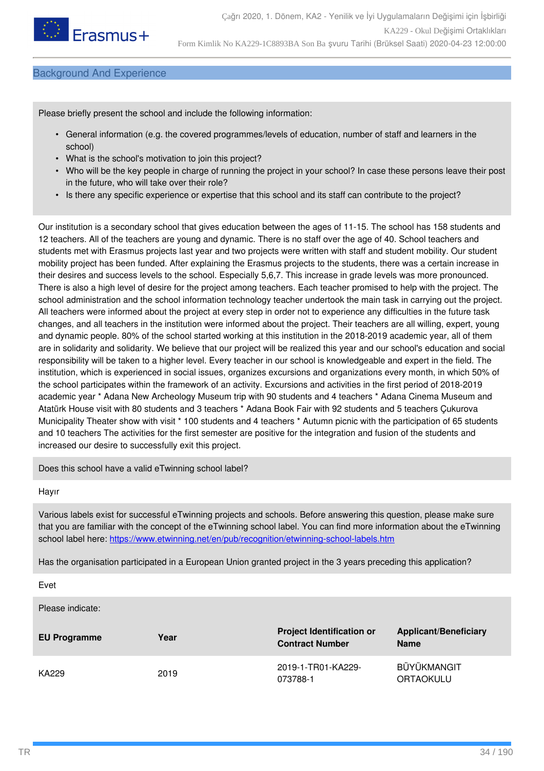## Background And Experience

Please briefly present the school and include the following information:

- General information (e.g. the covered programmes/levels of education, number of staff and learners in the school)
- What is the school's motivation to join this project?
- Who will be the key people in charge of running the project in your school? In case these persons leave their post in the future, who will take over their role?
- Is there any specific experience or expertise that this school and its staff can contribute to the project?

Our institution is a secondary school that gives education between the ages of 11-15. The school has 158 students and 12 teachers. All of the teachers are young and dynamic. There is no staff over the age of 40. School teachers and students met with Erasmus projects last year and two projects were written with staff and student mobility. Our student mobility project has been funded. After explaining the Erasmus projects to the students, there was a certain increase in their desires and success levels to the school. Especially 5,6,7. This increase in grade levels was more pronounced. There is also a high level of desire for the project among teachers. Each teacher promised to help with the project. The school administration and the school information technology teacher undertook the main task in carrying out the project. All teachers were informed about the project at every step in order not to experience any difficulties in the future task changes, and all teachers in the institution were informed about the project. Their teachers are all willing, expert, young and dynamic people. 80% of the school started working at this institution in the 2018-2019 academic year, all of them are in solidarity and solidarity. We believe that our project will be realized this year and our school's education and social responsibility will be taken to a higher level. Every teacher in our school is knowledgeable and expert in the field. The institution, which is experienced in social issues, organizes excursions and organizations every month, in which 50% of the school participates within the framework of an activity. Excursions and activities in the first period of 2018-2019 academic year * Adana New Archeology Museum trip with 90 students and 4 teachers * Adana Cinema Museum and Atatürk House visit with 80 students and 3 teachers * Adana Book Fair with 92 students and 5 teachers Çukurova Municipality Theater show with visit * 100 students and 4 teachers * Autumn picnic with the participation of 65 students and 10 teachers The activities for the first semester are positive for the integration and fusion of the students and increased our desire to successfully exit this project.

Does this school have a valid eTwinning school label?

Hayır

Various labels exist for successful eTwinning projects and schools. Before answering this question, please make sure that you are familiar with the concept of the eTwinning school label. You can find more information about the eTwinning school label here: https://www.etwinning.net/en/pub/recognition/etwinning-school-labels.htm

Has the organisation participated in a European Union granted project in the 3 years preceding this application?

Evet

Please indicate:

| EU Programme | Year | Project Identification or Contract Number | Applicant/Beneficiary Name |
|---|---|---|---|
| KA229 | 2019 | 2019-1-TR01-KA229-073788-1 | BÜYÜKMANGIT ORTAOKULU |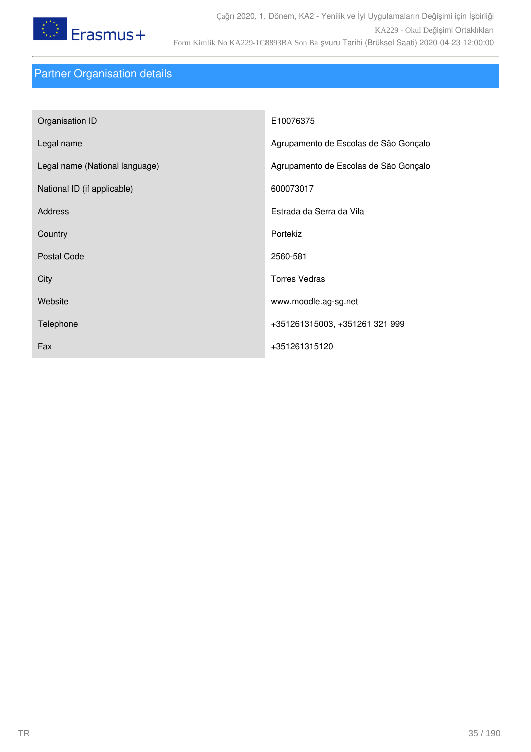## Partner Organisation details

| | |
|---|---|
| Organisation ID | E10076375 |
| Legal name | Agrupamento de Escolas de São Gonçalo |
| Legal name (National language) | Agrupamento de Escolas de São Gonçalo |
| National ID (if applicable) | 600073017 |
| Address | Estrada da Serra da Vila |
| Country | Portekiz |
| Postal Code | 2560-581 |
| City | Torres Vedras |
| Website | www.moodle.ag-sg.net |
| Telephone | +351261315003, +351261 321 999 |
| Fax | +351261315120 |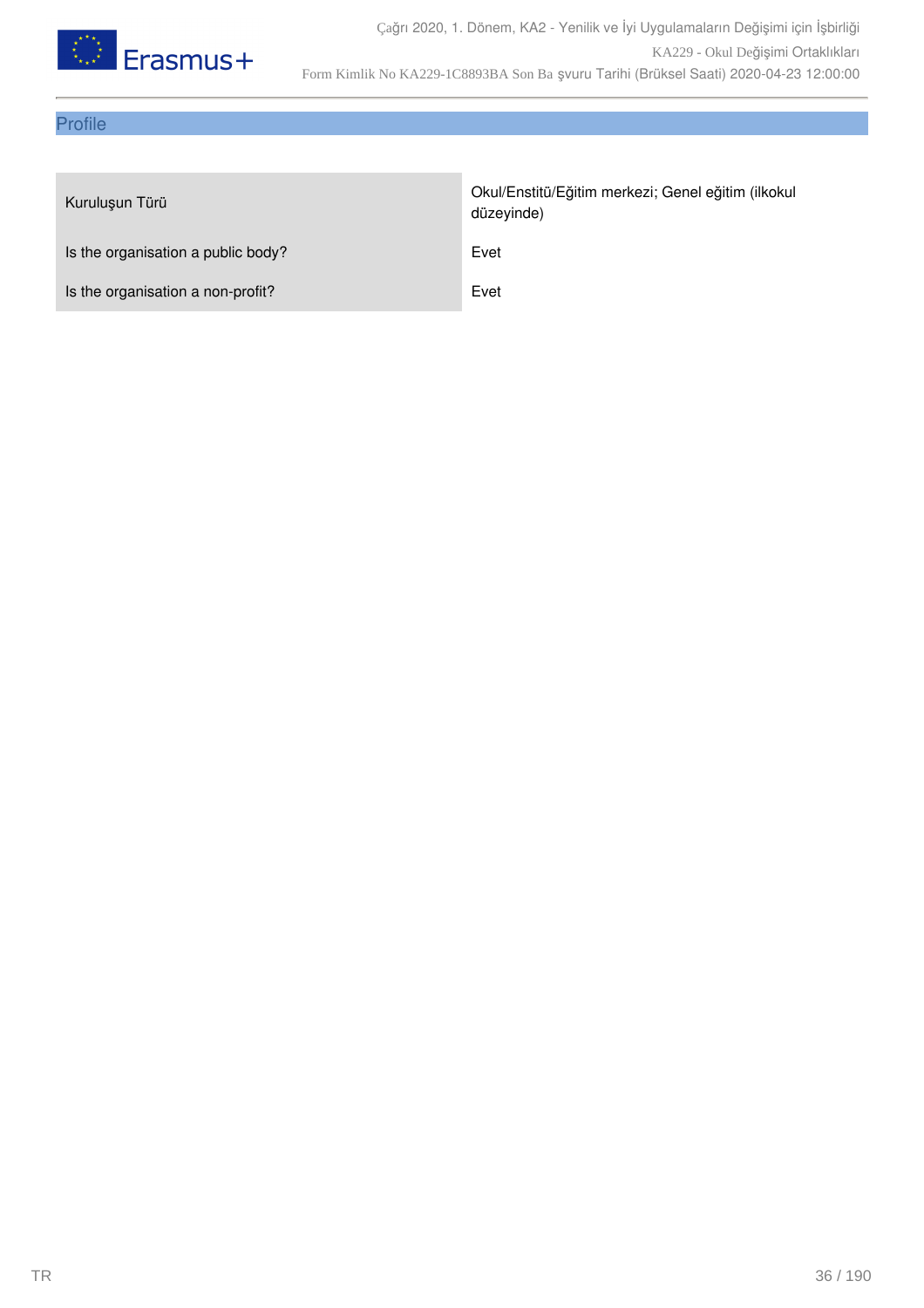## Profile

| | |
|---|---|
| Kuruluşun Türü | Okul/Enstitü/Eğitim merkezi; Genel eğitim (ilkokul düzeyinde) |
| Is the organisation a public body? | Evet |
| Is the organisation a non-profit? | Evet |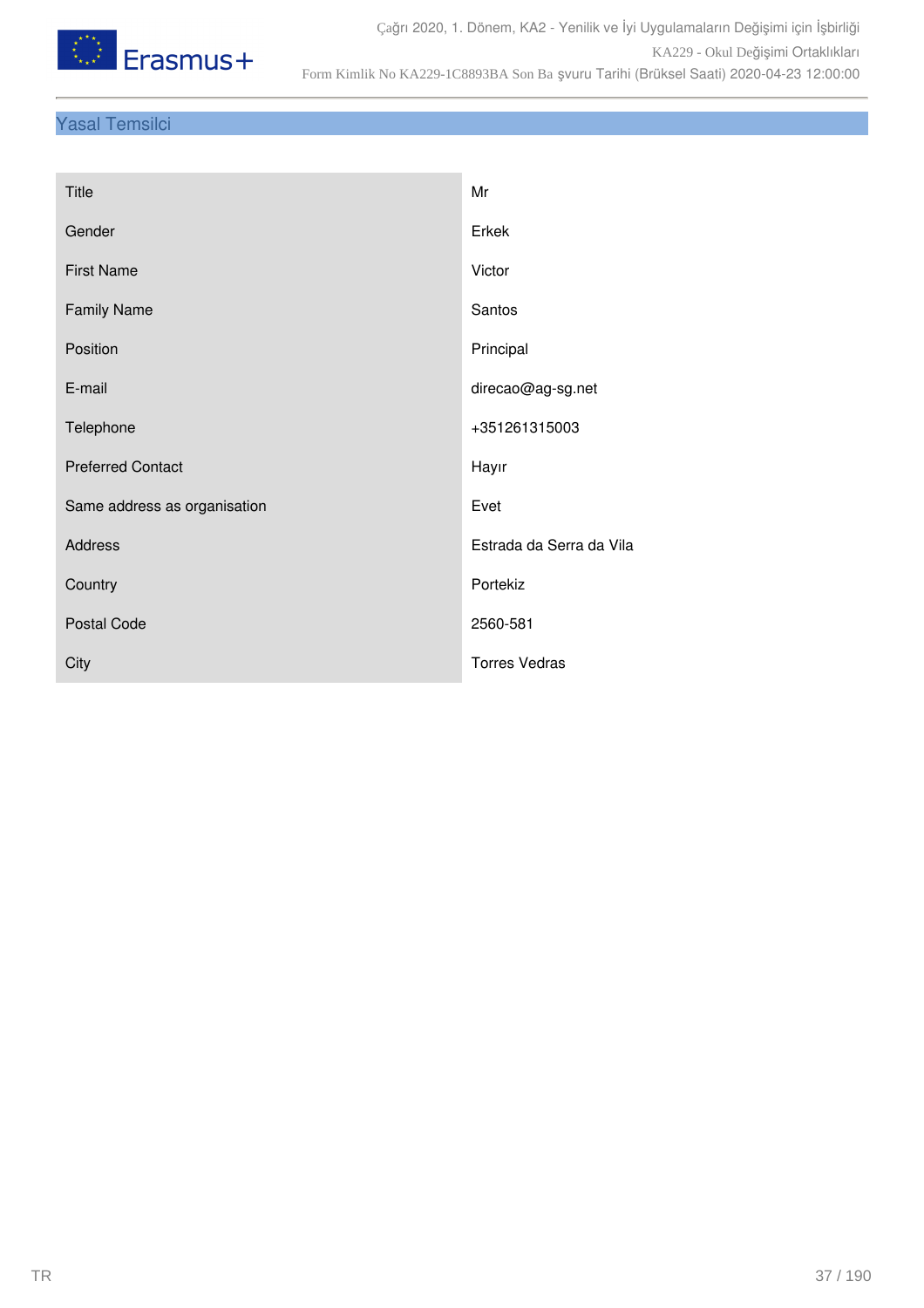## Yasal Temsilci

| | |
|---|---|
| Title | Mr |
| Gender | Erkek |
| First Name | Victor |
| Family Name | Santos |
| Position | Principal |
| E-mail | direcao@ag-sg.net |
| Telephone | +351261315003 |
| Preferred Contact | Hayır |
| Same address as organisation | Evet |
| Address | Estrada da Serra da Vila |
| Country | Portekiz |
| Postal Code | 2560-581 |
| City | Torres Vedras |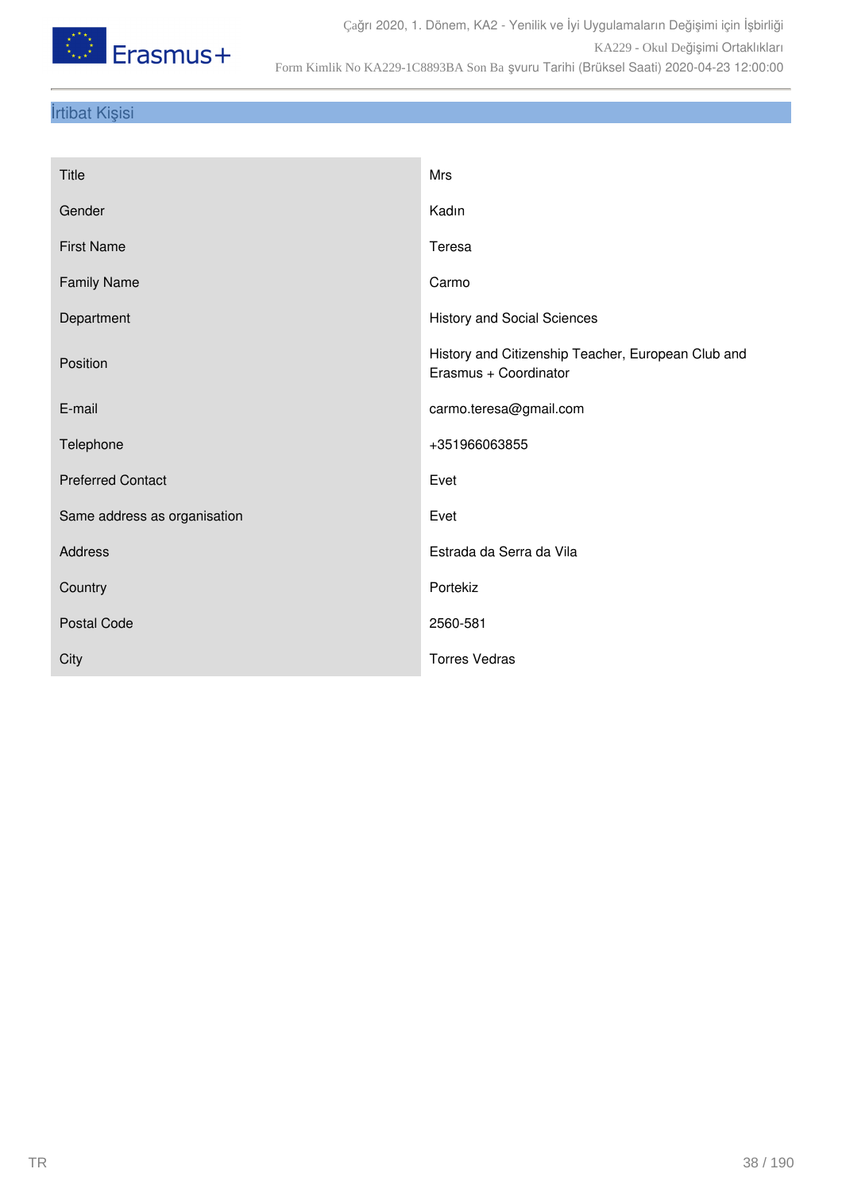## İrtibat Kişisi

| | |
|---|---|
| Title | Mrs |
| Gender | Kadın |
| First Name | Teresa |
| Family Name | Carmo |
| Department | History and Social Sciences |
| Position | History and Citizenship Teacher, European Club and Erasmus + Coordinator |
| E-mail | carmo.teresa@gmail.com |
| Telephone | +351966063855 |
| Preferred Contact | Evet |
| Same address as organisation | Evet |
| Address | Estrada da Serra da Vila |
| Country | Portekiz |
| Postal Code | 2560-581 |
| City | Torres Vedras |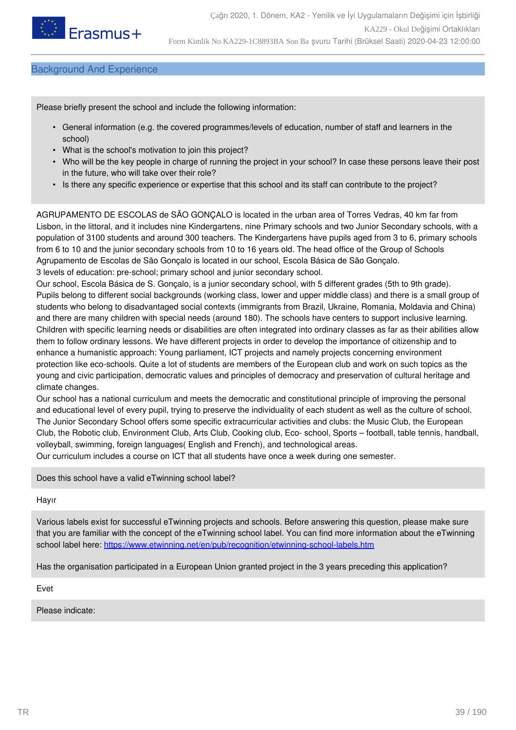## Background And Experience

Please briefly present the school and include the following information:

- General information (e.g. the covered programmes/levels of education, number of staff and learners in the school)
- What is the school's motivation to join this project?
- Who will be the key people in charge of running the project in your school? In case these persons leave their post in the future, who will take over their role?
- Is there any specific experience or expertise that this school and its staff can contribute to the project?

AGRUPAMENTO DE ESCOLAS de SÃO GONÇALO is located in the urban area of Torres Vedras, 40 km far from Lisbon, in the littoral, and it includes nine Kindergartens, nine Primary schools and two Junior Secondary schools, with a population of 3100 students and around 300 teachers. The Kindergartens have pupils aged from 3 to 6, primary schools from 6 to 10 and the junior secondary schools from 10 to 16 years old. The head office of the Group of Schools Agrupamento de Escolas de São Gonçalo is located in our school, Escola Básica de São Gonçalo.
3 levels of education: pre-school; primary school and junior secondary school.
Our school, Escola Básica de S. Gonçalo, is a junior secondary school, with 5 different grades (5th to 9th grade). Pupils belong to different social backgrounds (working class, lower and upper middle class) and there is a small group of students who belong to disadvantaged social contexts (immigrants from Brazil, Ukraine, Romania, Moldavia and China) and there are many children with special needs (around 180). The schools have centers to support inclusive learning. Children with specific learning needs or disabilities are often integrated into ordinary classes as far as their abilities allow them to follow ordinary lessons. We have different projects in order to develop the importance of citizenship and to enhance a humanistic approach: Young parliament, ICT projects and namely projects concerning environment protection like eco-schools. Quite a lot of students are members of the European club and work on such topics as the young and civic participation, democratic values and principles of democracy and preservation of cultural heritage and climate changes.
Our school has a national curriculum and meets the democratic and constitutional principle of improving the personal and educational level of every pupil, trying to preserve the individuality of each student as well as the culture of school. The Junior Secondary School offers some specific extracurricular activities and clubs: the Music Club, the European Club, the Robotic club, Environment Club, Arts Club, Cooking club, Eco- school, Sports – football, table tennis, handball, volleyball, swimming, foreign languages( English and French), and technological areas.
Our curriculum includes a course on ICT that all students have once a week during one semester.

Does this school have a valid eTwinning school label?

Hayır

Various labels exist for successful eTwinning projects and schools. Before answering this question, please make sure that you are familiar with the concept of the eTwinning school label. You can find more information about the eTwinning school label here: https://www.etwinning.net/en/pub/recognition/etwinning-school-labels.htm

Has the organisation participated in a European Union granted project in the 3 years preceding this application?

Evet

Please indicate: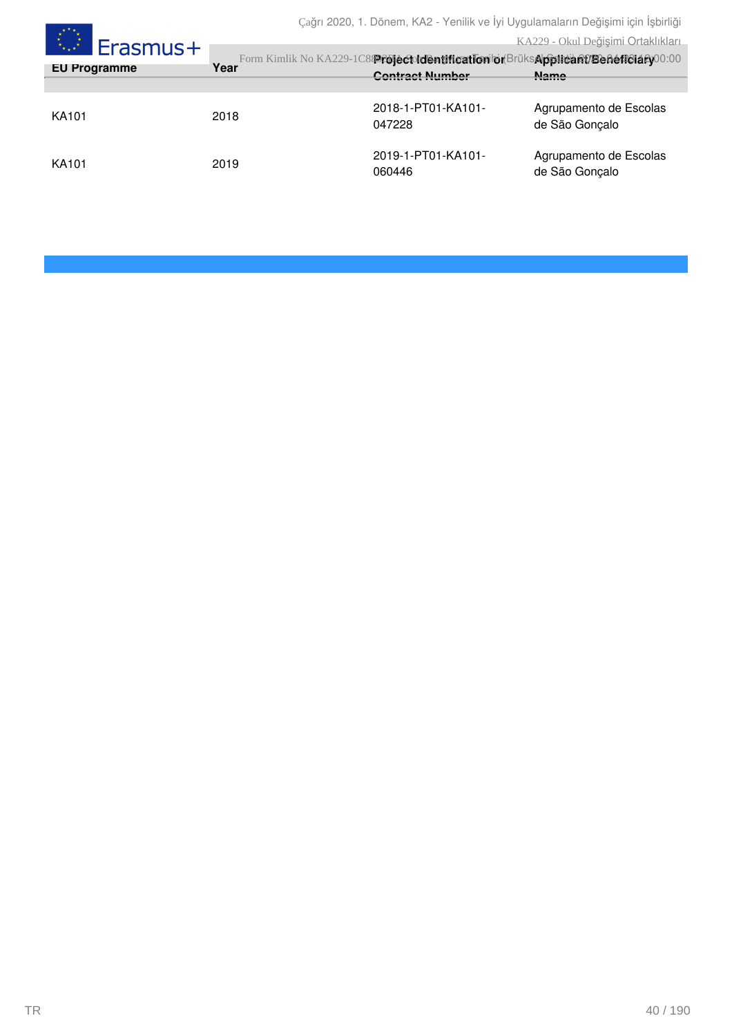| EU Programme | Year | Project Identification or Contract Number | Applicant/Beneficiary Name |
|---|---|---|---|
| KA101 | 2018 | 2018-1-PT01-KA101-047228 | Agrupamento de Escolas de São Gonçalo |
| KA101 | 2019 | 2019-1-PT01-KA101-060446 | Agrupamento de Escolas de São Gonçalo |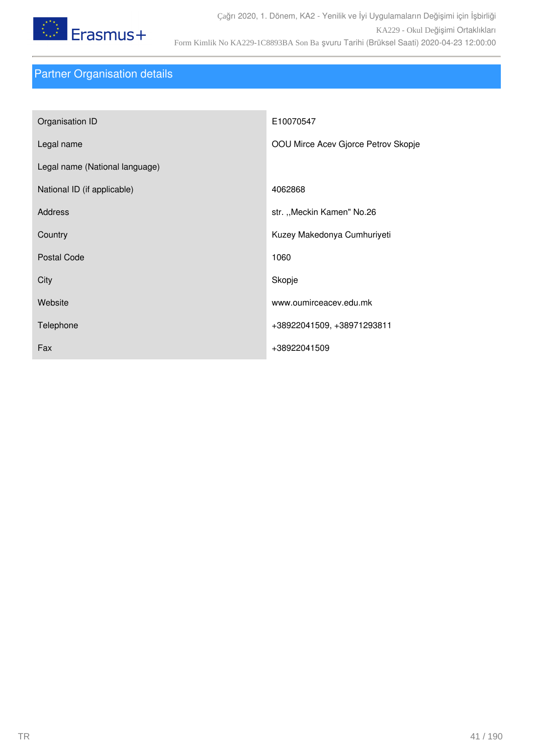## Partner Organisation details

| | |
|---|---|
| Organisation ID | E10070547 |
| Legal name | OOU Mirce Acev Gjorce Petrov Skopje |
| Legal name (National language) | |
| National ID (if applicable) | 4062868 |
| Address | str. ,,Meckin Kamen" No.26 |
| Country | Kuzey Makedonya Cumhuriyeti |
| Postal Code | 1060 |
| City | Skopje |
| Website | www.oumirceacev.edu.mk |
| Telephone | +38922041509, +38971293811 |
| Fax | +38922041509 |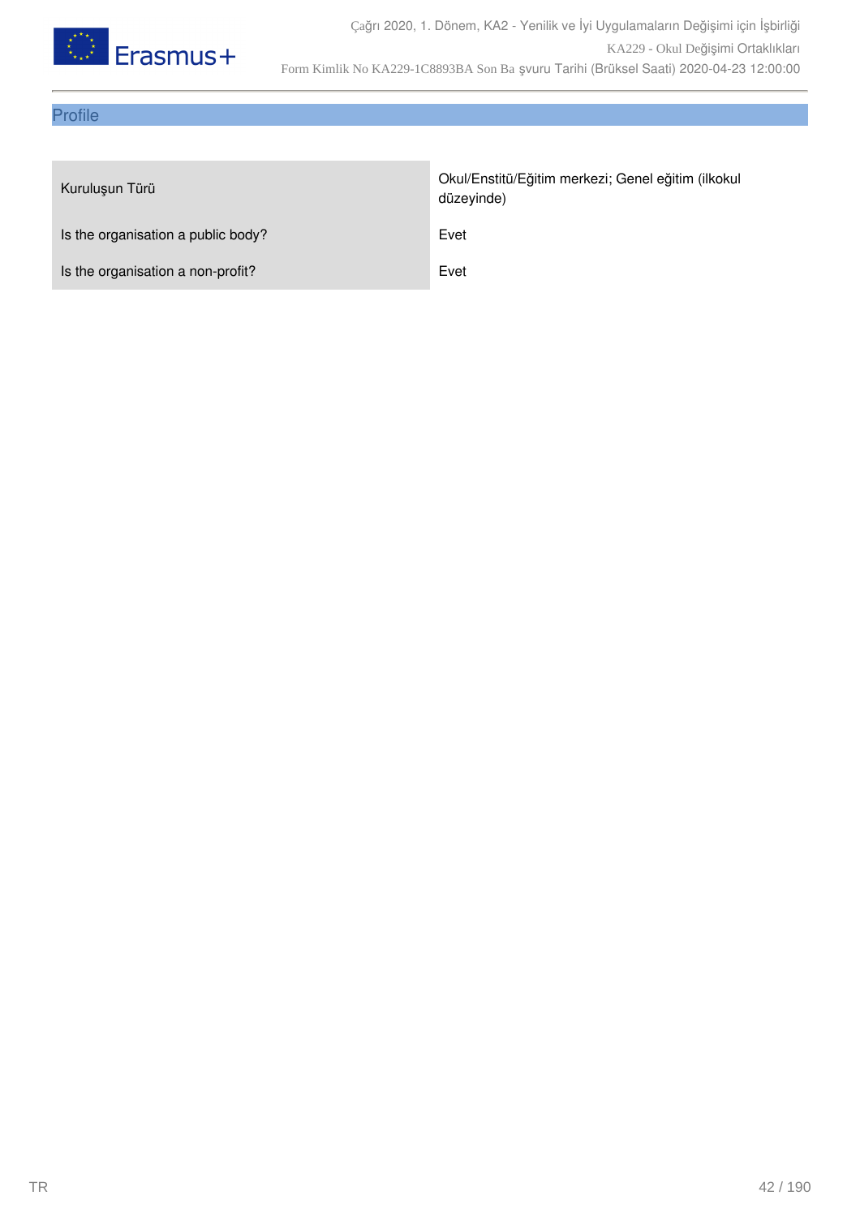## Profile

| | |
|---|---|
| Kuruluşun Türü | Okul/Enstitü/Eğitim merkezi; Genel eğitim (ilkokul düzeyinde) |
| Is the organisation a public body? | Evet |
| Is the organisation a non-profit? | Evet |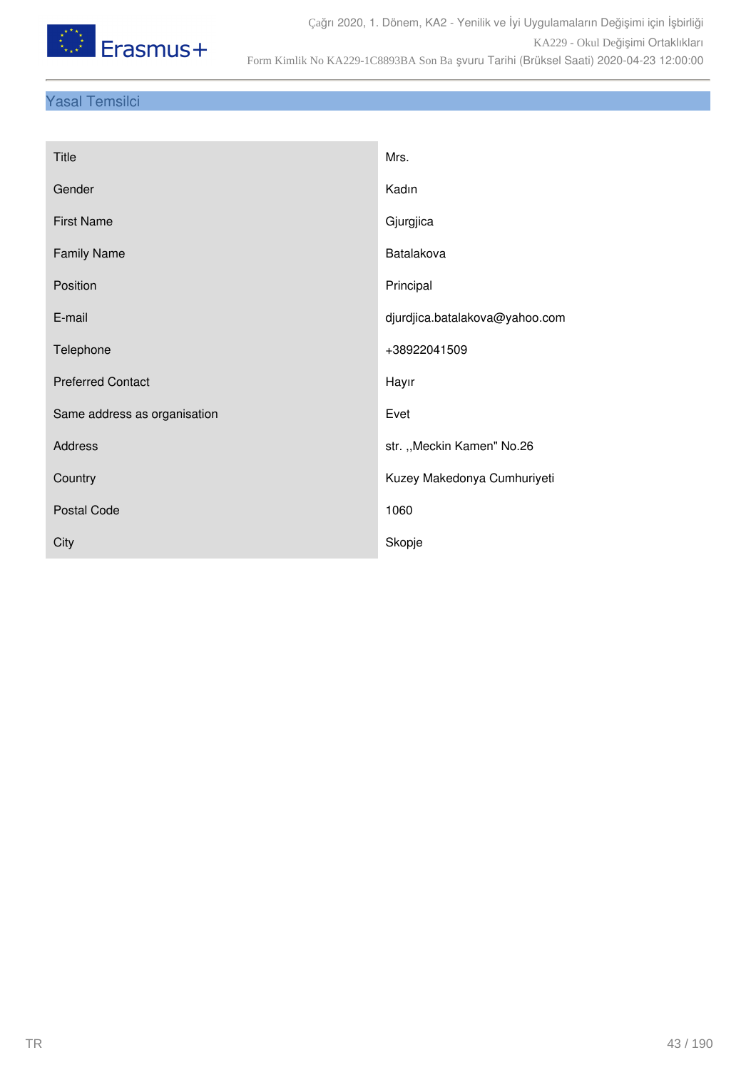## Yasal Temsilci

| | |
|---|---|
| Title | Mrs. |
| Gender | Kadın |
| First Name | Gjurgjica |
| Family Name | Batalakova |
| Position | Principal |
| E-mail | djurdjica.batalakova@yahoo.com |
| Telephone | +38922041509 |
| Preferred Contact | Hayır |
| Same address as organisation | Evet |
| Address | str. ,,Meckin Kamen" No.26 |
| Country | Kuzey Makedonya Cumhuriyeti |
| Postal Code | 1060 |
| City | Skopje |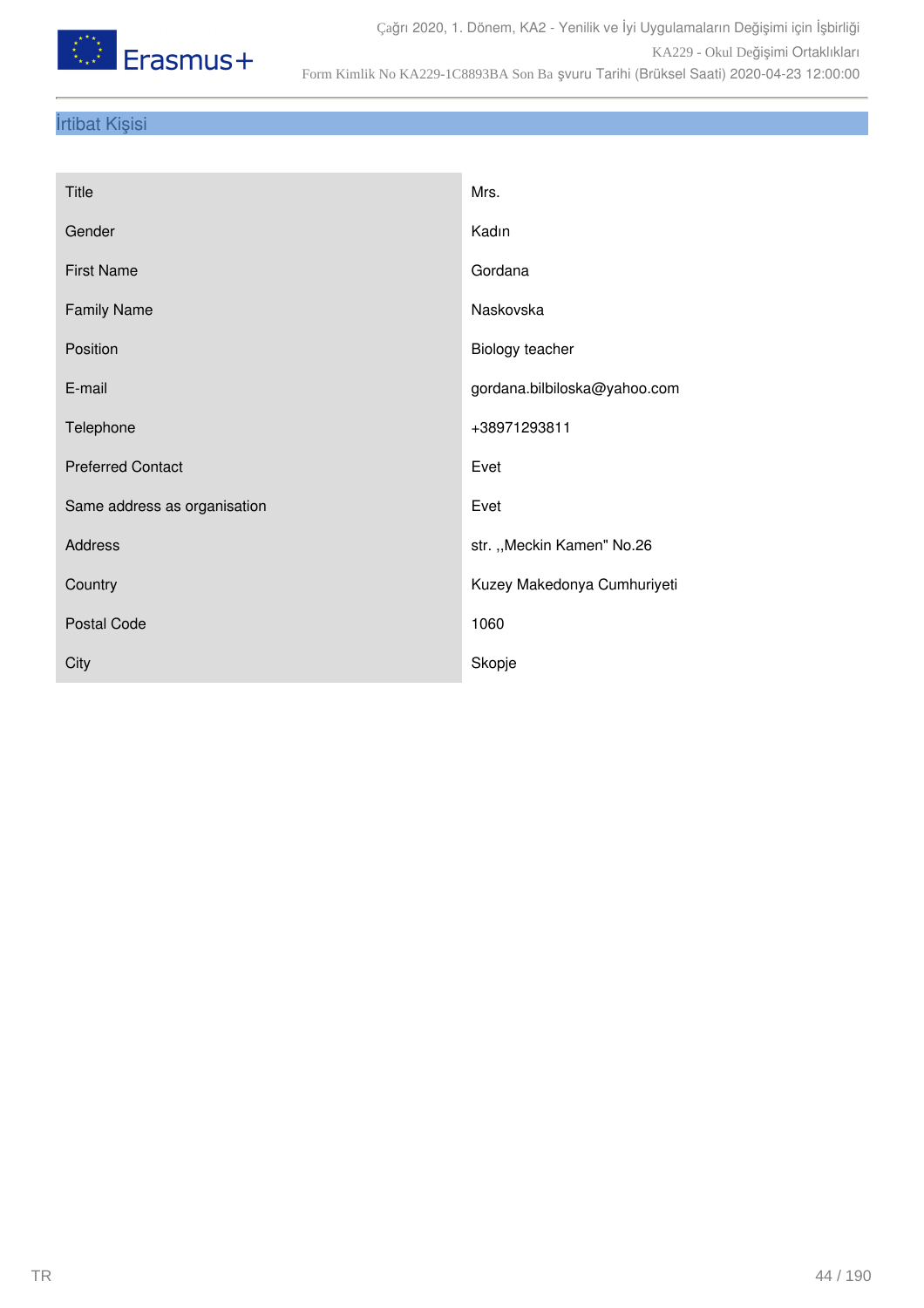## İrtibat Kişisi

| | |
|---|---|
| Title | Mrs. |
| Gender | Kadın |
| First Name | Gordana |
| Family Name | Naskovska |
| Position | Biology teacher |
| E-mail | gordana.bilbiloska@yahoo.com |
| Telephone | +38971293811 |
| Preferred Contact | Evet |
| Same address as organisation | Evet |
| Address | str. ,,Meckin Kamen" No.26 |
| Country | Kuzey Makedonya Cumhuriyeti |
| Postal Code | 1060 |
| City | Skopje |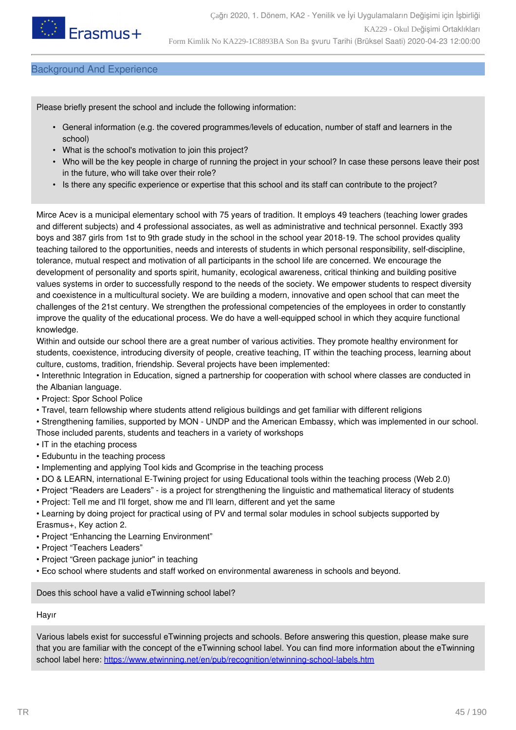## Background And Experience

Please briefly present the school and include the following information:

- General information (e.g. the covered programmes/levels of education, number of staff and learners in the school)
- What is the school's motivation to join this project?
- Who will be the key people in charge of running the project in your school? In case these persons leave their post in the future, who will take over their role?
- Is there any specific experience or expertise that this school and its staff can contribute to the project?

Mirce Acev is a municipal elementary school with 75 years of tradition. It employs 49 teachers (teaching lower grades and different subjects) and 4 professional associates, as well as administrative and technical personnel. Exactly 393 boys and 387 girls from 1st to 9th grade study in the school in the school year 2018-19. The school provides quality teaching tailored to the opportunities, needs and interests of students in which personal responsibility, self-discipline, tolerance, mutual respect and motivation of all participants in the school life are concerned. We encourage the development of personality and sports spirit, humanity, ecological awareness, critical thinking and building positive values systems in order to successfully respond to the needs of the society. We empower students to respect diversity and coexistence in a multicultural society. We are building a modern, innovative and open school that can meet the challenges of the 21st century. We strengthen the professional competencies of the employees in order to constantly improve the quality of the educational process. We do have a well-equipped school in which they acquire functional knowledge.
Within and outside our school there are a great number of various activities. They promote healthy environment for students, coexistence, introducing diversity of people, creative teaching, IT within the teaching process, learning about culture, customs, tradition, friendship. Several projects have been implemented:
• Interethnic Integration in Education, signed a partnership for cooperation with school where classes are conducted in the Albanian language.
• Project: Spor School Police
• Travel, tearn fellowship where students attend religious buildings and get familiar with different religions
• Strengthening families, supported by MON - UNDP and the American Embassy, which was implemented in our school. Those included parents, students and teachers in a variety of workshops
• IT in the etaching process
• Edubuntu in the teaching process
• Implementing and applying Tool kids and Gcomprise in the teaching process
• DO & LEARN, international E-Twining project for using Educational tools within the teaching process (Web 2.0)
• Project “Readers are Leaders” - is a project for strengthening the linguistic and mathematical literacy of students
• Project: Tell me and I'll forget, show me and I'll learn, different and yet the same
• Learning by doing project for practical using of PV and termal solar modules in school subjects supported by Erasmus+, Key action 2.
• Project “Enhancing the Learning Environment”
• Project “Teachers Leaders”
• Project “Green package junior" in teaching
• Eco school where students and staff worked on environmental awareness in schools and beyond.

Does this school have a valid eTwinning school label?

Hayır

Various labels exist for successful eTwinning projects and schools. Before answering this question, please make sure that you are familiar with the concept of the eTwinning school label. You can find more information about the eTwinning school label here: https://www.etwinning.net/en/pub/recognition/etwinning-school-labels.htm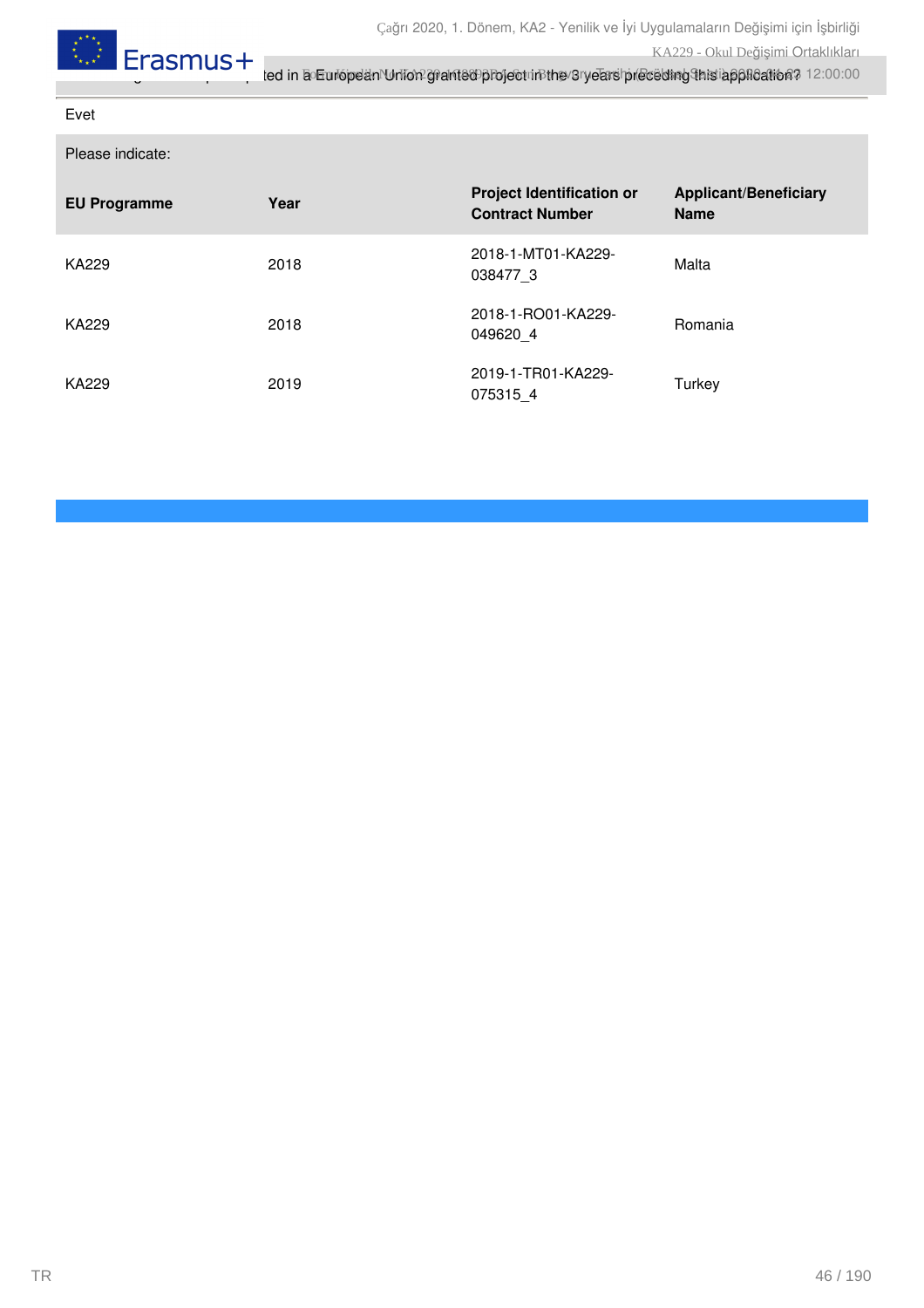...ted in a European Union granted project in the 3 years preceding this application?

Evet

Please indicate:

| EU Programme | Year | Project Identification or Contract Number | Applicant/Beneficiary Name |
|---|---|---|---|
| KA229 | 2018 | 2018-1-MT01-KA229-038477_3 | Malta |
| KA229 | 2018 | 2018-1-RO01-KA229-049620_4 | Romania |
| KA229 | 2019 | 2019-1-TR01-KA229-075315_4 | Turkey |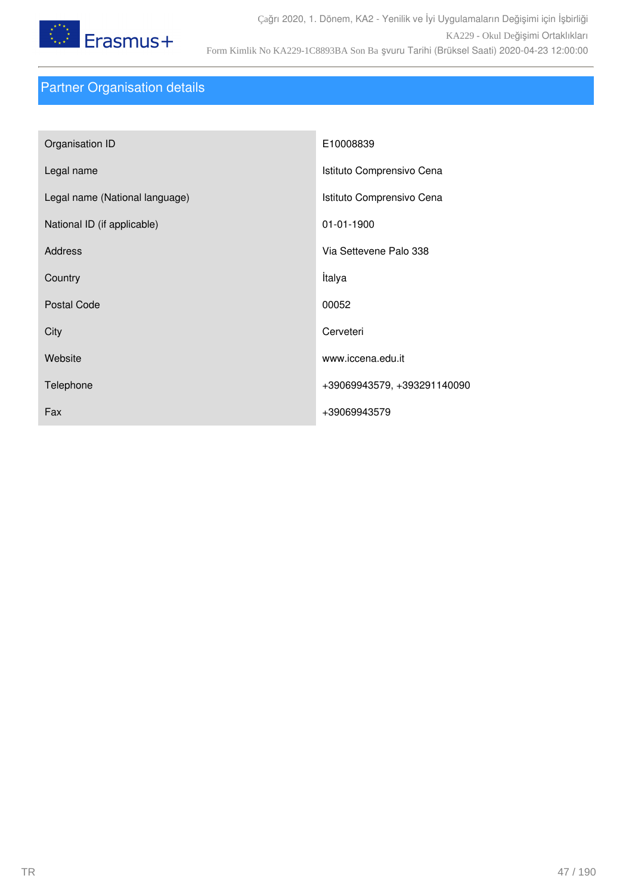## Partner Organisation details

| | |
|---|---|
| Organisation ID | E10008839 |
| Legal name | Istituto Comprensivo Cena |
| Legal name (National language) | Istituto Comprensivo Cena |
| National ID (if applicable) | 01-01-1900 |
| Address | Via Settevene Palo 338 |
| Country | İtalya |
| Postal Code | 00052 |
| City | Cerveteri |
| Website | www.iccena.edu.it |
| Telephone | +39069943579, +393291140090 |
| Fax | +39069943579 |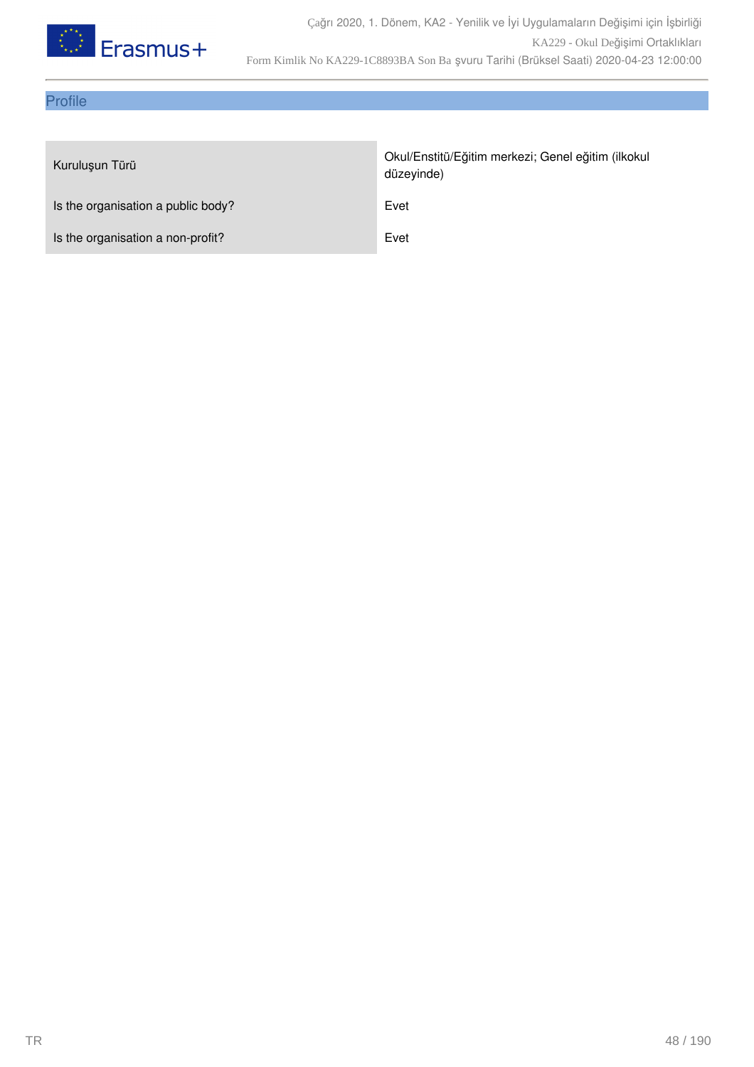## Profile

| | |
|---|---|
| Kuruluşun Türü | Okul/Enstitü/Eğitim merkezi; Genel eğitim (ilkokul düzeyinde) |
| Is the organisation a public body? | Evet |
| Is the organisation a non-profit? | Evet |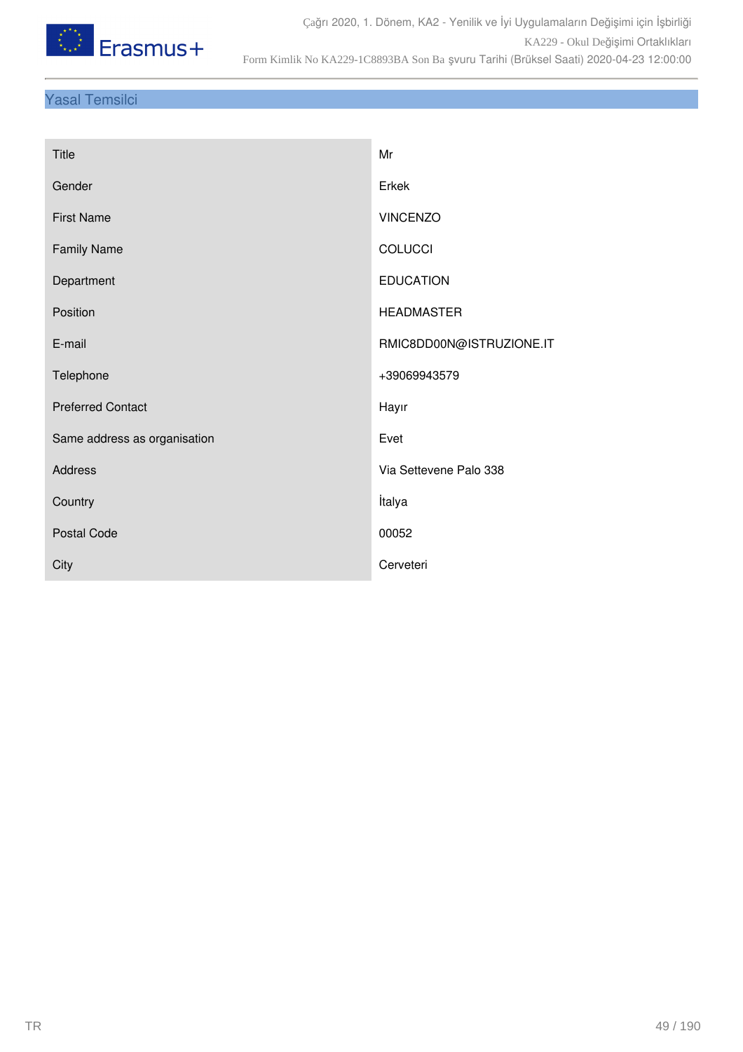## Yasal Temsilci

| | |
|---|---|
| Title | Mr |
| Gender | Erkek |
| First Name | VINCENZO |
| Family Name | COLUCCI |
| Department | EDUCATION |
| Position | HEADMASTER |
| E-mail | RMIC8DD00N@ISTRUZIONE.IT |
| Telephone | +39069943579 |
| Preferred Contact | Hayır |
| Same address as organisation | Evet |
| Address | Via Settevene Palo 338 |
| Country | İtalya |
| Postal Code | 00052 |
| City | Cerveteri |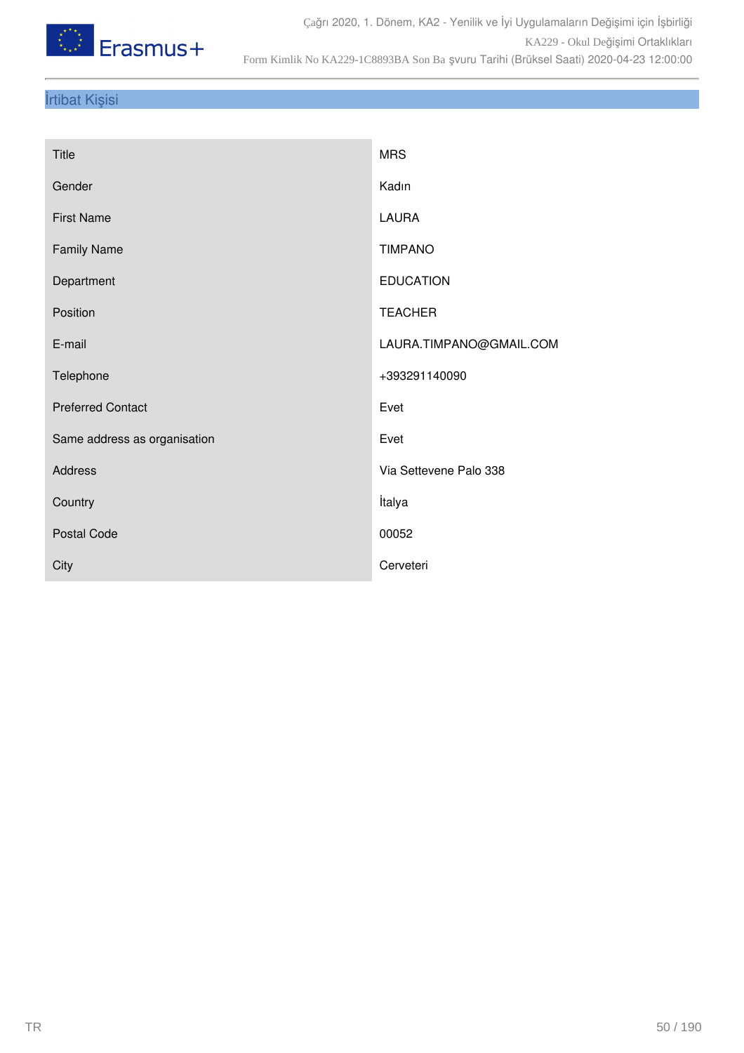## İrtibat Kişisi

| | |
|---|---|
| Title | MRS |
| Gender | Kadın |
| First Name | LAURA |
| Family Name | TIMPANO |
| Department | EDUCATION |
| Position | TEACHER |
| E-mail | LAURA.TIMPANO@GMAIL.COM |
| Telephone | +393291140090 |
| Preferred Contact | Evet |
| Same address as organisation | Evet |
| Address | Via Settevene Palo 338 |
| Country | İtalya |
| Postal Code | 00052 |
| City | Cerveteri |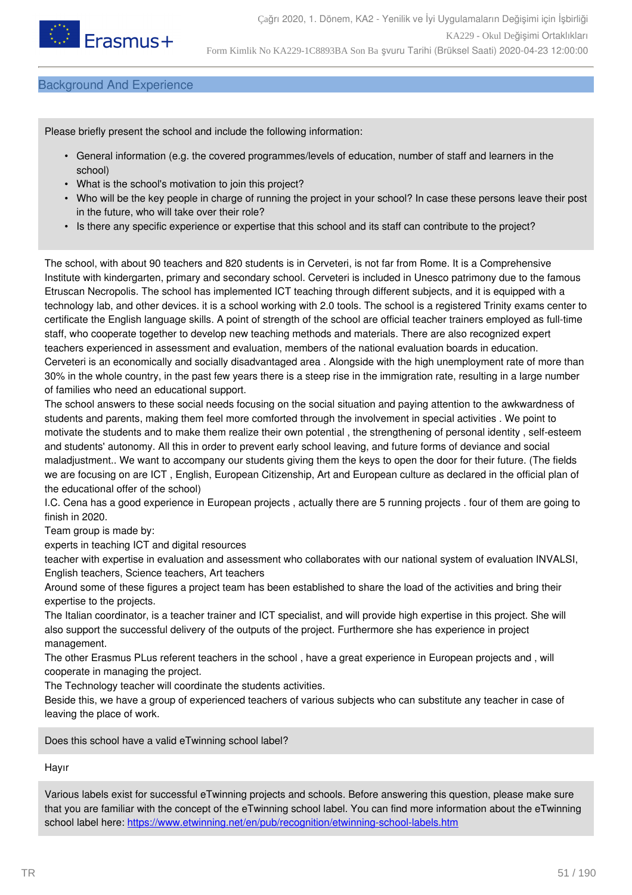## Background And Experience

Please briefly present the school and include the following information:

- General information (e.g. the covered programmes/levels of education, number of staff and learners in the school)
- What is the school's motivation to join this project?
- Who will be the key people in charge of running the project in your school? In case these persons leave their post in the future, who will take over their role?
- Is there any specific experience or expertise that this school and its staff can contribute to the project?

The school, with about 90 teachers and 820 students is in Cerveteri, is not far from Rome. It is a Comprehensive Institute with kindergarten, primary and secondary school. Cerveteri is included in Unesco patrimony due to the famous Etruscan Necropolis. The school has implemented ICT teaching through different subjects, and it is equipped with a technology lab, and other devices. it is a school working with 2.0 tools. The school is a registered Trinity exams center to certificate the English language skills. A point of strength of the school are official teacher trainers employed as full-time staff, who cooperate together to develop new teaching methods and materials. There are also recognized expert teachers experienced in assessment and evaluation, members of the national evaluation boards in education.
Cerveteri is an economically and socially disadvantaged area . Alongside with the high unemployment rate of more than 30% in the whole country, in the past few years there is a steep rise in the immigration rate, resulting in a large number of families who need an educational support.
The school answers to these social needs focusing on the social situation and paying attention to the awkwardness of students and parents, making them feel more comforted through the involvement in special activities . We point to motivate the students and to make them realize their own potential , the strengthening of personal identity , self-esteem and students' autonomy. All this in order to prevent early school leaving, and future forms of deviance and social maladjustment.. We want to accompany our students giving them the keys to open the door for their future. (The fields we are focusing on are ICT , English, European Citizenship, Art and European culture as declared in the official plan of the educational offer of the school)
I.C. Cena has a good experience in European projects , actually there are 5 running projects . four of them are going to finish in 2020.
Team group is made by:
experts in teaching ICT and digital resources
teacher with expertise in evaluation and assessment who collaborates with our national system of evaluation INVALSI, English teachers, Science teachers, Art teachers
Around some of these figures a project team has been established to share the load of the activities and bring their expertise to the projects.
The Italian coordinator, is a teacher trainer and ICT specialist, and will provide high expertise in this project. She will also support the successful delivery of the outputs of the project. Furthermore she has experience in project management.
The other Erasmus PLus referent teachers in the school , have a great experience in European projects and , will cooperate in managing the project.
The Technology teacher will coordinate the students activities.
Beside this, we have a group of experienced teachers of various subjects who can substitute any teacher in case of leaving the place of work.

Does this school have a valid eTwinning school label?

Hayır

Various labels exist for successful eTwinning projects and schools. Before answering this question, please make sure that you are familiar with the concept of the eTwinning school label. You can find more information about the eTwinning school label here: https://www.etwinning.net/en/pub/recognition/etwinning-school-labels.htm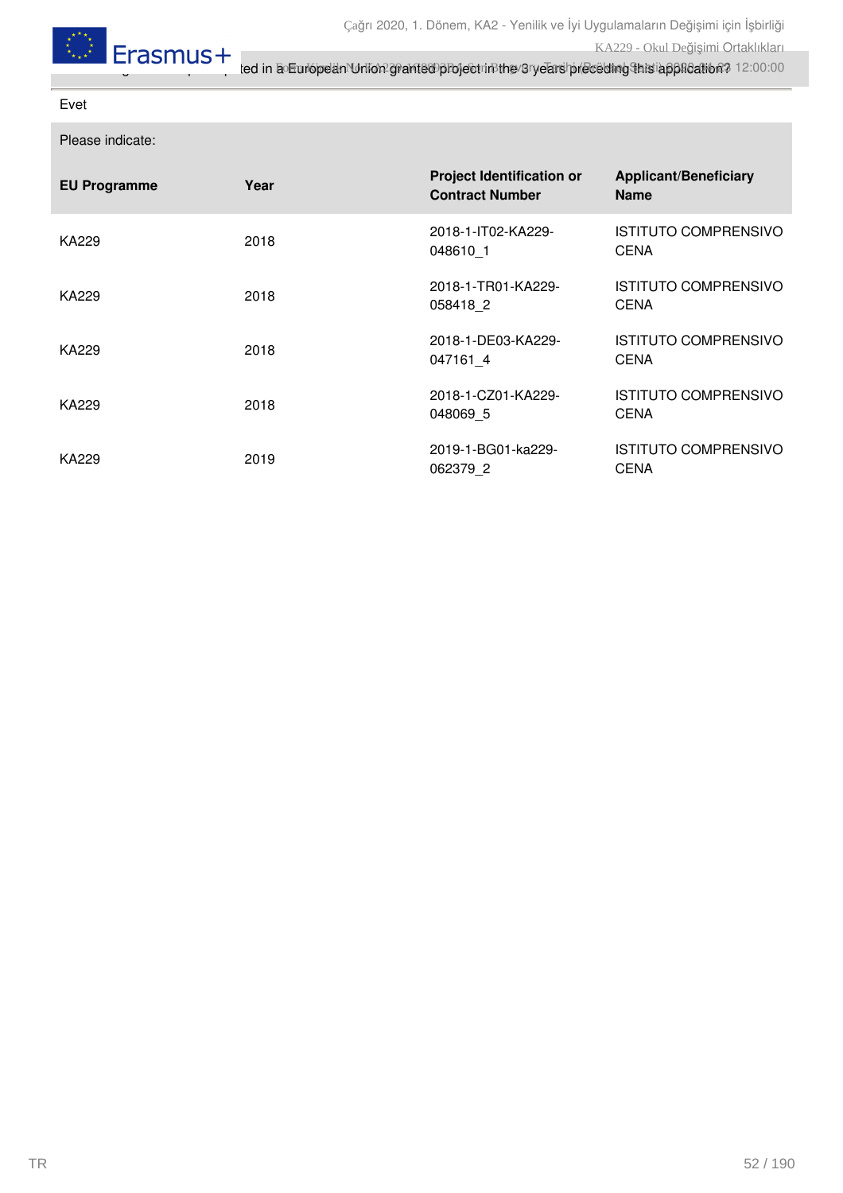... ted in a European Union granted project in the 3 years preceding this application?

Evet

Please indicate:

| EU Programme | Year | Project Identification or Contract Number | Applicant/Beneficiary Name |
|---|---|---|---|
| KA229 | 2018 | 2018-1-IT02-KA229-048610_1 | ISTITUTO COMPRENSIVO CENA |
| KA229 | 2018 | 2018-1-TR01-KA229-058418_2 | ISTITUTO COMPRENSIVO CENA |
| KA229 | 2018 | 2018-1-DE03-KA229-047161_4 | ISTITUTO COMPRENSIVO CENA |
| KA229 | 2018 | 2018-1-CZ01-KA229-048069_5 | ISTITUTO COMPRENSIVO CENA |
| KA229 | 2019 | 2019-1-BG01-ka229-062379_2 | ISTITUTO COMPRENSIVO CENA |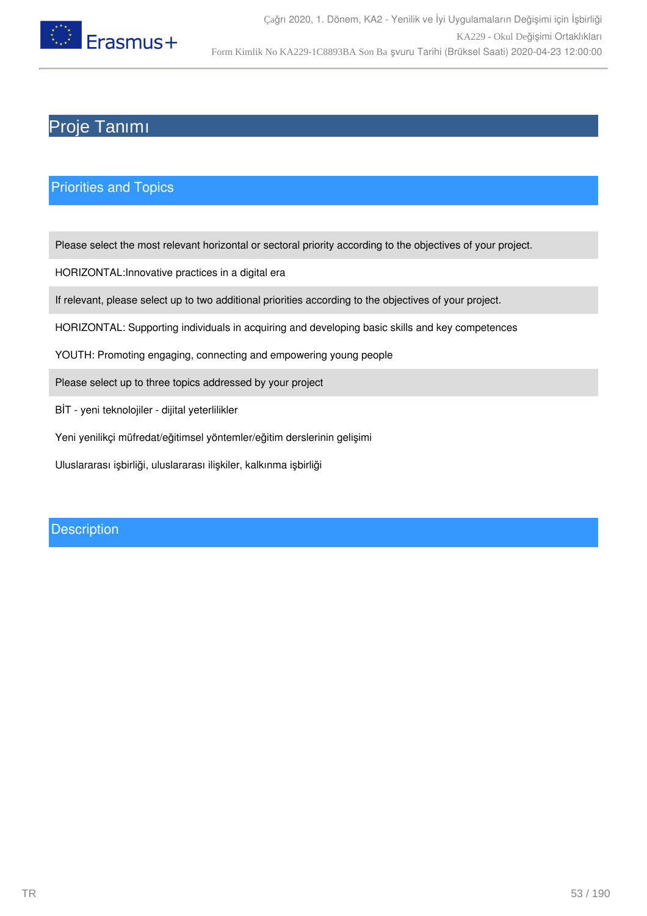# Proje Tanımı

## Priorities and Topics

Please select the most relevant horizontal or sectoral priority according to the objectives of your project.

HORIZONTAL:Innovative practices in a digital era

If relevant, please select up to two additional priorities according to the objectives of your project.

HORIZONTAL: Supporting individuals in acquiring and developing basic skills and key competences

YOUTH: Promoting engaging, connecting and empowering young people

Please select up to three topics addressed by your project

BİT - yeni teknolojiler - dijital yeterlilikler

Yeni yenilikçi müfredat/eğitimsel yöntemler/eğitim derslerinin gelişimi

Uluslararası işbirliği, uluslararası ilişkiler, kalkınma işbirliği

## Description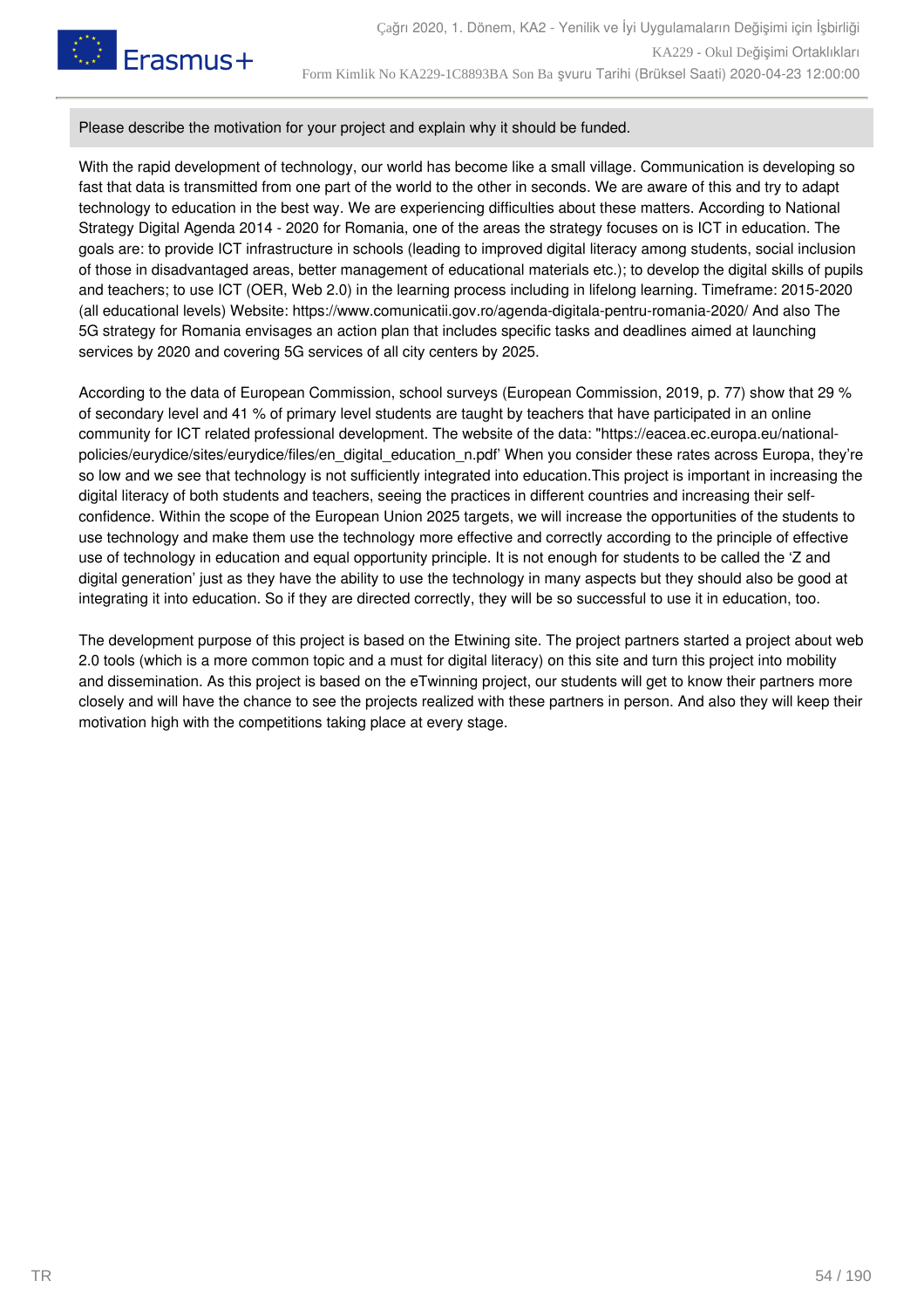Please describe the motivation for your project and explain why it should be funded.

With the rapid development of technology, our world has become like a small village. Communication is developing so fast that data is transmitted from one part of the world to the other in seconds. We are aware of this and try to adapt technology to education in the best way. We are experiencing difficulties about these matters. According to National Strategy Digital Agenda 2014 - 2020 for Romania, one of the areas the strategy focuses on is ICT in education. The goals are: to provide ICT infrastructure in schools (leading to improved digital literacy among students, social inclusion of those in disadvantaged areas, better management of educational materials etc.); to develop the digital skills of pupils and teachers; to use ICT (OER, Web 2.0) in the learning process including in lifelong learning. Timeframe: 2015-2020 (all educational levels) Website: https://www.comunicatii.gov.ro/agenda-digitala-pentru-romania-2020/ And also The 5G strategy for Romania envisages an action plan that includes specific tasks and deadlines aimed at launching services by 2020 and covering 5G services of all city centers by 2025.

According to the data of European Commission, school surveys (European Commission, 2019, p. 77) show that 29 % of secondary level and 41 % of primary level students are taught by teachers that have participated in an online community for ICT related professional development. The website of the data: "https://eacea.ec.europa.eu/national-policies/eurydice/sites/eurydice/files/en_digital_education_n.pdf' When you consider these rates across Europa, they're so low and we see that technology is not sufficiently integrated into education.This project is important in increasing the digital literacy of both students and teachers, seeing the practices in different countries and increasing their self-confidence. Within the scope of the European Union 2025 targets, we will increase the opportunities of the students to use technology and make them use the technology more effective and correctly according to the principle of effective use of technology in education and equal opportunity principle. It is not enough for students to be called the 'Z and digital generation' just as they have the ability to use the technology in many aspects but they should also be good at integrating it into education. So if they are directed correctly, they will be so successful to use it in education, too.

The development purpose of this project is based on the Etwining site. The project partners started a project about web 2.0 tools (which is a more common topic and a must for digital literacy) on this site and turn this project into mobility and dissemination. As this project is based on the eTwinning project, our students will get to know their partners more closely and will have the chance to see the projects realized with these partners in person. And also they will keep their motivation high with the competitions taking place at every stage.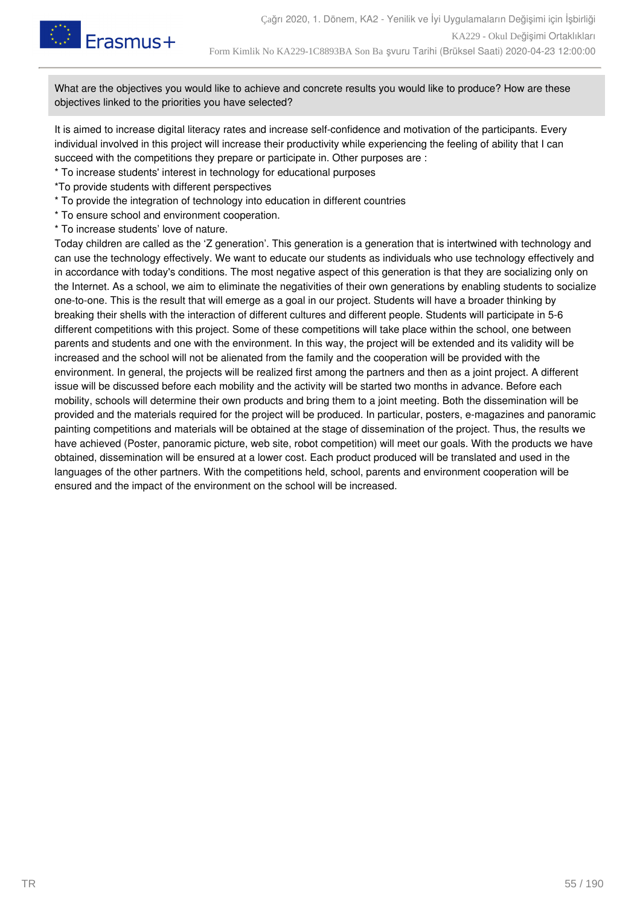**What are the objectives you would like to achieve and concrete results you would like to produce? How are these objectives linked to the priorities you have selected?**

It is aimed to increase digital literacy rates and increase self-confidence and motivation of the participants. Every individual involved in this project will increase their productivity while experiencing the feeling of ability that I can succeed with the competitions they prepare or participate in. Other purposes are :

* To increase students' interest in technology for educational purposes
*To provide students with different perspectives
* To provide the integration of technology into education in different countries
* To ensure school and environment cooperation.
* To increase students' love of nature.

Today children are called as the 'Z generation'. This generation is a generation that is intertwined with technology and can use the technology effectively. We want to educate our students as individuals who use technology effectively and in accordance with today's conditions. The most negative aspect of this generation is that they are socializing only on the Internet. As a school, we aim to eliminate the negativities of their own generations by enabling students to socialize one-to-one. This is the result that will emerge as a goal in our project. Students will have a broader thinking by breaking their shells with the interaction of different cultures and different people. Students will participate in 5-6 different competitions with this project. Some of these competitions will take place within the school, one between parents and students and one with the environment. In this way, the project will be extended and its validity will be increased and the school will not be alienated from the family and the cooperation will be provided with the environment. In general, the projects will be realized first among the partners and then as a joint project. A different issue will be discussed before each mobility and the activity will be started two months in advance. Before each mobility, schools will determine their own products and bring them to a joint meeting. Both the dissemination will be provided and the materials required for the project will be produced. In particular, posters, e-magazines and panoramic painting competitions and materials will be obtained at the stage of dissemination of the project. Thus, the results we have achieved (Poster, panoramic picture, web site, robot competition) will meet our goals. With the products we have obtained, dissemination will be ensured at a lower cost. Each product produced will be translated and used in the languages of the other partners. With the competitions held, school, parents and environment cooperation will be ensured and the impact of the environment on the school will be increased.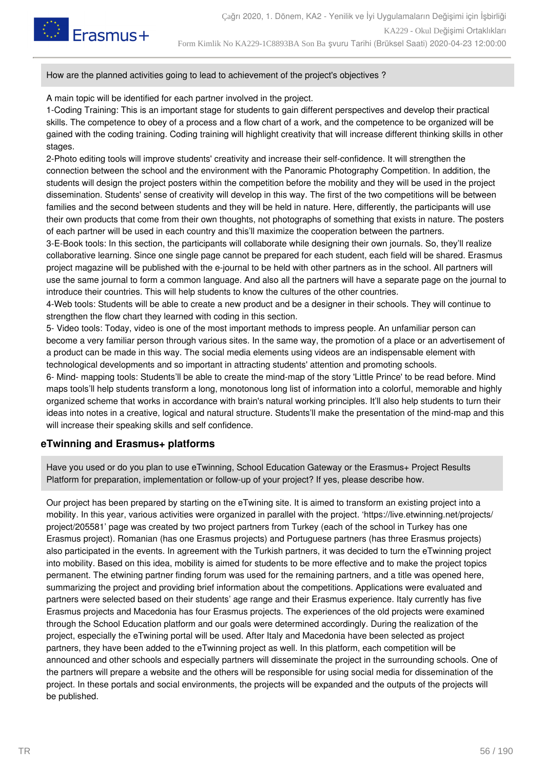How are the planned activities going to lead to achievement of the project's objectives ?

A main topic will be identified for each partner involved in the project.
1-Coding Training: This is an important stage for students to gain different perspectives and develop their practical skills. The competence to obey of a process and a flow chart of a work, and the competence to be organized will be gained with the coding training. Coding training will highlight creativity that will increase different thinking skills in other stages.
2-Photo editing tools will improve students' creativity and increase their self-confidence. It will strengthen the connection between the school and the environment with the Panoramic Photography Competition. In addition, the students will design the project posters within the competition before the mobility and they will be used in the project dissemination. Students' sense of creativity will develop in this way. The first of the two competitions will be between families and the second between students and they will be held in nature. Here, differently, the participants will use their own products that come from their own thoughts, not photographs of something that exists in nature. The posters of each partner will be used in each country and this'll maximize the cooperation between the partners.
3-E-Book tools: In this section, the participants will collaborate while designing their own journals. So, they'll realize collaborative learning. Since one single page cannot be prepared for each student, each field will be shared. Erasmus project magazine will be published with the e-journal to be held with other partners as in the school. All partners will use the same journal to form a common language. And also all the partners will have a separate page on the journal to introduce their countries. This will help students to know the cultures of the other countries.
4-Web tools: Students will be able to create a new product and be a designer in their schools. They will continue to strengthen the flow chart they learned with coding in this section.
5- Video tools: Today, video is one of the most important methods to impress people. An unfamiliar person can become a very familiar person through various sites. In the same way, the promotion of a place or an advertisement of a product can be made in this way. The social media elements using videos are an indispensable element with technological developments and so important in attracting students' attention and promoting schools.
6- Mind- mapping tools: Students'll be able to create the mind-map of the story 'Little Prince' to be read before. Mind maps tools'll help students transform a long, monotonous long list of information into a colorful, memorable and highly organized scheme that works in accordance with brain's natural working principles. It'll also help students to turn their ideas into notes in a creative, logical and natural structure. Students'll make the presentation of the mind-map and this will increase their speaking skills and self confidence.

## eTwinning and Erasmus+ platforms

Have you used or do you plan to use eTwinning, School Education Gateway or the Erasmus+ Project Results Platform for preparation, implementation or follow-up of your project? If yes, please describe how.

Our project has been prepared by starting on the eTwining site. It is aimed to transform an existing project into a mobility. In this year, various activities were organized in parallel with the project. 'https://live.etwinning.net/projects/project/205581' page was created by two project partners from Turkey (each of the school in Turkey has one Erasmus project). Romanian (has one Erasmus projects) and Portuguese partners (has three Erasmus projects) also participated in the events. In agreement with the Turkish partners, it was decided to turn the eTwinning project into mobility. Based on this idea, mobility is aimed for students to be more effective and to make the project topics permanent. The etwining partner finding forum was used for the remaining partners, and a title was opened here, summarizing the project and providing brief information about the competitions. Applications were evaluated and partners were selected based on their students' age range and their Erasmus experience. Italy currently has five Erasmus projects and Macedonia has four Erasmus projects. The experiences of the old projects were examined through the School Education platform and our goals were determined accordingly. During the realization of the project, especially the eTwining portal will be used. After Italy and Macedonia have been selected as project partners, they have been added to the eTwinning project as well. In this platform, each competition will be announced and other schools and especially partners will disseminate the project in the surrounding schools. One of the partners will prepare a website and the others will be responsible for using social media for dissemination of the project. In these portals and social environments, the projects will be expanded and the outputs of the projects will be published.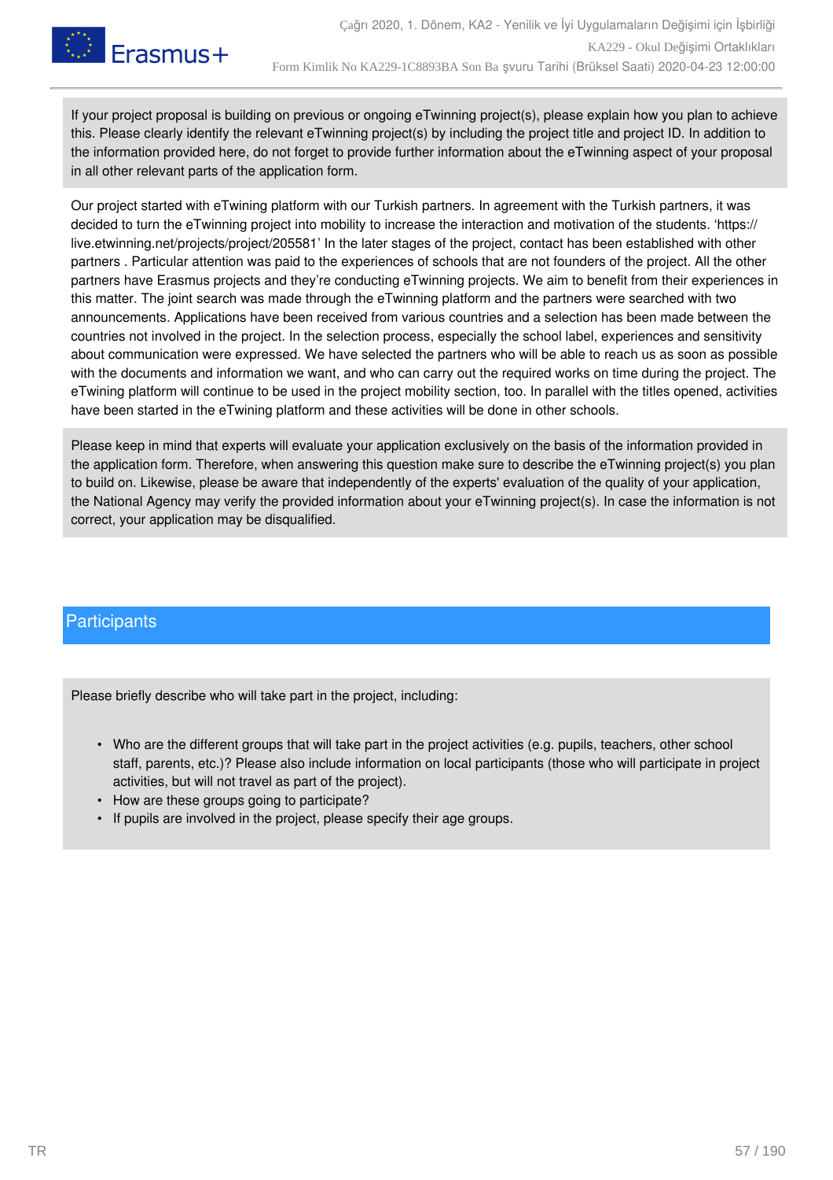If your project proposal is building on previous or ongoing eTwinning project(s), please explain how you plan to achieve this. Please clearly identify the relevant eTwinning project(s) by including the project title and project ID. In addition to the information provided here, do not forget to provide further information about the eTwinning aspect of your proposal in all other relevant parts of the application form.

Our project started with eTwining platform with our Turkish partners. In agreement with the Turkish partners, it was decided to turn the eTwinning project into mobility to increase the interaction and motivation of the students. 'https://live.etwinning.net/projects/project/205581' In the later stages of the project, contact has been established with other partners . Particular attention was paid to the experiences of schools that are not founders of the project. All the other partners have Erasmus projects and they're conducting eTwinning projects. We aim to benefit from their experiences in this matter. The joint search was made through the eTwinning platform and the partners were searched with two announcements. Applications have been received from various countries and a selection has been made between the countries not involved in the project. In the selection process, especially the school label, experiences and sensitivity about communication were expressed. We have selected the partners who will be able to reach us as soon as possible with the documents and information we want, and who can carry out the required works on time during the project. The eTwining platform will continue to be used in the project mobility section, too. In parallel with the titles opened, activities have been started in the eTwining platform and these activities will be done in other schools.

Please keep in mind that experts will evaluate your application exclusively on the basis of the information provided in the application form. Therefore, when answering this question make sure to describe the eTwinning project(s) you plan to build on. Likewise, please be aware that independently of the experts' evaluation of the quality of your application, the National Agency may verify the provided information about your eTwinning project(s). In case the information is not correct, your application may be disqualified.

## Participants

Please briefly describe who will take part in the project, including:

- Who are the different groups that will take part in the project activities (e.g. pupils, teachers, other school staff, parents, etc.)? Please also include information on local participants (those who will participate in project activities, but will not travel as part of the project).
- How are these groups going to participate?
- If pupils are involved in the project, please specify their age groups.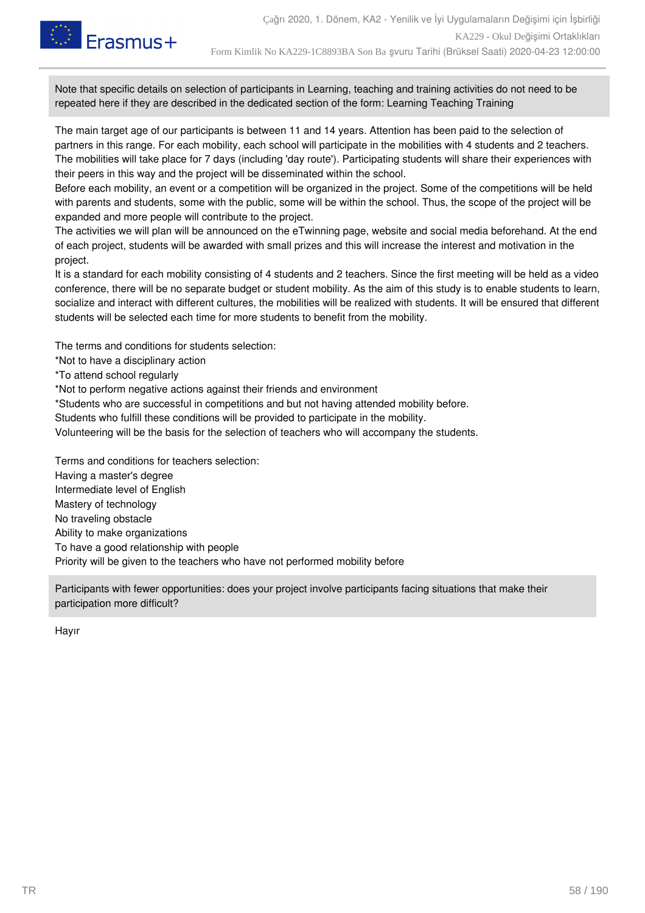Note that specific details on selection of participants in Learning, teaching and training activities do not need to be repeated here if they are described in the dedicated section of the form: Learning Teaching Training

The main target age of our participants is between 11 and 14 years. Attention has been paid to the selection of partners in this range. For each mobility, each school will participate in the mobilities with 4 students and 2 teachers. The mobilities will take place for 7 days (including 'day route'). Participating students will share their experiences with their peers in this way and the project will be disseminated within the school.
Before each mobility, an event or a competition will be organized in the project. Some of the competitions will be held with parents and students, some with the public, some will be within the school. Thus, the scope of the project will be expanded and more people will contribute to the project.
The activities we will plan will be announced on the eTwinning page, website and social media beforehand. At the end of each project, students will be awarded with small prizes and this will increase the interest and motivation in the project.
It is a standard for each mobility consisting of 4 students and 2 teachers. Since the first meeting will be held as a video conference, there will be no separate budget or student mobility. As the aim of this study is to enable students to learn, socialize and interact with different cultures, the mobilities will be realized with students. It will be ensured that different students will be selected each time for more students to benefit from the mobility.

The terms and conditions for students selection:
*Not to have a disciplinary action
*To attend school regularly
*Not to perform negative actions against their friends and environment
*Students who are successful in competitions and but not having attended mobility before.
Students who fulfill these conditions will be provided to participate in the mobility.
Volunteering will be the basis for the selection of teachers who will accompany the students.

Terms and conditions for teachers selection:
Having a master's degree
Intermediate level of English
Mastery of technology
No traveling obstacle
Ability to make organizations
To have a good relationship with people
Priority will be given to the teachers who have not performed mobility before

Participants with fewer opportunities: does your project involve participants facing situations that make their participation more difficult?

Hayır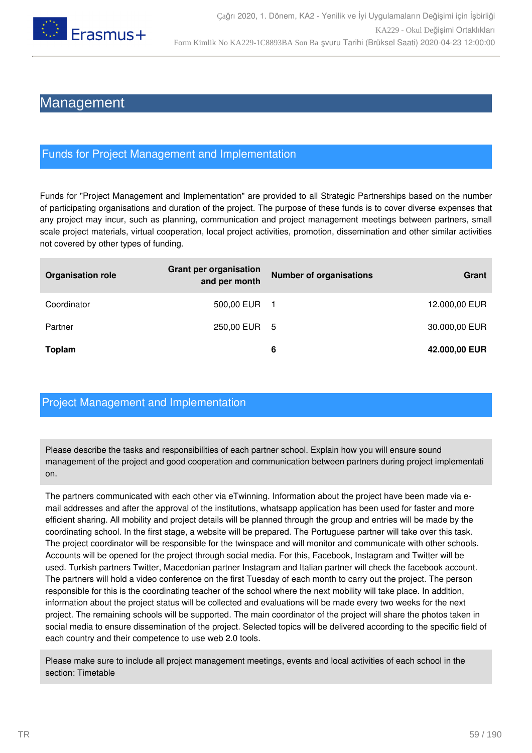# Management

## Funds for Project Management and Implementation

Funds for "Project Management and Implementation" are provided to all Strategic Partnerships based on the number of participating organisations and duration of the project. The purpose of these funds is to cover diverse expenses that any project may incur, such as planning, communication and project management meetings between partners, small scale project materials, virtual cooperation, local project activities, promotion, dissemination and other similar activities not covered by other types of funding.

| Organisation role | Grant per organisation and per month | Number of organisations | Grant |
|---|---|---|---|
| Coordinator | 500,00 EUR | 1 | 12.000,00 EUR |
| Partner | 250,00 EUR | 5 | 30.000,00 EUR |
| **Toplam** | | **6** | **42.000,00 EUR** |

## Project Management and Implementation

Please describe the tasks and responsibilities of each partner school. Explain how you will ensure sound management of the project and good cooperation and communication between partners during project implementation.

The partners communicated with each other via eTwinning. Information about the project have been made via e-mail addresses and after the approval of the institutions, whatsapp application has been used for faster and more efficient sharing. All mobility and project details will be planned through the group and entries will be made by the coordinating school. In the first stage, a website will be prepared. The Portuguese partner will take over this task. The project coordinator will be responsible for the twinspace and will monitor and communicate with other schools. Accounts will be opened for the project through social media. For this, Facebook, Instagram and Twitter will be used. Turkish partners Twitter, Macedonian partner Instagram and Italian partner will check the facebook account. The partners will hold a video conference on the first Tuesday of each month to carry out the project. The person responsible for this is the coordinating teacher of the school where the next mobility will take place. In addition, information about the project status will be collected and evaluations will be made every two weeks for the next project. The remaining schools will be supported. The main coordinator of the project will share the photos taken in social media to ensure dissemination of the project. Selected topics will be delivered according to the specific field of each country and their competence to use web 2.0 tools.

Please make sure to include all project management meetings, events and local activities of each school in the section: Timetable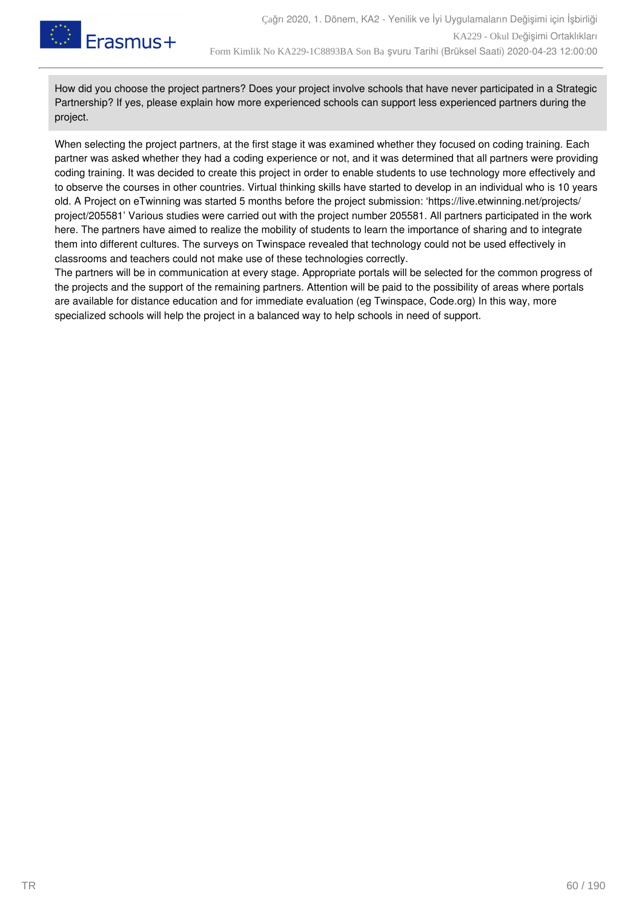**How did you choose the project partners? Does your project involve schools that have never participated in a Strategic Partnership? If yes, please explain how more experienced schools can support less experienced partners during the project.**

When selecting the project partners, at the first stage it was examined whether they focused on coding training. Each partner was asked whether they had a coding experience or not, and it was determined that all partners were providing coding training. It was decided to create this project in order to enable students to use technology more effectively and to observe the courses in other countries. Virtual thinking skills have started to develop in an individual who is 10 years old. A Project on eTwinning was started 5 months before the project submission: 'https://live.etwinning.net/projects/project/205581' Various studies were carried out with the project number 205581. All partners participated in the work here. The partners have aimed to realize the mobility of students to learn the importance of sharing and to integrate them into different cultures. The surveys on Twinspace revealed that technology could not be used effectively in classrooms and teachers could not make use of these technologies correctly.
The partners will be in communication at every stage. Appropriate portals will be selected for the common progress of the projects and the support of the remaining partners. Attention will be paid to the possibility of areas where portals are available for distance education and for immediate evaluation (eg Twinspace, Code.org) In this way, more specialized schools will help the project in a balanced way to help schools in need of support.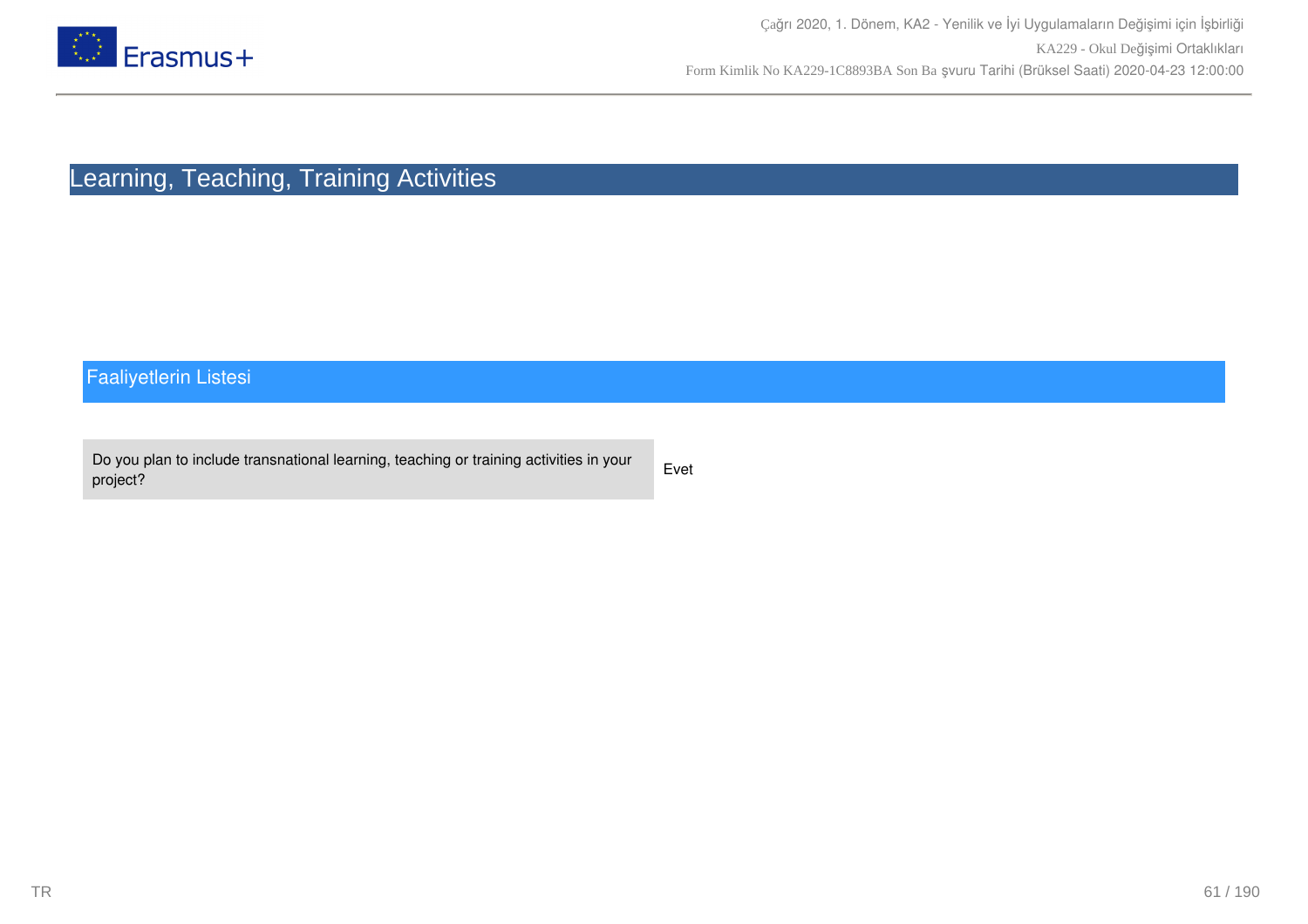# Learning, Teaching, Training Activities

## Faaliyetlerin Listesi

| | |
|---|---|
| Do you plan to include transnational learning, teaching or training activities in your project? | Evet |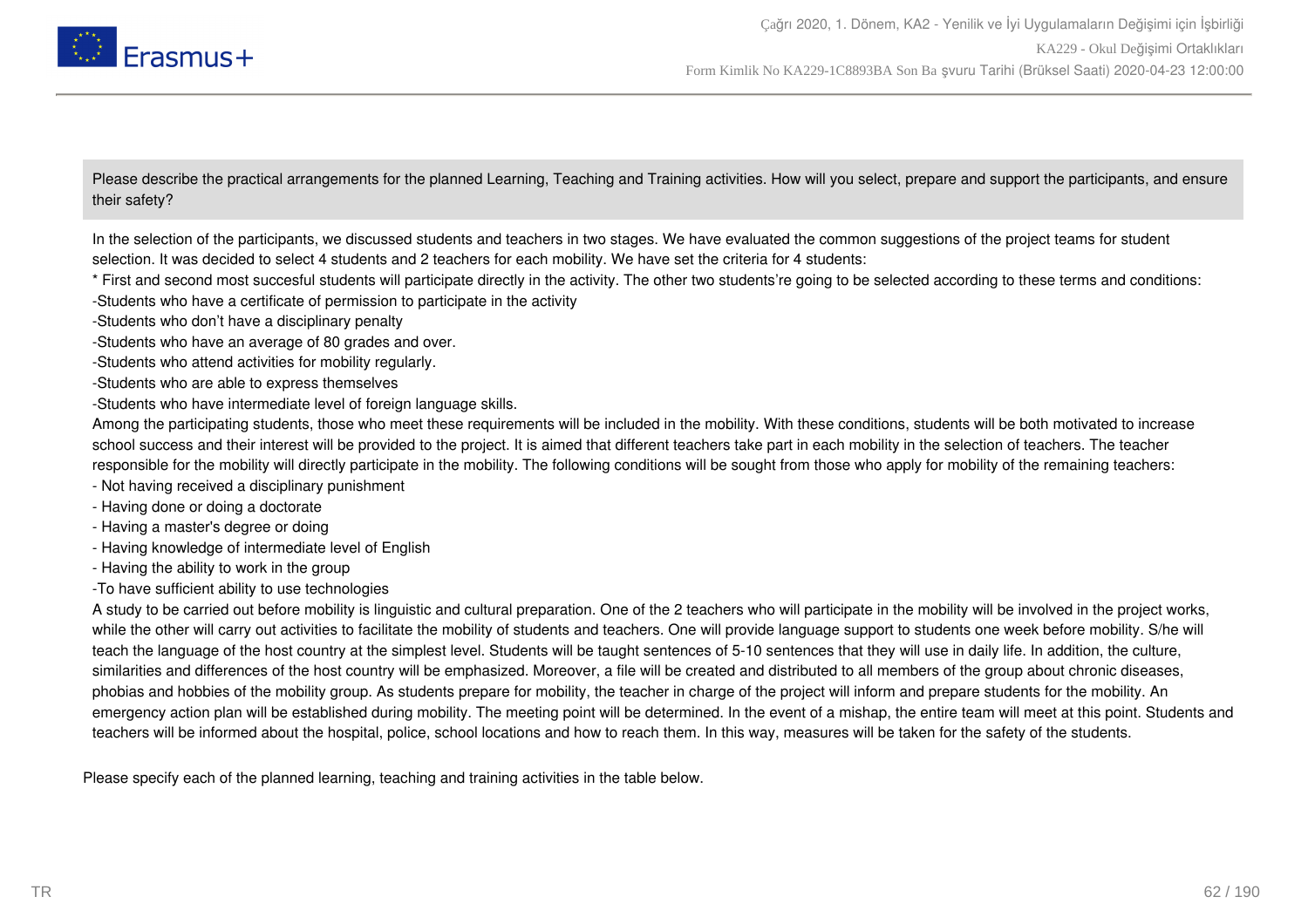Please describe the practical arrangements for the planned Learning, Teaching and Training activities. How will you select, prepare and support the participants, and ensure their safety?

In the selection of the participants, we discussed students and teachers in two stages. We have evaluated the common suggestions of the project teams for student selection. It was decided to select 4 students and 2 teachers for each mobility. We have set the criteria for 4 students:

* First and second most succesful students will participate directly in the activity. The other two students're going to be selected according to these terms and conditions:

-Students who have a certificate of permission to participate in the activity

-Students who don't have a disciplinary penalty

-Students who have an average of 80 grades and over.

-Students who attend activities for mobility regularly.

-Students who are able to express themselves

-Students who have intermediate level of foreign language skills.

Among the participating students, those who meet these requirements will be included in the mobility. With these conditions, students will be both motivated to increase school success and their interest will be provided to the project. It is aimed that different teachers take part in each mobility in the selection of teachers. The teacher responsible for the mobility will directly participate in the mobility. The following conditions will be sought from those who apply for mobility of the remaining teachers:

- Not having received a disciplinary punishment
- Having done or doing a doctorate
- Having a master's degree or doing
- Having knowledge of intermediate level of English
- Having the ability to work in the group

-To have sufficient ability to use technologies

A study to be carried out before mobility is linguistic and cultural preparation. One of the 2 teachers who will participate in the mobility will be involved in the project works, while the other will carry out activities to facilitate the mobility of students and teachers. One will provide language support to students one week before mobility. S/he will teach the language of the host country at the simplest level. Students will be taught sentences of 5-10 sentences that they will use in daily life. In addition, the culture, similarities and differences of the host country will be emphasized. Moreover, a file will be created and distributed to all members of the group about chronic diseases, phobias and hobbies of the mobility group. As students prepare for mobility, the teacher in charge of the project will inform and prepare students for the mobility. An emergency action plan will be established during mobility. The meeting point will be determined. In the event of a mishap, the entire team will meet at this point. Students and teachers will be informed about the hospital, police, school locations and how to reach them. In this way, measures will be taken for the safety of the students.

Please specify each of the planned learning, teaching and training activities in the table below.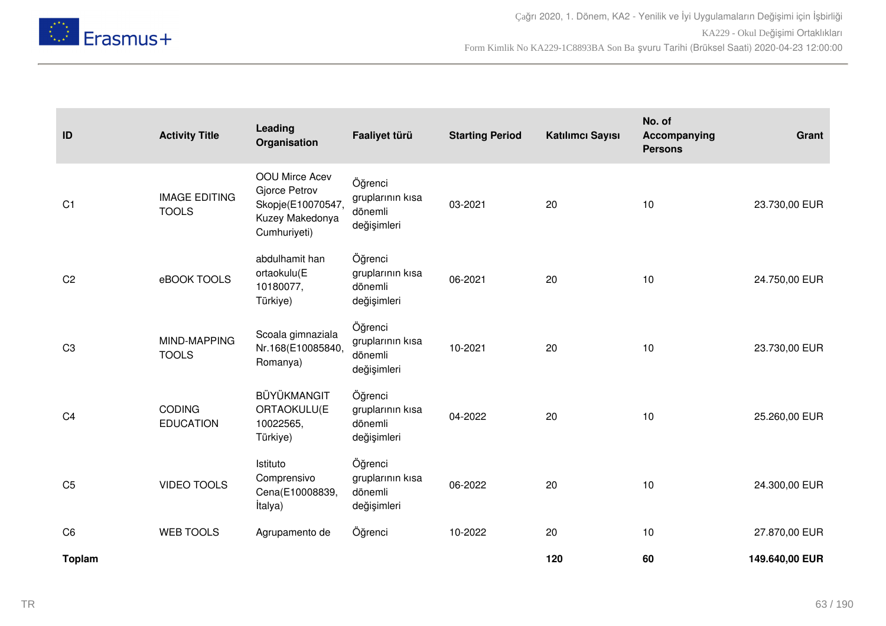| ID | Activity Title | Leading Organisation | Faaliyet türü | Starting Period | Katılımcı Sayısı | No. of Accompanying Persons | Grant |
|---|---|---|---|---|---|---|---|
| C1 | IMAGE EDITING TOOLS | OOU Mirce Acev Gjorce Petrov Skopje(E10070547, Kuzey Makedonya Cumhuriyeti) | Öğrenci gruplarının kısa dönemli değişimleri | 03-2021 | 20 | 10 | 23.730,00 EUR |
| C2 | eBOOK TOOLS | abdulhamit han ortaokulu(E 10180077, Türkiye) | Öğrenci gruplarının kısa dönemli değişimleri | 06-2021 | 20 | 10 | 24.750,00 EUR |
| C3 | MIND-MAPPING TOOLS | Scoala gimnaziala Nr.168(E10085840, Romanya) | Öğrenci gruplarının kısa dönemli değişimleri | 10-2021 | 20 | 10 | 23.730,00 EUR |
| C4 | CODING EDUCATION | BÜYÜKMANGIT ORTAOKULU(E 10022565, Türkiye) | Öğrenci gruplarının kısa dönemli değişimleri | 04-2022 | 20 | 10 | 25.260,00 EUR |
| C5 | VIDEO TOOLS | Istituto Comprensivo Cena(E10008839, İtalya) | Öğrenci gruplarının kısa dönemli değişimleri | 06-2022 | 20 | 10 | 24.300,00 EUR |
| C6 | WEB TOOLS | Agrupamento de | Öğrenci | 10-2022 | 20 | 10 | 27.870,00 EUR |
| **Toplam** | | | | | **120** | **60** | **149.640,00 EUR** |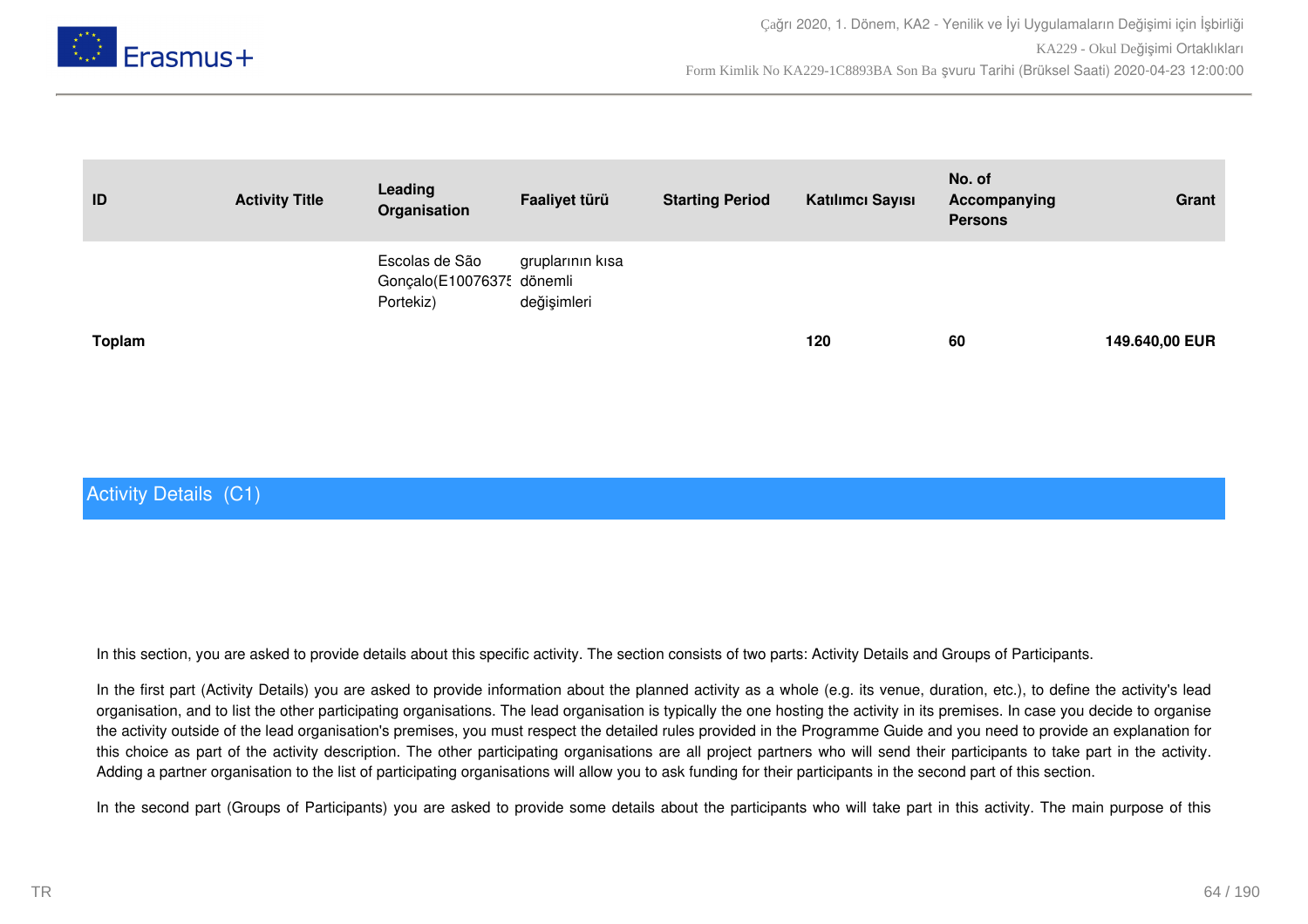| ID | Activity Title | Leading Organisation | Faaliyet türü | Starting Period | Katılımcı Sayısı | No. of Accompanying Persons | Grant |
|---|---|---|---|---|---|---|---|
| | | Escolas de São Gonçalo(E10076375 Portekiz) | gruplarının kısa dönemli değişimleri | | | | |
| **Toplam** | | | | | **120** | **60** | **149.640,00 EUR** |

## Activity Details (C1)

In this section, you are asked to provide details about this specific activity. The section consists of two parts: Activity Details and Groups of Participants.

In the first part (Activity Details) you are asked to provide information about the planned activity as a whole (e.g. its venue, duration, etc.), to define the activity's lead organisation, and to list the other participating organisations. The lead organisation is typically the one hosting the activity in its premises. In case you decide to organise the activity outside of the lead organisation's premises, you must respect the detailed rules provided in the Programme Guide and you need to provide an explanation for this choice as part of the activity description. The other participating organisations are all project partners who will send their participants to take part in the activity. Adding a partner organisation to the list of participating organisations will allow you to ask funding for their participants in the second part of this section.

In the second part (Groups of Participants) you are asked to provide some details about the participants who will take part in this activity. The main purpose of this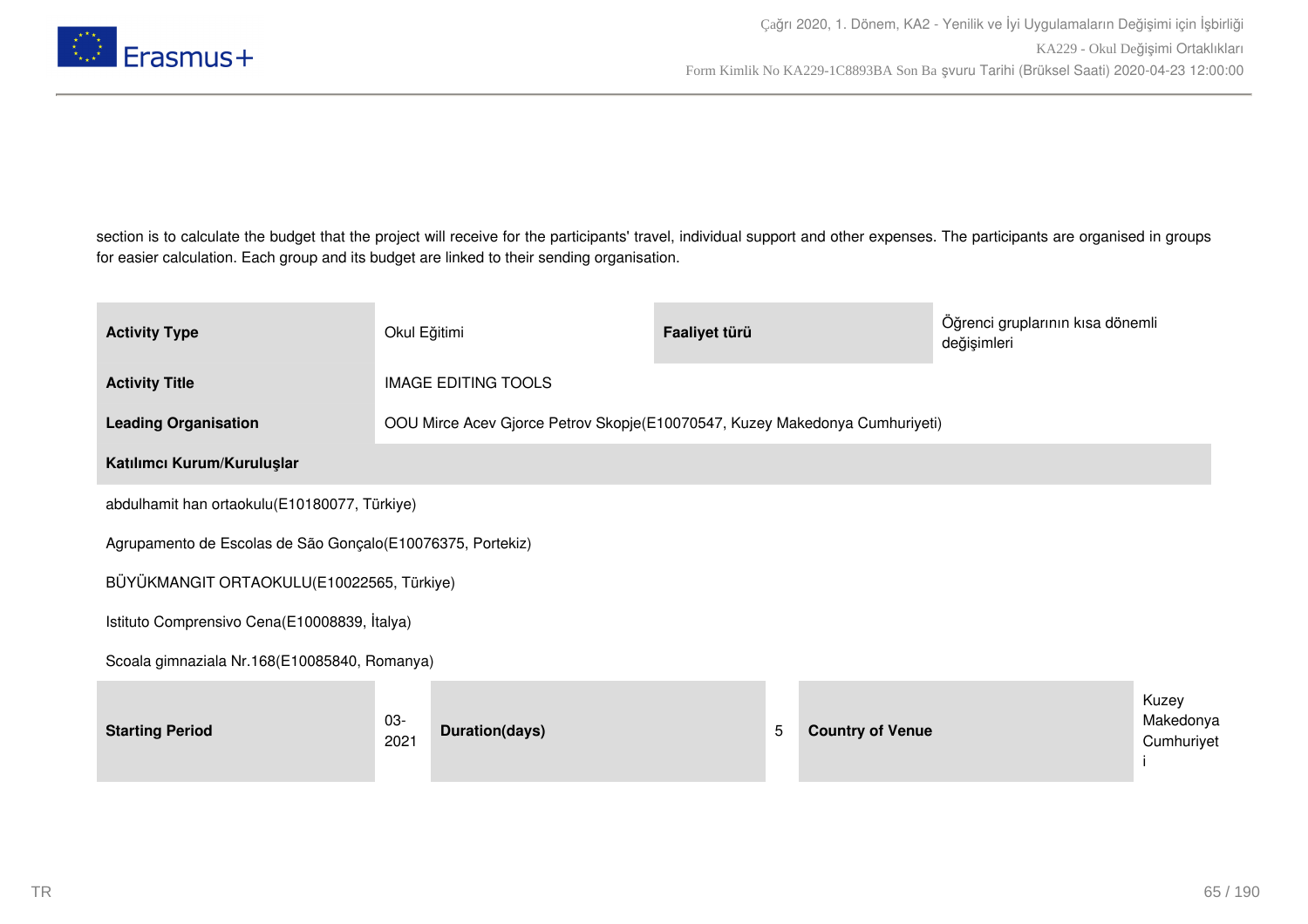section is to calculate the budget that the project will receive for the participants' travel, individual support and other expenses. The participants are organised in groups for easier calculation. Each group and its budget are linked to their sending organisation.

| **Activity Type** | Okul Eğitimi | **Faaliyet türü** | Öğrenci gruplarının kısa dönemli değişimleri |
|---|---|---|---|
| **Activity Title** | IMAGE EDITING TOOLS | | |
| **Leading Organisation** | OOU Mirce Acev Gjorce Petrov Skopje(E10070547, Kuzey Makedonya Cumhuriyeti) | | |

**Katılımcı Kurum/Kuruluşlar**

abdulhamit han ortaokulu(E10180077, Türkiye)

Agrupamento de Escolas de São Gonçalo(E10076375, Portekiz)

BÜYÜKMANGIT ORTAOKULU(E10022565, Türkiye)

Istituto Comprensivo Cena(E10008839, İtalya)

Scoala gimnaziala Nr.168(E10085840, Romanya)

| **Starting Period** | 03-2021 | **Duration(days)** | 5 | **Country of Venue** | Kuzey Makedonya Cumhuriyeti |
|---|---|---|---|---|---|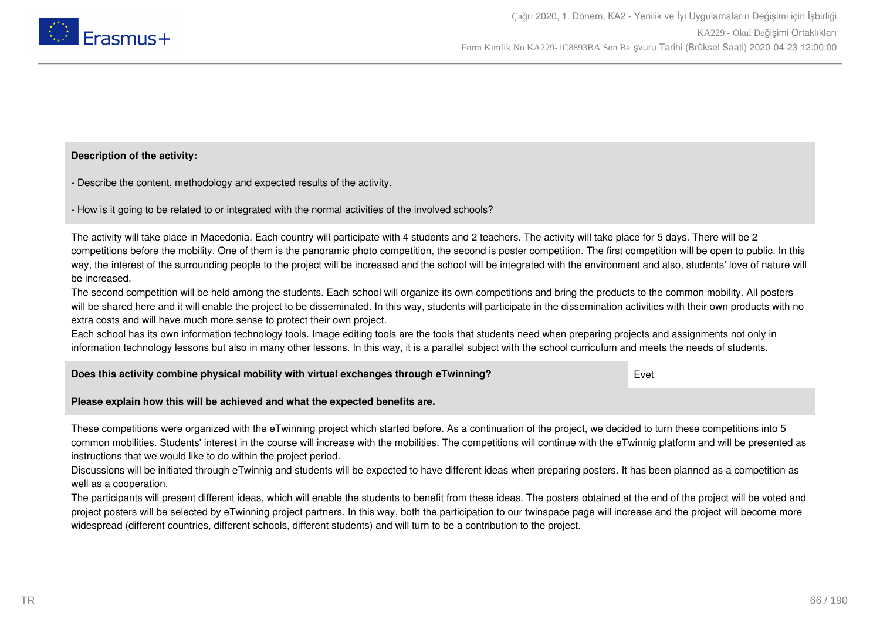**Description of the activity:**

- Describe the content, methodology and expected results of the activity.

- How is it going to be related to or integrated with the normal activities of the involved schools?

The activity will take place in Macedonia. Each country will participate with 4 students and 2 teachers. The activity will take place for 5 days. There will be 2 competitions before the mobility. One of them is the panoramic photo competition, the second is poster competition. The first competition will be open to public. In this way, the interest of the surrounding people to the project will be increased and the school will be integrated with the environment and also, students' love of nature will be increased.
The second competition will be held among the students. Each school will organize its own competitions and bring the products to the common mobility. All posters will be shared here and it will enable the project to be disseminated. In this way, students will participate in the dissemination activities with their own products with no extra costs and will have much more sense to protect their own project.
Each school has its own information technology tools. Image editing tools are the tools that students need when preparing projects and assignments not only in information technology lessons but also in many other lessons. In this way, it is a parallel subject with the school curriculum and meets the needs of students.

| **Does this activity combine physical mobility with virtual exchanges through eTwinning?** | Evet |
|---|---|

**Please explain how this will be achieved and what the expected benefits are.**

These competitions were organized with the eTwinning project which started before. As a continuation of the project, we decided to turn these competitions into 5 common mobilities. Students' interest in the course will increase with the mobilities. The competitions will continue with the eTwinnig platform and will be presented as instructions that we would like to do within the project period.
Discussions will be initiated through eTwinnig and students will be expected to have different ideas when preparing posters. It has been planned as a competition as well as a cooperation.
The participants will present different ideas, which will enable the students to benefit from these ideas. The posters obtained at the end of the project will be voted and project posters will be selected by eTwinning project partners. In this way, both the participation to our twinspace page will increase and the project will become more widespread (different countries, different schools, different students) and will turn to be a contribution to the project.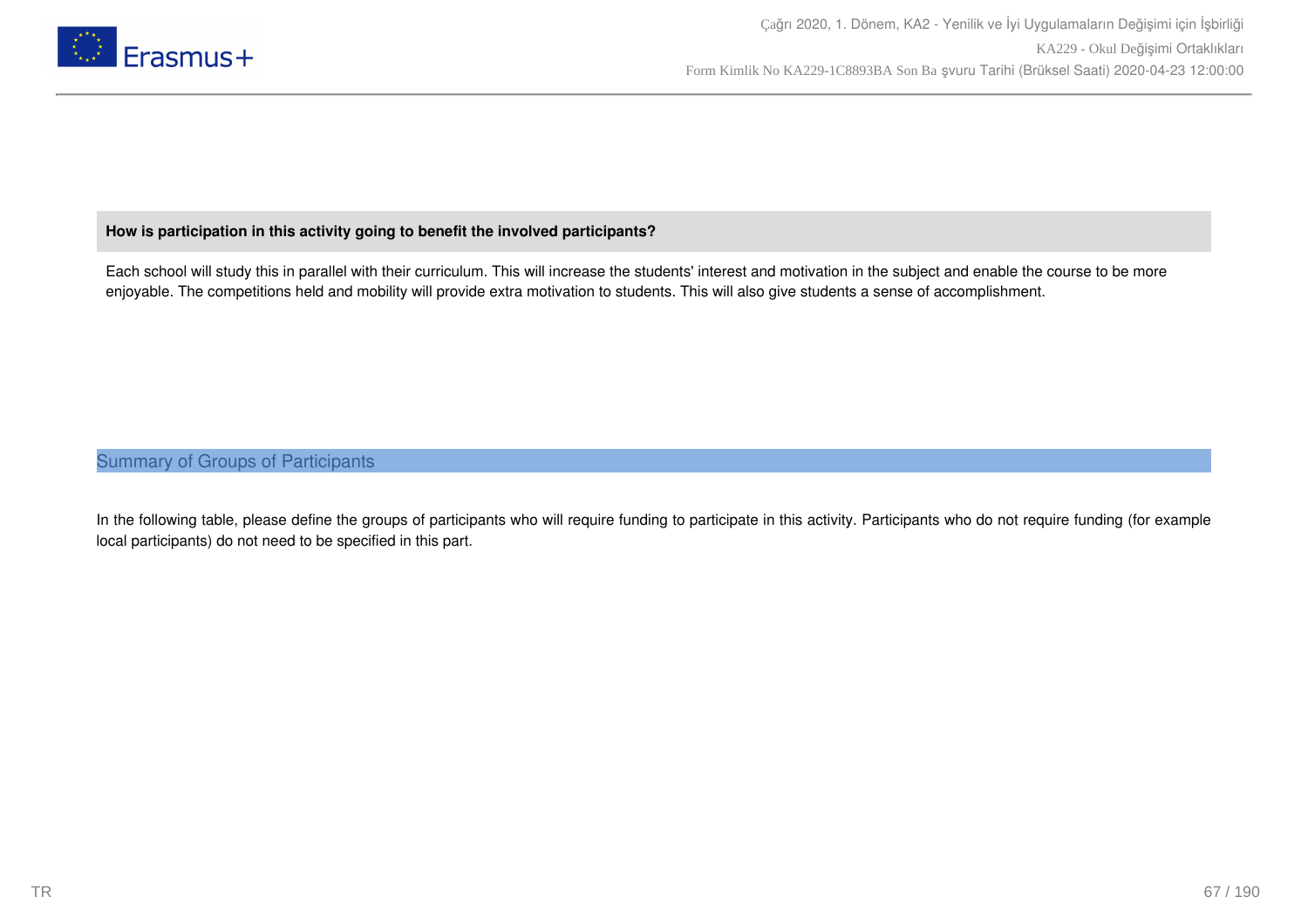**How is participation in this activity going to benefit the involved participants?**

Each school will study this in parallel with their curriculum. This will increase the students' interest and motivation in the subject and enable the course to be more enjoyable. The competitions held and mobility will provide extra motivation to students. This will also give students a sense of accomplishment.

## Summary of Groups of Participants

In the following table, please define the groups of participants who will require funding to participate in this activity. Participants who do not require funding (for example local participants) do not need to be specified in this part.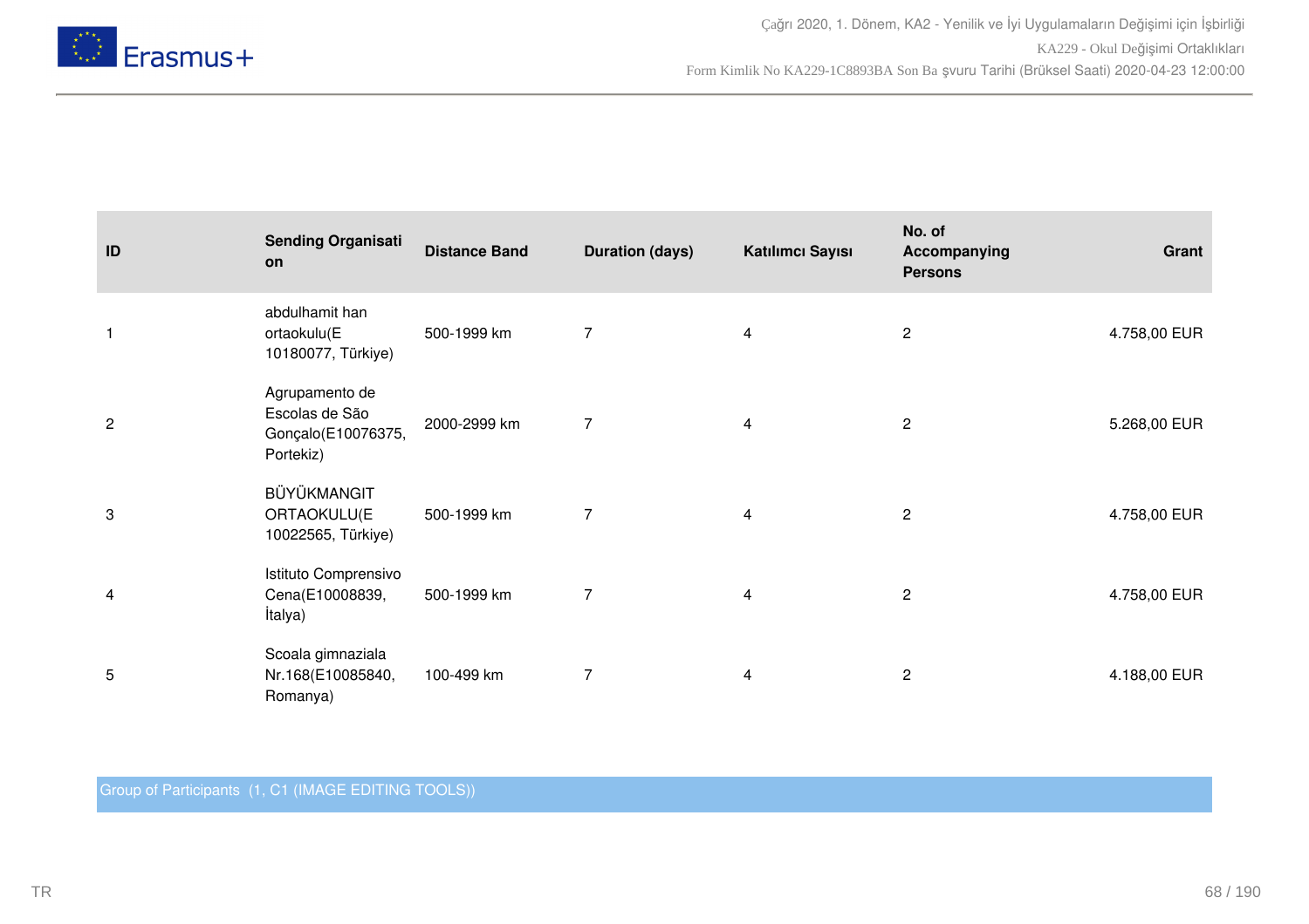| ID | Sending Organisation | Distance Band | Duration (days) | Katılımcı Sayısı | No. of Accompanying Persons | Grant |
|---|---|---|---|---|---|---|
| 1 | abdulhamit han ortaokulu(E 10180077, Türkiye) | 500-1999 km | 7 | 4 | 2 | 4.758,00 EUR |
| 2 | Agrupamento de Escolas de São Gonçalo(E10076375, Portekiz) | 2000-2999 km | 7 | 4 | 2 | 5.268,00 EUR |
| 3 | BÜYÜKMANGIT ORTAOKULU(E 10022565, Türkiye) | 500-1999 km | 7 | 4 | 2 | 4.758,00 EUR |
| 4 | Istituto Comprensivo Cena(E10008839, İtalya) | 500-1999 km | 7 | 4 | 2 | 4.758,00 EUR |
| 5 | Scoala gimnaziala Nr.168(E10085840, Romanya) | 100-499 km | 7 | 4 | 2 | 4.188,00 EUR |

Group of Participants (1, C1 (IMAGE EDITING TOOLS))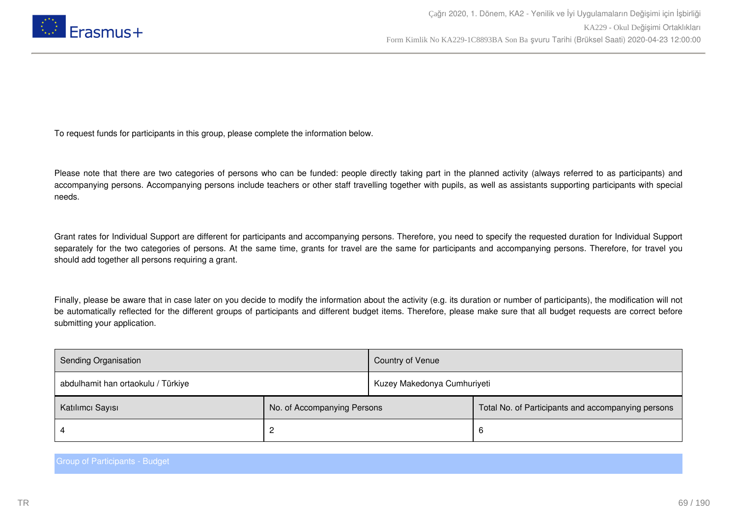To request funds for participants in this group, please complete the information below.

Please note that there are two categories of persons who can be funded: people directly taking part in the planned activity (always referred to as participants) and accompanying persons. Accompanying persons include teachers or other staff travelling together with pupils, as well as assistants supporting participants with special needs.

Grant rates for Individual Support are different for participants and accompanying persons. Therefore, you need to specify the requested duration for Individual Support separately for the two categories of persons. At the same time, grants for travel are the same for participants and accompanying persons. Therefore, for travel you should add together all persons requiring a grant.

Finally, please be aware that in case later on you decide to modify the information about the activity (e.g. its duration or number of participants), the modification will not be automatically reflected for the different groups of participants and different budget items. Therefore, please make sure that all budget requests are correct before submitting your application.

| Sending Organisation | Country of Venue |
|---|---|
| abdulhamit han ortaokulu / Türkiye | Kuzey Makedonya Cumhuriyeti |

| Katılımcı Sayısı | No. of Accompanying Persons | Total No. of Participants and accompanying persons |
|---|---|---|
| 4 | 2 | 6 |

Group of Participants - Budget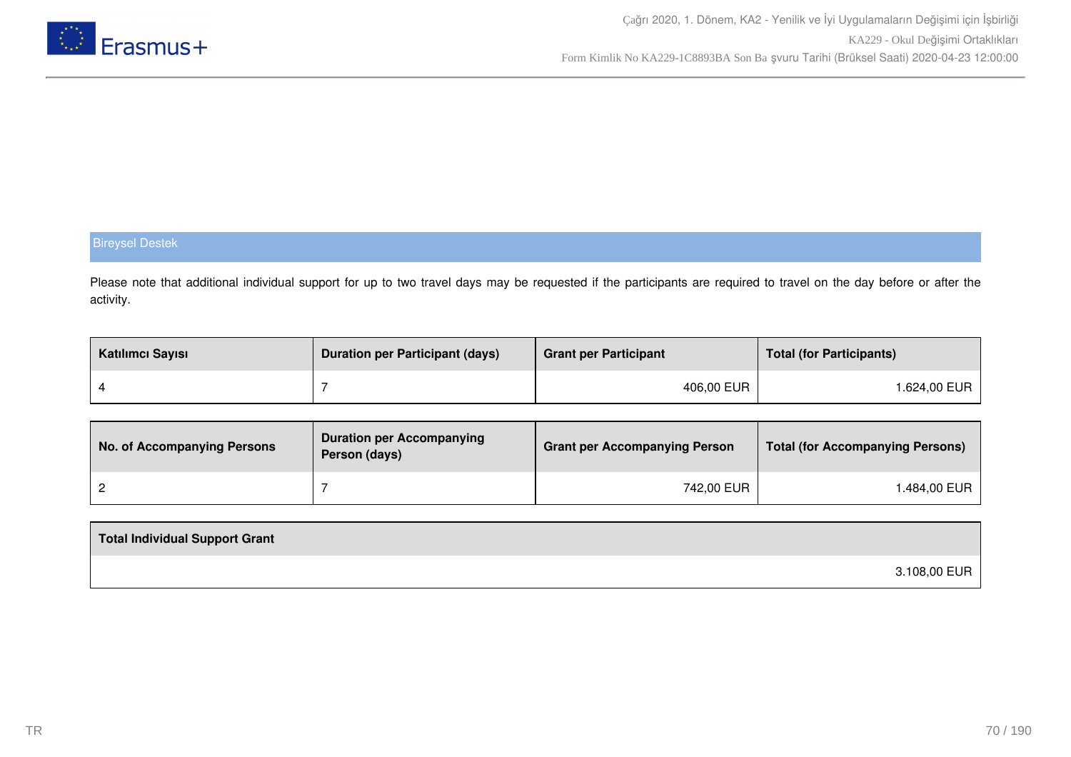## Bireysel Destek

Please note that additional individual support for up to two travel days may be requested if the participants are required to travel on the day before or after the activity.

| Katılımcı Sayısı | Duration per Participant (days) | Grant per Participant | Total (for Participants) |
|---|---|---|---|
| 4 | 7 | 406,00 EUR | 1.624,00 EUR |

| No. of Accompanying Persons | Duration per Accompanying Person (days) | Grant per Accompanying Person | Total (for Accompanying Persons) |
|---|---|---|---|
| 2 | 7 | 742,00 EUR | 1.484,00 EUR |

| Total Individual Support Grant |
|---|
| 3.108,00 EUR |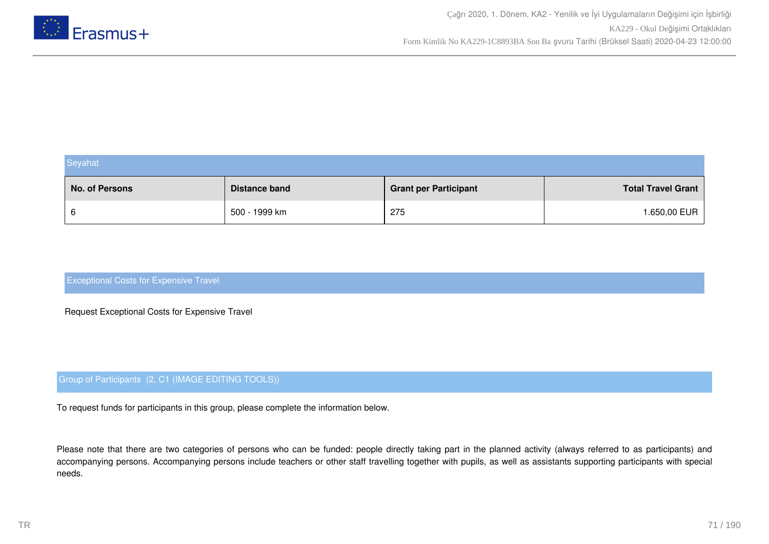## Seyahat

| No. of Persons | Distance band | Grant per Participant | Total Travel Grant |
|---|---|---|---|
| 6 | 500 - 1999 km | 275 | 1.650,00 EUR |

## Exceptional Costs for Expensive Travel

Request Exceptional Costs for Expensive Travel

## Group of Participants (2, C1 (IMAGE EDITING TOOLS))

To request funds for participants in this group, please complete the information below.

Please note that there are two categories of persons who can be funded: people directly taking part in the planned activity (always referred to as participants) and accompanying persons. Accompanying persons include teachers or other staff travelling together with pupils, as well as assistants supporting participants with special needs.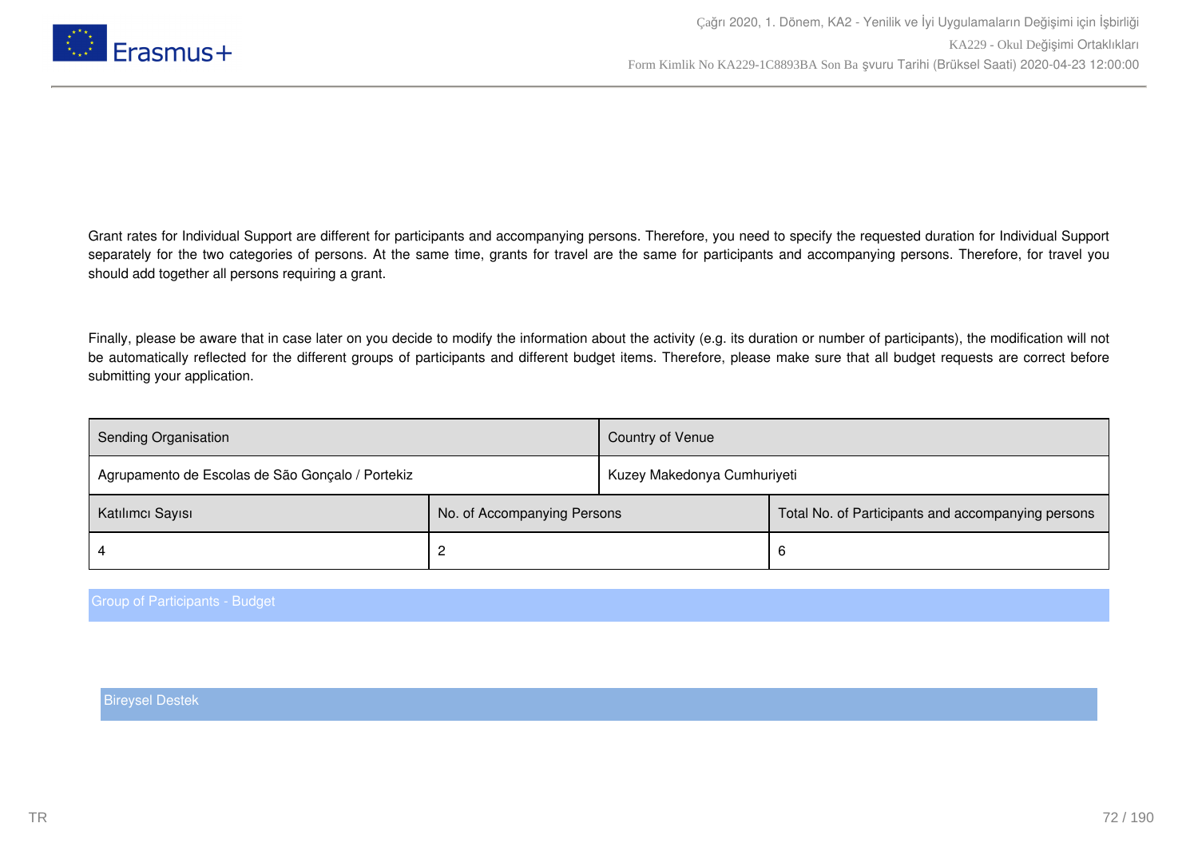Grant rates for Individual Support are different for participants and accompanying persons. Therefore, you need to specify the requested duration for Individual Support separately for the two categories of persons. At the same time, grants for travel are the same for participants and accompanying persons. Therefore, for travel you should add together all persons requiring a grant.

Finally, please be aware that in case later on you decide to modify the information about the activity (e.g. its duration or number of participants), the modification will not be automatically reflected for the different groups of participants and different budget items. Therefore, please make sure that all budget requests are correct before submitting your application.

| Sending Organisation | Country of Venue |
|---|---|
| Agrupamento de Escolas de São Gonçalo / Portekiz | Kuzey Makedonya Cumhuriyeti |

| Katılımcı Sayısı | No. of Accompanying Persons | Total No. of Participants and accompanying persons |
|---|---|---|
| 4 | 2 | 6 |

Group of Participants - Budget

Bireysel Destek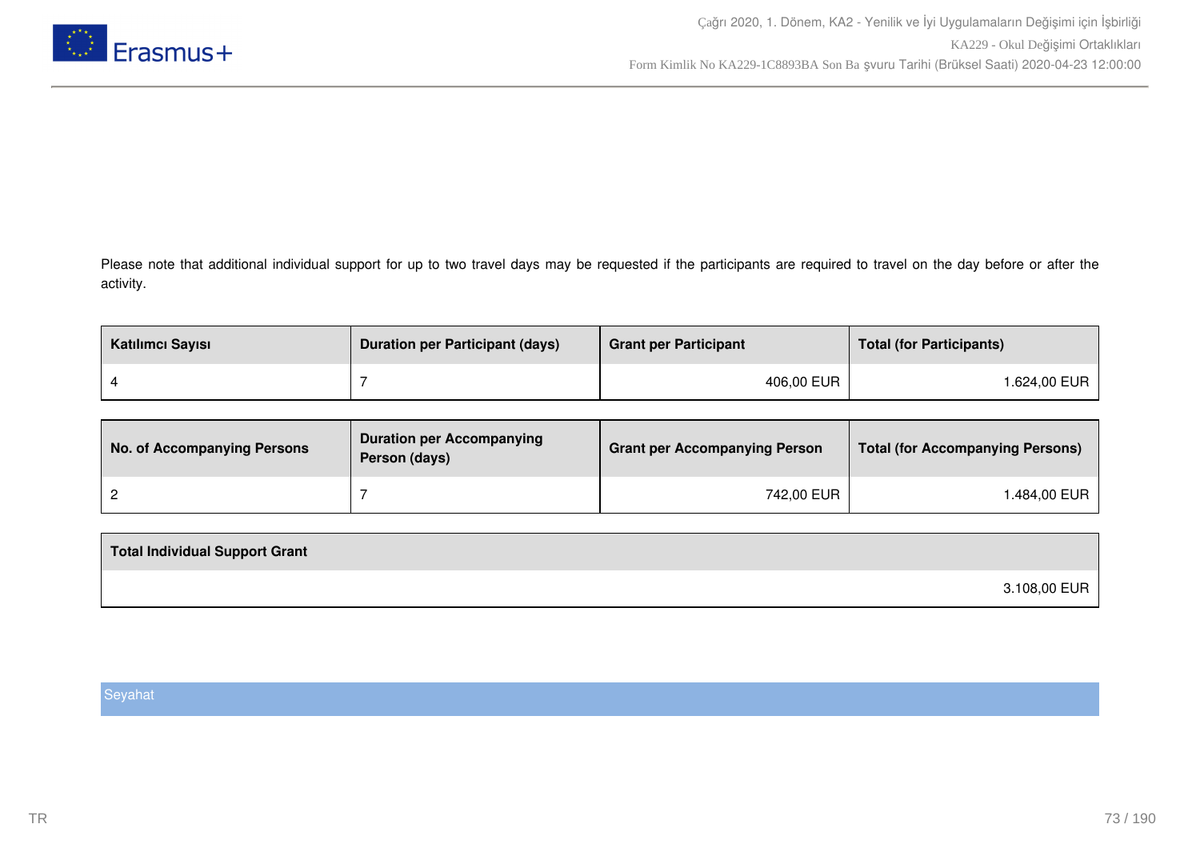Please note that additional individual support for up to two travel days may be requested if the participants are required to travel on the day before or after the activity.

| Katılımcı Sayısı | Duration per Participant (days) | Grant per Participant | Total (for Participants) |
|---|---|---|---|
| 4 | 7 | 406,00 EUR | 1.624,00 EUR |

| No. of Accompanying Persons | Duration per Accompanying Person (days) | Grant per Accompanying Person | Total (for Accompanying Persons) |
|---|---|---|---|
| 2 | 7 | 742,00 EUR | 1.484,00 EUR |

| Total Individual Support Grant |
|---|
| 3.108,00 EUR |

## Seyahat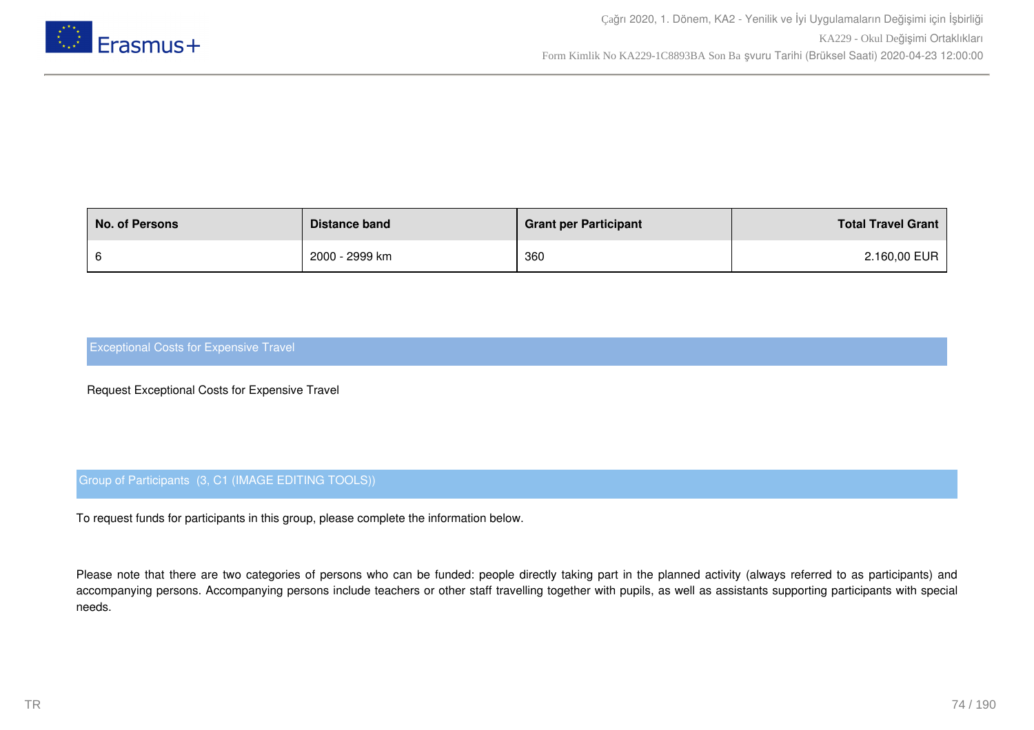| No. of Persons | Distance band | Grant per Participant | Total Travel Grant |
|---|---|---|---|
| 6 | 2000 - 2999 km | 360 | 2.160,00 EUR |

## Exceptional Costs for Expensive Travel

Request Exceptional Costs for Expensive Travel

## Group of Participants (3, C1 (IMAGE EDITING TOOLS))

To request funds for participants in this group, please complete the information below.

Please note that there are two categories of persons who can be funded: people directly taking part in the planned activity (always referred to as participants) and accompanying persons. Accompanying persons include teachers or other staff travelling together with pupils, as well as assistants supporting participants with special needs.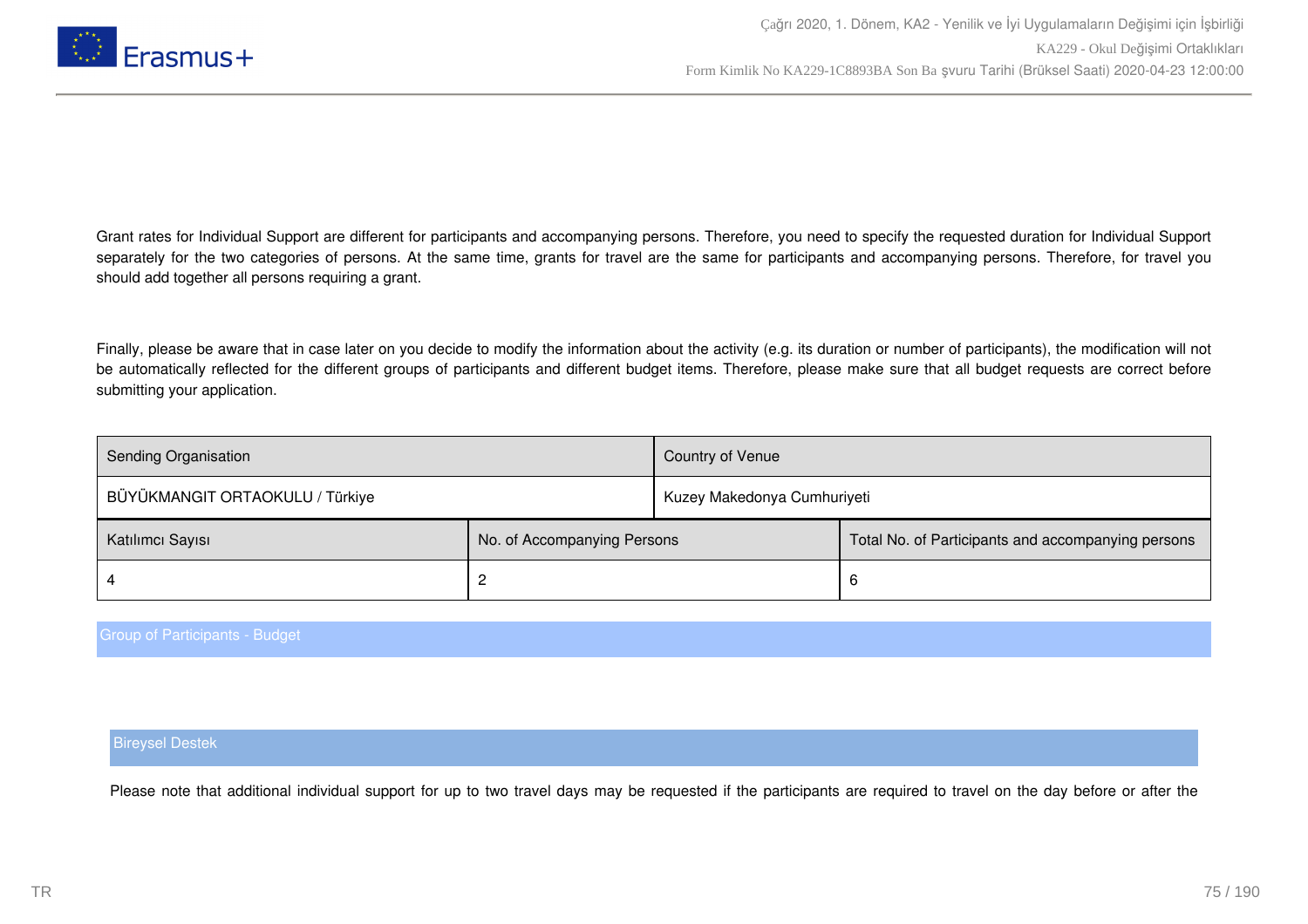Grant rates for Individual Support are different for participants and accompanying persons. Therefore, you need to specify the requested duration for Individual Support separately for the two categories of persons. At the same time, grants for travel are the same for participants and accompanying persons. Therefore, for travel you should add together all persons requiring a grant.

Finally, please be aware that in case later on you decide to modify the information about the activity (e.g. its duration or number of participants), the modification will not be automatically reflected for the different groups of participants and different budget items. Therefore, please make sure that all budget requests are correct before submitting your application.

| Sending Organisation | Country of Venue |
|---|---|
| BÜYÜKMANGIT ORTAOKULU / Türkiye | Kuzey Makedonya Cumhuriyeti |

| Katılımcı Sayısı | No. of Accompanying Persons | Total No. of Participants and accompanying persons |
|---|---|---|
| 4 | 2 | 6 |

## Group of Participants - Budget

### Bireysel Destek

Please note that additional individual support for up to two travel days may be requested if the participants are required to travel on the day before or after the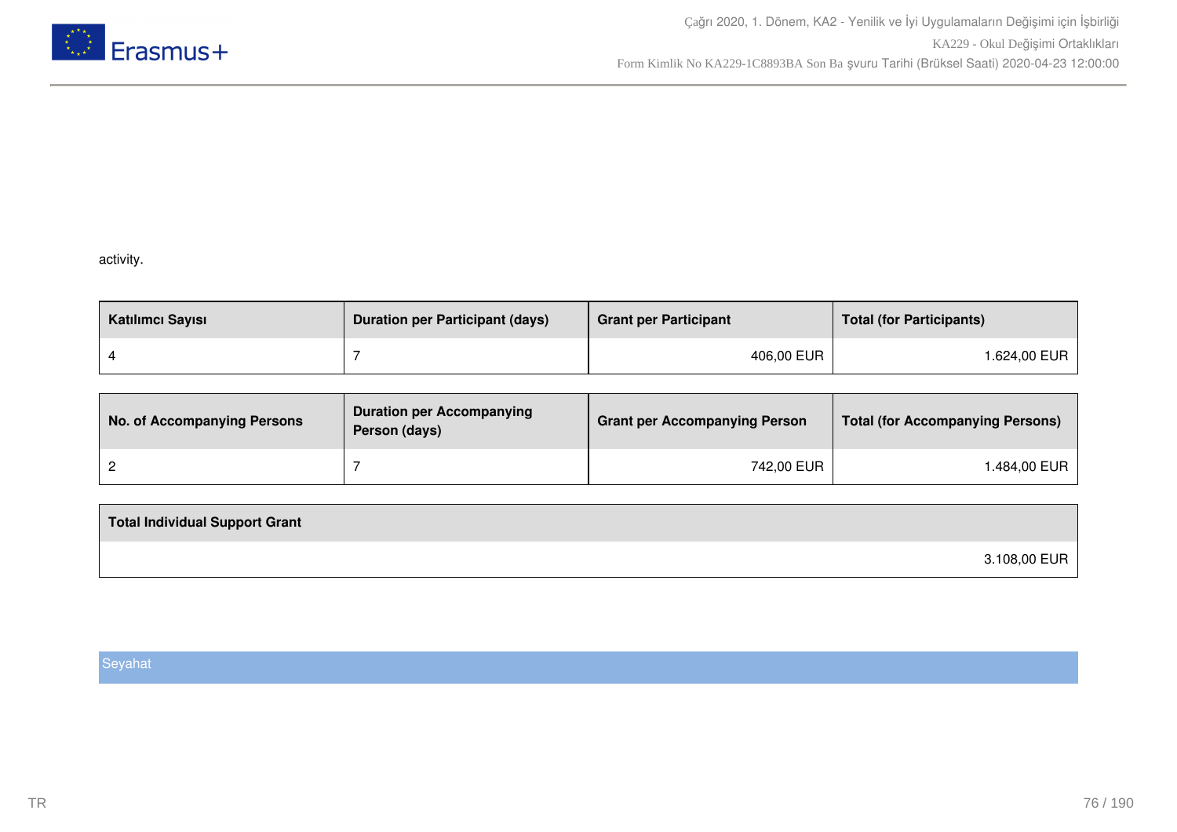activity.

| Katılımcı Sayısı | Duration per Participant (days) | Grant per Participant | Total (for Participants) |
|---|---|---|---|
| 4 | 7 | 406,00 EUR | 1.624,00 EUR |

| No. of Accompanying Persons | Duration per Accompanying Person (days) | Grant per Accompanying Person | Total (for Accompanying Persons) |
|---|---|---|---|
| 2 | 7 | 742,00 EUR | 1.484,00 EUR |

| Total Individual Support Grant |
|---|
| 3.108,00 EUR |

## Seyahat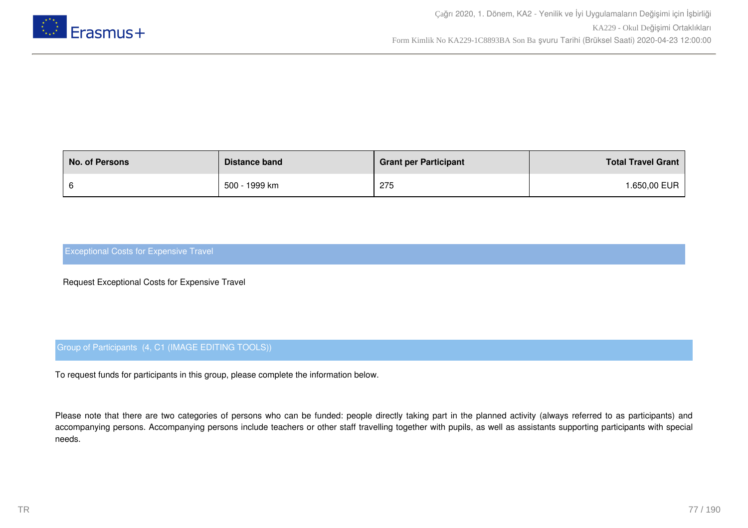| No. of Persons | Distance band | Grant per Participant | Total Travel Grant |
|---|---|---|---|
| 6 | 500 - 1999 km | 275 | 1.650,00 EUR |

## Exceptional Costs for Expensive Travel

Request Exceptional Costs for Expensive Travel

## Group of Participants (4, C1 (IMAGE EDITING TOOLS))

To request funds for participants in this group, please complete the information below.

Please note that there are two categories of persons who can be funded: people directly taking part in the planned activity (always referred to as participants) and accompanying persons. Accompanying persons include teachers or other staff travelling together with pupils, as well as assistants supporting participants with special needs.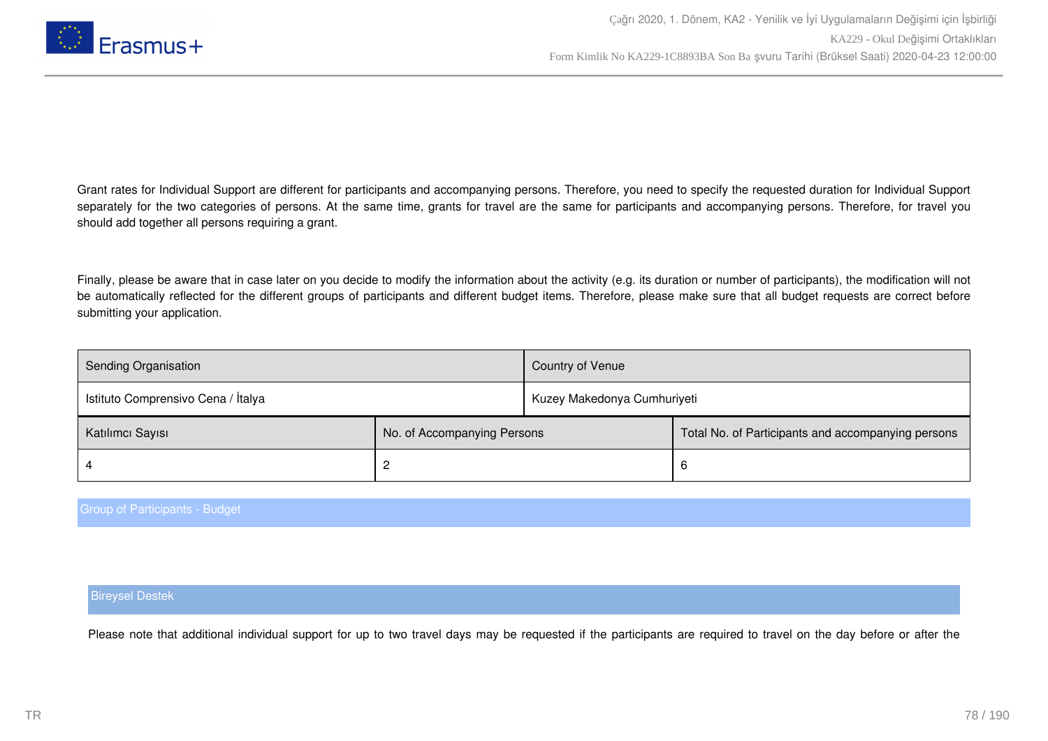Grant rates for Individual Support are different for participants and accompanying persons. Therefore, you need to specify the requested duration for Individual Support separately for the two categories of persons. At the same time, grants for travel are the same for participants and accompanying persons. Therefore, for travel you should add together all persons requiring a grant.

Finally, please be aware that in case later on you decide to modify the information about the activity (e.g. its duration or number of participants), the modification will not be automatically reflected for the different groups of participants and different budget items. Therefore, please make sure that all budget requests are correct before submitting your application.

| Sending Organisation | Country of Venue |
| --- | --- |
| Istituto Comprensivo Cena / İtalya | Kuzey Makedonya Cumhuriyeti |

| Katılımcı Sayısı | No. of Accompanying Persons | Total No. of Participants and accompanying persons |
| --- | --- | --- |
| 4 | 2 | 6 |

## Group of Participants - Budget

### Bireysel Destek

Please note that additional individual support for up to two travel days may be requested if the participants are required to travel on the day before or after the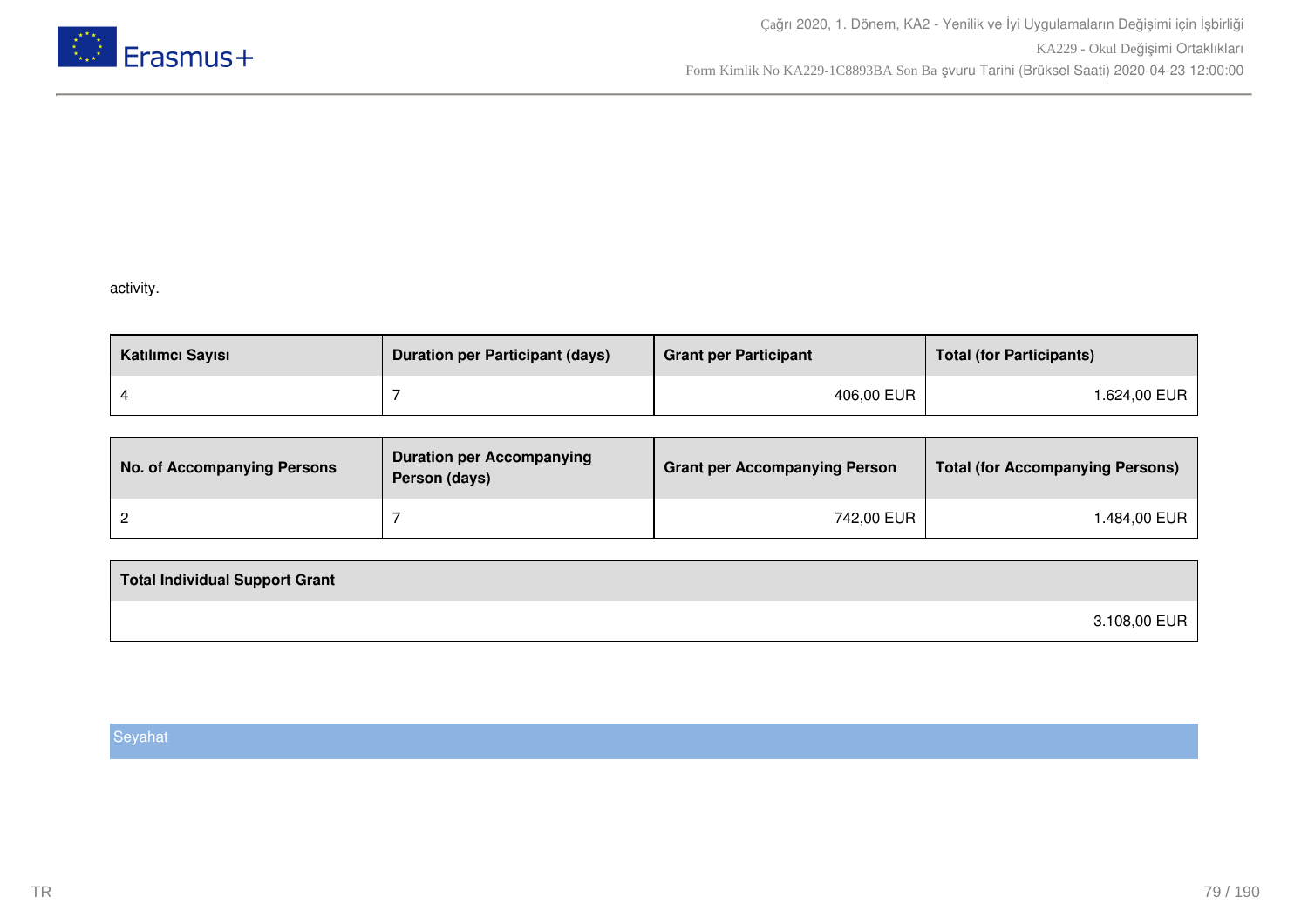activity.

| Katılımcı Sayısı | Duration per Participant (days) | Grant per Participant | Total (for Participants) |
| --- | --- | --- | --- |
| 4 | 7 | 406,00 EUR | 1.624,00 EUR |

| No. of Accompanying Persons | Duration per Accompanying Person (days) | Grant per Accompanying Person | Total (for Accompanying Persons) |
| --- | --- | --- | --- |
| 2 | 7 | 742,00 EUR | 1.484,00 EUR |

| Total Individual Support Grant |
| --- |
| 3.108,00 EUR |

## Seyahat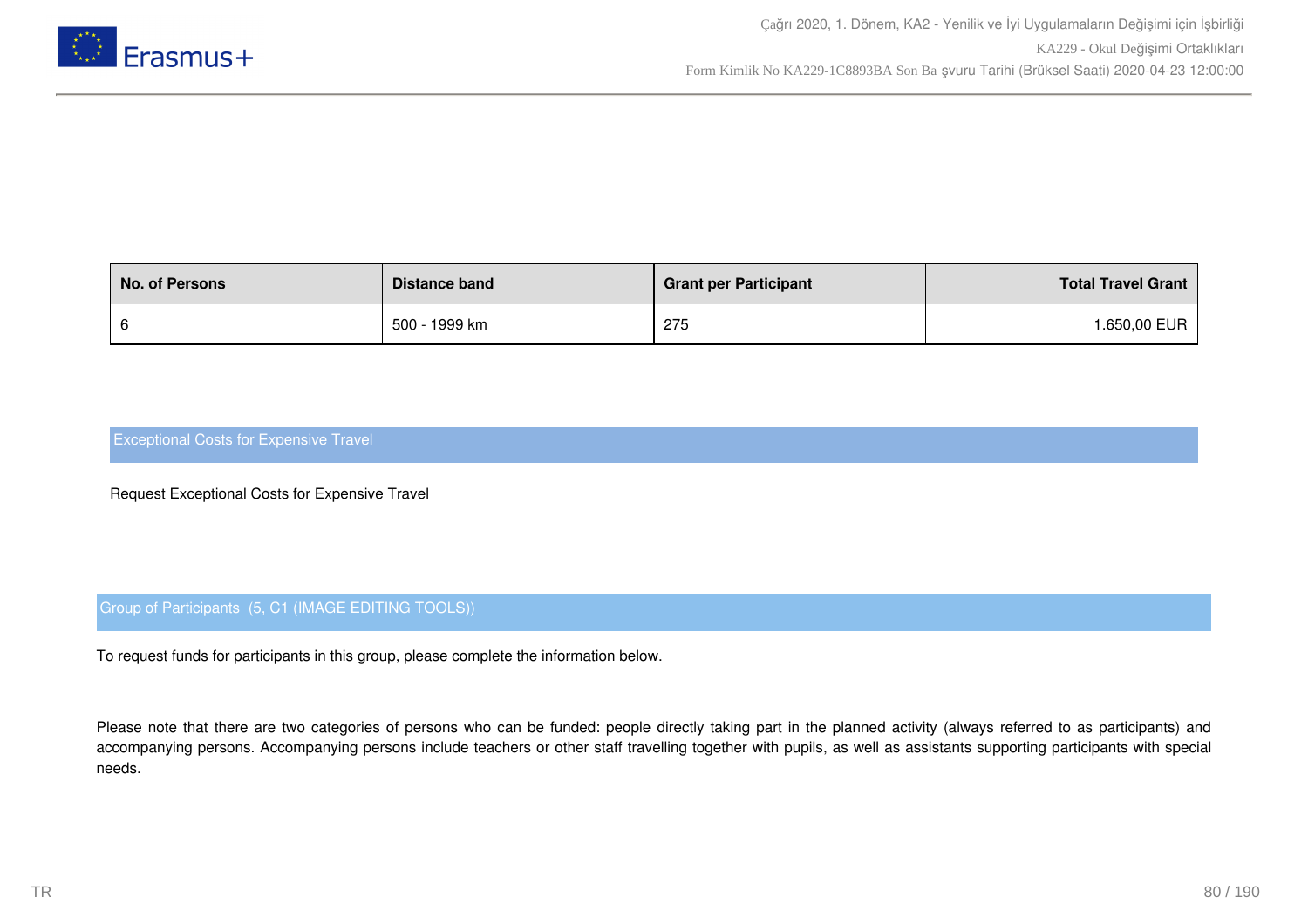| No. of Persons | Distance band | Grant per Participant | Total Travel Grant |
|---|---|---|---|
| 6 | 500 - 1999 km | 275 | 1.650,00 EUR |

## Exceptional Costs for Expensive Travel

Request Exceptional Costs for Expensive Travel

## Group of Participants (5, C1 (IMAGE EDITING TOOLS))

To request funds for participants in this group, please complete the information below.

Please note that there are two categories of persons who can be funded: people directly taking part in the planned activity (always referred to as participants) and accompanying persons. Accompanying persons include teachers or other staff travelling together with pupils, as well as assistants supporting participants with special needs.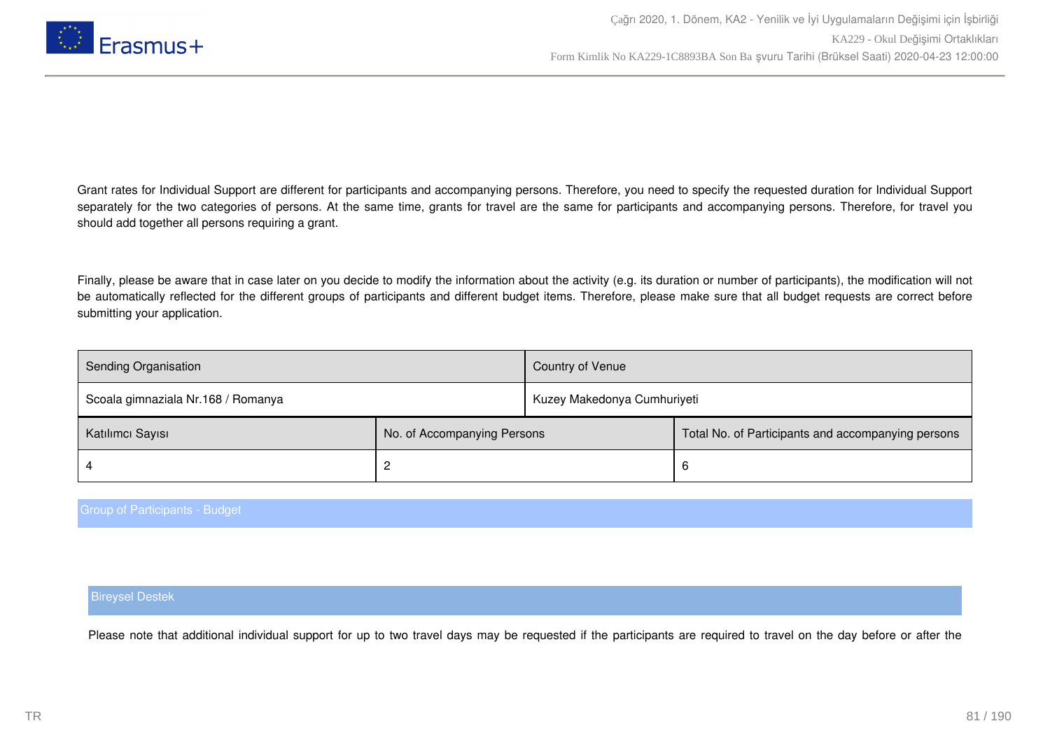Grant rates for Individual Support are different for participants and accompanying persons. Therefore, you need to specify the requested duration for Individual Support separately for the two categories of persons. At the same time, grants for travel are the same for participants and accompanying persons. Therefore, for travel you should add together all persons requiring a grant.

Finally, please be aware that in case later on you decide to modify the information about the activity (e.g. its duration or number of participants), the modification will not be automatically reflected for the different groups of participants and different budget items. Therefore, please make sure that all budget requests are correct before submitting your application.

| Sending Organisation | Country of Venue |
|---|---|
| Scoala gimnaziala Nr.168 / Romanya | Kuzey Makedonya Cumhuriyeti |

| Katılımcı Sayısı | No. of Accompanying Persons | Total No. of Participants and accompanying persons |
|---|---|---|
| 4 | 2 | 6 |

## Group of Participants - Budget

### Bireysel Destek

Please note that additional individual support for up to two travel days may be requested if the participants are required to travel on the day before or after the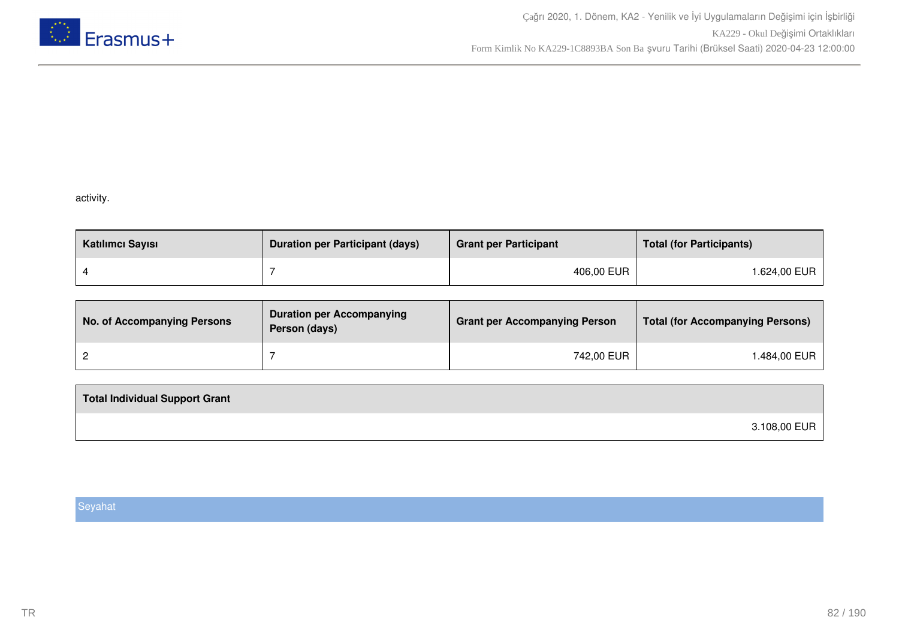activity.

| Katılımcı Sayısı | Duration per Participant (days) | Grant per Participant | Total (for Participants) |
| --- | --- | --- | --- |
| 4 | 7 | 406,00 EUR | 1.624,00 EUR |

| No. of Accompanying Persons | Duration per Accompanying Person (days) | Grant per Accompanying Person | Total (for Accompanying Persons) |
| --- | --- | --- | --- |
| 2 | 7 | 742,00 EUR | 1.484,00 EUR |

| Total Individual Support Grant |
| --- |
| 3.108,00 EUR |

## Seyahat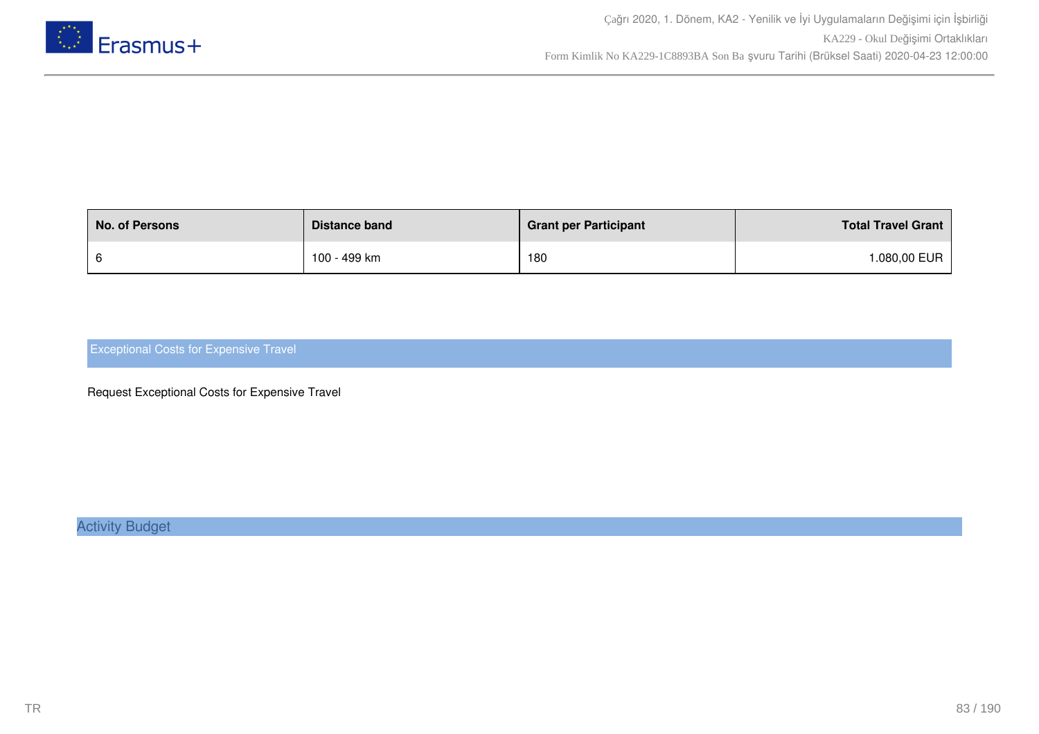| No. of Persons | Distance band | Grant per Participant | Total Travel Grant |
| --- | --- | --- | --- |
| 6 | 100 - 499 km | 180 | 1.080,00 EUR |

## Exceptional Costs for Expensive Travel

Request Exceptional Costs for Expensive Travel

## Activity Budget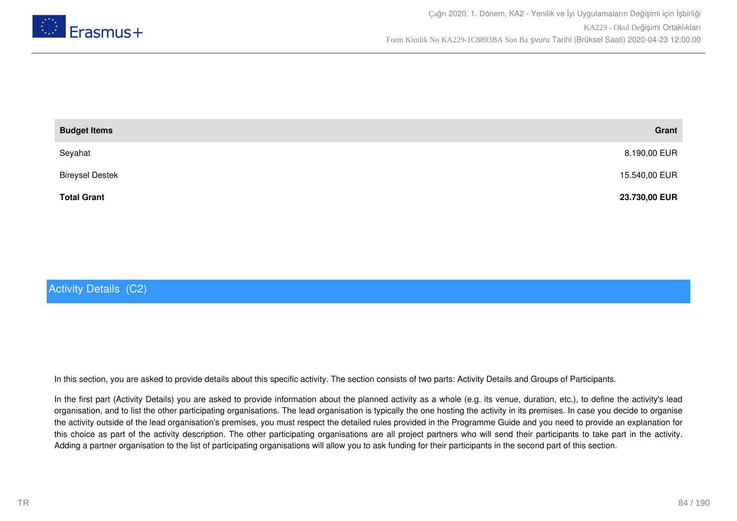| Budget Items | Grant |
| --- | --- |
| Seyahat | 8.190,00 EUR |
| Bireysel Destek | 15.540,00 EUR |
| **Total Grant** | **23.730,00 EUR** |

## Activity Details (C2)

In this section, you are asked to provide details about this specific activity. The section consists of two parts: Activity Details and Groups of Participants.

In the first part (Activity Details) you are asked to provide information about the planned activity as a whole (e.g. its venue, duration, etc.), to define the activity's lead organisation, and to list the other participating organisations. The lead organisation is typically the one hosting the activity in its premises. In case you decide to organise the activity outside of the lead organisation's premises, you must respect the detailed rules provided in the Programme Guide and you need to provide an explanation for this choice as part of the activity description. The other participating organisations are all project partners who will send their participants to take part in the activity. Adding a partner organisation to the list of participating organisations will allow you to ask funding for their participants in the second part of this section.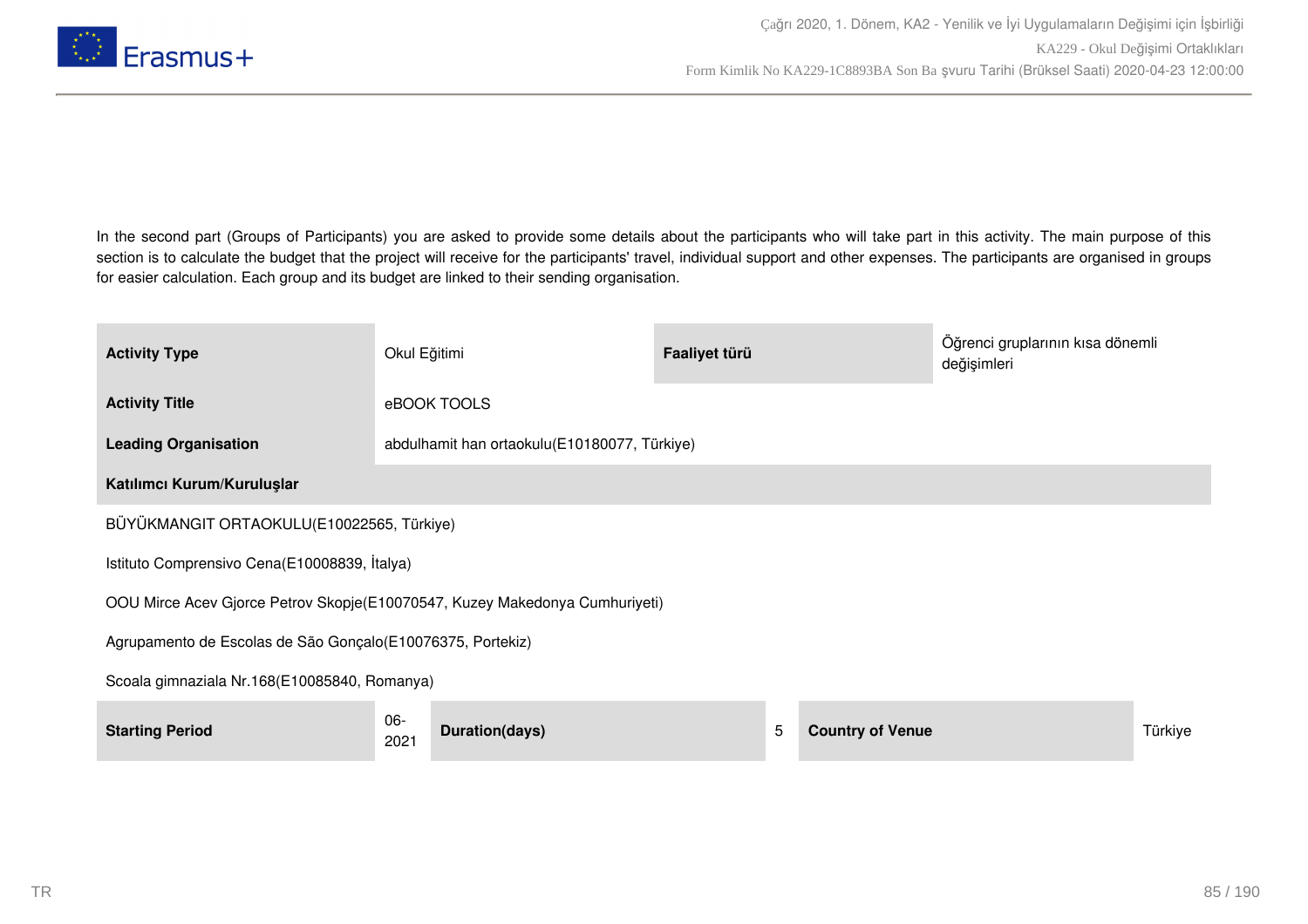In the second part (Groups of Participants) you are asked to provide some details about the participants who will take part in this activity. The main purpose of this section is to calculate the budget that the project will receive for the participants' travel, individual support and other expenses. The participants are organised in groups for easier calculation. Each group and its budget are linked to their sending organisation.

| **Activity Type** | Okul Eğitimi | **Faaliyet türü** | Öğrenci gruplarının kısa dönemli değişimleri |
|---|---|---|---|
| **Activity Title** | eBOOK TOOLS | | |
| **Leading Organisation** | abdulhamit han ortaokulu(E10180077, Türkiye) | | |

**Katılımcı Kurum/Kuruluşlar**

BÜYÜKMANGIT ORTAOKULU(E10022565, Türkiye)

Istituto Comprensivo Cena(E10008839, İtalya)

OOU Mirce Acev Gjorce Petrov Skopje(E10070547, Kuzey Makedonya Cumhuriyeti)

Agrupamento de Escolas de São Gonçalo(E10076375, Portekiz)

Scoala gimnaziala Nr.168(E10085840, Romanya)

| **Starting Period** | 06-2021 | **Duration(days)** | 5 | **Country of Venue** | Türkiye |
|---|---|---|---|---|---|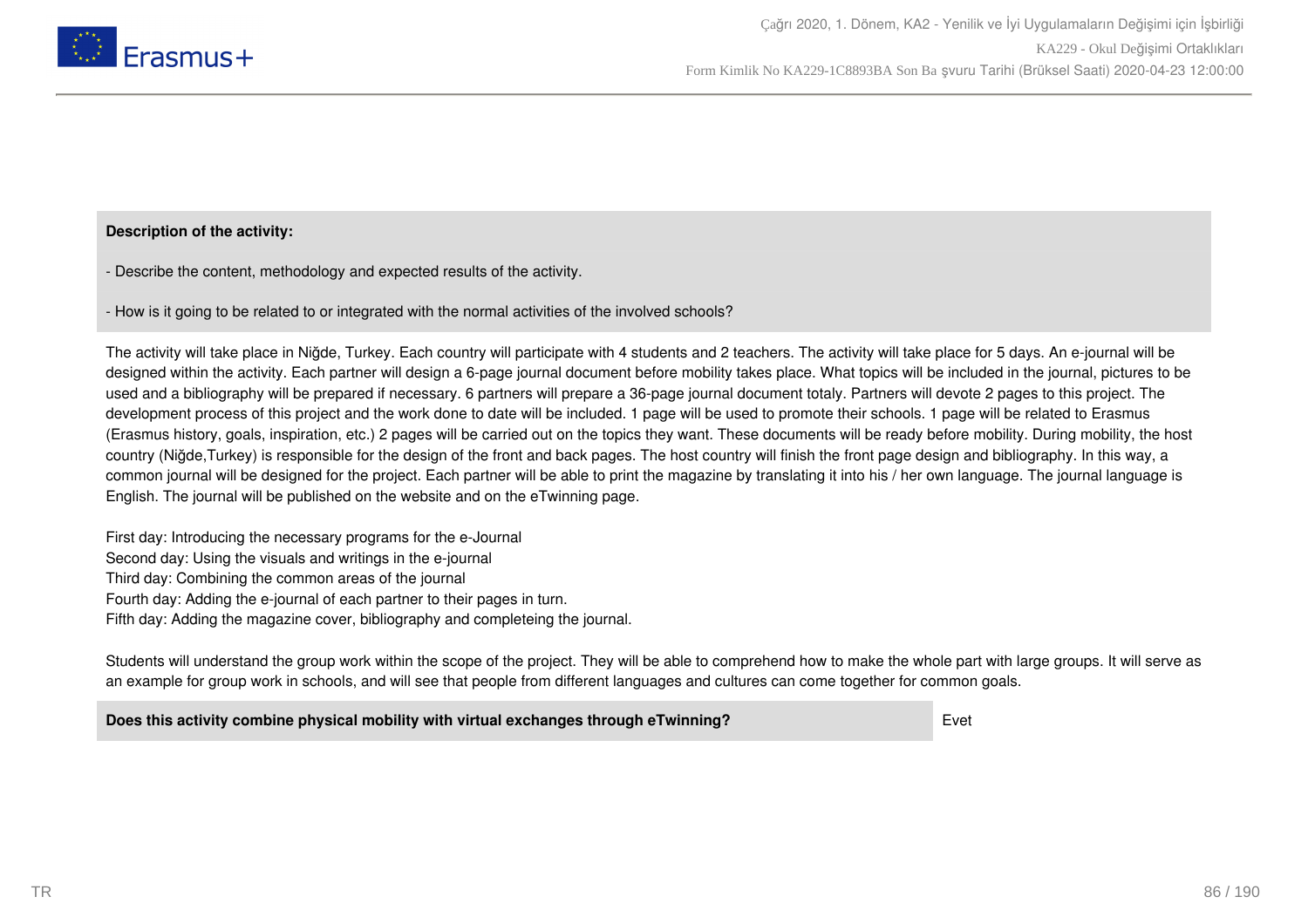**Description of the activity:**

- Describe the content, methodology and expected results of the activity.

- How is it going to be related to or integrated with the normal activities of the involved schools?

The activity will take place in Niğde, Turkey. Each country will participate with 4 students and 2 teachers. The activity will take place for 5 days. An e-journal will be designed within the activity. Each partner will design a 6-page journal document before mobility takes place. What topics will be included in the journal, pictures to be used and a bibliography will be prepared if necessary. 6 partners will prepare a 36-page journal document totaly. Partners will devote 2 pages to this project. The development process of this project and the work done to date will be included. 1 page will be used to promote their schools. 1 page will be related to Erasmus (Erasmus history, goals, inspiration, etc.) 2 pages will be carried out on the topics they want. These documents will be ready before mobility. During mobility, the host country (Niğde,Turkey) is responsible for the design of the front and back pages. The host country will finish the front page design and bibliography. In this way, a common journal will be designed for the project. Each partner will be able to print the magazine by translating it into his / her own language. The journal language is English. The journal will be published on the website and on the eTwinning page.

First day: Introducing the necessary programs for the e-Journal
Second day: Using the visuals and writings in the e-journal
Third day: Combining the common areas of the journal
Fourth day: Adding the e-journal of each partner to their pages in turn.
Fifth day: Adding the magazine cover, bibliography and completeing the journal.

Students will understand the group work within the scope of the project. They will be able to comprehend how to make the whole part with large groups. It will serve as an example for group work in schools, and will see that people from different languages and cultures can come together for common goals.

| **Does this activity combine physical mobility with virtual exchanges through eTwinning?** | Evet |
|---|---|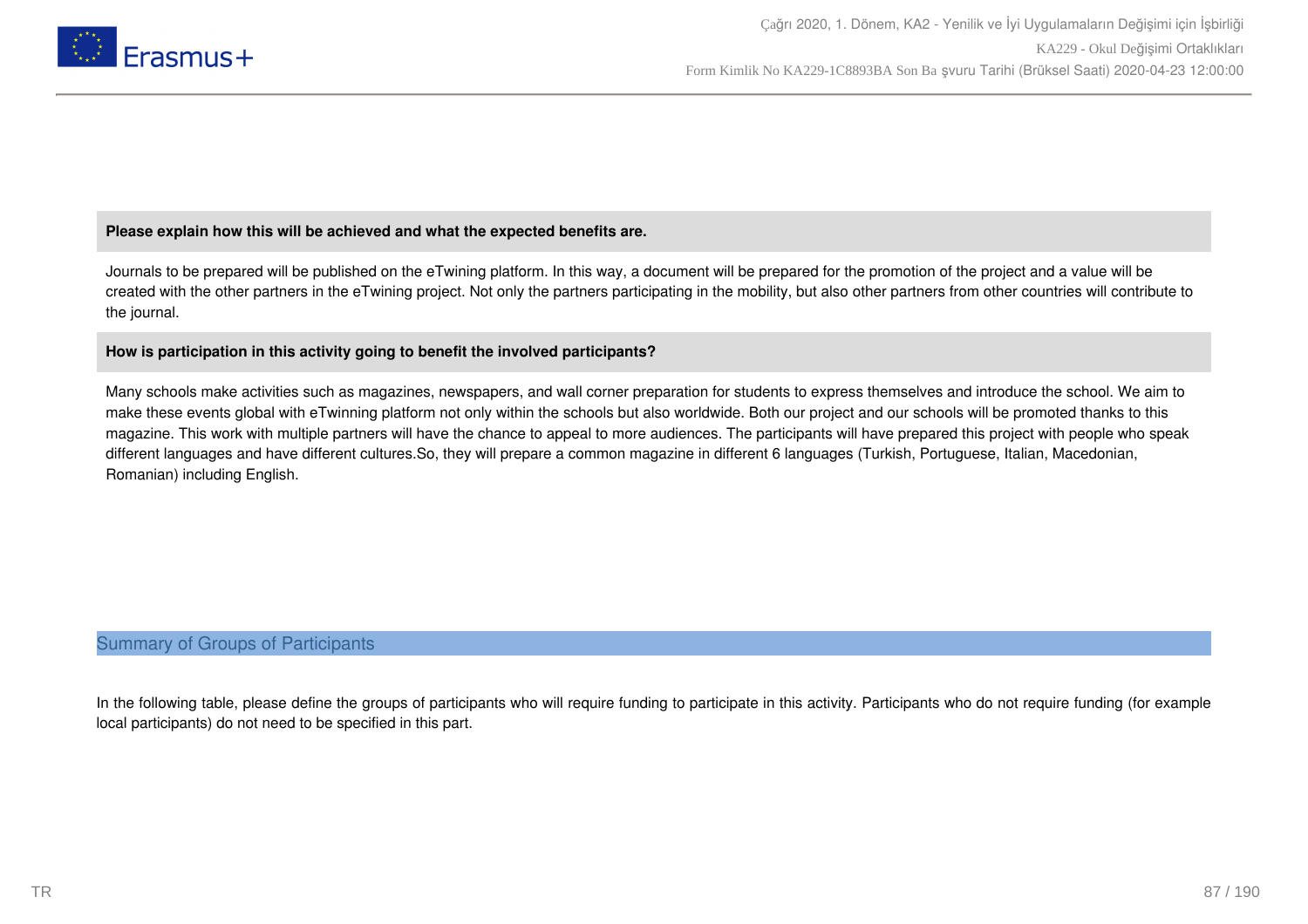**Please explain how this will be achieved and what the expected benefits are.**

Journals to be prepared will be published on the eTwining platform. In this way, a document will be prepared for the promotion of the project and a value will be created with the other partners in the eTwining project. Not only the partners participating in the mobility, but also other partners from other countries will contribute to the journal.

**How is participation in this activity going to benefit the involved participants?**

Many schools make activities such as magazines, newspapers, and wall corner preparation for students to express themselves and introduce the school. We aim to make these events global with eTwinning platform not only within the schools but also worldwide. Both our project and our schools will be promoted thanks to this magazine. This work with multiple partners will have the chance to appeal to more audiences. The participants will have prepared this project with people who speak different languages and have different cultures.So, they will prepare a common magazine in different 6 languages (Turkish, Portuguese, Italian, Macedonian, Romanian) including English.

## Summary of Groups of Participants

In the following table, please define the groups of participants who will require funding to participate in this activity. Participants who do not require funding (for example local participants) do not need to be specified in this part.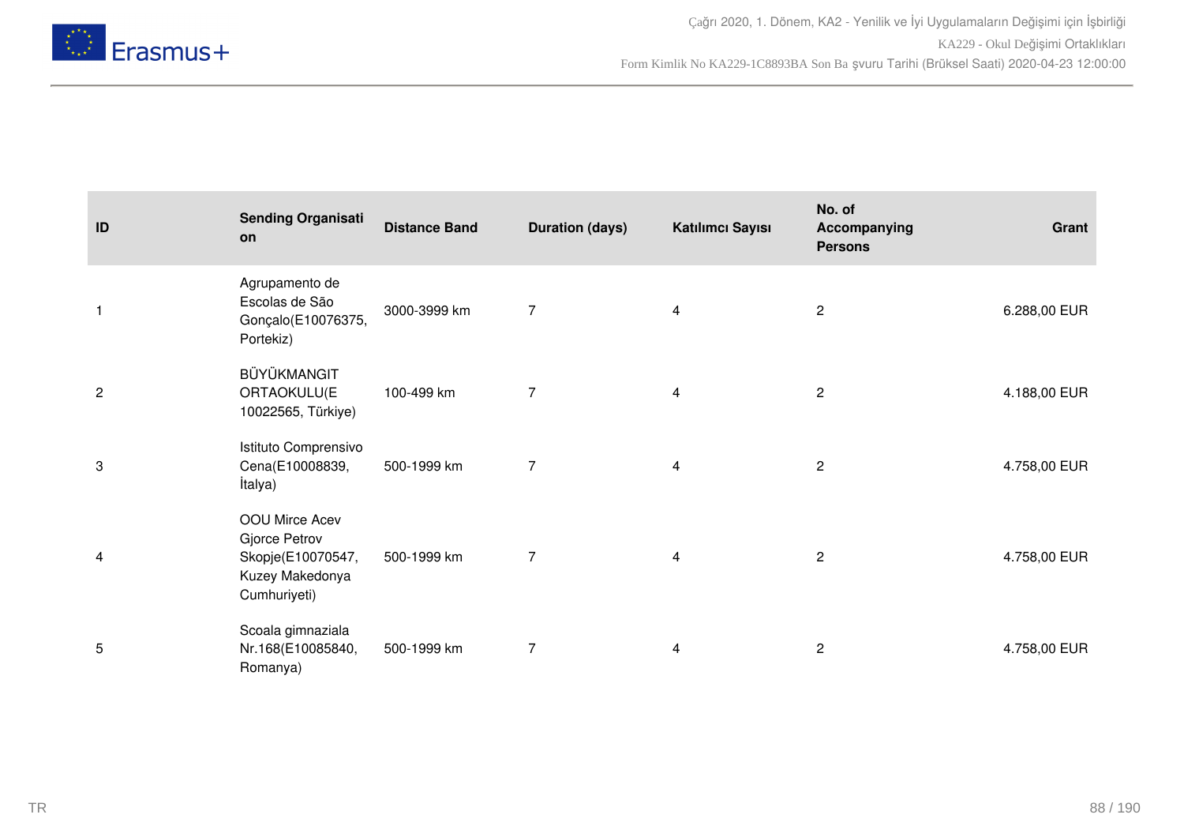| ID | Sending Organisation | Distance Band | Duration (days) | Katılımcı Sayısı | No. of Accompanying Persons | Grant |
|---|---|---|---|---|---|---|
| 1 | Agrupamento de Escolas de São Gonçalo(E10076375, Portekiz) | 3000-3999 km | 7 | 4 | 2 | 6.288,00 EUR |
| 2 | BÜYÜKMANGIT ORTAOKULU(E 10022565, Türkiye) | 100-499 km | 7 | 4 | 2 | 4.188,00 EUR |
| 3 | Istituto Comprensivo Cena(E10008839, İtalya) | 500-1999 km | 7 | 4 | 2 | 4.758,00 EUR |
| 4 | OOU Mirce Acev Gjorce Petrov Skopje(E10070547, Kuzey Makedonya Cumhuriyeti) | 500-1999 km | 7 | 4 | 2 | 4.758,00 EUR |
| 5 | Scoala gimnaziala Nr.168(E10085840, Romanya) | 500-1999 km | 7 | 4 | 2 | 4.758,00 EUR |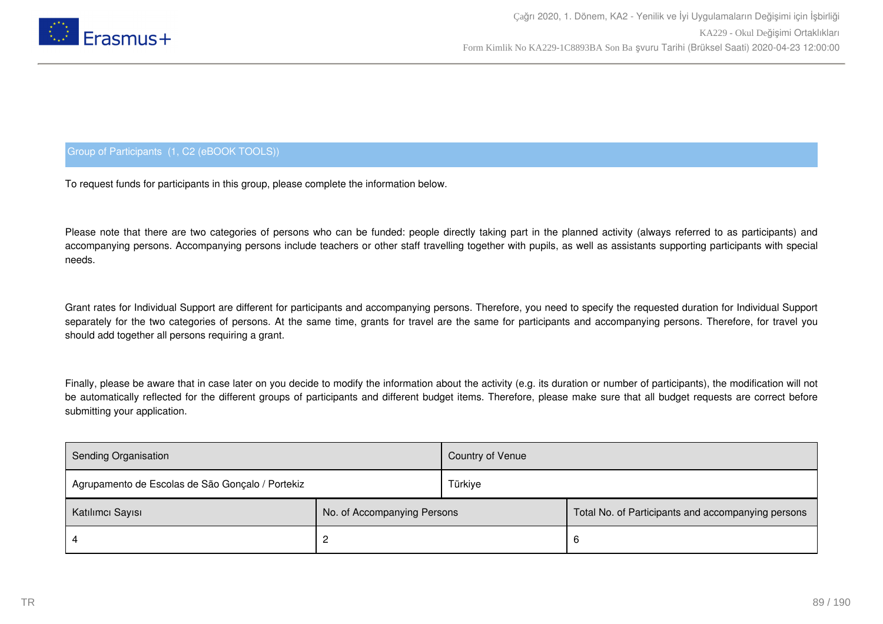## Group of Participants (1, C2 (eBOOK TOOLS))

To request funds for participants in this group, please complete the information below.

Please note that there are two categories of persons who can be funded: people directly taking part in the planned activity (always referred to as participants) and accompanying persons. Accompanying persons include teachers or other staff travelling together with pupils, as well as assistants supporting participants with special needs.

Grant rates for Individual Support are different for participants and accompanying persons. Therefore, you need to specify the requested duration for Individual Support separately for the two categories of persons. At the same time, grants for travel are the same for participants and accompanying persons. Therefore, for travel you should add together all persons requiring a grant.

Finally, please be aware that in case later on you decide to modify the information about the activity (e.g. its duration or number of participants), the modification will not be automatically reflected for the different groups of participants and different budget items. Therefore, please make sure that all budget requests are correct before submitting your application.

| Sending Organisation | Country of Venue |
|---|---|
| Agrupamento de Escolas de São Gonçalo / Portekiz | Türkiye |

| Katılımcı Sayısı | No. of Accompanying Persons | Total No. of Participants and accompanying persons |
|---|---|---|
| 4 | 2 | 6 |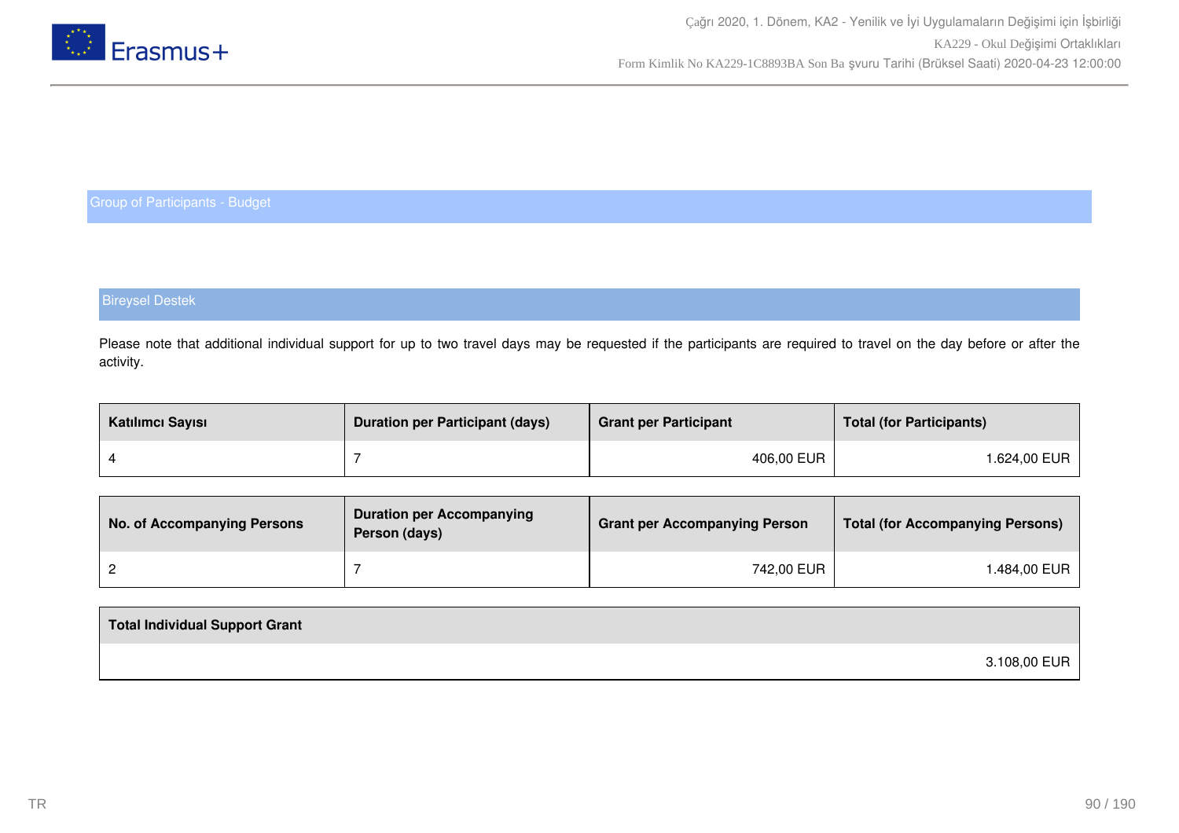## Group of Participants - Budget

### Bireysel Destek

Please note that additional individual support for up to two travel days may be requested if the participants are required to travel on the day before or after the activity.

| Katılımcı Sayısı | Duration per Participant (days) | Grant per Participant | Total (for Participants) |
| --- | --- | --- | --- |
| 4 | 7 | 406,00 EUR | 1.624,00 EUR |

| No. of Accompanying Persons | Duration per Accompanying Person (days) | Grant per Accompanying Person | Total (for Accompanying Persons) |
| --- | --- | --- | --- |
| 2 | 7 | 742,00 EUR | 1.484,00 EUR |

| Total Individual Support Grant |
| --- |
| 3.108,00 EUR |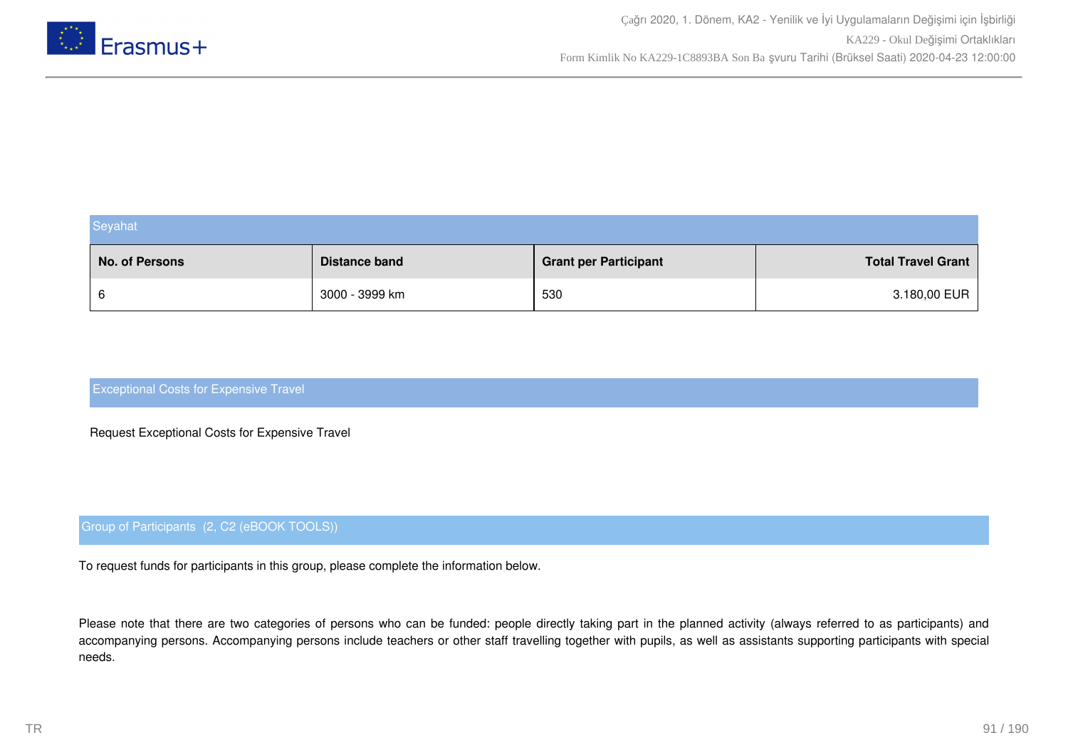## Seyahat

| No. of Persons | Distance band | Grant per Participant | Total Travel Grant |
|---|---|---|---|
| 6 | 3000 - 3999 km | 530 | 3.180,00 EUR |

## Exceptional Costs for Expensive Travel

Request Exceptional Costs for Expensive Travel

## Group of Participants (2, C2 (eBOOK TOOLS))

To request funds for participants in this group, please complete the information below.

Please note that there are two categories of persons who can be funded: people directly taking part in the planned activity (always referred to as participants) and accompanying persons. Accompanying persons include teachers or other staff travelling together with pupils, as well as assistants supporting participants with special needs.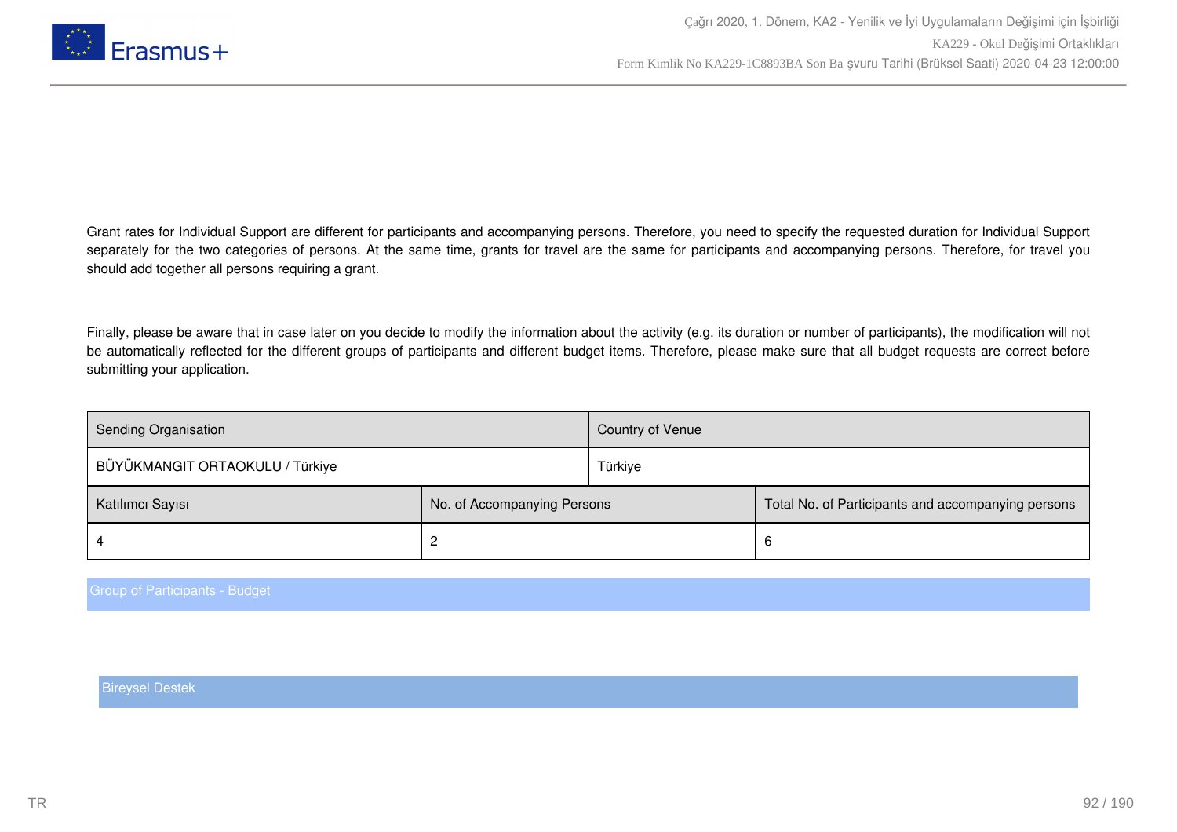Grant rates for Individual Support are different for participants and accompanying persons. Therefore, you need to specify the requested duration for Individual Support separately for the two categories of persons. At the same time, grants for travel are the same for participants and accompanying persons. Therefore, for travel you should add together all persons requiring a grant.

Finally, please be aware that in case later on you decide to modify the information about the activity (e.g. its duration or number of participants), the modification will not be automatically reflected for the different groups of participants and different budget items. Therefore, please make sure that all budget requests are correct before submitting your application.

| Sending Organisation | Country of Venue |
|---|---|
| BÜYÜKMANGIT ORTAOKULU / Türkiye | Türkiye |

| Katılımcı Sayısı | No. of Accompanying Persons | Total No. of Participants and accompanying persons |
|---|---|---|
| 4 | 2 | 6 |

Group of Participants - Budget

Bireysel Destek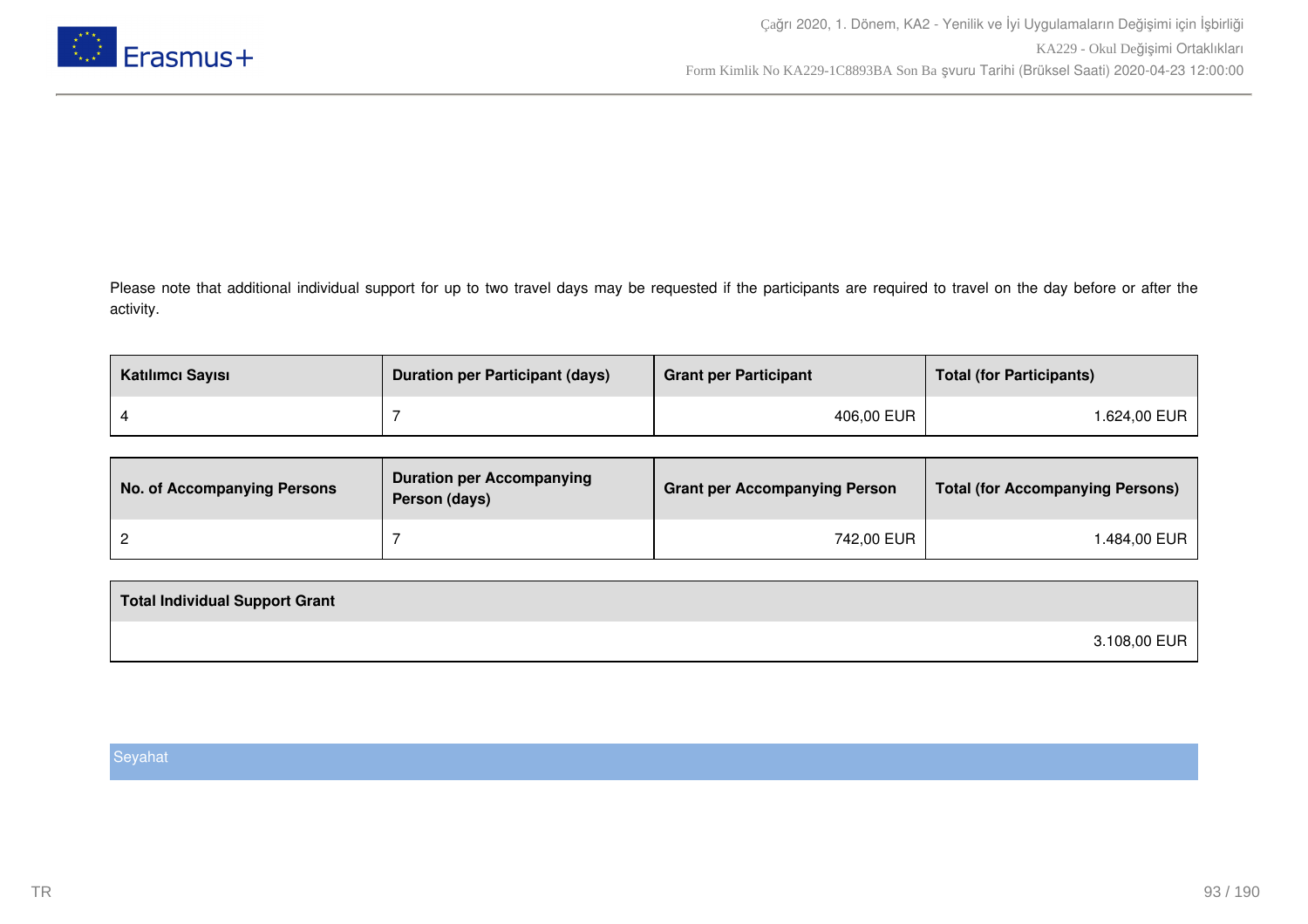Please note that additional individual support for up to two travel days may be requested if the participants are required to travel on the day before or after the activity.

| Katılımcı Sayısı | Duration per Participant (days) | Grant per Participant | Total (for Participants) |
| --- | --- | --- | --- |
| 4 | 7 | 406,00 EUR | 1.624,00 EUR |

| No. of Accompanying Persons | Duration per Accompanying Person (days) | Grant per Accompanying Person | Total (for Accompanying Persons) |
| --- | --- | --- | --- |
| 2 | 7 | 742,00 EUR | 1.484,00 EUR |

| Total Individual Support Grant |
| --- |
| 3.108,00 EUR |

Seyahat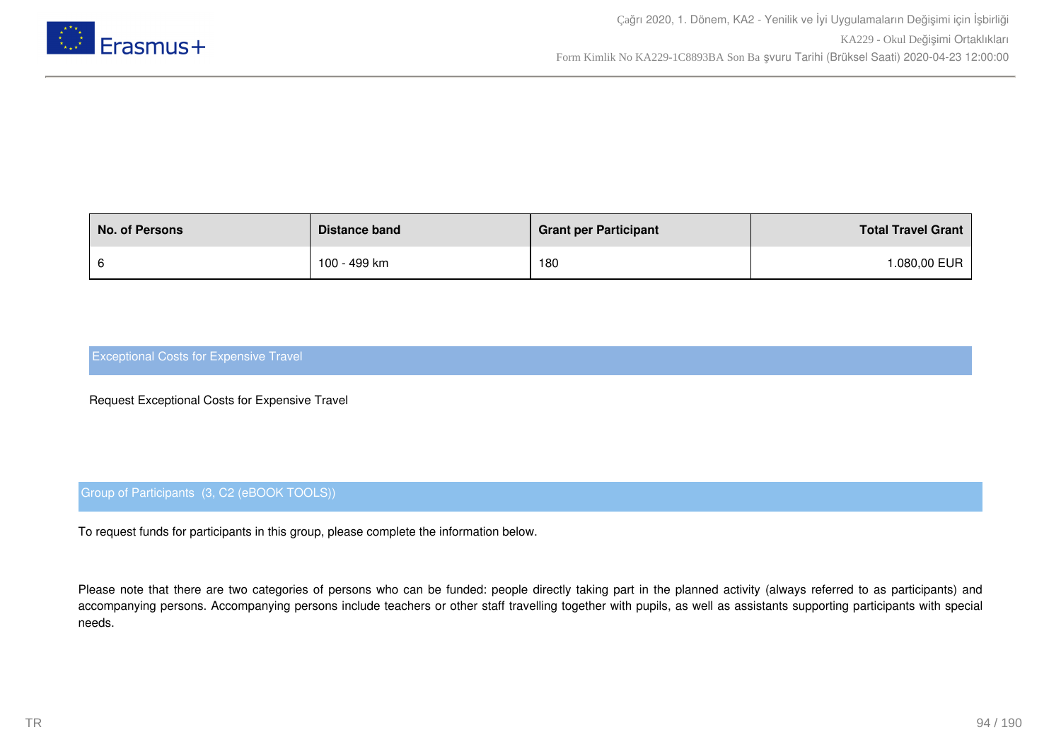| No. of Persons | Distance band | Grant per Participant | Total Travel Grant |
|---|---|---|---|
| 6 | 100 - 499 km | 180 | 1.080,00 EUR |

## Exceptional Costs for Expensive Travel

Request Exceptional Costs for Expensive Travel

## Group of Participants  (3, C2 (eBOOK TOOLS))

To request funds for participants in this group, please complete the information below.

Please note that there are two categories of persons who can be funded: people directly taking part in the planned activity (always referred to as participants) and accompanying persons. Accompanying persons include teachers or other staff travelling together with pupils, as well as assistants supporting participants with special needs.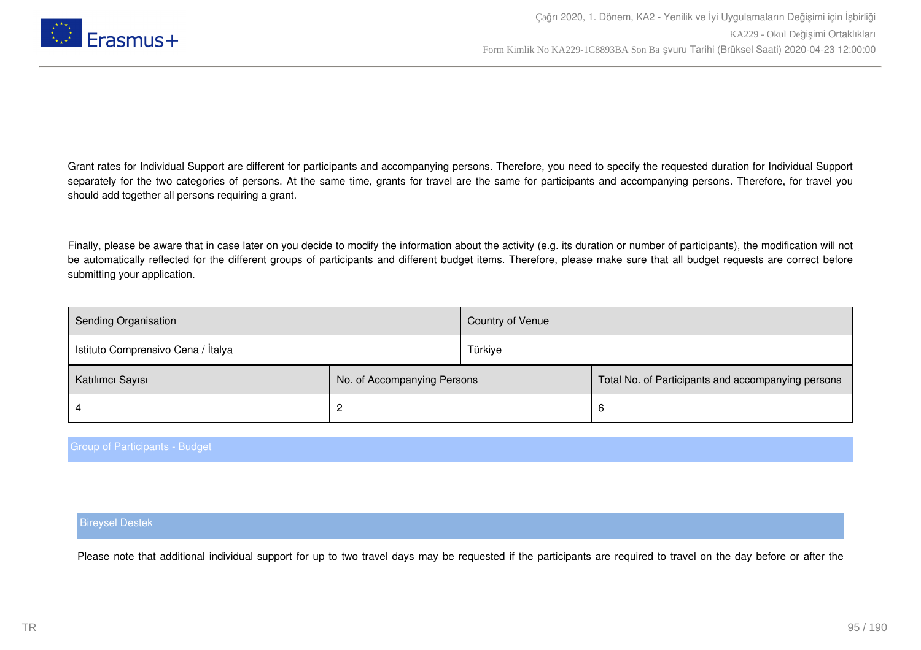Grant rates for Individual Support are different for participants and accompanying persons. Therefore, you need to specify the requested duration for Individual Support separately for the two categories of persons. At the same time, grants for travel are the same for participants and accompanying persons. Therefore, for travel you should add together all persons requiring a grant.

Finally, please be aware that in case later on you decide to modify the information about the activity (e.g. its duration or number of participants), the modification will not be automatically reflected for the different groups of participants and different budget items. Therefore, please make sure that all budget requests are correct before submitting your application.

| Sending Organisation | Country of Venue |
|---|---|
| Istituto Comprensivo Cena / İtalya | Türkiye |

| Katılımcı Sayısı | No. of Accompanying Persons | Total No. of Participants and accompanying persons |
|---|---|---|
| 4 | 2 | 6 |

## Group of Participants - Budget

### Bireysel Destek

Please note that additional individual support for up to two travel days may be requested if the participants are required to travel on the day before or after the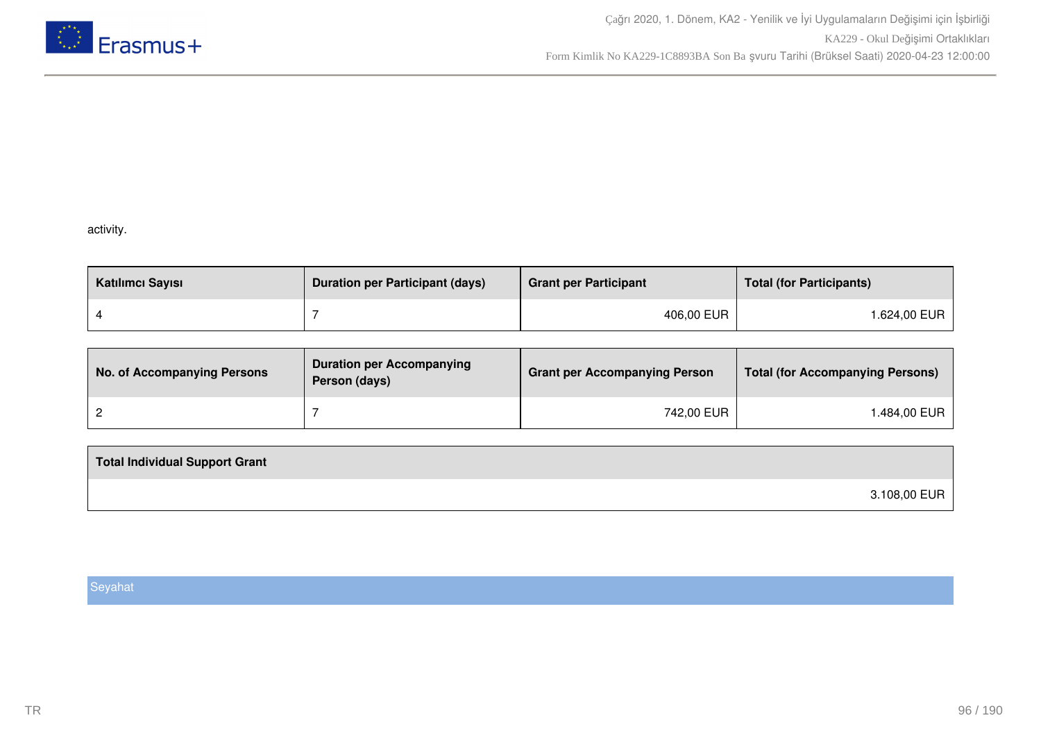activity.

| Katılımcı Sayısı | Duration per Participant (days) | Grant per Participant | Total (for Participants) |
|---|---|---|---|
| 4 | 7 | 406,00 EUR | 1.624,00 EUR |

| No. of Accompanying Persons | Duration per Accompanying Person (days) | Grant per Accompanying Person | Total (for Accompanying Persons) |
|---|---|---|---|
| 2 | 7 | 742,00 EUR | 1.484,00 EUR |

| Total Individual Support Grant |
|---|
| 3.108,00 EUR |

## Seyahat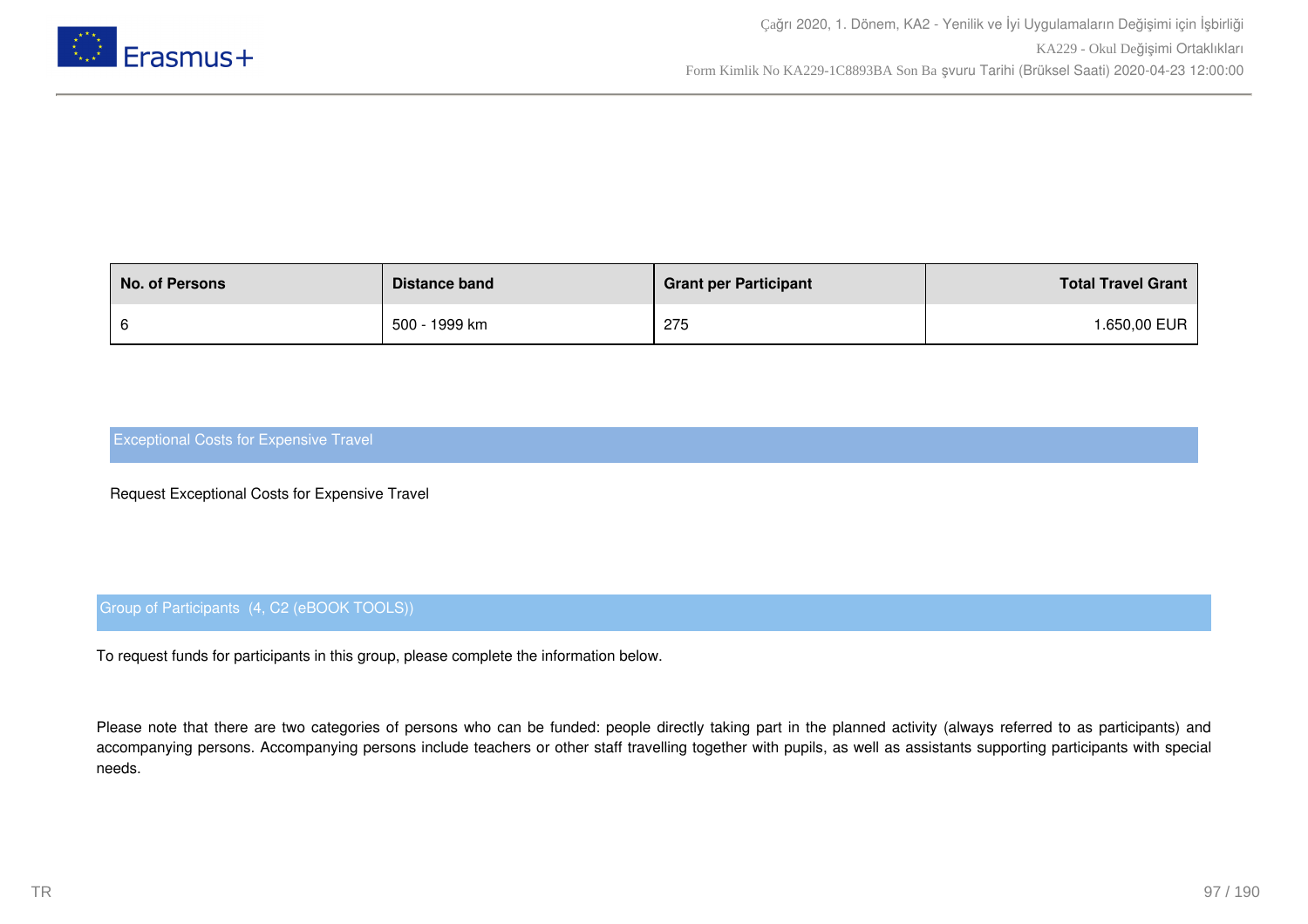| No. of Persons | Distance band | Grant per Participant | Total Travel Grant |
| --- | --- | --- | --- |
| 6 | 500 - 1999 km | 275 | 1.650,00 EUR |

## Exceptional Costs for Expensive Travel

Request Exceptional Costs for Expensive Travel

## Group of Participants (4, C2 (eBOOK TOOLS))

To request funds for participants in this group, please complete the information below.

Please note that there are two categories of persons who can be funded: people directly taking part in the planned activity (always referred to as participants) and accompanying persons. Accompanying persons include teachers or other staff travelling together with pupils, as well as assistants supporting participants with special needs.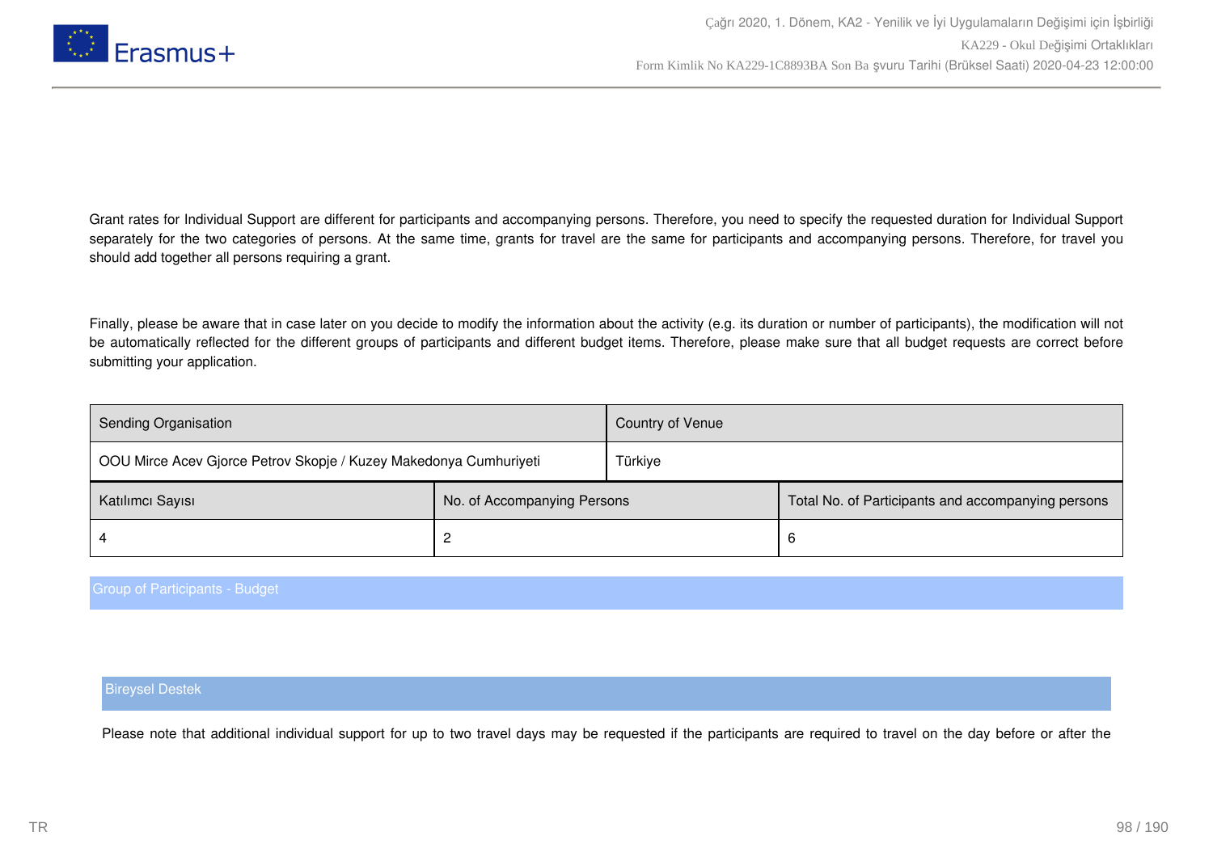Grant rates for Individual Support are different for participants and accompanying persons. Therefore, you need to specify the requested duration for Individual Support separately for the two categories of persons. At the same time, grants for travel are the same for participants and accompanying persons. Therefore, for travel you should add together all persons requiring a grant.

Finally, please be aware that in case later on you decide to modify the information about the activity (e.g. its duration or number of participants), the modification will not be automatically reflected for the different groups of participants and different budget items. Therefore, please make sure that all budget requests are correct before submitting your application.

| Sending Organisation | Country of Venue |
|---|---|
| OOU Mirce Acev Gjorce Petrov Skopje / Kuzey Makedonya Cumhuriyeti | Türkiye |

| Katılımcı Sayısı | No. of Accompanying Persons | Total No. of Participants and accompanying persons |
|---|---|---|
| 4 | 2 | 6 |

## Group of Participants - Budget

### Bireysel Destek

Please note that additional individual support for up to two travel days may be requested if the participants are required to travel on the day before or after the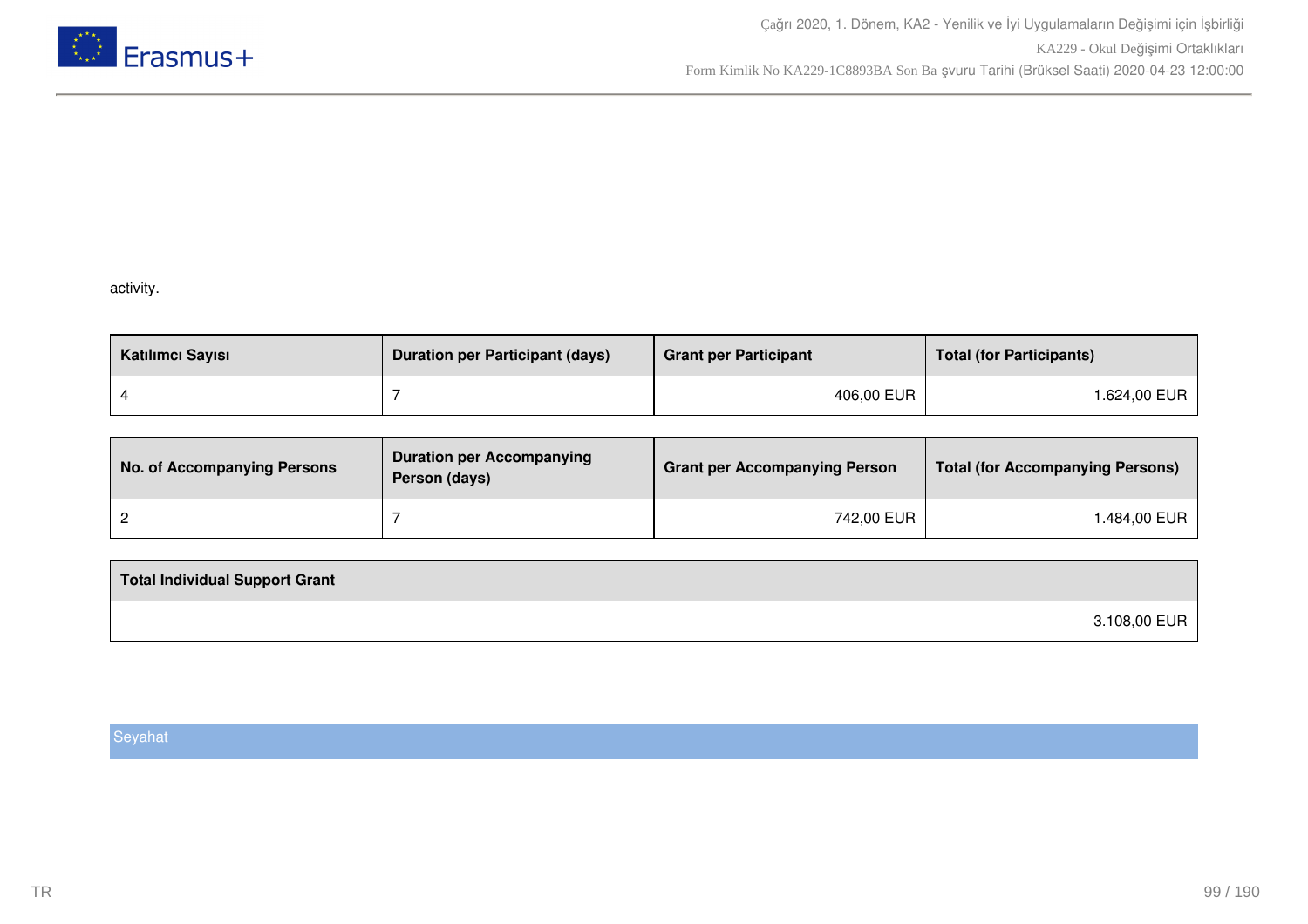activity.

| Katılımcı Sayısı | Duration per Participant (days) | Grant per Participant | Total (for Participants) |
| --- | --- | --- | --- |
| 4 | 7 | 406,00 EUR | 1.624,00 EUR |

| No. of Accompanying Persons | Duration per Accompanying Person (days) | Grant per Accompanying Person | Total (for Accompanying Persons) |
| --- | --- | --- | --- |
| 2 | 7 | 742,00 EUR | 1.484,00 EUR |

| Total Individual Support Grant |
| --- |
| 3.108,00 EUR |

## Seyahat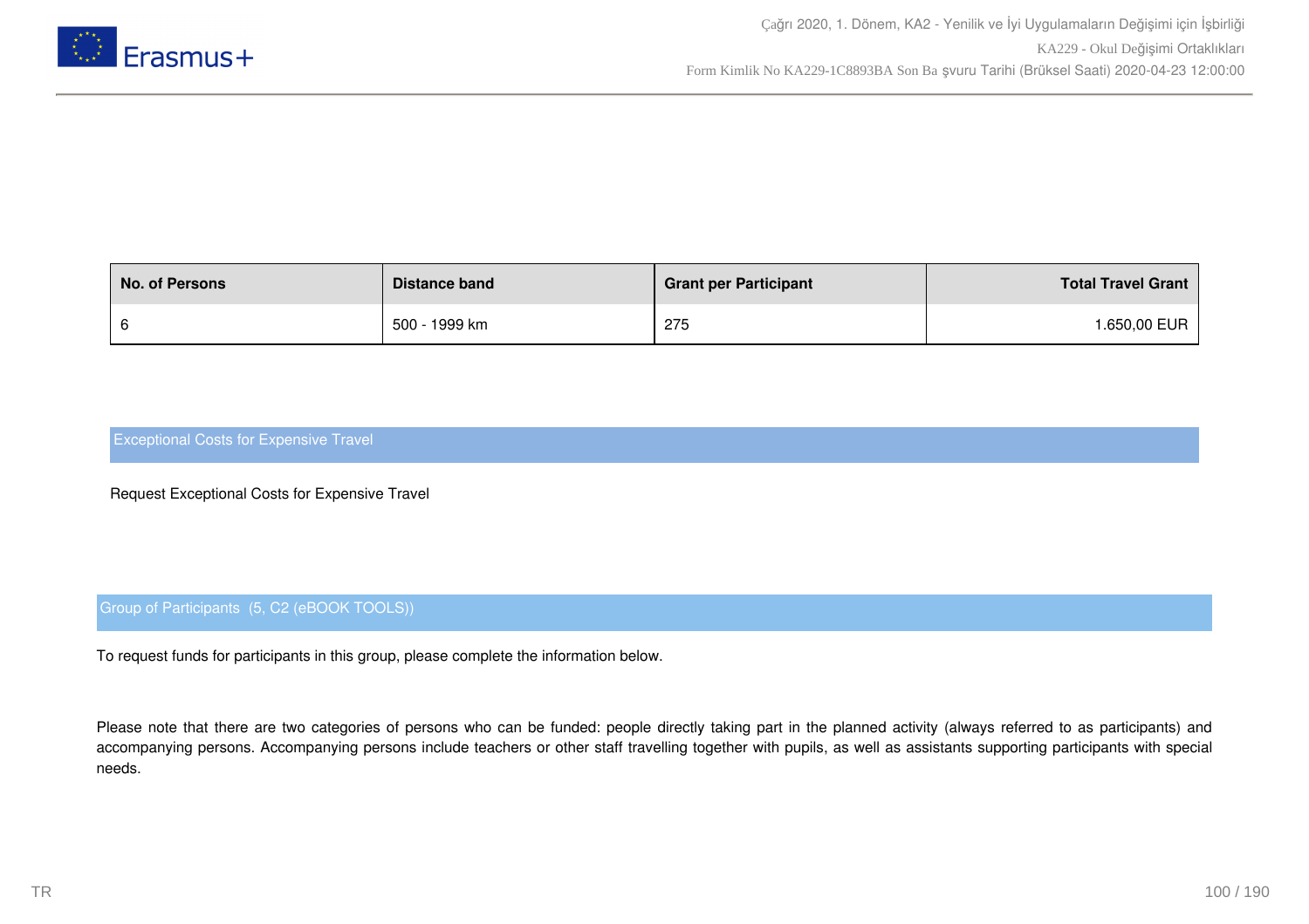| No. of Persons | Distance band | Grant per Participant | Total Travel Grant |
|---|---|---|---|
| 6 | 500 - 1999 km | 275 | 1.650,00 EUR |

## Exceptional Costs for Expensive Travel

Request Exceptional Costs for Expensive Travel

## Group of Participants (5, C2 (eBOOK TOOLS))

To request funds for participants in this group, please complete the information below.

Please note that there are two categories of persons who can be funded: people directly taking part in the planned activity (always referred to as participants) and accompanying persons. Accompanying persons include teachers or other staff travelling together with pupils, as well as assistants supporting participants with special needs.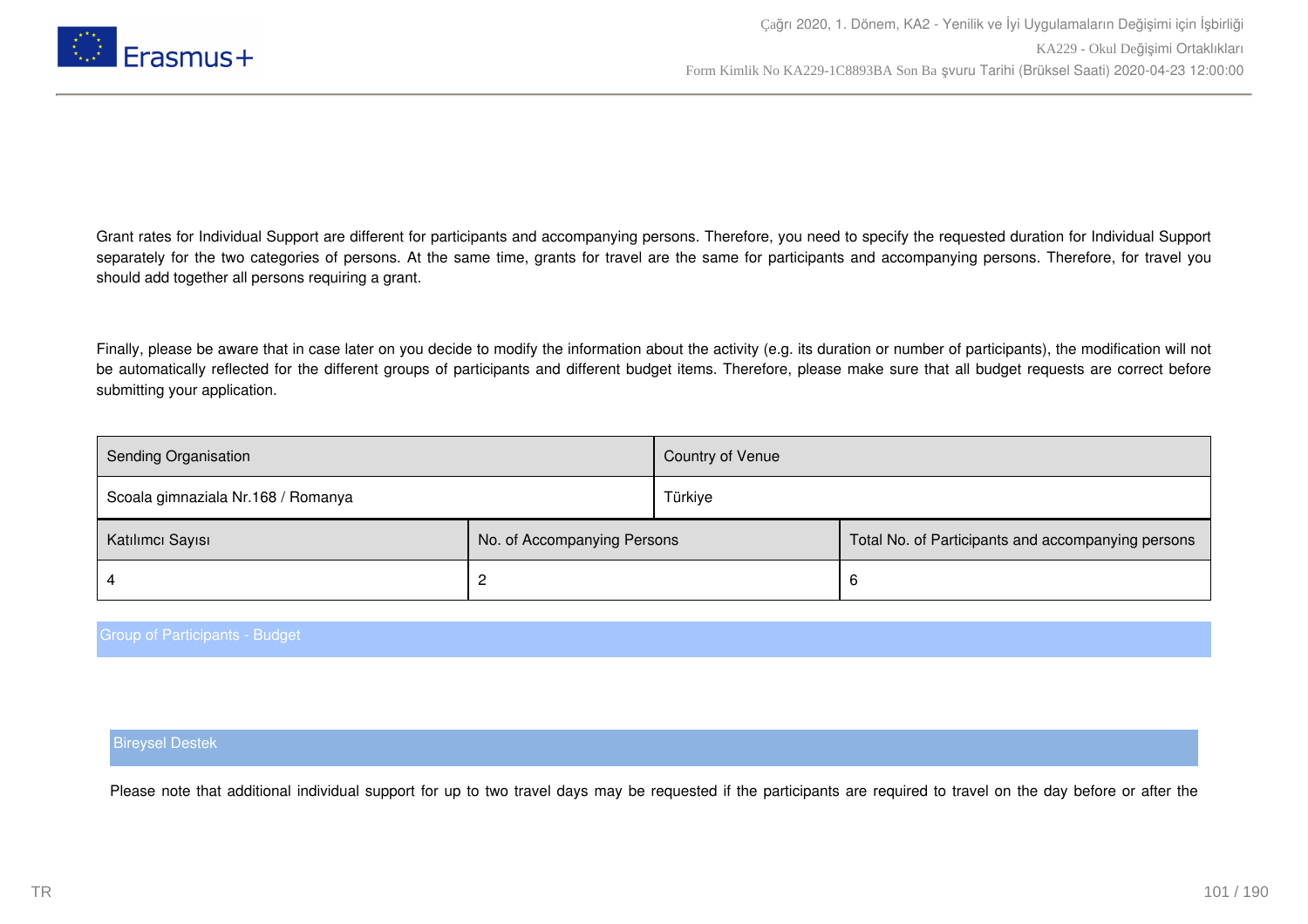Grant rates for Individual Support are different for participants and accompanying persons. Therefore, you need to specify the requested duration for Individual Support separately for the two categories of persons. At the same time, grants for travel are the same for participants and accompanying persons. Therefore, for travel you should add together all persons requiring a grant.

Finally, please be aware that in case later on you decide to modify the information about the activity (e.g. its duration or number of participants), the modification will not be automatically reflected for the different groups of participants and different budget items. Therefore, please make sure that all budget requests are correct before submitting your application.

| Sending Organisation | Country of Venue |
|---|---|
| Scoala gimnaziala Nr.168 / Romanya | Türkiye |

| Katılımcı Sayısı | No. of Accompanying Persons | Total No. of Participants and accompanying persons |
|---|---|---|
| 4 | 2 | 6 |

## Group of Participants - Budget

### Bireysel Destek

Please note that additional individual support for up to two travel days may be requested if the participants are required to travel on the day before or after the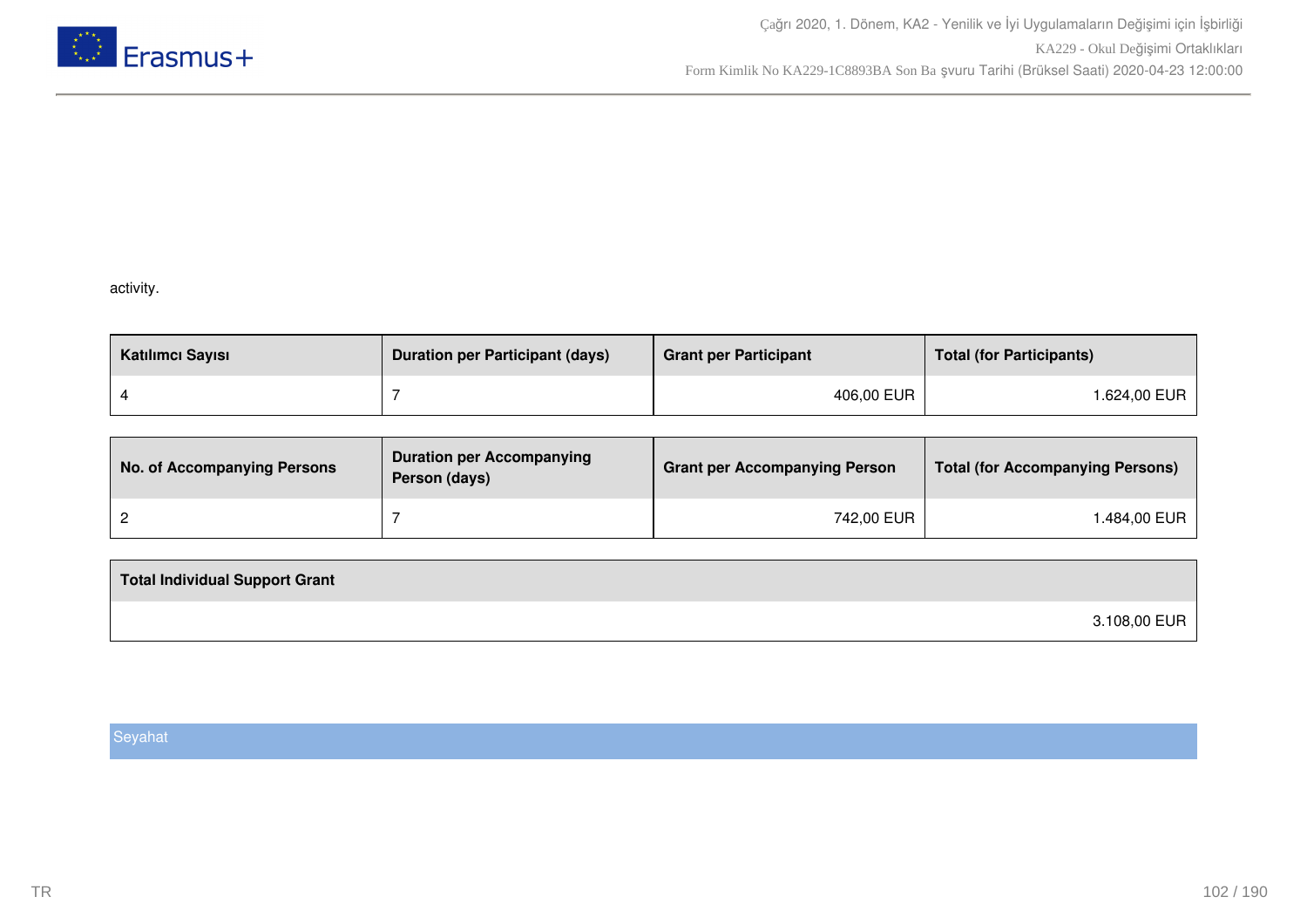activity.

| Katılımcı Sayısı | Duration per Participant (days) | Grant per Participant | Total (for Participants) |
| --- | --- | --- | --- |
| 4 | 7 | 406,00 EUR | 1.624,00 EUR |

| No. of Accompanying Persons | Duration per Accompanying Person (days) | Grant per Accompanying Person | Total (for Accompanying Persons) |
| --- | --- | --- | --- |
| 2 | 7 | 742,00 EUR | 1.484,00 EUR |

| Total Individual Support Grant |
| --- |
| 3.108,00 EUR |

## Seyahat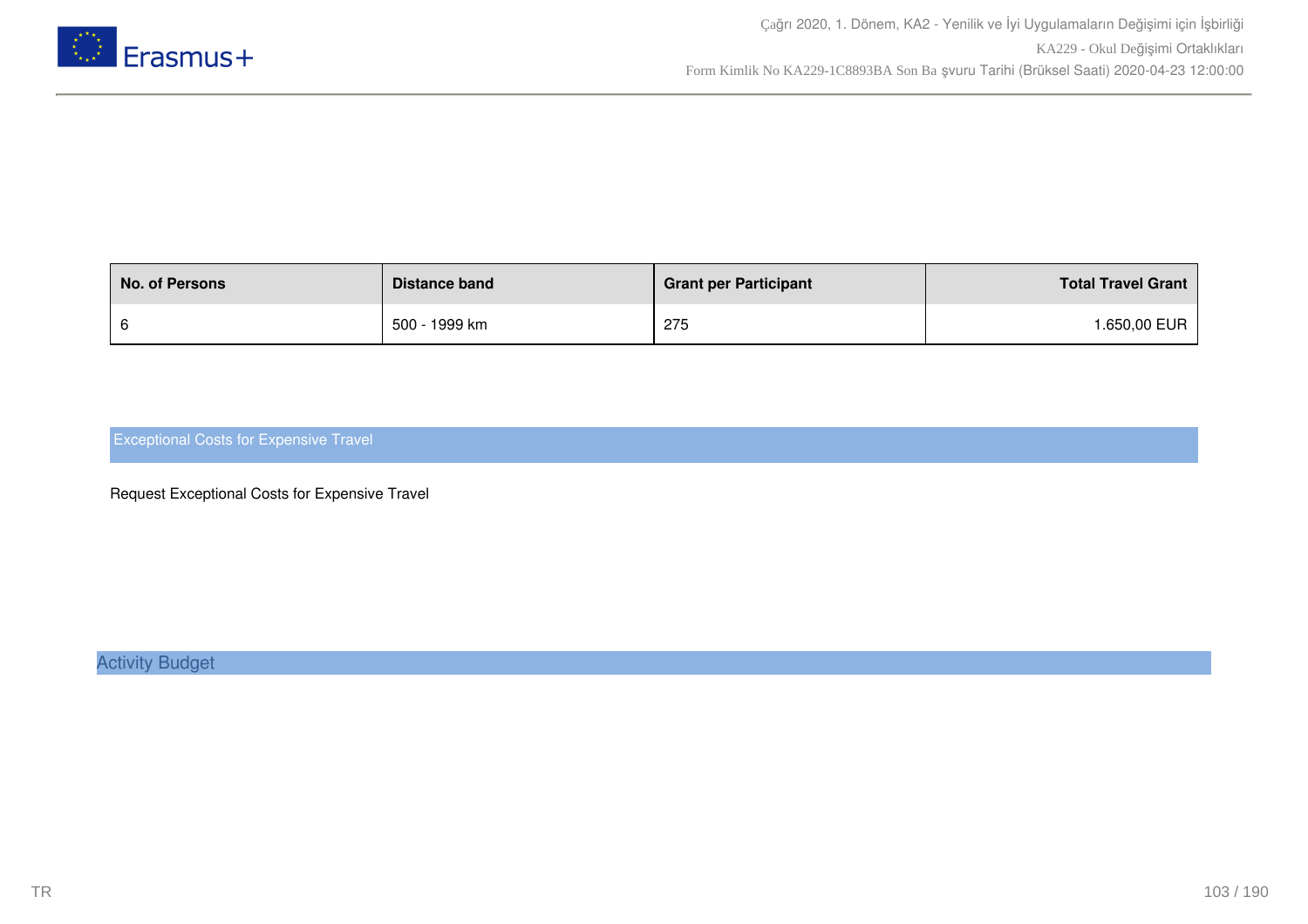| No. of Persons | Distance band | Grant per Participant | Total Travel Grant |
| --- | --- | --- | --- |
| 6 | 500 - 1999 km | 275 | 1.650,00 EUR |

## Exceptional Costs for Expensive Travel

Request Exceptional Costs for Expensive Travel

## Activity Budget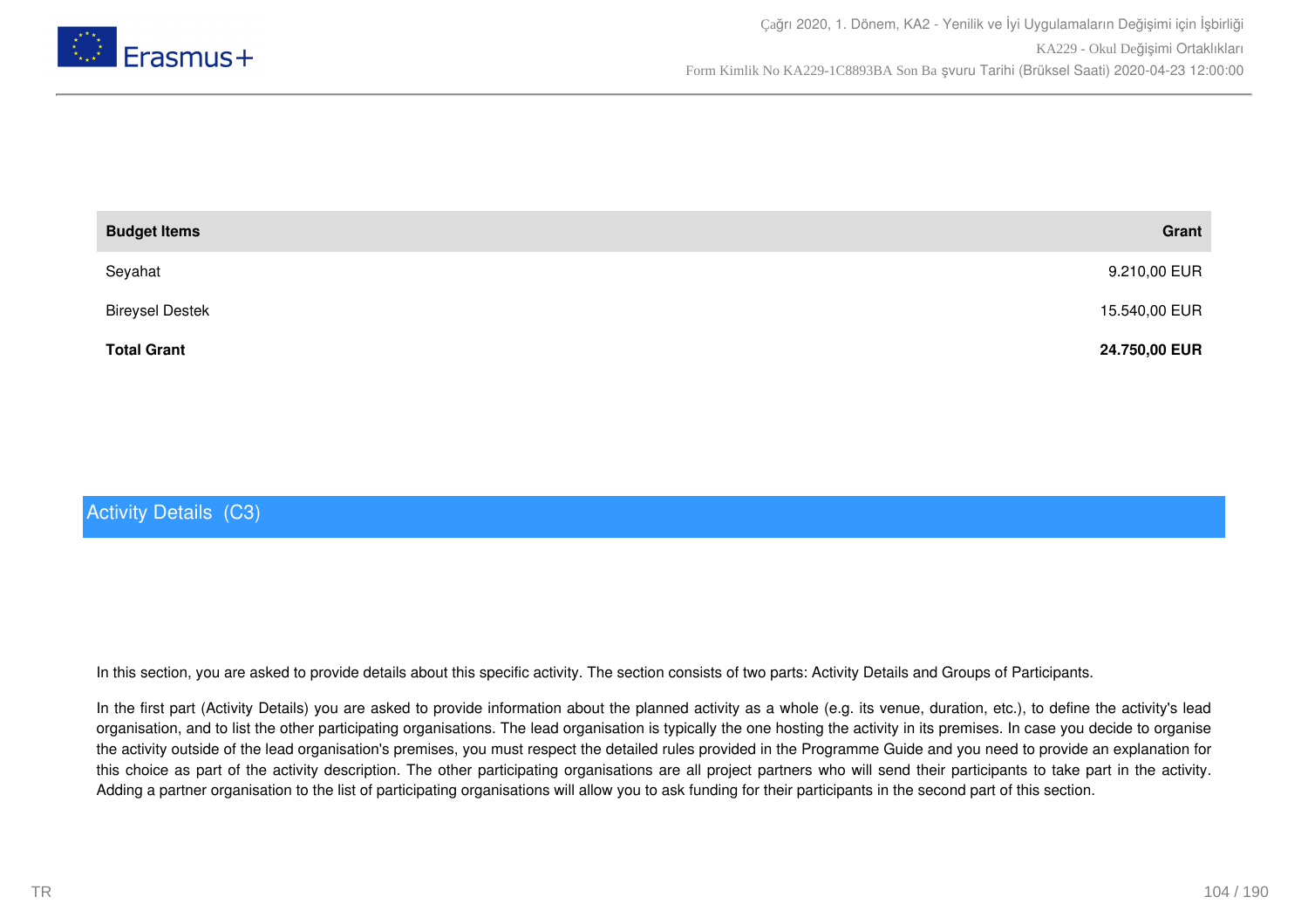| Budget Items | Grant |
| --- | --- |
| Seyahat | 9.210,00 EUR |
| Bireysel Destek | 15.540,00 EUR |
| **Total Grant** | **24.750,00 EUR** |

## Activity Details (C3)

In this section, you are asked to provide details about this specific activity. The section consists of two parts: Activity Details and Groups of Participants.

In the first part (Activity Details) you are asked to provide information about the planned activity as a whole (e.g. its venue, duration, etc.), to define the activity's lead organisation, and to list the other participating organisations. The lead organisation is typically the one hosting the activity in its premises. In case you decide to organise the activity outside of the lead organisation's premises, you must respect the detailed rules provided in the Programme Guide and you need to provide an explanation for this choice as part of the activity description. The other participating organisations are all project partners who will send their participants to take part in the activity. Adding a partner organisation to the list of participating organisations will allow you to ask funding for their participants in the second part of this section.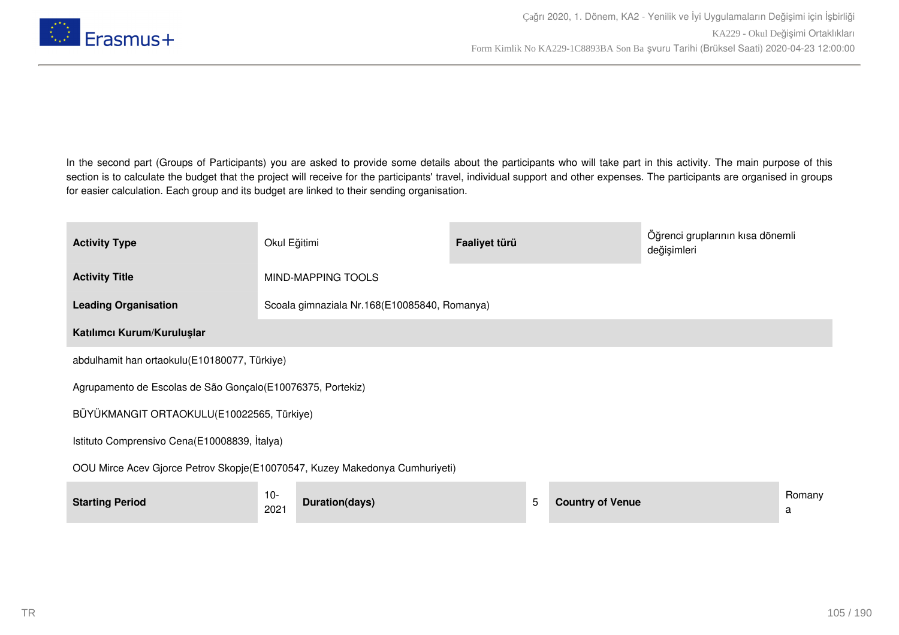In the second part (Groups of Participants) you are asked to provide some details about the participants who will take part in this activity. The main purpose of this section is to calculate the budget that the project will receive for the participants' travel, individual support and other expenses. The participants are organised in groups for easier calculation. Each group and its budget are linked to their sending organisation.

| **Activity Type** | Okul Eğitimi | **Faaliyet türü** | Öğrenci gruplarının kısa dönemli değişimleri |
|---|---|---|---|
| **Activity Title** | MIND-MAPPING TOOLS | | |
| **Leading Organisation** | Scoala gimnaziala Nr.168(E10085840, Romanya) | | |

| **Katılımcı Kurum/Kuruluşlar** |
|---|
| abdulhamit han ortaokulu(E10180077, Türkiye) |
| Agrupamento de Escolas de São Gonçalo(E10076375, Portekiz) |
| BÜYÜKMANGIT ORTAOKULU(E10022565, Türkiye) |
| Istituto Comprensivo Cena(E10008839, İtalya) |
| OOU Mirce Acev Gjorce Petrov Skopje(E10070547, Kuzey Makedonya Cumhuriyeti) |

| **Starting Period** | 10-2021 | **Duration(days)** | 5 | **Country of Venue** | Romanya |
|---|---|---|---|---|---|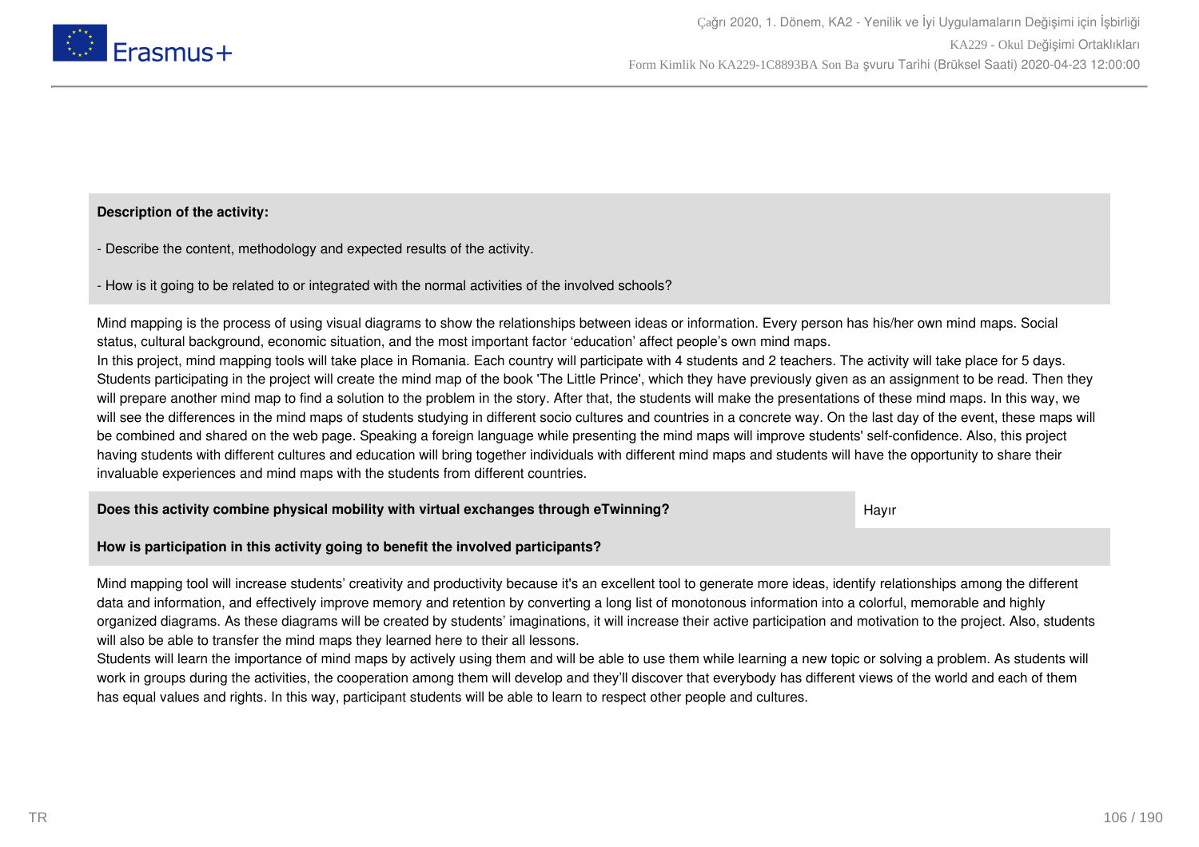**Description of the activity:**

- Describe the content, methodology and expected results of the activity.

- How is it going to be related to or integrated with the normal activities of the involved schools?

Mind mapping is the process of using visual diagrams to show the relationships between ideas or information. Every person has his/her own mind maps. Social status, cultural background, economic situation, and the most important factor 'education' affect people's own mind maps.
In this project, mind mapping tools will take place in Romania. Each country will participate with 4 students and 2 teachers. The activity will take place for 5 days. Students participating in the project will create the mind map of the book 'The Little Prince', which they have previously given as an assignment to be read. Then they will prepare another mind map to find a solution to the problem in the story. After that, the students will make the presentations of these mind maps. In this way, we will see the differences in the mind maps of students studying in different socio cultures and countries in a concrete way. On the last day of the event, these maps will be combined and shared on the web page. Speaking a foreign language while presenting the mind maps will improve students' self-confidence. Also, this project having students with different cultures and education will bring together individuals with different mind maps and students will have the opportunity to share their invaluable experiences and mind maps with the students from different countries.

| **Does this activity combine physical mobility with virtual exchanges through eTwinning?** | Hayır |
|---|---|

**How is participation in this activity going to benefit the involved participants?**

Mind mapping tool will increase students' creativity and productivity because it's an excellent tool to generate more ideas, identify relationships among the different data and information, and effectively improve memory and retention by converting a long list of monotonous information into a colorful, memorable and highly organized diagrams. As these diagrams will be created by students' imaginations, it will increase their active participation and motivation to the project. Also, students will also be able to transfer the mind maps they learned here to their all lessons.
Students will learn the importance of mind maps by actively using them and will be able to use them while learning a new topic or solving a problem. As students will work in groups during the activities, the cooperation among them will develop and they'll discover that everybody has different views of the world and each of them has equal values and rights. In this way, participant students will be able to learn to respect other people and cultures.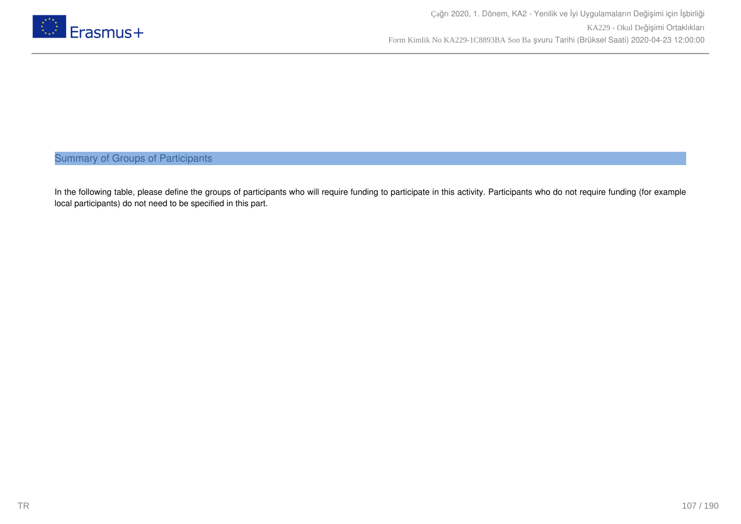## Summary of Groups of Participants

In the following table, please define the groups of participants who will require funding to participate in this activity. Participants who do not require funding (for example local participants) do not need to be specified in this part.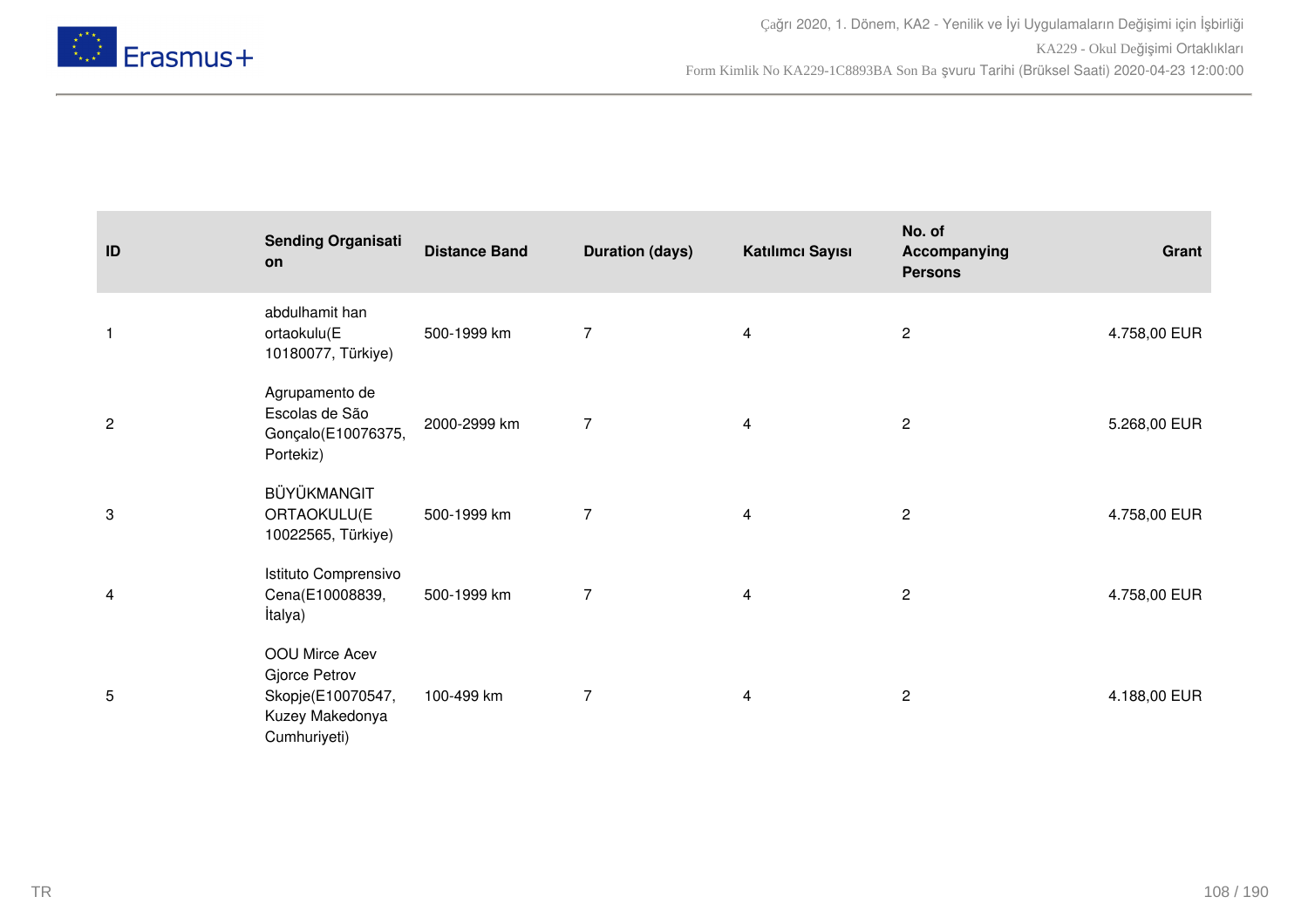| ID | Sending Organisation | Distance Band | Duration (days) | Katılımcı Sayısı | No. of Accompanying Persons | Grant |
|---|---|---|---|---|---|---|
| 1 | abdulhamit han ortaokulu(E 10180077, Türkiye) | 500-1999 km | 7 | 4 | 2 | 4.758,00 EUR |
| 2 | Agrupamento de Escolas de São Gonçalo(E10076375, Portekiz) | 2000-2999 km | 7 | 4 | 2 | 5.268,00 EUR |
| 3 | BÜYÜKMANGIT ORTAOKULU(E 10022565, Türkiye) | 500-1999 km | 7 | 4 | 2 | 4.758,00 EUR |
| 4 | Istituto Comprensivo Cena(E10008839, İtalya) | 500-1999 km | 7 | 4 | 2 | 4.758,00 EUR |
| 5 | OOU Mirce Acev Gjorce Petrov Skopje(E10070547, Kuzey Makedonya Cumhuriyeti) | 100-499 km | 7 | 4 | 2 | 4.188,00 EUR |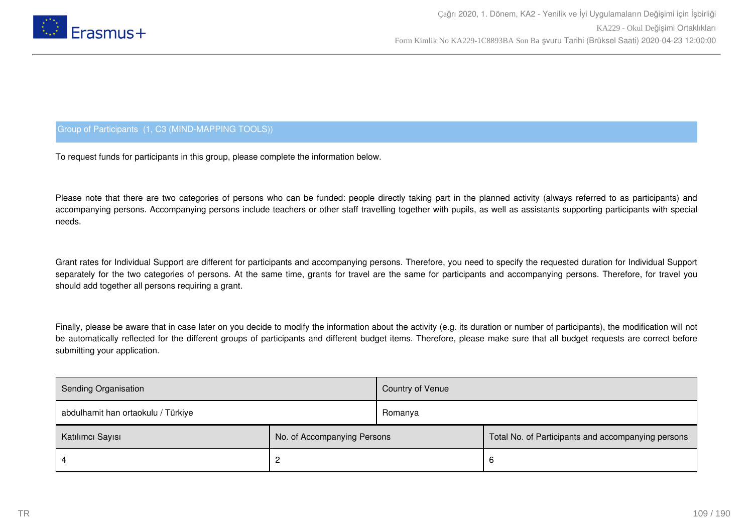## Group of Participants (1, C3 (MIND-MAPPING TOOLS))

To request funds for participants in this group, please complete the information below.

Please note that there are two categories of persons who can be funded: people directly taking part in the planned activity (always referred to as participants) and accompanying persons. Accompanying persons include teachers or other staff travelling together with pupils, as well as assistants supporting participants with special needs.

Grant rates for Individual Support are different for participants and accompanying persons. Therefore, you need to specify the requested duration for Individual Support separately for the two categories of persons. At the same time, grants for travel are the same for participants and accompanying persons. Therefore, for travel you should add together all persons requiring a grant.

Finally, please be aware that in case later on you decide to modify the information about the activity (e.g. its duration or number of participants), the modification will not be automatically reflected for the different groups of participants and different budget items. Therefore, please make sure that all budget requests are correct before submitting your application.

| Sending Organisation | Country of Venue |
|---|---|
| abdulhamit han ortaokulu / Türkiye | Romanya |

| Katılımcı Sayısı | No. of Accompanying Persons | Total No. of Participants and accompanying persons |
|---|---|---|
| 4 | 2 | 6 |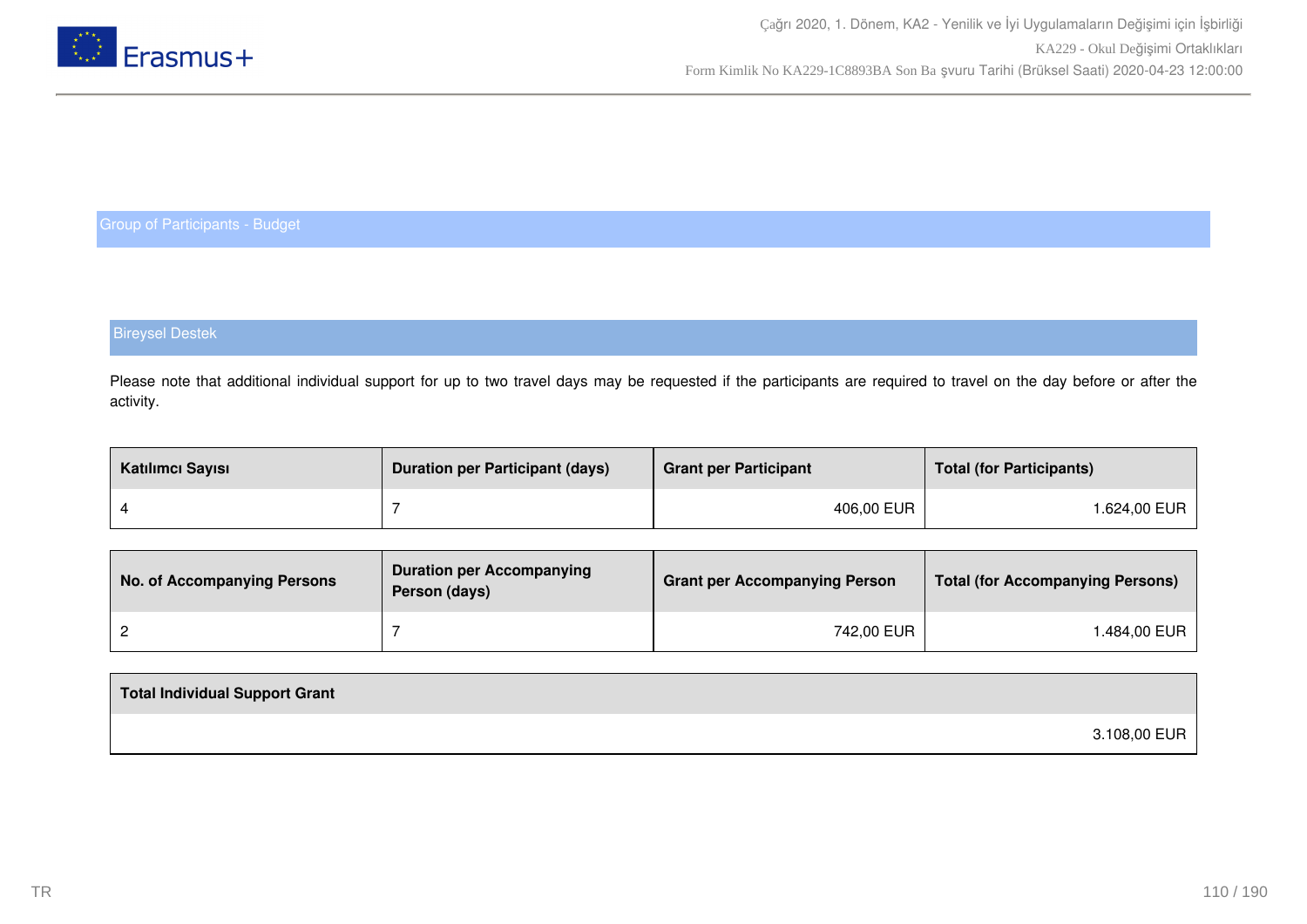## Group of Participants - Budget

### Bireysel Destek

Please note that additional individual support for up to two travel days may be requested if the participants are required to travel on the day before or after the activity.

| Katılımcı Sayısı | Duration per Participant (days) | Grant per Participant | Total (for Participants) |
| --- | --- | --- | --- |
| 4 | 7 | 406,00 EUR | 1.624,00 EUR |

| No. of Accompanying Persons | Duration per Accompanying Person (days) | Grant per Accompanying Person | Total (for Accompanying Persons) |
| --- | --- | --- | --- |
| 2 | 7 | 742,00 EUR | 1.484,00 EUR |

| Total Individual Support Grant |
| --- |
| 3.108,00 EUR |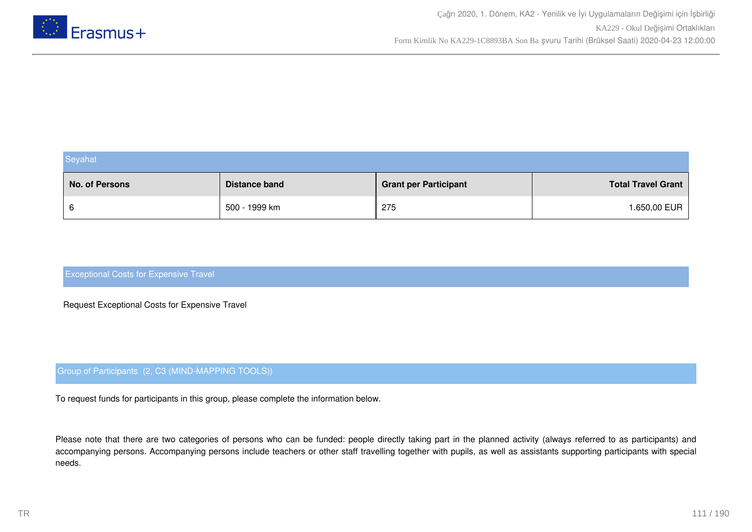### Seyahat

| No. of Persons | Distance band | Grant per Participant | Total Travel Grant |
|---|---|---|---|
| 6 | 500 - 1999 km | 275 | 1.650,00 EUR |

### Exceptional Costs for Expensive Travel

Request Exceptional Costs for Expensive Travel

### Group of Participants (2, C3 (MIND-MAPPING TOOLS))

To request funds for participants in this group, please complete the information below.

Please note that there are two categories of persons who can be funded: people directly taking part in the planned activity (always referred to as participants) and accompanying persons. Accompanying persons include teachers or other staff travelling together with pupils, as well as assistants supporting participants with special needs.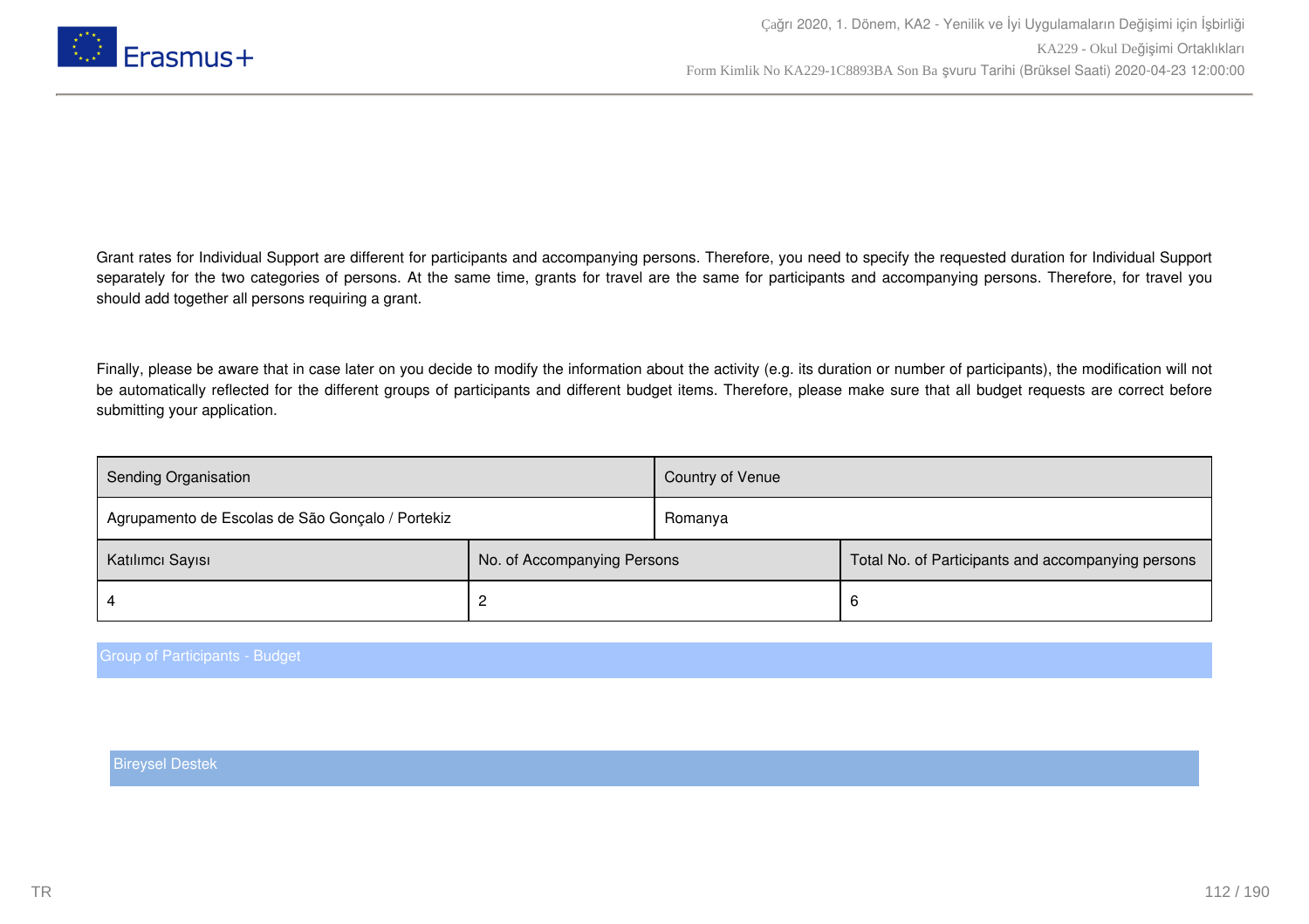Grant rates for Individual Support are different for participants and accompanying persons. Therefore, you need to specify the requested duration for Individual Support separately for the two categories of persons. At the same time, grants for travel are the same for participants and accompanying persons. Therefore, for travel you should add together all persons requiring a grant.

Finally, please be aware that in case later on you decide to modify the information about the activity (e.g. its duration or number of participants), the modification will not be automatically reflected for the different groups of participants and different budget items. Therefore, please make sure that all budget requests are correct before submitting your application.

| Sending Organisation | Country of Venue |
|---|---|
| Agrupamento de Escolas de São Gonçalo / Portekiz | Romanya |

| Katılımcı Sayısı | No. of Accompanying Persons | Total No. of Participants and accompanying persons |
|---|---|---|
| 4 | 2 | 6 |

## Group of Participants - Budget

### Bireysel Destek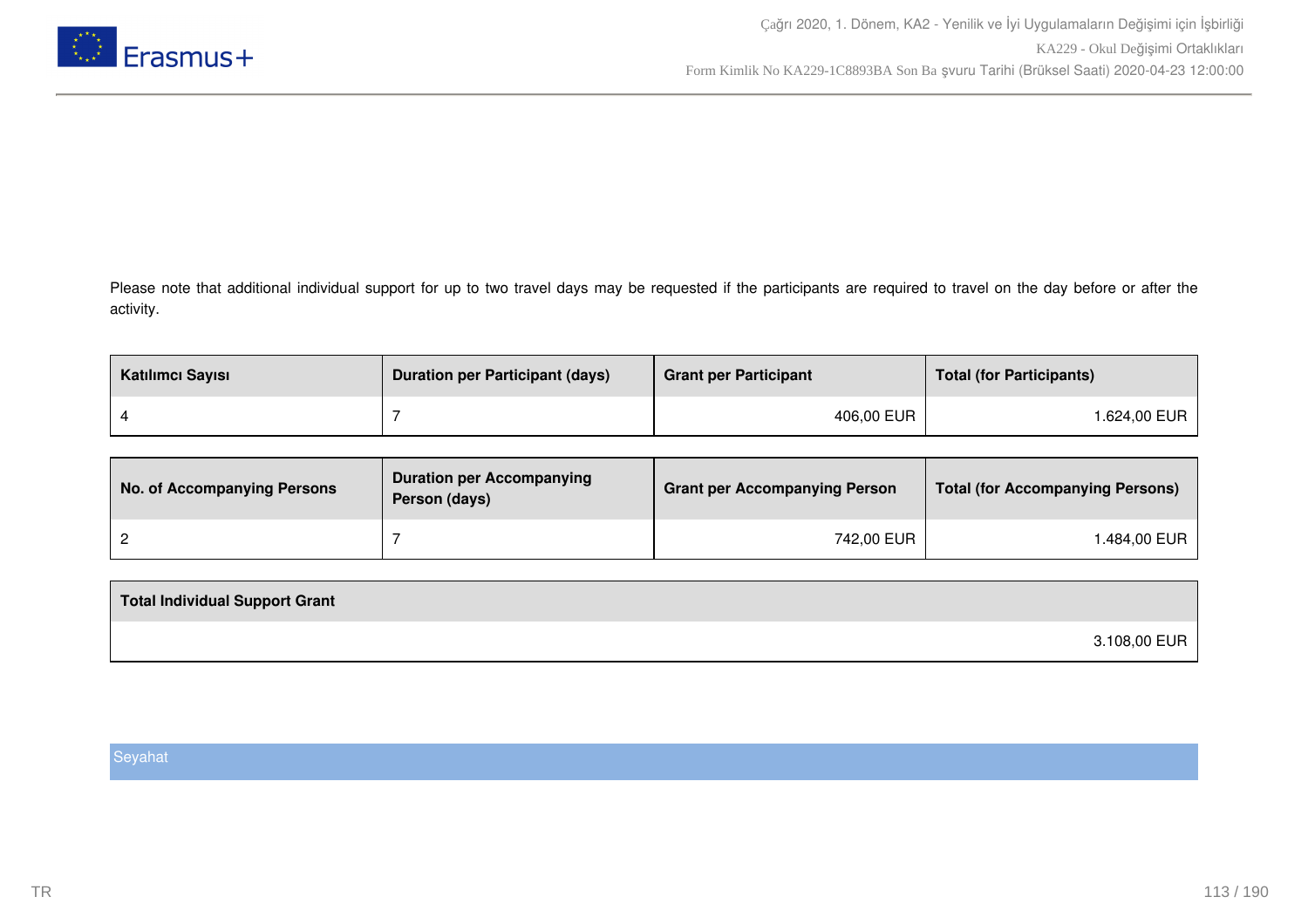Please note that additional individual support for up to two travel days may be requested if the participants are required to travel on the day before or after the activity.

| Katılımcı Sayısı | Duration per Participant (days) | Grant per Participant | Total (for Participants) |
|---|---|---|---|
| 4 | 7 | 406,00 EUR | 1.624,00 EUR |

| No. of Accompanying Persons | Duration per Accompanying Person (days) | Grant per Accompanying Person | Total (for Accompanying Persons) |
|---|---|---|---|
| 2 | 7 | 742,00 EUR | 1.484,00 EUR |

| Total Individual Support Grant |
|---|
| 3.108,00 EUR |

Seyahat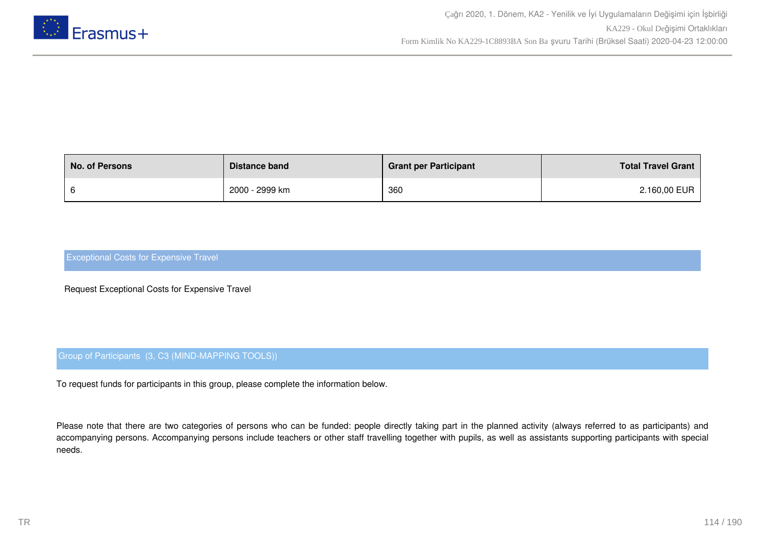| No. of Persons | Distance band | Grant per Participant | Total Travel Grant |
|---|---|---|---|
| 6 | 2000 - 2999 km | 360 | 2.160,00 EUR |

## Exceptional Costs for Expensive Travel

Request Exceptional Costs for Expensive Travel

## Group of Participants (3, C3 (MIND-MAPPING TOOLS))

To request funds for participants in this group, please complete the information below.

Please note that there are two categories of persons who can be funded: people directly taking part in the planned activity (always referred to as participants) and accompanying persons. Accompanying persons include teachers or other staff travelling together with pupils, as well as assistants supporting participants with special needs.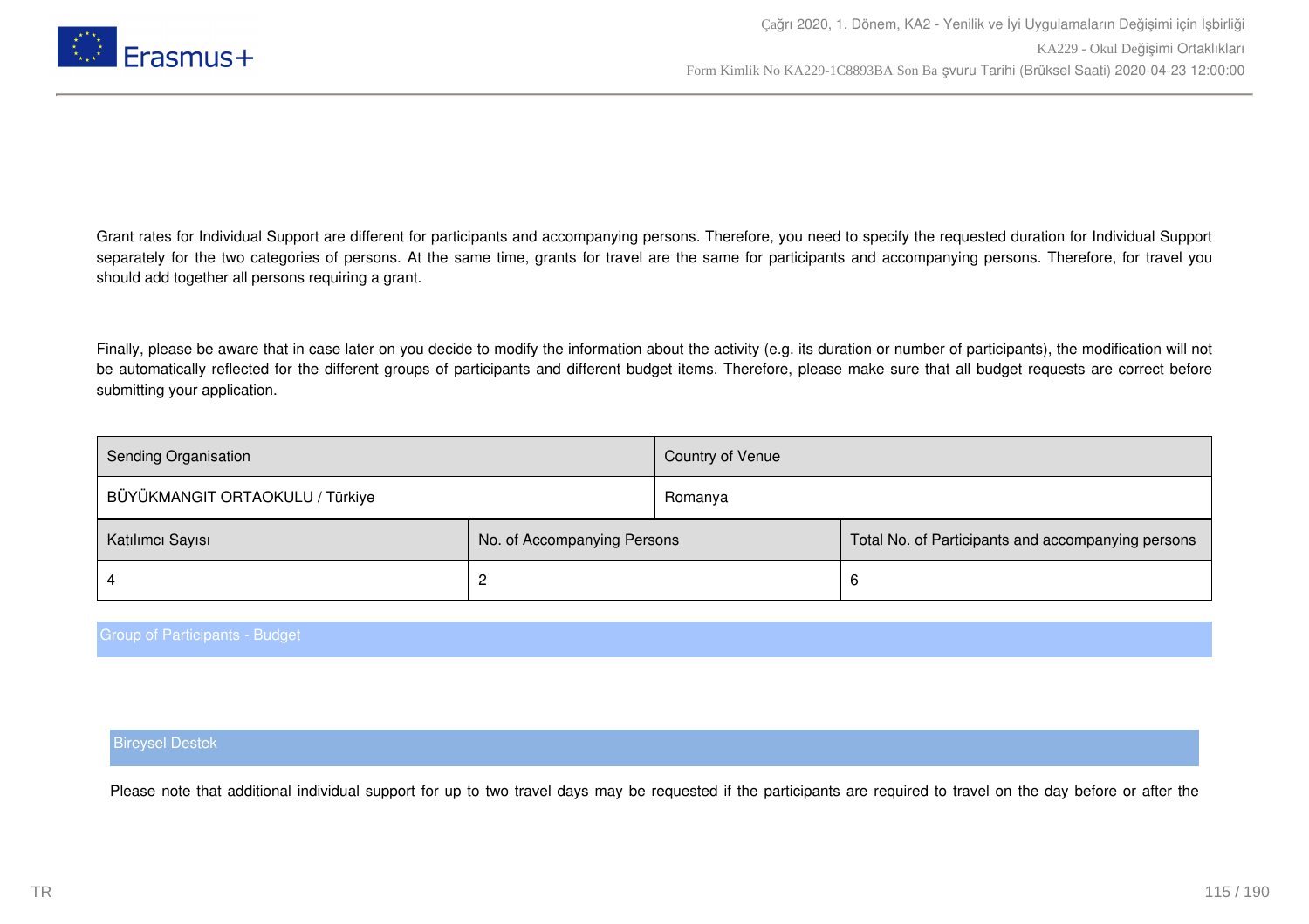Grant rates for Individual Support are different for participants and accompanying persons. Therefore, you need to specify the requested duration for Individual Support separately for the two categories of persons. At the same time, grants for travel are the same for participants and accompanying persons. Therefore, for travel you should add together all persons requiring a grant.

Finally, please be aware that in case later on you decide to modify the information about the activity (e.g. its duration or number of participants), the modification will not be automatically reflected for the different groups of participants and different budget items. Therefore, please make sure that all budget requests are correct before submitting your application.

| Sending Organisation | Country of Venue |
|---|---|
| BÜYÜKMANGIT ORTAOKULU / Türkiye | Romanya |

| Katılımcı Sayısı | No. of Accompanying Persons | Total No. of Participants and accompanying persons |
|---|---|---|
| 4 | 2 | 6 |

## Group of Participants - Budget

### Bireysel Destek

Please note that additional individual support for up to two travel days may be requested if the participants are required to travel on the day before or after the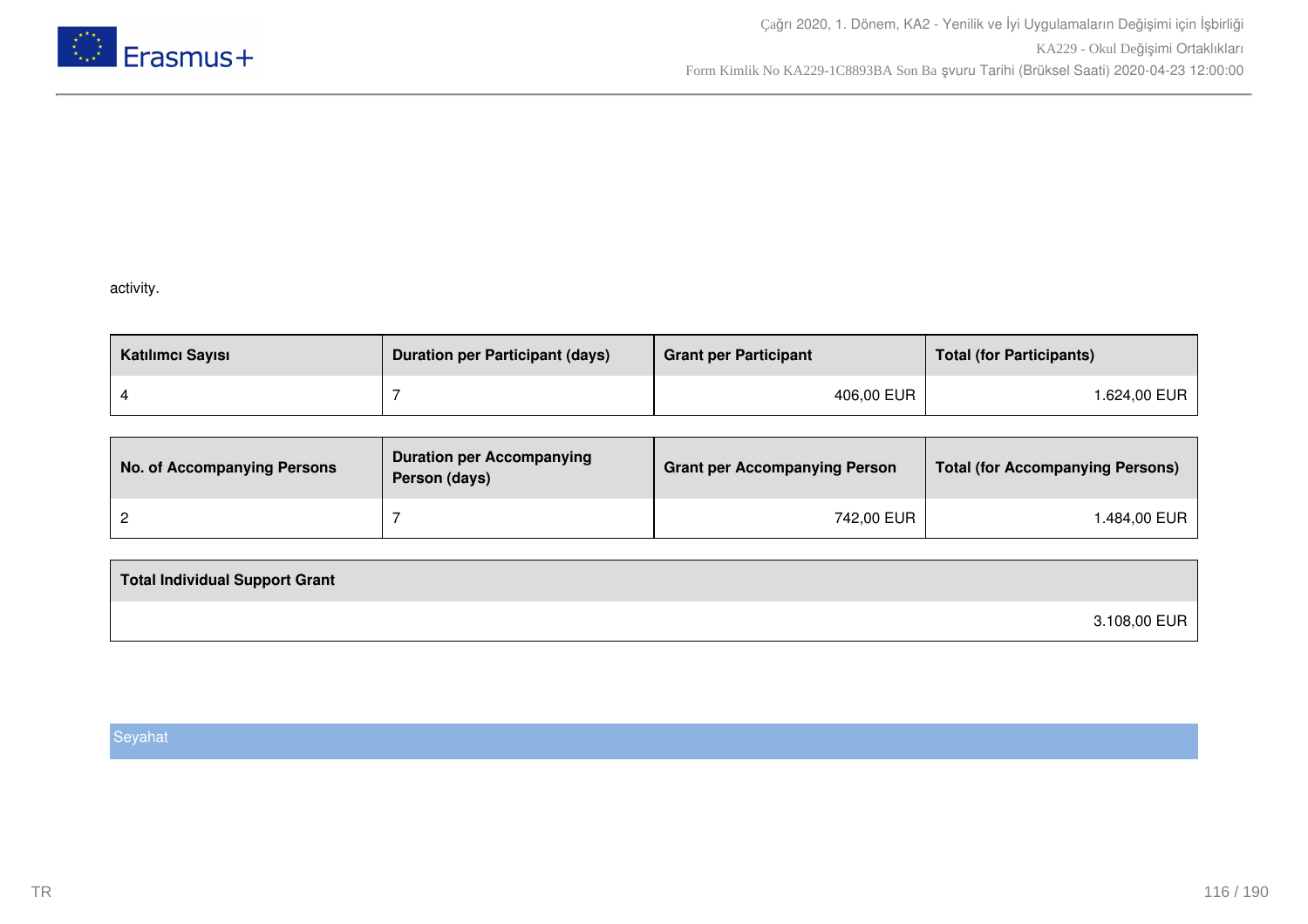activity.

| Katılımcı Sayısı | Duration per Participant (days) | Grant per Participant | Total (for Participants) |
|---|---|---|---|
| 4 | 7 | 406,00 EUR | 1.624,00 EUR |

| No. of Accompanying Persons | Duration per Accompanying Person (days) | Grant per Accompanying Person | Total (for Accompanying Persons) |
|---|---|---|---|
| 2 | 7 | 742,00 EUR | 1.484,00 EUR |

| Total Individual Support Grant |
|---|
| 3.108,00 EUR |

## Seyahat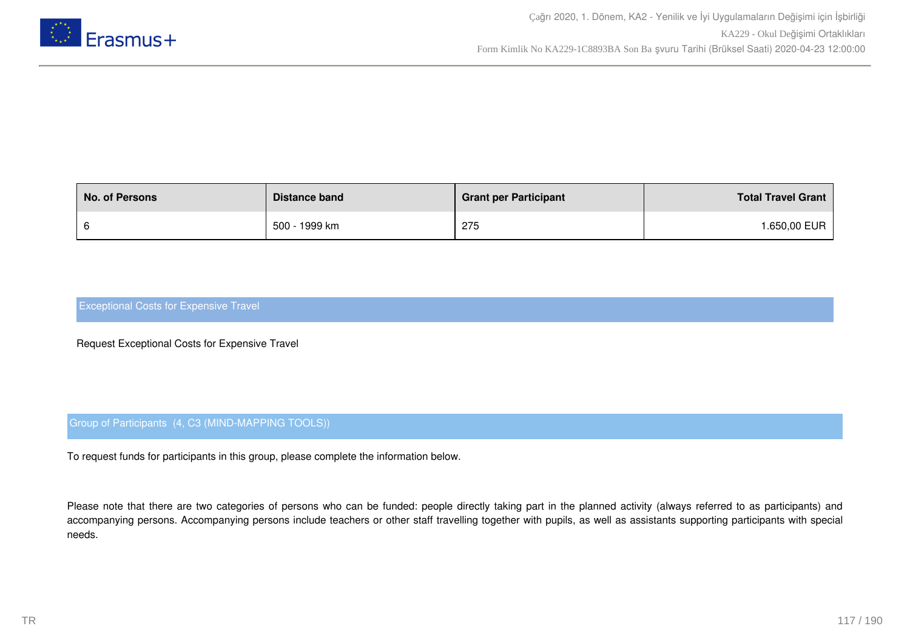| No. of Persons | Distance band | Grant per Participant | Total Travel Grant |
| --- | --- | --- | --- |
| 6 | 500 - 1999 km | 275 | 1.650,00 EUR |

## Exceptional Costs for Expensive Travel

Request Exceptional Costs for Expensive Travel

## Group of Participants (4, C3 (MIND-MAPPING TOOLS))

To request funds for participants in this group, please complete the information below.

Please note that there are two categories of persons who can be funded: people directly taking part in the planned activity (always referred to as participants) and accompanying persons. Accompanying persons include teachers or other staff travelling together with pupils, as well as assistants supporting participants with special needs.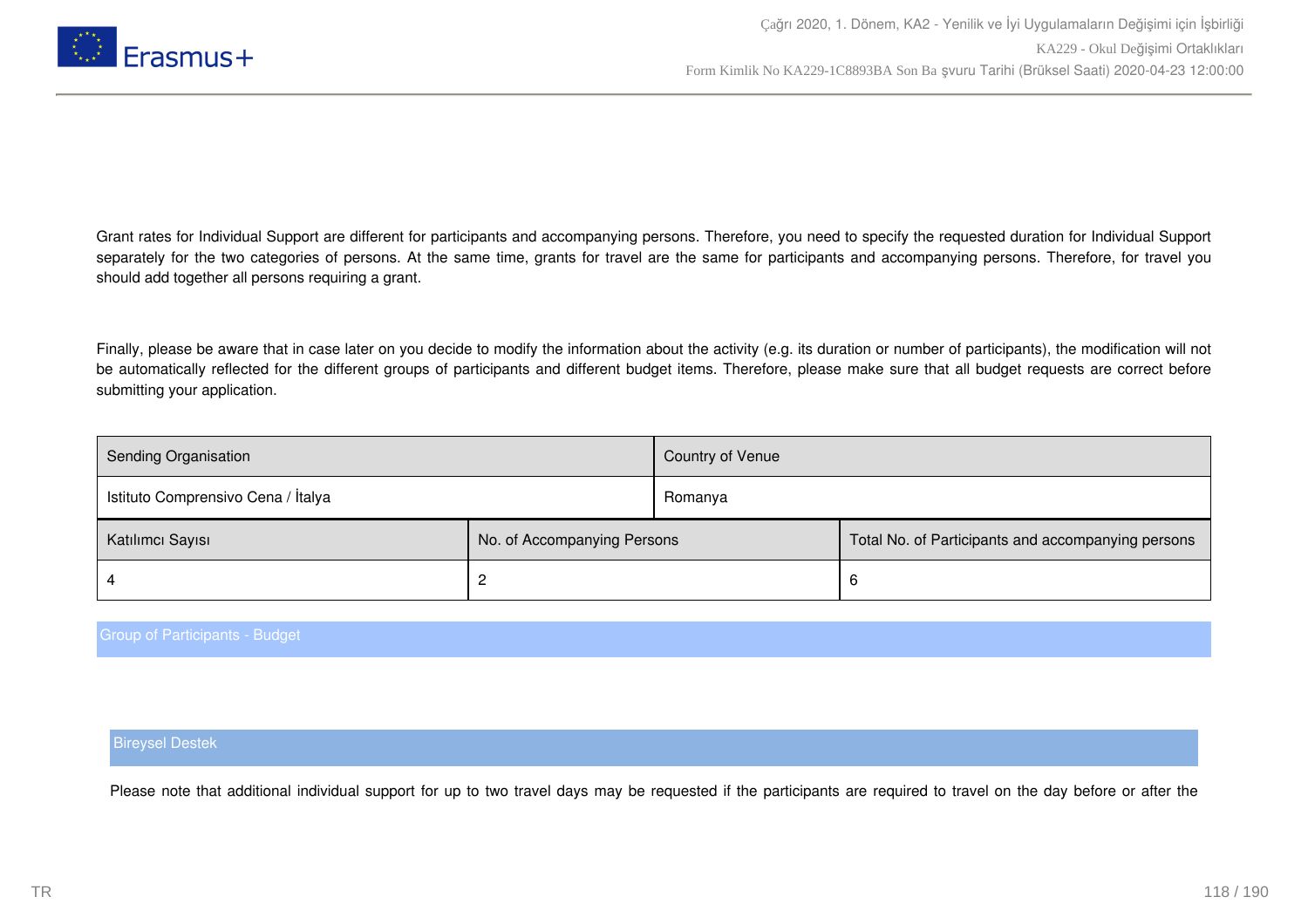Grant rates for Individual Support are different for participants and accompanying persons. Therefore, you need to specify the requested duration for Individual Support separately for the two categories of persons. At the same time, grants for travel are the same for participants and accompanying persons. Therefore, for travel you should add together all persons requiring a grant.

Finally, please be aware that in case later on you decide to modify the information about the activity (e.g. its duration or number of participants), the modification will not be automatically reflected for the different groups of participants and different budget items. Therefore, please make sure that all budget requests are correct before submitting your application.

| Sending Organisation | Country of Venue |
|---|---|
| Istituto Comprensivo Cena / İtalya | Romanya |

| Katılımcı Sayısı | No. of Accompanying Persons | Total No. of Participants and accompanying persons |
|---|---|---|
| 4 | 2 | 6 |

## Group of Participants - Budget

### Bireysel Destek

Please note that additional individual support for up to two travel days may be requested if the participants are required to travel on the day before or after the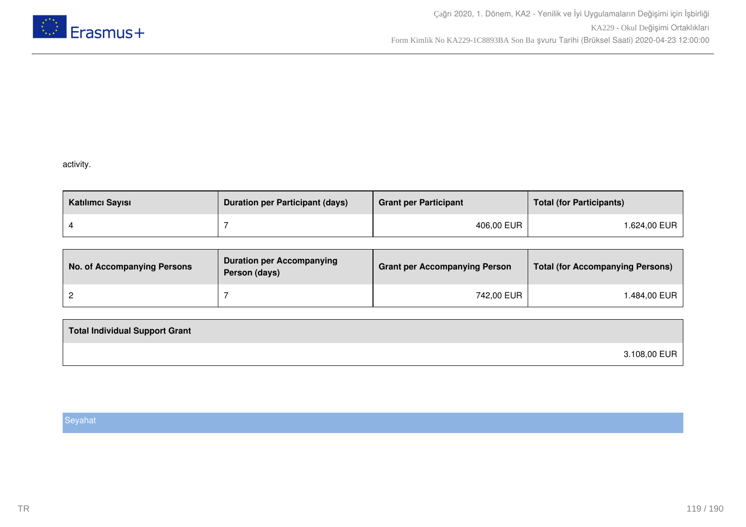activity.

| Katılımcı Sayısı | Duration per Participant (days) | Grant per Participant | Total (for Participants) |
|---|---|---|---|
| 4 | 7 | 406,00 EUR | 1.624,00 EUR |

| No. of Accompanying Persons | Duration per Accompanying Person (days) | Grant per Accompanying Person | Total (for Accompanying Persons) |
|---|---|---|---|
| 2 | 7 | 742,00 EUR | 1.484,00 EUR |

| Total Individual Support Grant |
|---|
| 3.108,00 EUR |

## Seyahat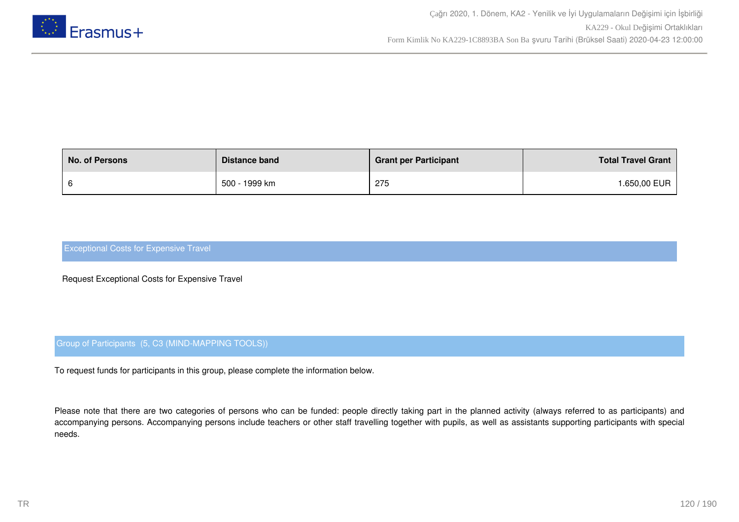| No. of Persons | Distance band | Grant per Participant | Total Travel Grant |
|---|---|---|---|
| 6 | 500 - 1999 km | 275 | 1.650,00 EUR |

## Exceptional Costs for Expensive Travel

Request Exceptional Costs for Expensive Travel

## Group of Participants (5, C3 (MIND-MAPPING TOOLS))

To request funds for participants in this group, please complete the information below.

Please note that there are two categories of persons who can be funded: people directly taking part in the planned activity (always referred to as participants) and accompanying persons. Accompanying persons include teachers or other staff travelling together with pupils, as well as assistants supporting participants with special needs.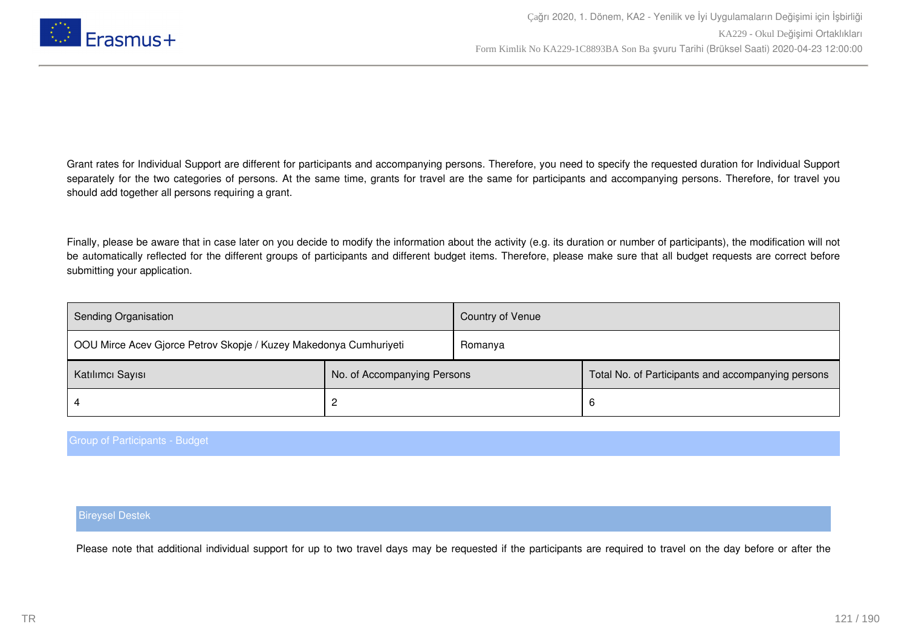Grant rates for Individual Support are different for participants and accompanying persons. Therefore, you need to specify the requested duration for Individual Support separately for the two categories of persons. At the same time, grants for travel are the same for participants and accompanying persons. Therefore, for travel you should add together all persons requiring a grant.

Finally, please be aware that in case later on you decide to modify the information about the activity (e.g. its duration or number of participants), the modification will not be automatically reflected for the different groups of participants and different budget items. Therefore, please make sure that all budget requests are correct before submitting your application.

| Sending Organisation | Country of Venue |
|---|---|
| OOU Mirce Acev Gjorce Petrov Skopje / Kuzey Makedonya Cumhuriyeti | Romanya |

| Katılımcı Sayısı | No. of Accompanying Persons | Total No. of Participants and accompanying persons |
|---|---|---|
| 4 | 2 | 6 |

## Group of Participants - Budget

### Bireysel Destek

Please note that additional individual support for up to two travel days may be requested if the participants are required to travel on the day before or after the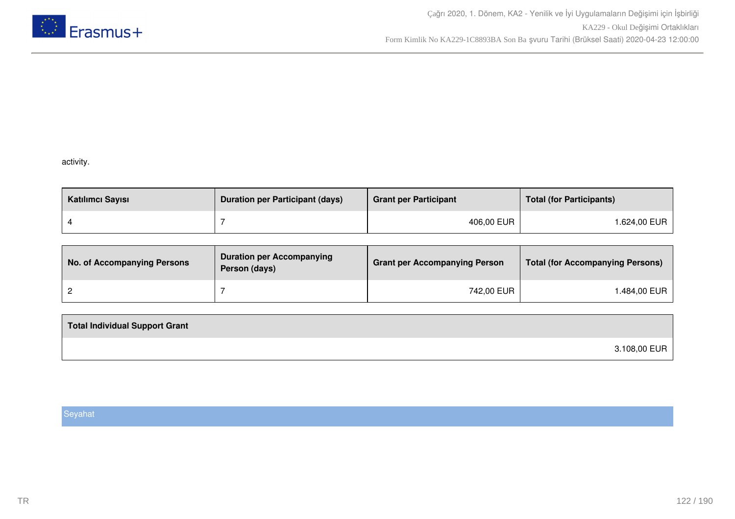activity.

| Katılımcı Sayısı | Duration per Participant (days) | Grant per Participant | Total (for Participants) |
|---|---|---|---|
| 4 | 7 | 406,00 EUR | 1.624,00 EUR |

| No. of Accompanying Persons | Duration per Accompanying Person (days) | Grant per Accompanying Person | Total (for Accompanying Persons) |
|---|---|---|---|
| 2 | 7 | 742,00 EUR | 1.484,00 EUR |

| Total Individual Support Grant |
|---|
| 3.108,00 EUR |

## Seyahat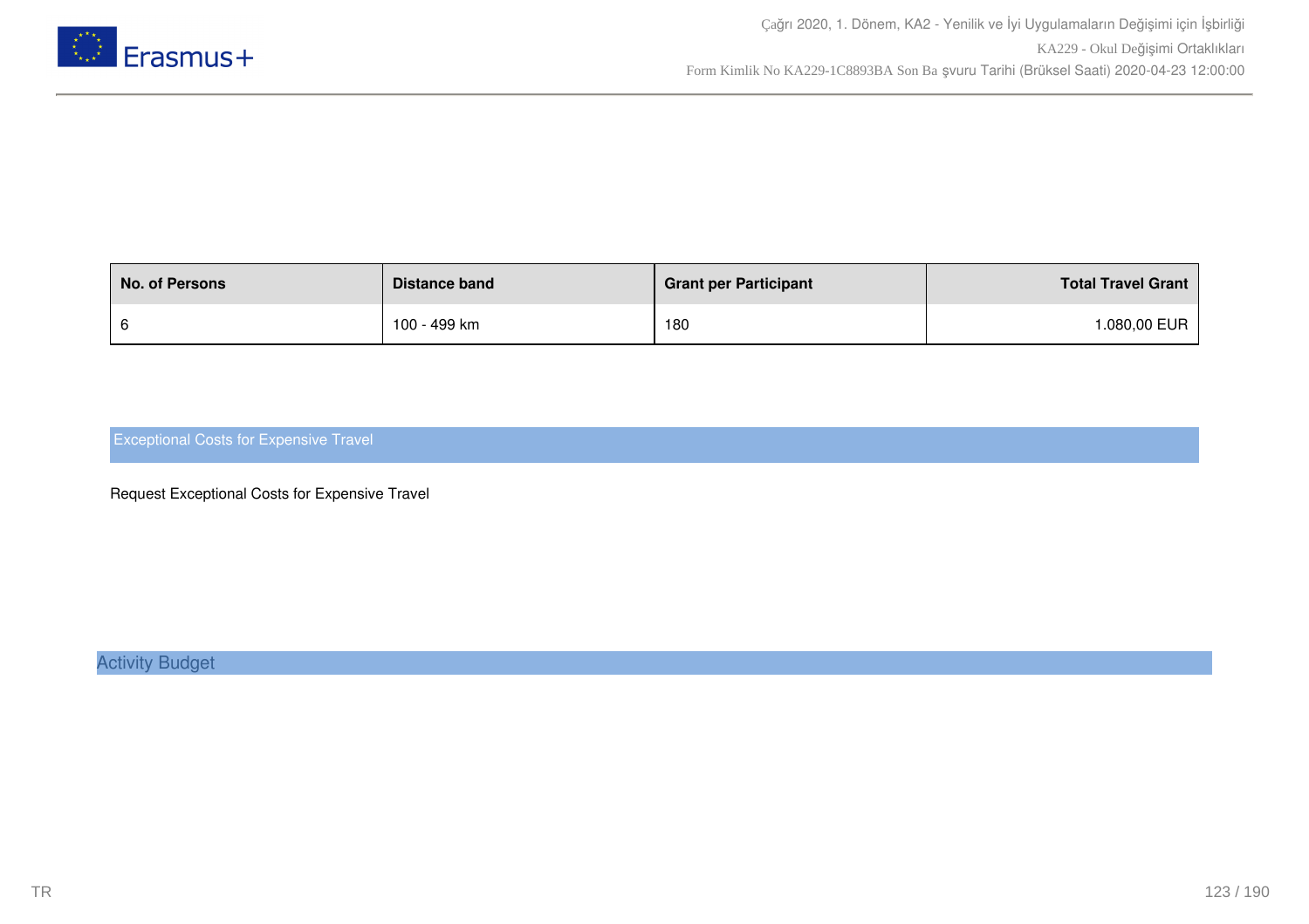| No. of Persons | Distance band | Grant per Participant | Total Travel Grant |
|---|---|---|---|
| 6 | 100 - 499 km | 180 | 1.080,00 EUR |

### Exceptional Costs for Expensive Travel

Request Exceptional Costs for Expensive Travel

## Activity Budget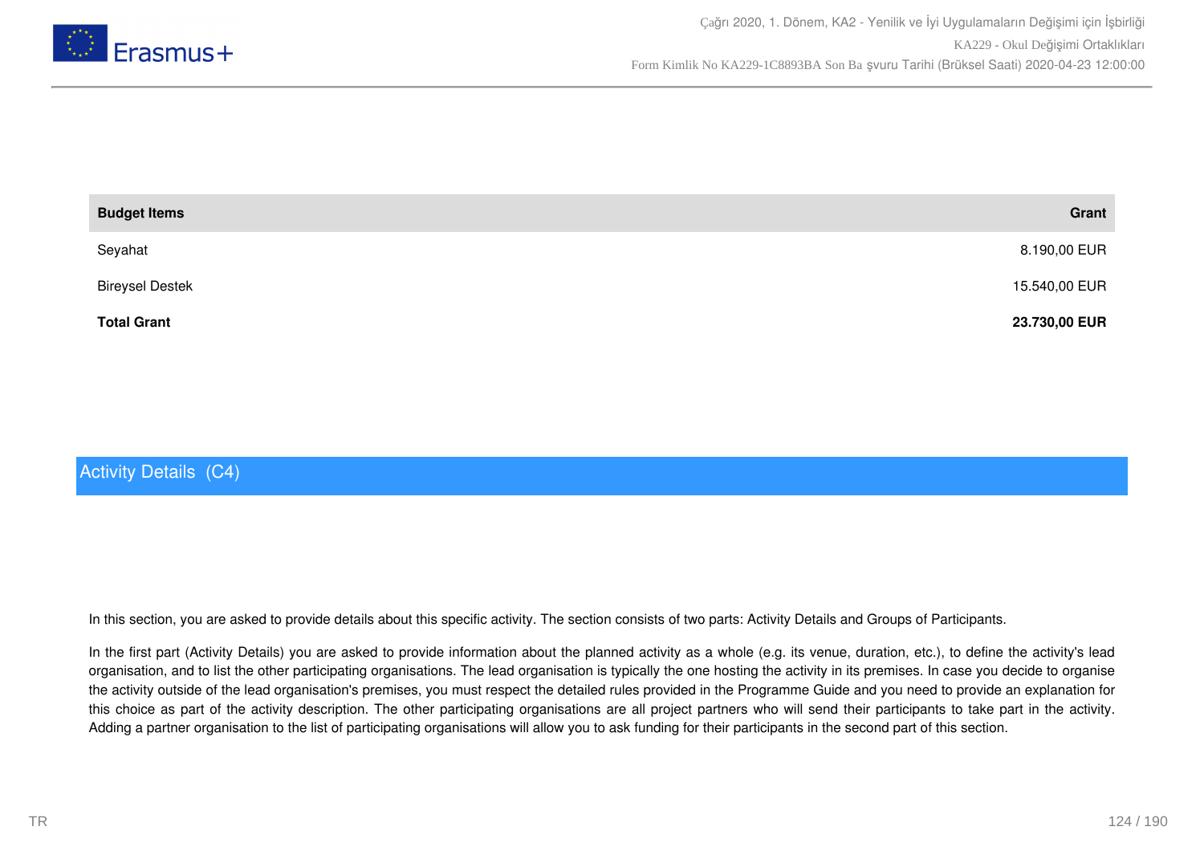| Budget Items | Grant |
| --- | ---: |
| Seyahat | 8.190,00 EUR |
| Bireysel Destek | 15.540,00 EUR |
| **Total Grant** | **23.730,00 EUR** |

## Activity Details (C4)

In this section, you are asked to provide details about this specific activity. The section consists of two parts: Activity Details and Groups of Participants.

In the first part (Activity Details) you are asked to provide information about the planned activity as a whole (e.g. its venue, duration, etc.), to define the activity's lead organisation, and to list the other participating organisations. The lead organisation is typically the one hosting the activity in its premises. In case you decide to organise the activity outside of the lead organisation's premises, you must respect the detailed rules provided in the Programme Guide and you need to provide an explanation for this choice as part of the activity description. The other participating organisations are all project partners who will send their participants to take part in the activity. Adding a partner organisation to the list of participating organisations will allow you to ask funding for their participants in the second part of this section.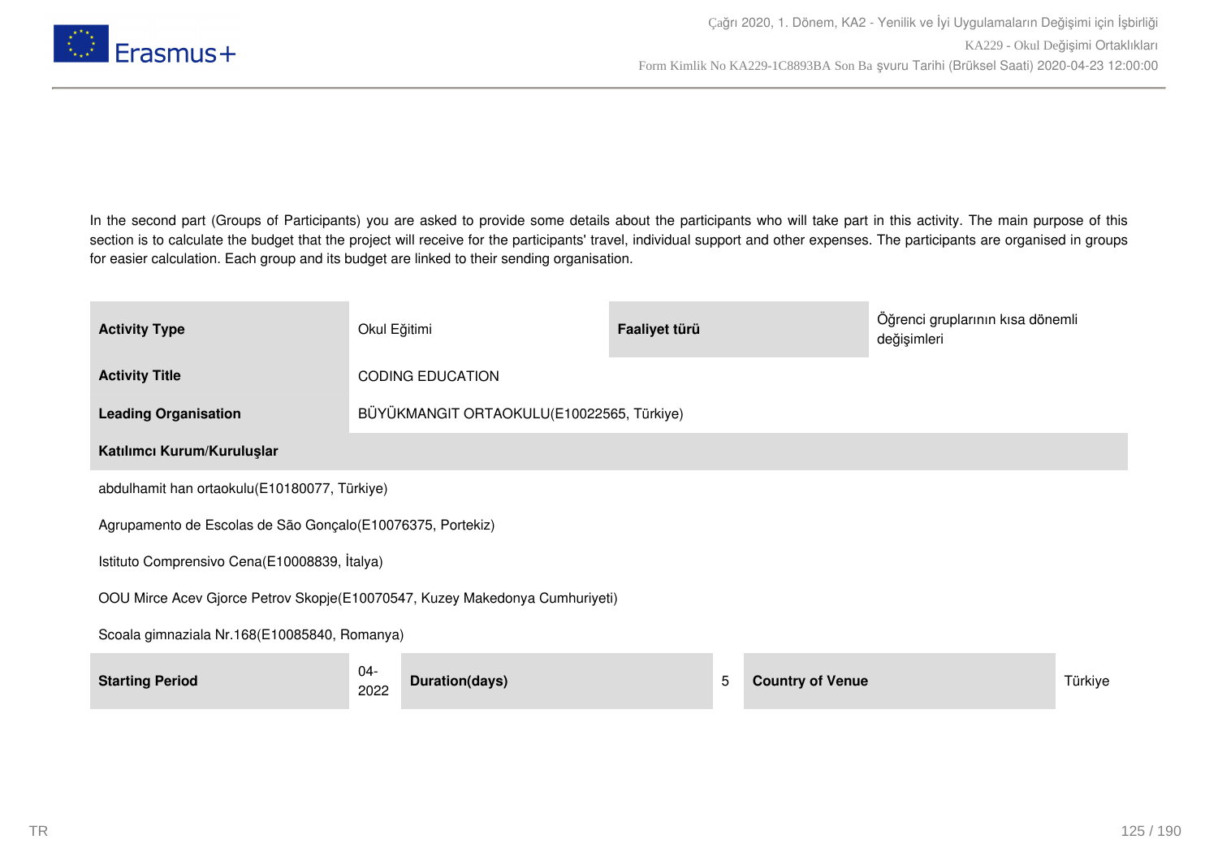In the second part (Groups of Participants) you are asked to provide some details about the participants who will take part in this activity. The main purpose of this section is to calculate the budget that the project will receive for the participants' travel, individual support and other expenses. The participants are organised in groups for easier calculation. Each group and its budget are linked to their sending organisation.

| Activity Type | Okul Eğitimi | Faaliyet türü | Öğrenci gruplarının kısa dönemli değişimleri |
|---|---|---|---|
| **Activity Title** | CODING EDUCATION | | |
| **Leading Organisation** | BÜYÜKMANGIT ORTAOKULU(E10022565, Türkiye) | | |

**Katılımcı Kurum/Kuruluşlar**

abdulhamit han ortaokulu(E10180077, Türkiye)

Agrupamento de Escolas de São Gonçalo(E10076375, Portekiz)

Istituto Comprensivo Cena(E10008839, İtalya)

OOU Mirce Acev Gjorce Petrov Skopje(E10070547, Kuzey Makedonya Cumhuriyeti)

Scoala gimnaziala Nr.168(E10085840, Romanya)

| Starting Period | 04-2022 | Duration(days) | 5 | Country of Venue | Türkiye |
|---|---|---|---|---|---|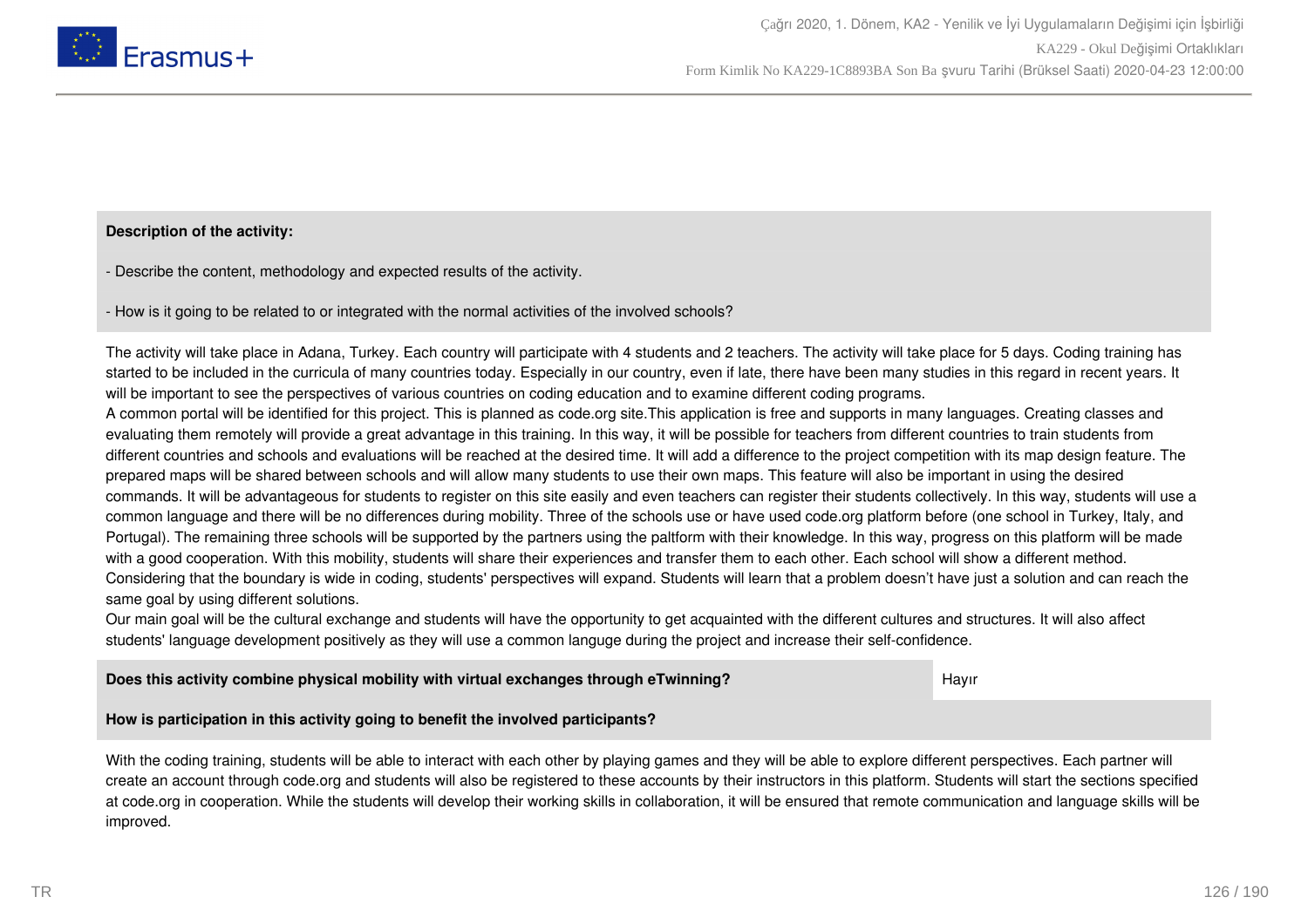**Description of the activity:**

- Describe the content, methodology and expected results of the activity.

- How is it going to be related to or integrated with the normal activities of the involved schools?

The activity will take place in Adana, Turkey. Each country will participate with 4 students and 2 teachers. The activity will take place for 5 days. Coding training has started to be included in the curricula of many countries today. Especially in our country, even if late, there have been many studies in this regard in recent years. It will be important to see the perspectives of various countries on coding education and to examine different coding programs.
A common portal will be identified for this project. This is planned as code.org site.This application is free and supports in many languages. Creating classes and evaluating them remotely will provide a great advantage in this training. In this way, it will be possible for teachers from different countries to train students from different countries and schools and evaluations will be reached at the desired time. It will add a difference to the project competition with its map design feature. The prepared maps will be shared between schools and will allow many students to use their own maps. This feature will also be important in using the desired commands. It will be advantageous for students to register on this site easily and even teachers can register their students collectively. In this way, students will use a common language and there will be no differences during mobility. Three of the schools use or have used code.org platform before (one school in Turkey, Italy, and Portugal). The remaining three schools will be supported by the partners using the paltform with their knowledge. In this way, progress on this platform will be made with a good cooperation. With this mobility, students will share their experiences and transfer them to each other. Each school will show a different method.
Considering that the boundary is wide in coding, students' perspectives will expand. Students will learn that a problem doesn't have just a solution and can reach the same goal by using different solutions.
Our main goal will be the cultural exchange and students will have the opportunity to get acquainted with the different cultures and structures. It will also affect students' language development positively as they will use a common languge during the project and increase their self-confidence.

| **Does this activity combine physical mobility with virtual exchanges through eTwinning?** | Hayır |
| --- | --- |

**How is participation in this activity going to benefit the involved participants?**

With the coding training, students will be able to interact with each other by playing games and they will be able to explore different perspectives. Each partner will create an account through code.org and students will also be registered to these accounts by their instructors in this platform. Students will start the sections specified at code.org in cooperation. While the students will develop their working skills in collaboration, it will be ensured that remote communication and language skills will be improved.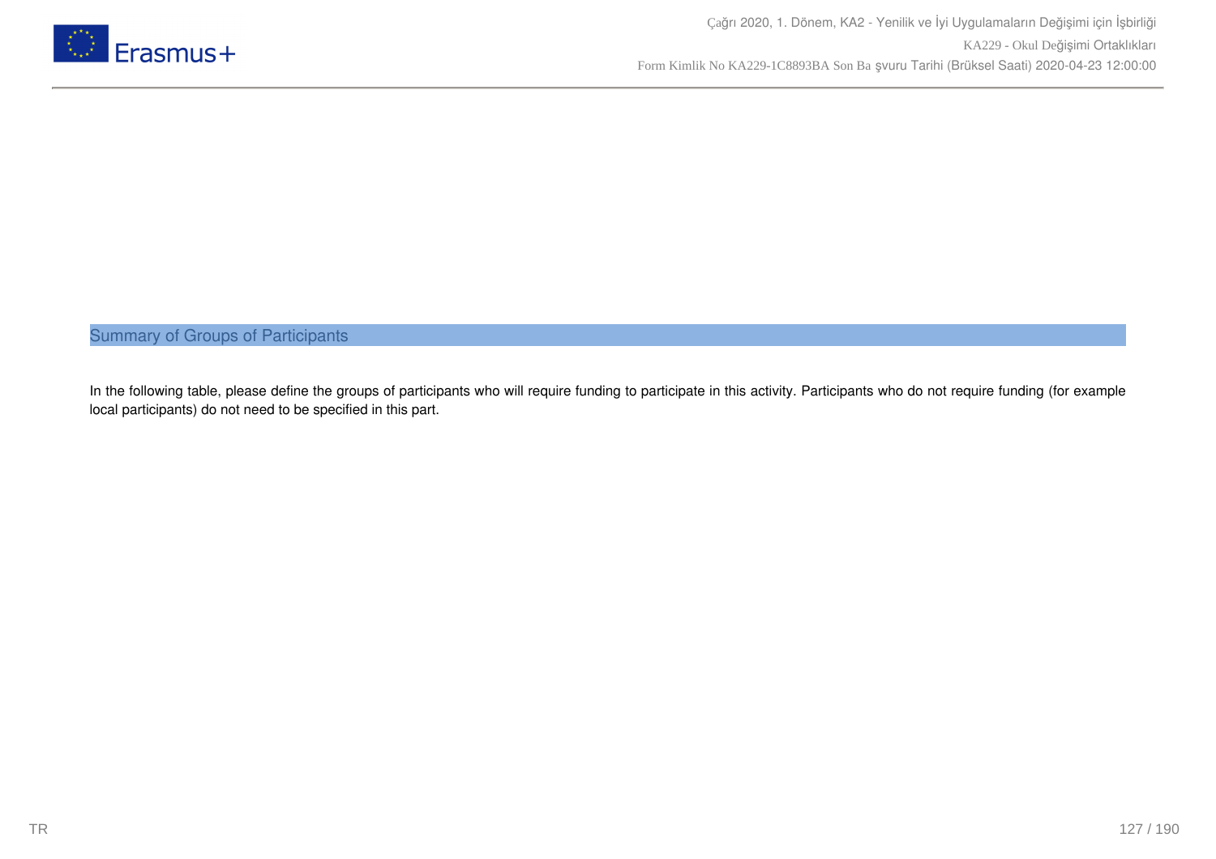## Summary of Groups of Participants

In the following table, please define the groups of participants who will require funding to participate in this activity. Participants who do not require funding (for example local participants) do not need to be specified in this part.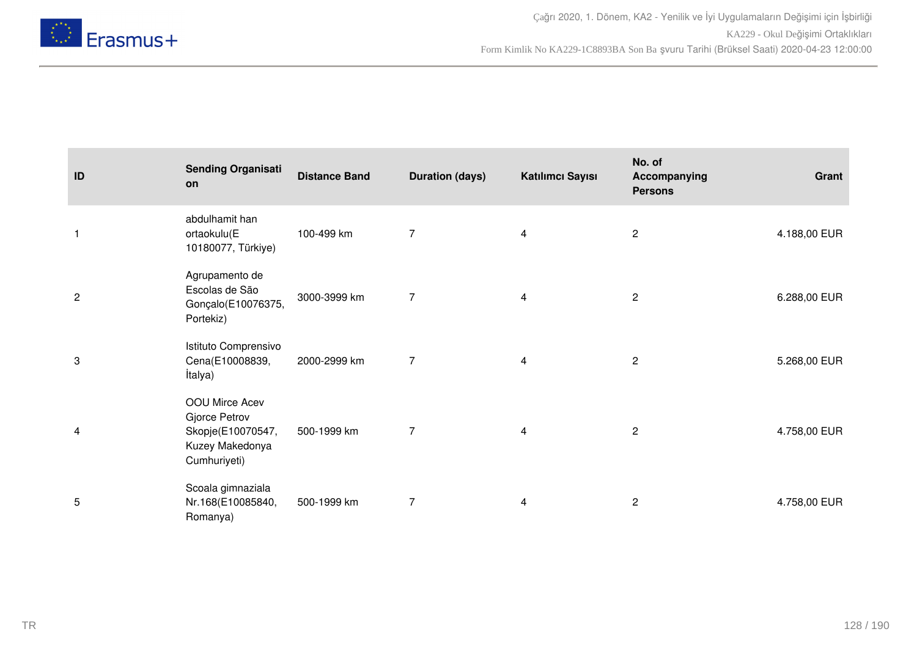| ID | Sending Organisation | Distance Band | Duration (days) | Katılımcı Sayısı | No. of Accompanying Persons | Grant |
|---|---|---|---|---|---|---|
| 1 | abdulhamit han ortaokulu(E 10180077, Türkiye) | 100-499 km | 7 | 4 | 2 | 4.188,00 EUR |
| 2 | Agrupamento de Escolas de São Gonçalo(E10076375, Portekiz) | 3000-3999 km | 7 | 4 | 2 | 6.288,00 EUR |
| 3 | Istituto Comprensivo Cena(E10008839, İtalya) | 2000-2999 km | 7 | 4 | 2 | 5.268,00 EUR |
| 4 | OOU Mirce Acev Gjorce Petrov Skopje(E10070547, Kuzey Makedonya Cumhuriyeti) | 500-1999 km | 7 | 4 | 2 | 4.758,00 EUR |
| 5 | Scoala gimnaziala Nr.168(E10085840, Romanya) | 500-1999 km | 7 | 4 | 2 | 4.758,00 EUR |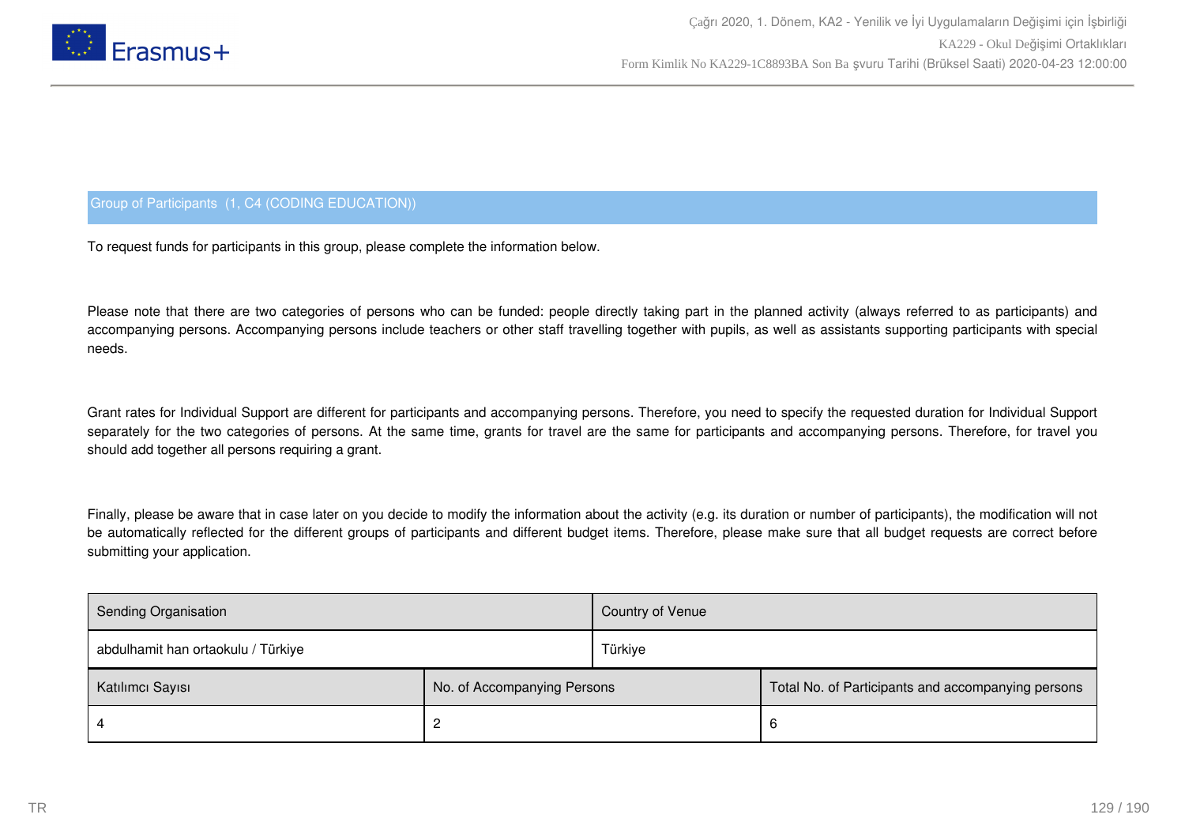## Group of Participants (1, C4 (CODING EDUCATION))

To request funds for participants in this group, please complete the information below.

Please note that there are two categories of persons who can be funded: people directly taking part in the planned activity (always referred to as participants) and accompanying persons. Accompanying persons include teachers or other staff travelling together with pupils, as well as assistants supporting participants with special needs.

Grant rates for Individual Support are different for participants and accompanying persons. Therefore, you need to specify the requested duration for Individual Support separately for the two categories of persons. At the same time, grants for travel are the same for participants and accompanying persons. Therefore, for travel you should add together all persons requiring a grant.

Finally, please be aware that in case later on you decide to modify the information about the activity (e.g. its duration or number of participants), the modification will not be automatically reflected for the different groups of participants and different budget items. Therefore, please make sure that all budget requests are correct before submitting your application.

| Sending Organisation | Country of Venue |
|---|---|
| abdulhamit han ortaokulu / Türkiye | Türkiye |

| Katılımcı Sayısı | No. of Accompanying Persons | Total No. of Participants and accompanying persons |
|---|---|---|
| 4 | 2 | 6 |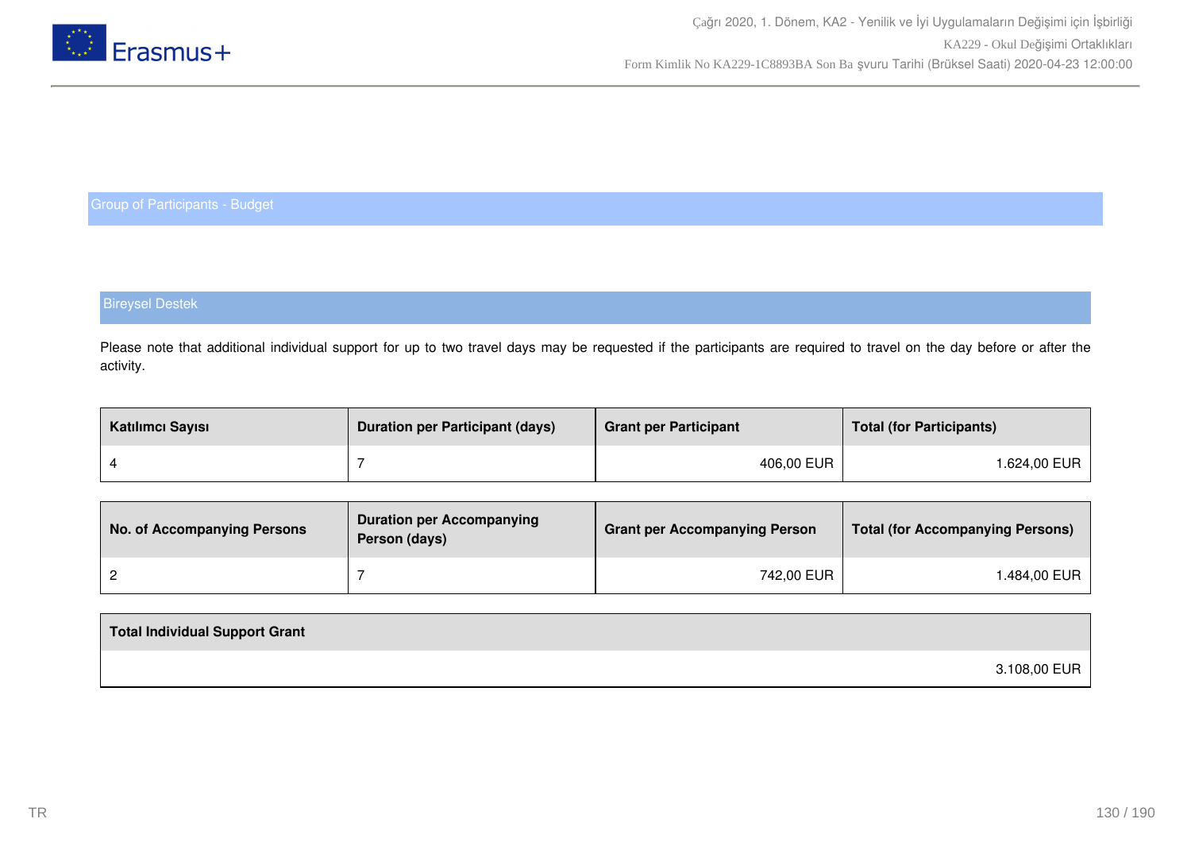## Group of Participants - Budget

### Bireysel Destek

Please note that additional individual support for up to two travel days may be requested if the participants are required to travel on the day before or after the activity.

| Katılımcı Sayısı | Duration per Participant (days) | Grant per Participant | Total (for Participants) |
|---|---|---|---|
| 4 | 7 | 406,00 EUR | 1.624,00 EUR |

| No. of Accompanying Persons | Duration per Accompanying Person (days) | Grant per Accompanying Person | Total (for Accompanying Persons) |
|---|---|---|---|
| 2 | 7 | 742,00 EUR | 1.484,00 EUR |

| Total Individual Support Grant |
|---|
| 3.108,00 EUR |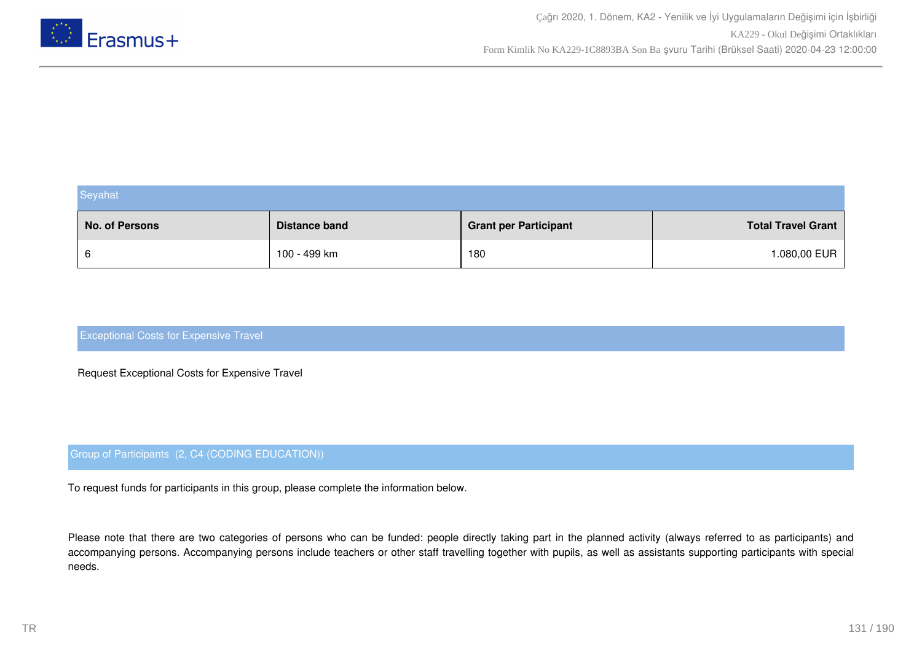### Seyahat

| No. of Persons | Distance band | Grant per Participant | Total Travel Grant |
|---|---|---|---|
| 6 | 100 - 499 km | 180 | 1.080,00 EUR |

### Exceptional Costs for Expensive Travel

Request Exceptional Costs for Expensive Travel

### Group of Participants  (2, C4 (CODING EDUCATION))

To request funds for participants in this group, please complete the information below.

Please note that there are two categories of persons who can be funded: people directly taking part in the planned activity (always referred to as participants) and accompanying persons. Accompanying persons include teachers or other staff travelling together with pupils, as well as assistants supporting participants with special needs.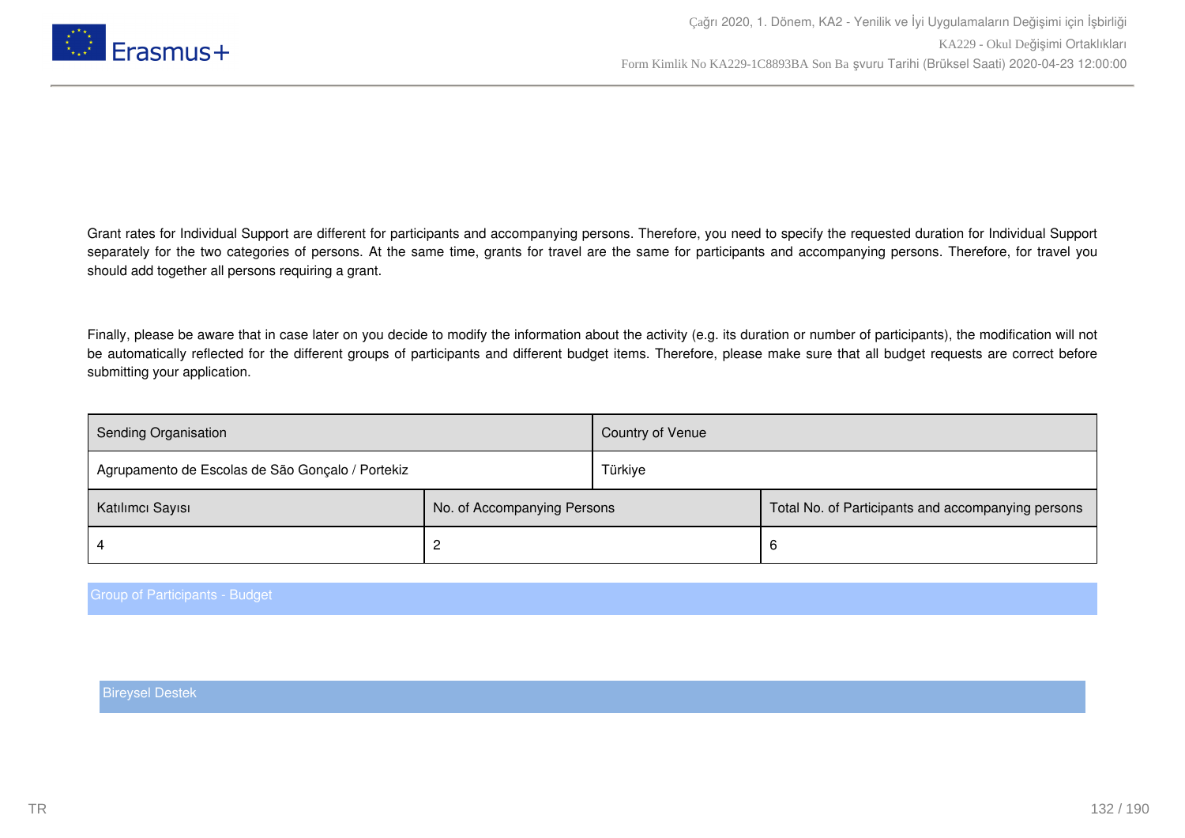Grant rates for Individual Support are different for participants and accompanying persons. Therefore, you need to specify the requested duration for Individual Support separately for the two categories of persons. At the same time, grants for travel are the same for participants and accompanying persons. Therefore, for travel you should add together all persons requiring a grant.

Finally, please be aware that in case later on you decide to modify the information about the activity (e.g. its duration or number of participants), the modification will not be automatically reflected for the different groups of participants and different budget items. Therefore, please make sure that all budget requests are correct before submitting your application.

| Sending Organisation | Country of Venue |
|---|---|
| Agrupamento de Escolas de São Gonçalo / Portekiz | Türkiye |

| Katılımcı Sayısı | No. of Accompanying Persons | Total No. of Participants and accompanying persons |
|---|---|---|
| 4 | 2 | 6 |

## Group of Participants - Budget

### Bireysel Destek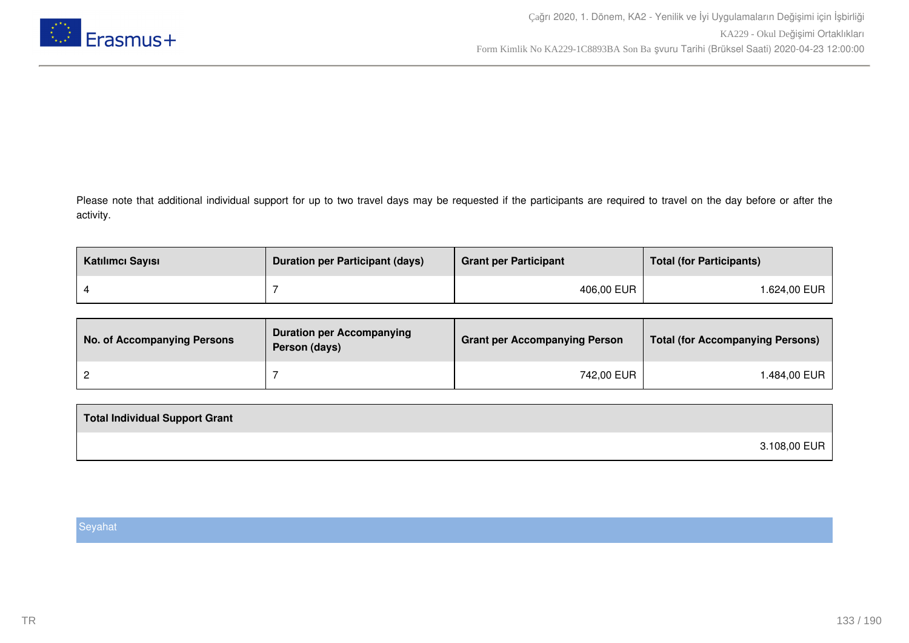Please note that additional individual support for up to two travel days may be requested if the participants are required to travel on the day before or after the activity.

| Katılımcı Sayısı | Duration per Participant (days) | Grant per Participant | Total (for Participants) |
| --- | --- | --- | --- |
| 4 | 7 | 406,00 EUR | 1.624,00 EUR |

| No. of Accompanying Persons | Duration per Accompanying Person (days) | Grant per Accompanying Person | Total (for Accompanying Persons) |
| --- | --- | --- | --- |
| 2 | 7 | 742,00 EUR | 1.484,00 EUR |

| Total Individual Support Grant |
| --- |
| 3.108,00 EUR |

## Seyahat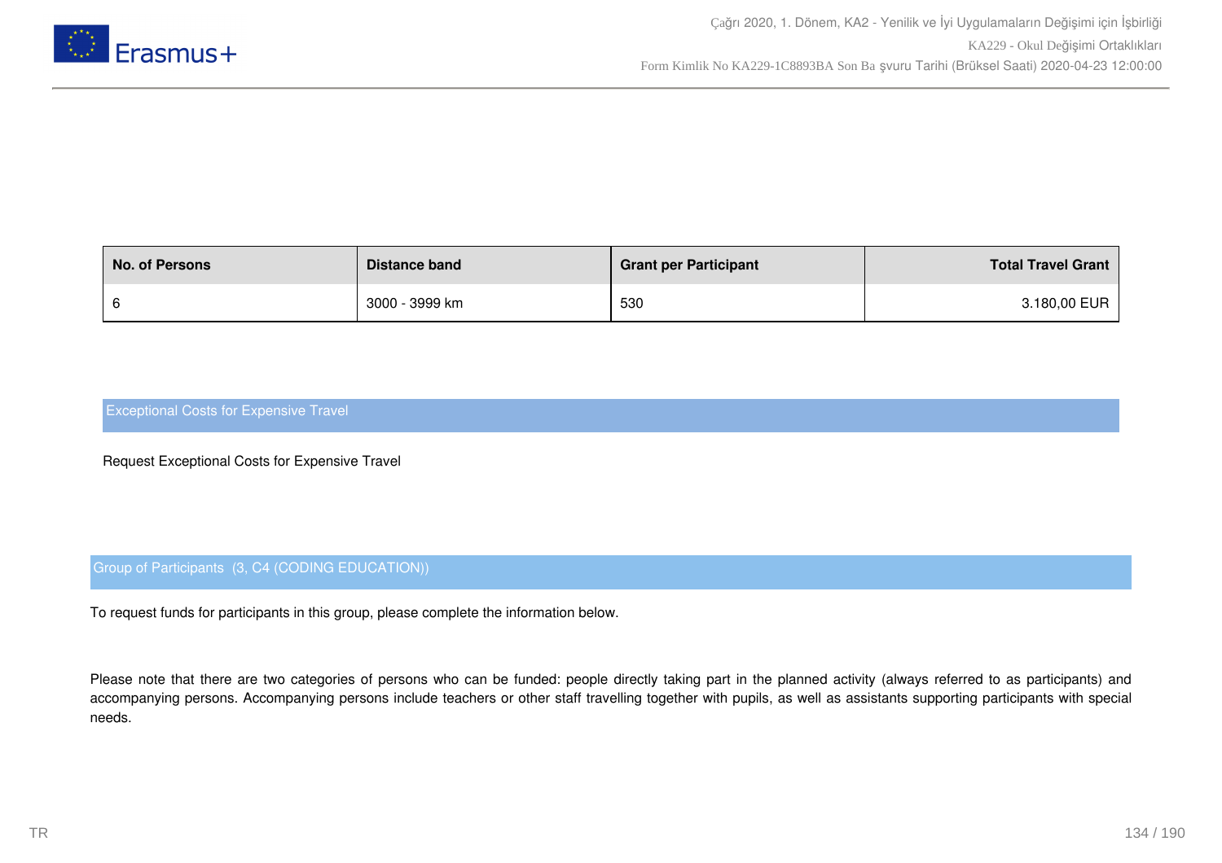| No. of Persons | Distance band | Grant per Participant | Total Travel Grant |
|---|---|---|---|
| 6 | 3000 - 3999 km | 530 | 3.180,00 EUR |

## Exceptional Costs for Expensive Travel

Request Exceptional Costs for Expensive Travel

## Group of Participants (3, C4 (CODING EDUCATION))

To request funds for participants in this group, please complete the information below.

Please note that there are two categories of persons who can be funded: people directly taking part in the planned activity (always referred to as participants) and accompanying persons. Accompanying persons include teachers or other staff travelling together with pupils, as well as assistants supporting participants with special needs.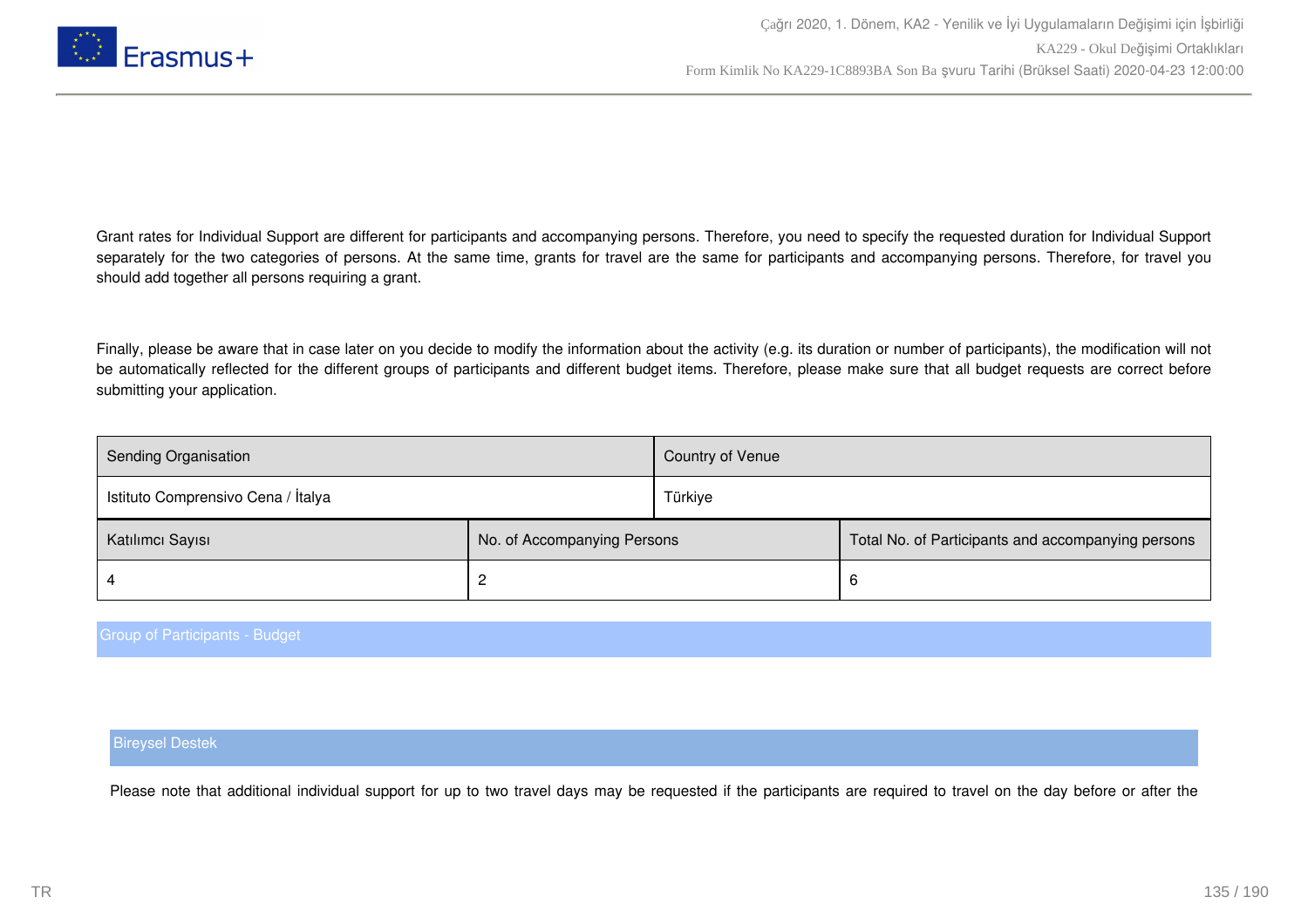Grant rates for Individual Support are different for participants and accompanying persons. Therefore, you need to specify the requested duration for Individual Support separately for the two categories of persons. At the same time, grants for travel are the same for participants and accompanying persons. Therefore, for travel you should add together all persons requiring a grant.

Finally, please be aware that in case later on you decide to modify the information about the activity (e.g. its duration or number of participants), the modification will not be automatically reflected for the different groups of participants and different budget items. Therefore, please make sure that all budget requests are correct before submitting your application.

| Sending Organisation | Country of Venue |
|---|---|
| Istituto Comprensivo Cena / İtalya | Türkiye |

| Katılımcı Sayısı | No. of Accompanying Persons | Total No. of Participants and accompanying persons |
|---|---|---|
| 4 | 2 | 6 |

## Group of Participants - Budget

### Bireysel Destek

Please note that additional individual support for up to two travel days may be requested if the participants are required to travel on the day before or after the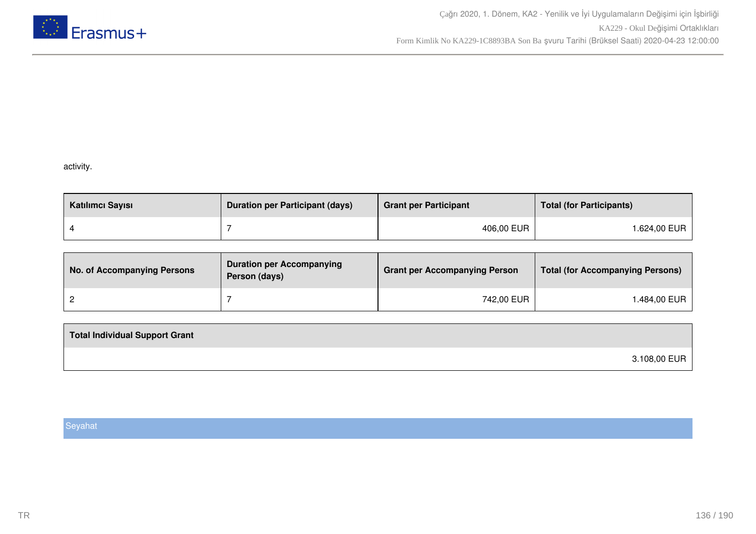activity.

| Katılımcı Sayısı | Duration per Participant (days) | Grant per Participant | Total (for Participants) |
| --- | --- | --- | --- |
| 4 | 7 | 406,00 EUR | 1.624,00 EUR |

| No. of Accompanying Persons | Duration per Accompanying Person (days) | Grant per Accompanying Person | Total (for Accompanying Persons) |
| --- | --- | --- | --- |
| 2 | 7 | 742,00 EUR | 1.484,00 EUR |

| Total Individual Support Grant |
| --- |
| 3.108,00 EUR |

Seyahat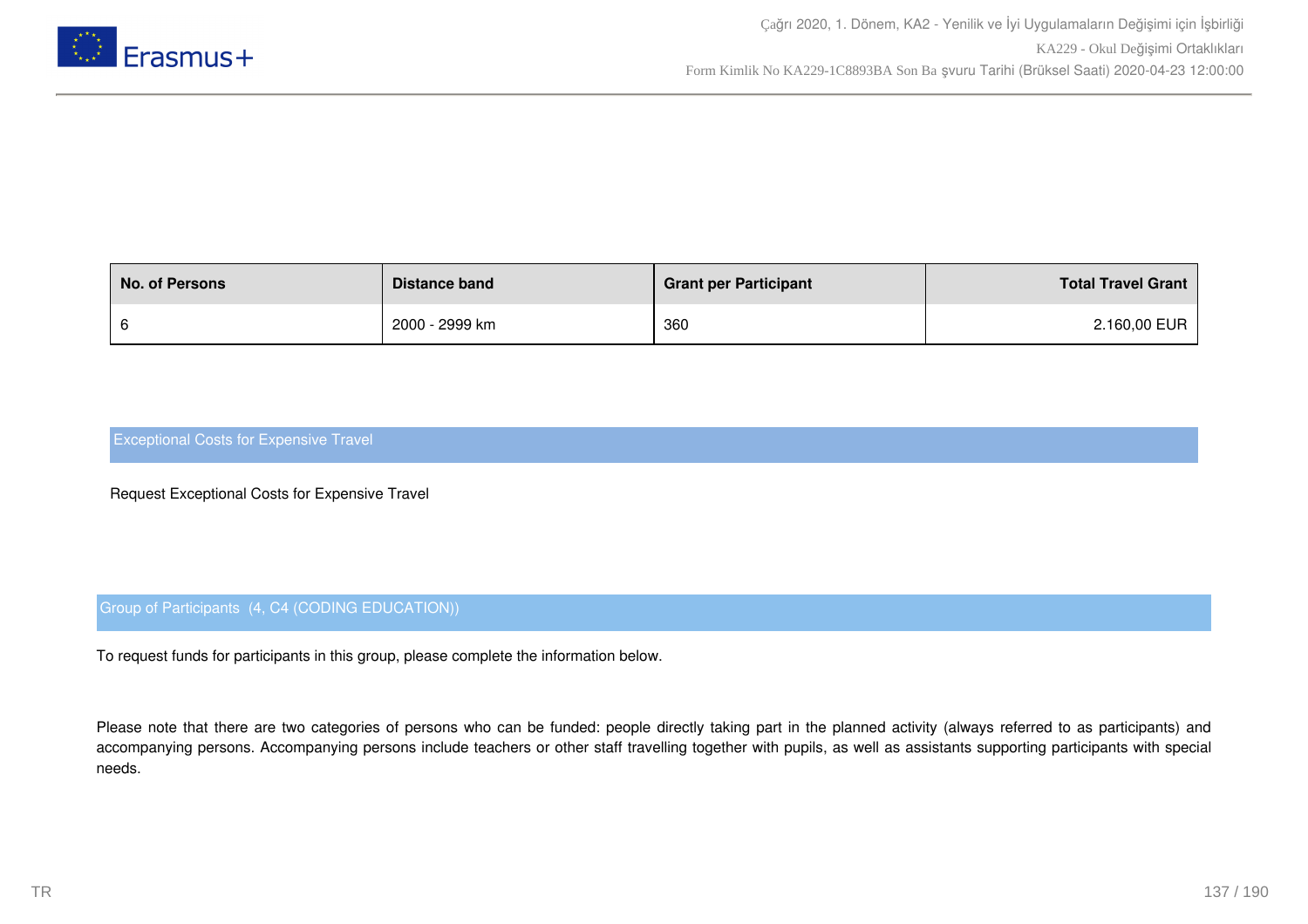| No. of Persons | Distance band | Grant per Participant | Total Travel Grant |
|---|---|---|---|
| 6 | 2000 - 2999 km | 360 | 2.160,00 EUR |

## Exceptional Costs for Expensive Travel

Request Exceptional Costs for Expensive Travel

## Group of Participants (4, C4 (CODING EDUCATION))

To request funds for participants in this group, please complete the information below.

Please note that there are two categories of persons who can be funded: people directly taking part in the planned activity (always referred to as participants) and accompanying persons. Accompanying persons include teachers or other staff travelling together with pupils, as well as assistants supporting participants with special needs.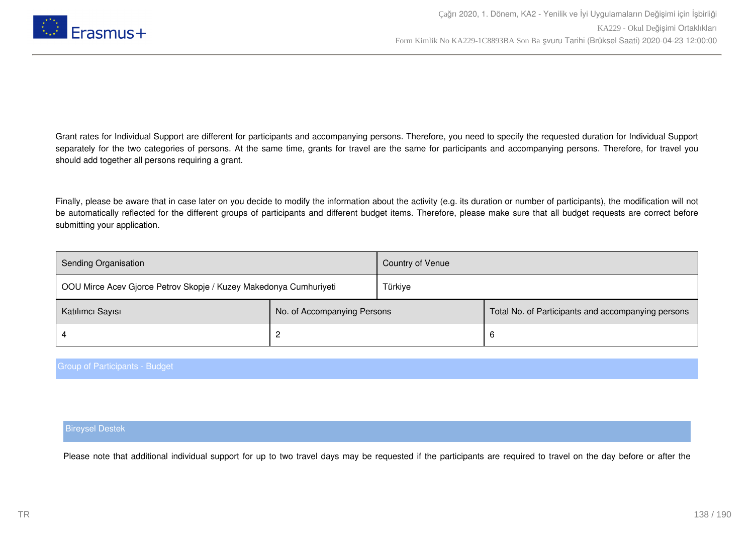Grant rates for Individual Support are different for participants and accompanying persons. Therefore, you need to specify the requested duration for Individual Support separately for the two categories of persons. At the same time, grants for travel are the same for participants and accompanying persons. Therefore, for travel you should add together all persons requiring a grant.

Finally, please be aware that in case later on you decide to modify the information about the activity (e.g. its duration or number of participants), the modification will not be automatically reflected for the different groups of participants and different budget items. Therefore, please make sure that all budget requests are correct before submitting your application.

| Sending Organisation | Country of Venue |
|---|---|
| OOU Mirce Acev Gjorce Petrov Skopje / Kuzey Makedonya Cumhuriyeti | Türkiye |

| Katılımcı Sayısı | No. of Accompanying Persons | Total No. of Participants and accompanying persons |
|---|---|---|
| 4 | 2 | 6 |

## Group of Participants - Budget

### Bireysel Destek

Please note that additional individual support for up to two travel days may be requested if the participants are required to travel on the day before or after the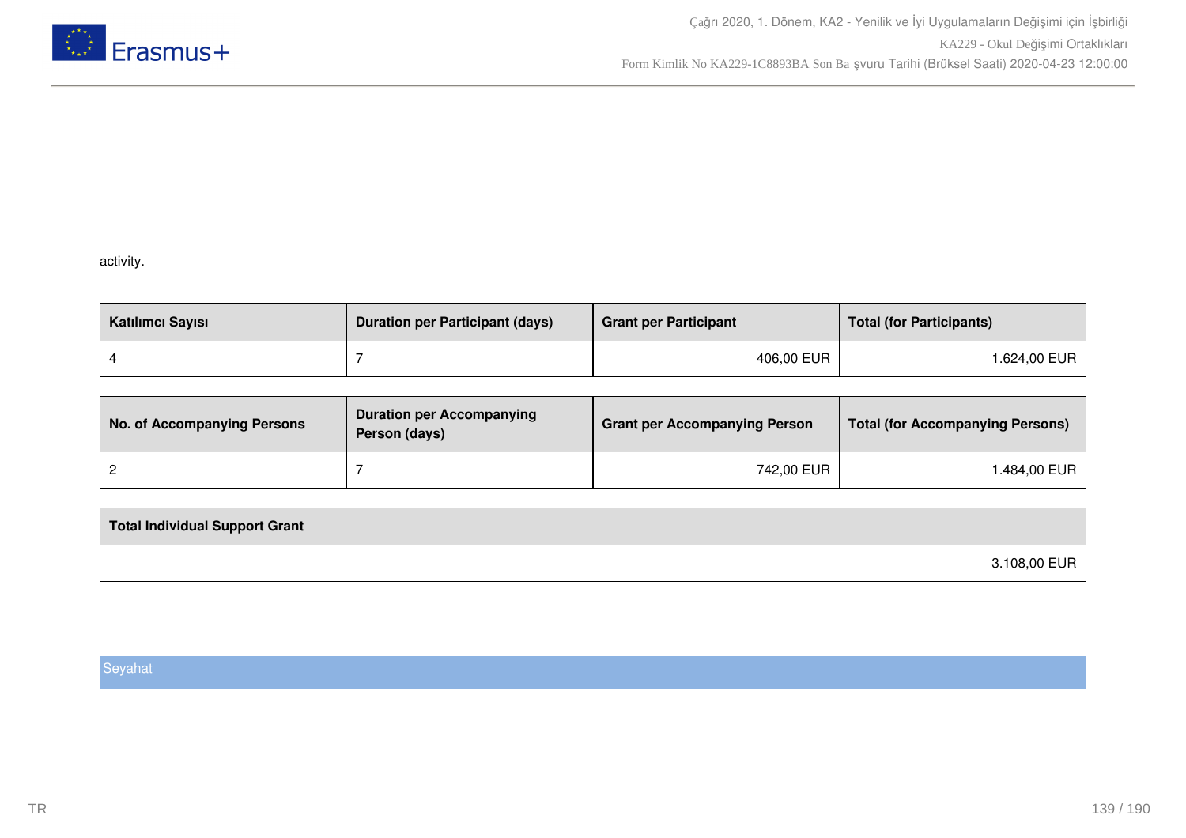activity.

| Katılımcı Sayısı | Duration per Participant (days) | Grant per Participant | Total (for Participants) |
|---|---|---|---|
| 4 | 7 | 406,00 EUR | 1.624,00 EUR |

| No. of Accompanying Persons | Duration per Accompanying Person (days) | Grant per Accompanying Person | Total (for Accompanying Persons) |
|---|---|---|---|
| 2 | 7 | 742,00 EUR | 1.484,00 EUR |

| Total Individual Support Grant |
|---|
| 3.108,00 EUR |

## Seyahat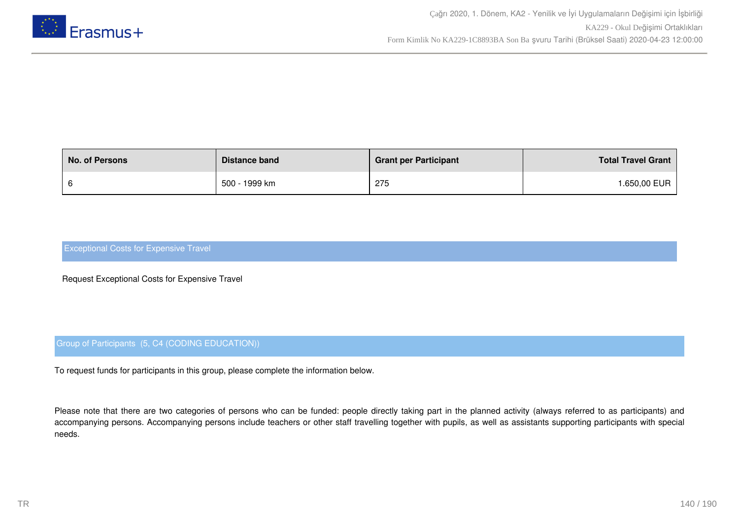| No. of Persons | Distance band | Grant per Participant | Total Travel Grant |
| --- | --- | --- | --- |
| 6 | 500 - 1999 km | 275 | 1.650,00 EUR |

## Exceptional Costs for Expensive Travel

Request Exceptional Costs for Expensive Travel

## Group of Participants (5, C4 (CODING EDUCATION))

To request funds for participants in this group, please complete the information below.

Please note that there are two categories of persons who can be funded: people directly taking part in the planned activity (always referred to as participants) and accompanying persons. Accompanying persons include teachers or other staff travelling together with pupils, as well as assistants supporting participants with special needs.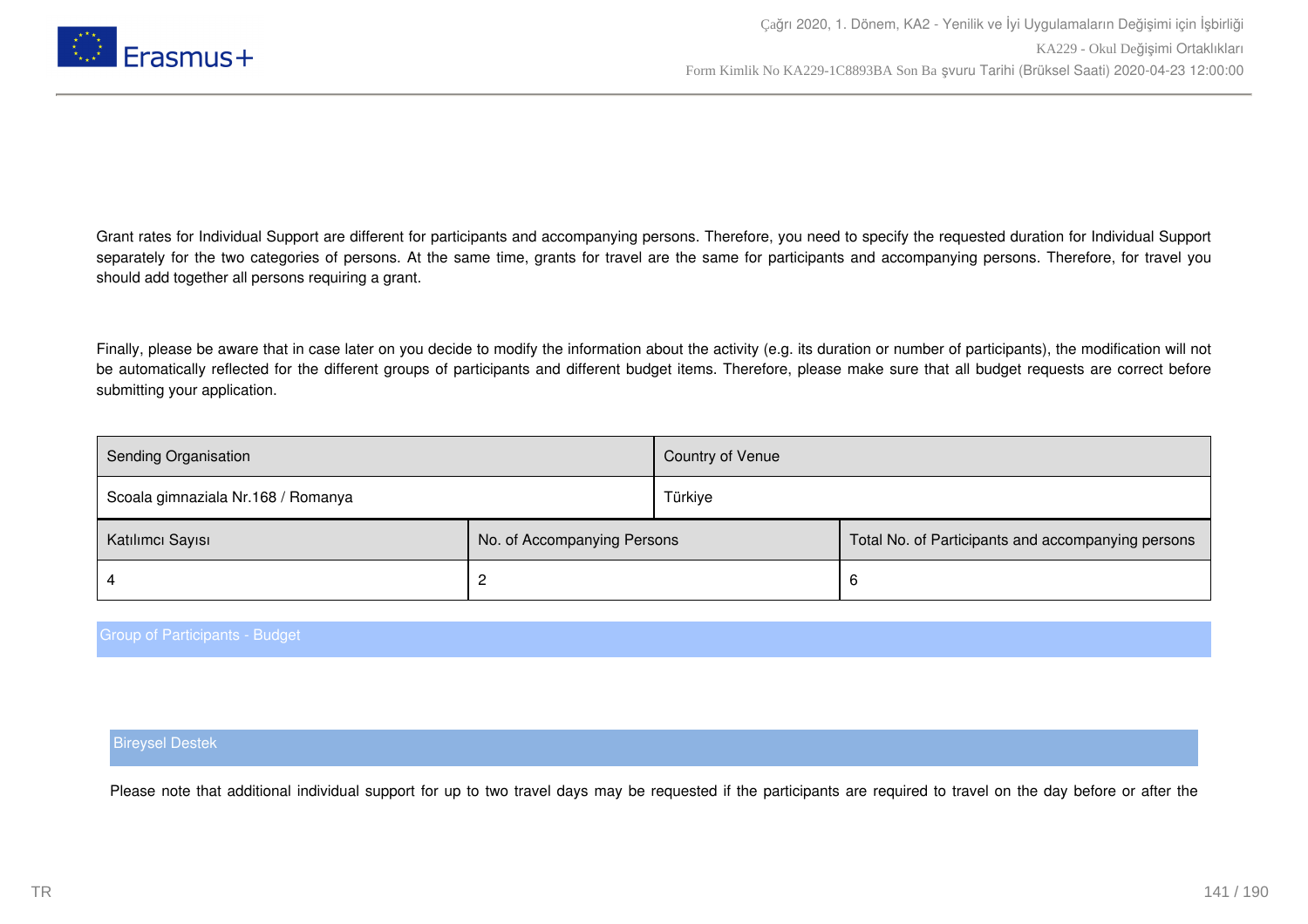Grant rates for Individual Support are different for participants and accompanying persons. Therefore, you need to specify the requested duration for Individual Support separately for the two categories of persons. At the same time, grants for travel are the same for participants and accompanying persons. Therefore, for travel you should add together all persons requiring a grant.

Finally, please be aware that in case later on you decide to modify the information about the activity (e.g. its duration or number of participants), the modification will not be automatically reflected for the different groups of participants and different budget items. Therefore, please make sure that all budget requests are correct before submitting your application.

| Sending Organisation | Country of Venue |
|---|---|
| Scoala gimnaziala Nr.168 / Romanya | Türkiye |

| Katılımcı Sayısı | No. of Accompanying Persons | Total No. of Participants and accompanying persons |
|---|---|---|
| 4 | 2 | 6 |

## Group of Participants - Budget

### Bireysel Destek

Please note that additional individual support for up to two travel days may be requested if the participants are required to travel on the day before or after the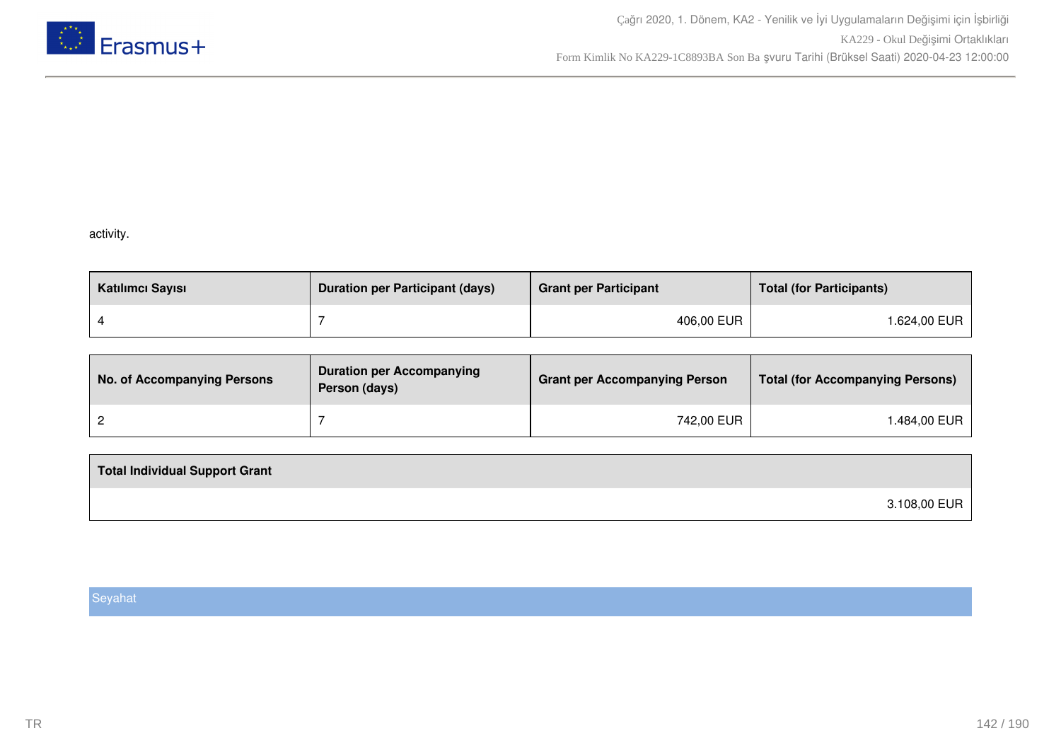activity.

| Katılımcı Sayısı | Duration per Participant (days) | Grant per Participant | Total (for Participants) |
|---|---|---|---|
| 4 | 7 | 406,00 EUR | 1.624,00 EUR |

| No. of Accompanying Persons | Duration per Accompanying Person (days) | Grant per Accompanying Person | Total (for Accompanying Persons) |
|---|---|---|---|
| 2 | 7 | 742,00 EUR | 1.484,00 EUR |

| Total Individual Support Grant |
|---|
| 3.108,00 EUR |

## Seyahat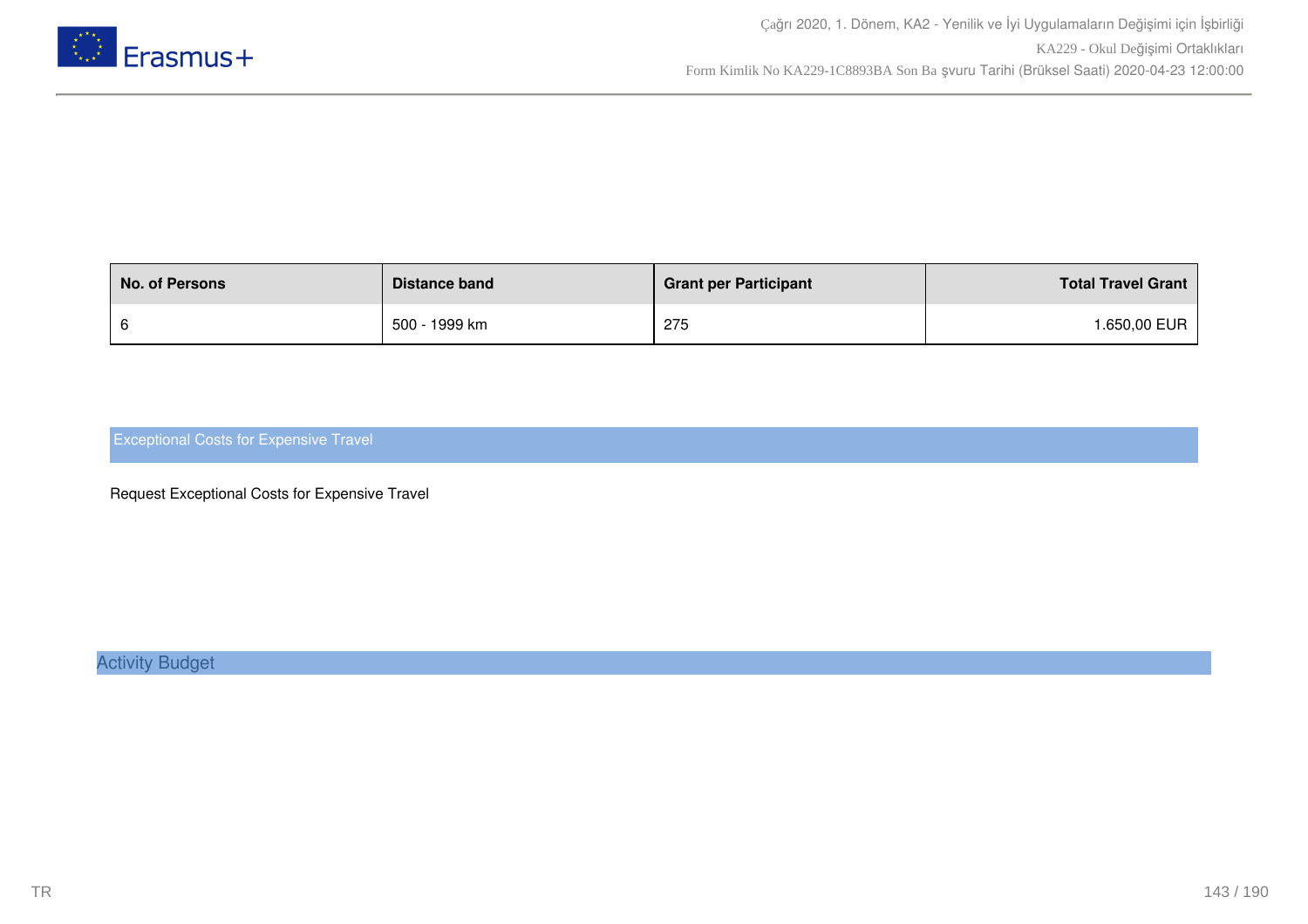| No. of Persons | Distance band | Grant per Participant | Total Travel Grant |
|---|---|---|---|
| 6 | 500 - 1999 km | 275 | 1.650,00 EUR |

## Exceptional Costs for Expensive Travel

Request Exceptional Costs for Expensive Travel

## Activity Budget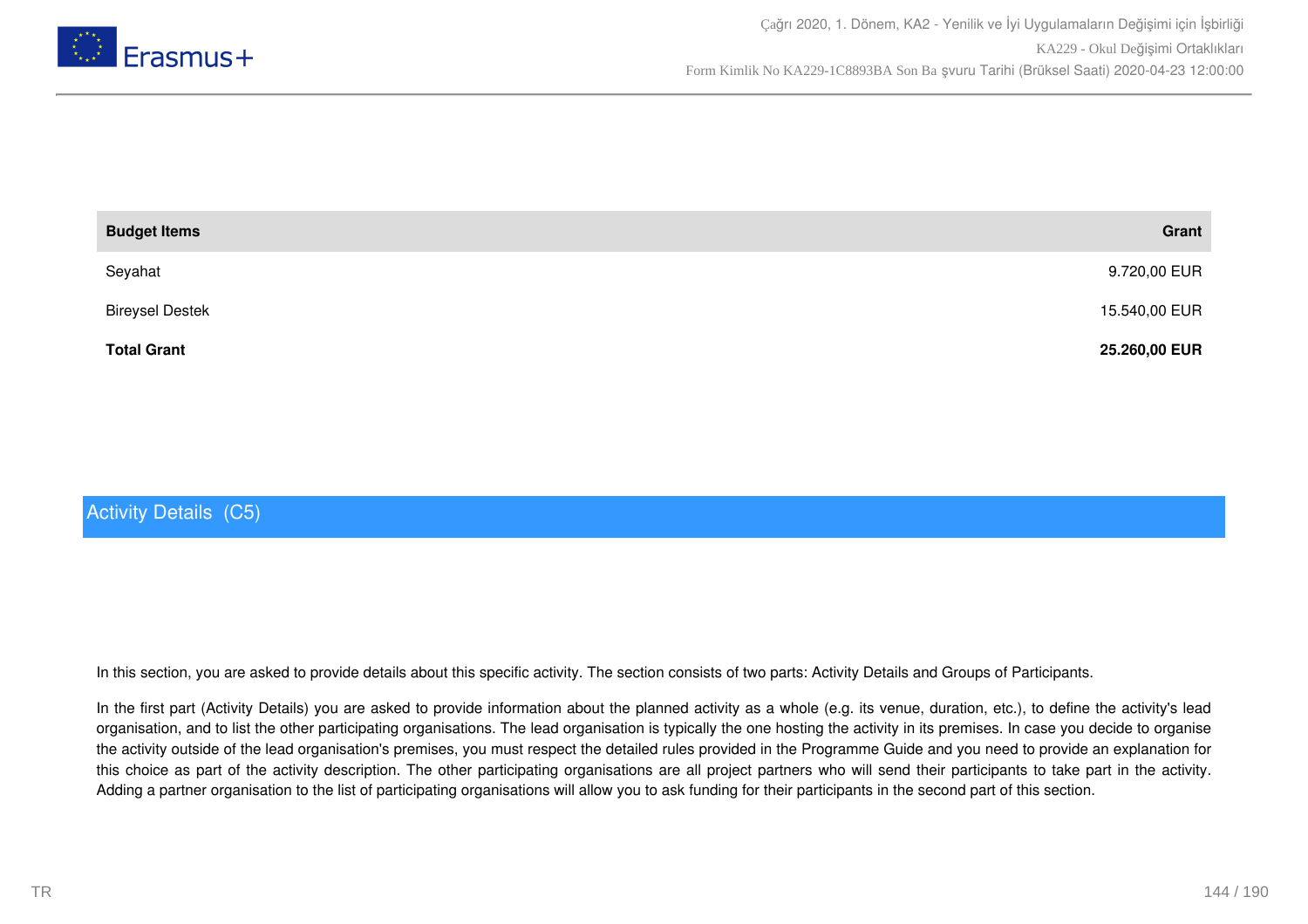| Budget Items | Grant |
|---|---|
| Seyahat | 9.720,00 EUR |
| Bireysel Destek | 15.540,00 EUR |
| **Total Grant** | **25.260,00 EUR** |

## Activity Details (C5)

In this section, you are asked to provide details about this specific activity. The section consists of two parts: Activity Details and Groups of Participants.

In the first part (Activity Details) you are asked to provide information about the planned activity as a whole (e.g. its venue, duration, etc.), to define the activity's lead organisation, and to list the other participating organisations. The lead organisation is typically the one hosting the activity in its premises. In case you decide to organise the activity outside of the lead organisation's premises, you must respect the detailed rules provided in the Programme Guide and you need to provide an explanation for this choice as part of the activity description. The other participating organisations are all project partners who will send their participants to take part in the activity. Adding a partner organisation to the list of participating organisations will allow you to ask funding for their participants in the second part of this section.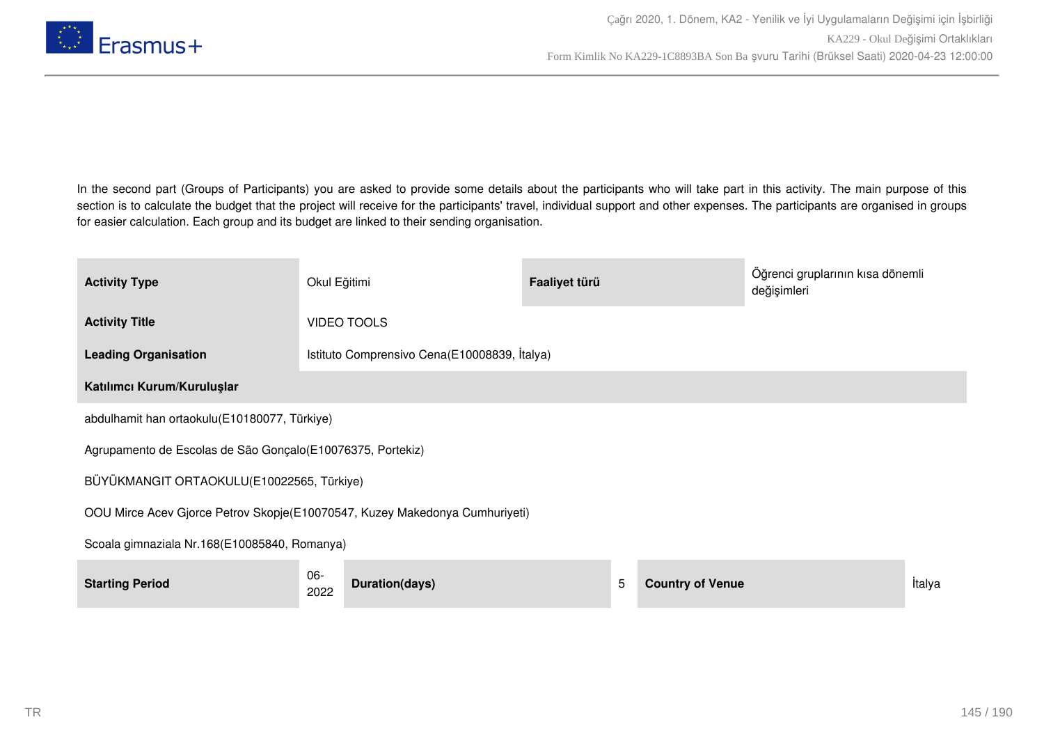In the second part (Groups of Participants) you are asked to provide some details about the participants who will take part in this activity. The main purpose of this section is to calculate the budget that the project will receive for the participants' travel, individual support and other expenses. The participants are organised in groups for easier calculation. Each group and its budget are linked to their sending organisation.

| **Activity Type** | Okul Eğitimi | **Faaliyet türü** | Öğrenci gruplarının kısa dönemli değişimleri |
|---|---|---|---|
| **Activity Title** | VIDEO TOOLS | | |
| **Leading Organisation** | Istituto Comprensivo Cena(E10008839, İtalya) | | |

**Katılımcı Kurum/Kuruluşlar**

abdulhamit han ortaokulu(E10180077, Türkiye)

Agrupamento de Escolas de São Gonçalo(E10076375, Portekiz)

BÜYÜKMANGIT ORTAOKULU(E10022565, Türkiye)

OOU Mirce Acev Gjorce Petrov Skopje(E10070547, Kuzey Makedonya Cumhuriyeti)

Scoala gimnaziala Nr.168(E10085840, Romanya)

| **Starting Period** | 06-2022 | **Duration(days)** | 5 | **Country of Venue** | İtalya |
|---|---|---|---|---|---|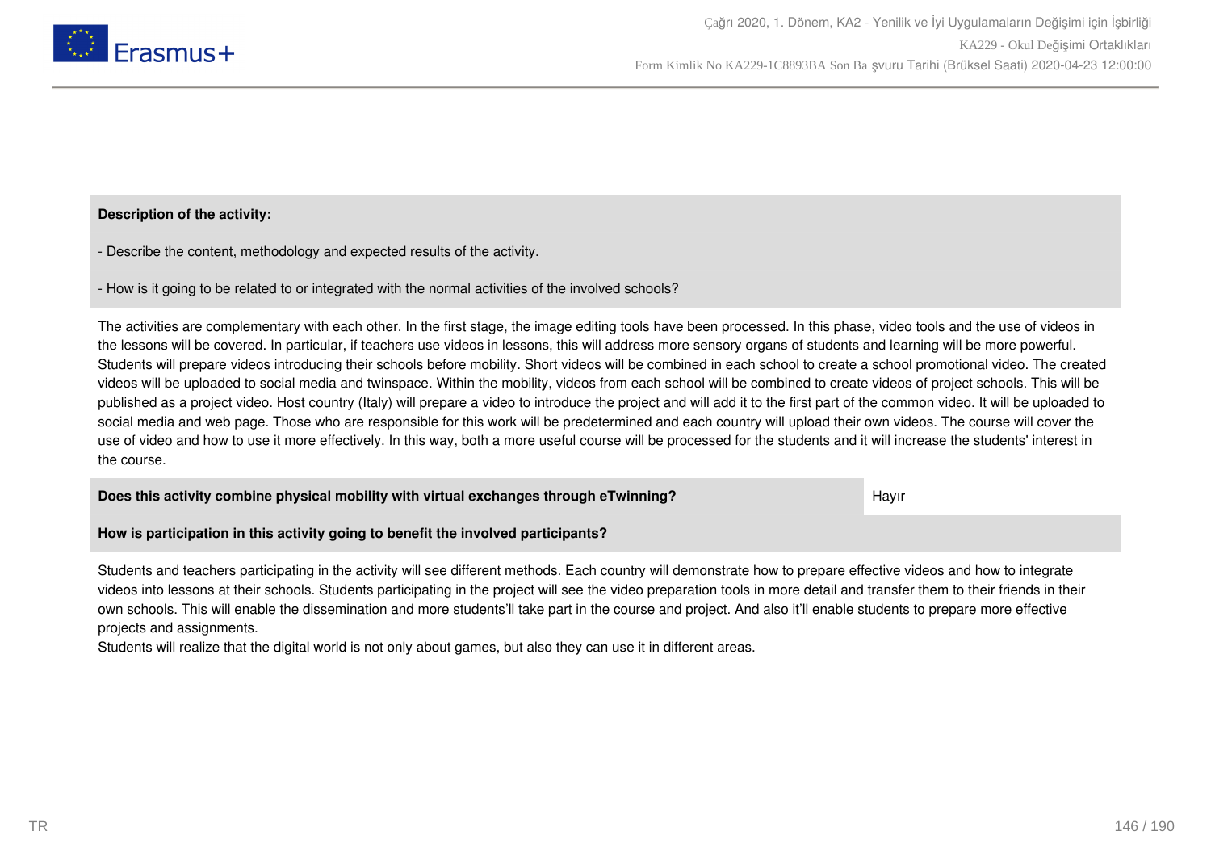**Description of the activity:**

- Describe the content, methodology and expected results of the activity.

- How is it going to be related to or integrated with the normal activities of the involved schools?

The activities are complementary with each other. In the first stage, the image editing tools have been processed. In this phase, video tools and the use of videos in the lessons will be covered. In particular, if teachers use videos in lessons, this will address more sensory organs of students and learning will be more powerful. Students will prepare videos introducing their schools before mobility. Short videos will be combined in each school to create a school promotional video. The created videos will be uploaded to social media and twinspace. Within the mobility, videos from each school will be combined to create videos of project schools. This will be published as a project video. Host country (Italy) will prepare a video to introduce the project and will add it to the first part of the common video. It will be uploaded to social media and web page. Those who are responsible for this work will be predetermined and each country will upload their own videos. The course will cover the use of video and how to use it more effectively. In this way, both a more useful course will be processed for the students and it will increase the students' interest in the course.

| **Does this activity combine physical mobility with virtual exchanges through eTwinning?** | Hayır |
|---|---|

**How is participation in this activity going to benefit the involved participants?**

Students and teachers participating in the activity will see different methods. Each country will demonstrate how to prepare effective videos and how to integrate videos into lessons at their schools. Students participating in the project will see the video preparation tools in more detail and transfer them to their friends in their own schools. This will enable the dissemination and more students'll take part in the course and project. And also it'll enable students to prepare more effective projects and assignments.
Students will realize that the digital world is not only about games, but also they can use it in different areas.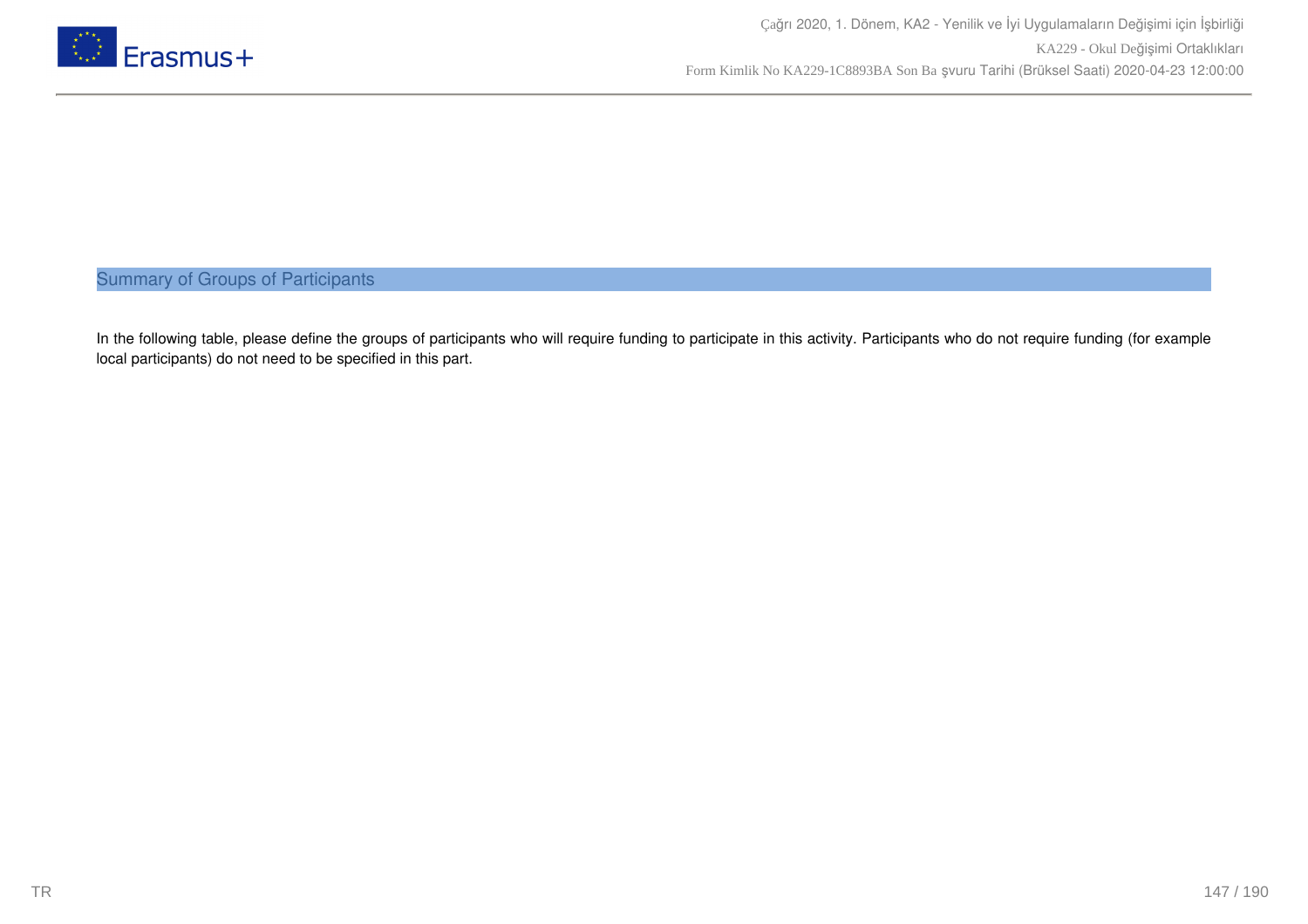## Summary of Groups of Participants

In the following table, please define the groups of participants who will require funding to participate in this activity. Participants who do not require funding (for example local participants) do not need to be specified in this part.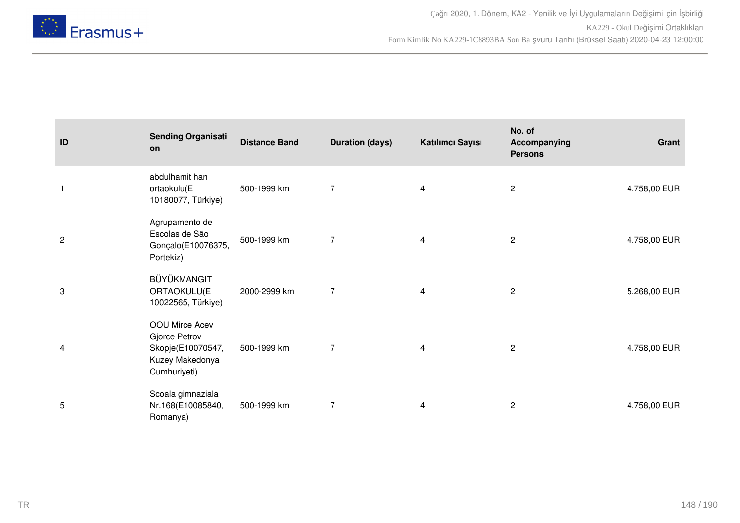| ID | Sending Organisation | Distance Band | Duration (days) | Katılımcı Sayısı | No. of Accompanying Persons | Grant |
|---|---|---|---|---|---|---|
| 1 | abdulhamit han ortaokulu(E 10180077, Türkiye) | 500-1999 km | 7 | 4 | 2 | 4.758,00 EUR |
| 2 | Agrupamento de Escolas de São Gonçalo(E10076375, Portekiz) | 500-1999 km | 7 | 4 | 2 | 4.758,00 EUR |
| 3 | BÜYÜKMANGIT ORTAOKULU(E 10022565, Türkiye) | 2000-2999 km | 7 | 4 | 2 | 5.268,00 EUR |
| 4 | OOU Mirce Acev Gjorce Petrov Skopje(E10070547, Kuzey Makedonya Cumhuriyeti) | 500-1999 km | 7 | 4 | 2 | 4.758,00 EUR |
| 5 | Scoala gimnaziala Nr.168(E10085840, Romanya) | 500-1999 km | 7 | 4 | 2 | 4.758,00 EUR |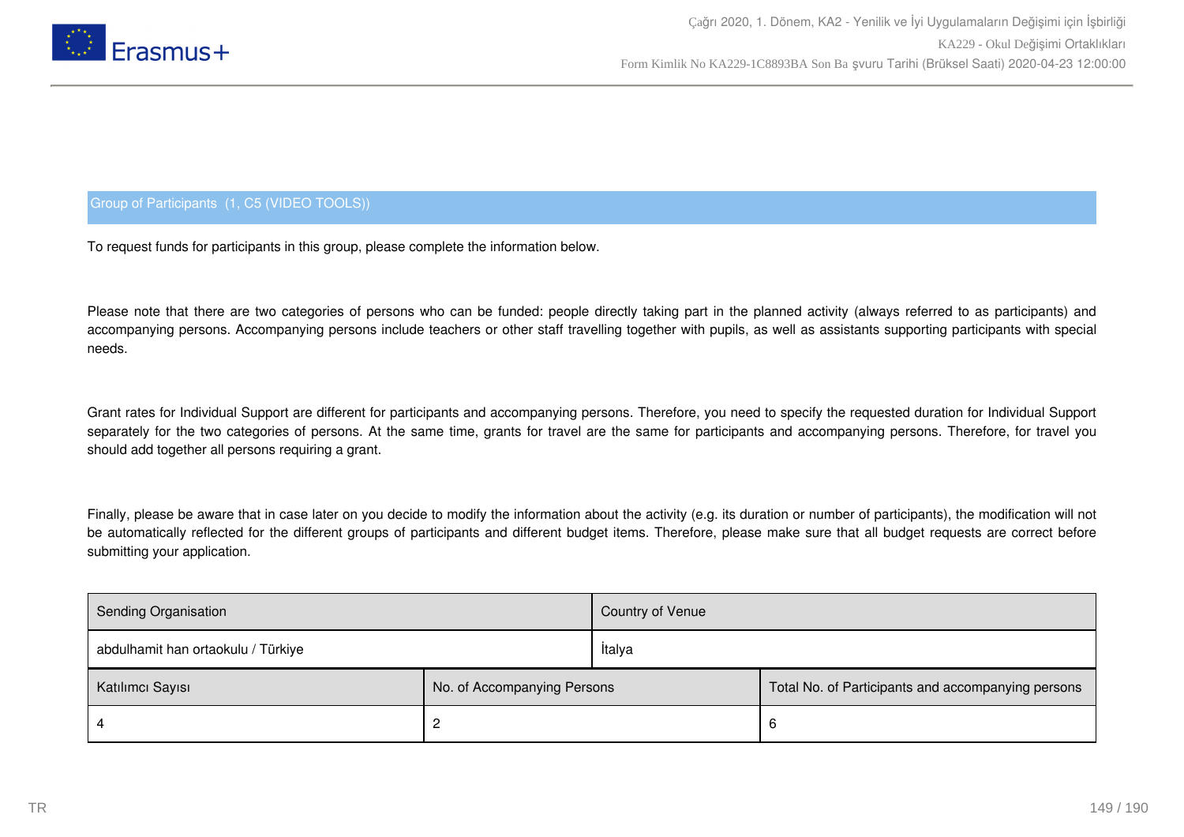## Group of Participants (1, C5 (VIDEO TOOLS))

To request funds for participants in this group, please complete the information below.

Please note that there are two categories of persons who can be funded: people directly taking part in the planned activity (always referred to as participants) and accompanying persons. Accompanying persons include teachers or other staff travelling together with pupils, as well as assistants supporting participants with special needs.

Grant rates for Individual Support are different for participants and accompanying persons. Therefore, you need to specify the requested duration for Individual Support separately for the two categories of persons. At the same time, grants for travel are the same for participants and accompanying persons. Therefore, for travel you should add together all persons requiring a grant.

Finally, please be aware that in case later on you decide to modify the information about the activity (e.g. its duration or number of participants), the modification will not be automatically reflected for the different groups of participants and different budget items. Therefore, please make sure that all budget requests are correct before submitting your application.

| Sending Organisation | Country of Venue |
|---|---|
| abdulhamit han ortaokulu / Türkiye | İtalya |

| Katılımcı Sayısı | No. of Accompanying Persons | Total No. of Participants and accompanying persons |
|---|---|---|
| 4 | 2 | 6 |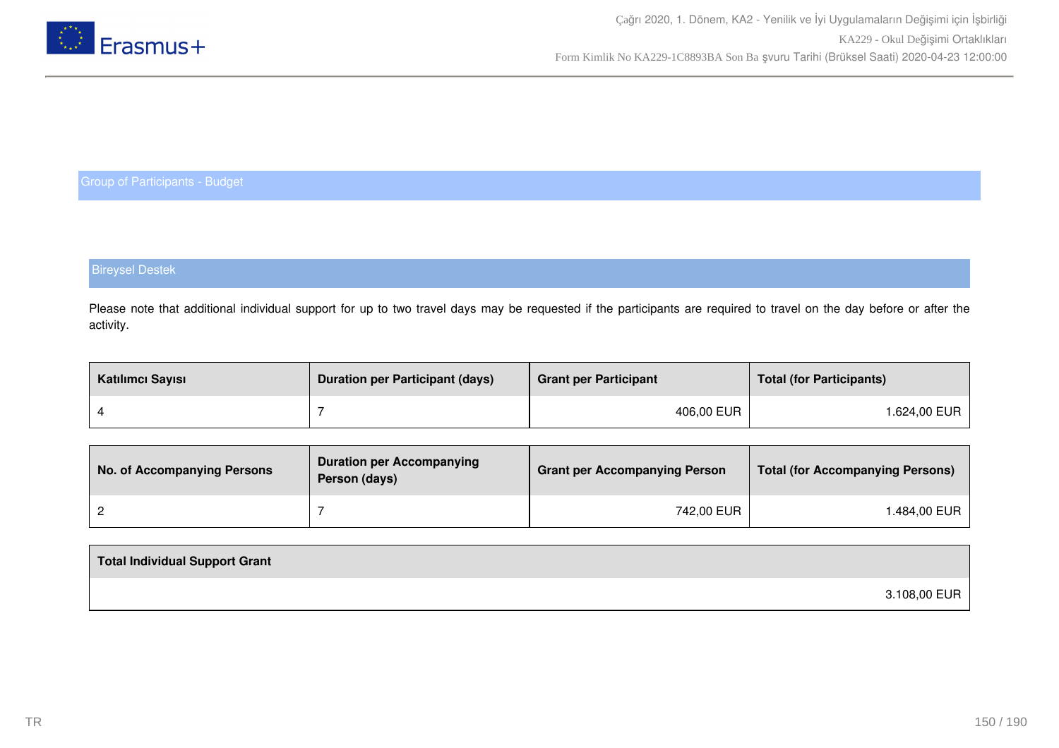## Group of Participants - Budget

### Bireysel Destek

Please note that additional individual support for up to two travel days may be requested if the participants are required to travel on the day before or after the activity.

| Katılımcı Sayısı | Duration per Participant (days) | Grant per Participant | Total (for Participants) |
|---|---|---|---|
| 4 | 7 | 406,00 EUR | 1.624,00 EUR |

| No. of Accompanying Persons | Duration per Accompanying Person (days) | Grant per Accompanying Person | Total (for Accompanying Persons) |
|---|---|---|---|
| 2 | 7 | 742,00 EUR | 1.484,00 EUR |

| Total Individual Support Grant |
|---|
| 3.108,00 EUR |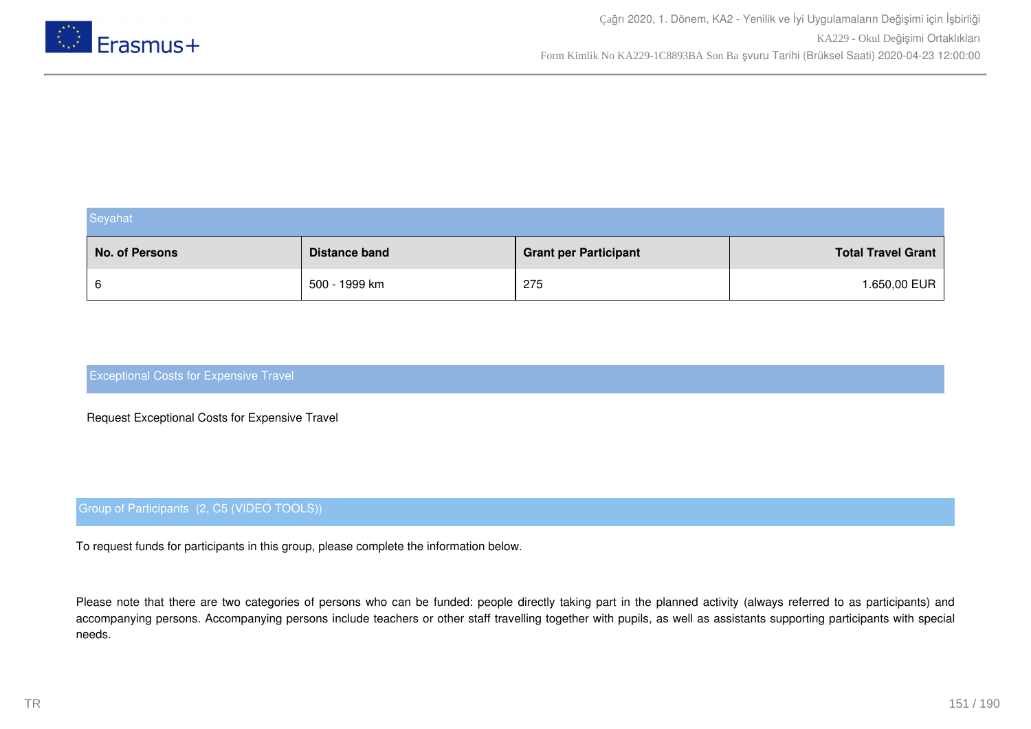### Seyahat

| No. of Persons | Distance band | Grant per Participant | Total Travel Grant |
|---|---|---|---|
| 6 | 500 - 1999 km | 275 | 1.650,00 EUR |

### Exceptional Costs for Expensive Travel

Request Exceptional Costs for Expensive Travel

### Group of Participants (2, C5 (VIDEO TOOLS))

To request funds for participants in this group, please complete the information below.

Please note that there are two categories of persons who can be funded: people directly taking part in the planned activity (always referred to as participants) and accompanying persons. Accompanying persons include teachers or other staff travelling together with pupils, as well as assistants supporting participants with special needs.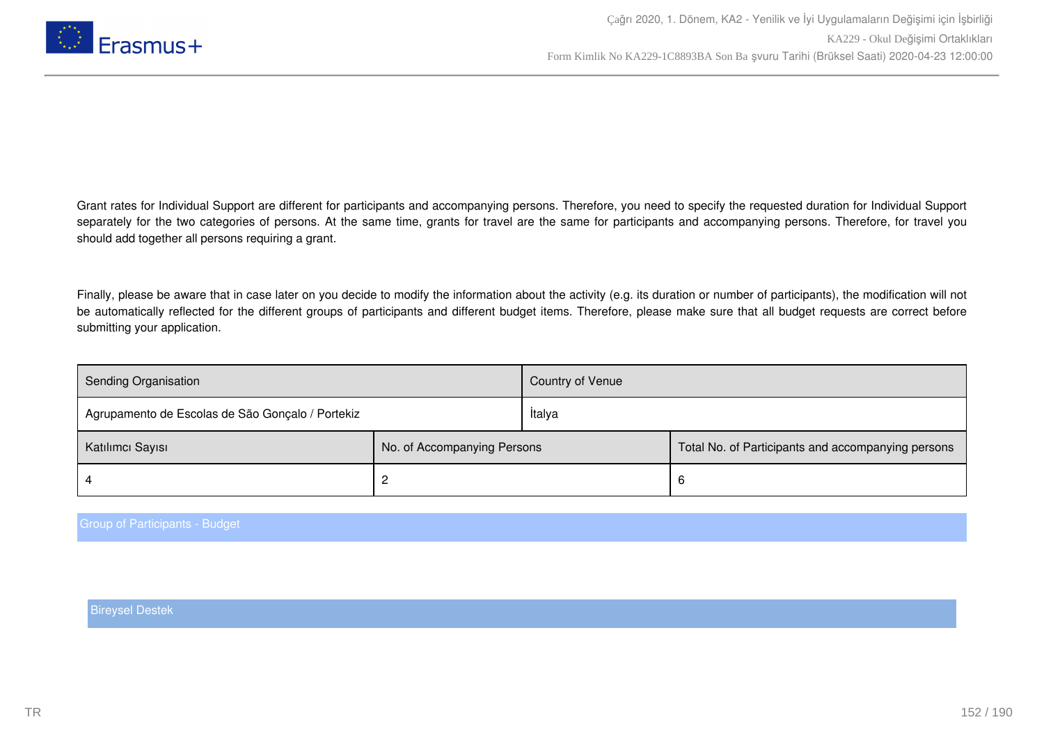Grant rates for Individual Support are different for participants and accompanying persons. Therefore, you need to specify the requested duration for Individual Support separately for the two categories of persons. At the same time, grants for travel are the same for participants and accompanying persons. Therefore, for travel you should add together all persons requiring a grant.

Finally, please be aware that in case later on you decide to modify the information about the activity (e.g. its duration or number of participants), the modification will not be automatically reflected for the different groups of participants and different budget items. Therefore, please make sure that all budget requests are correct before submitting your application.

| Sending Organisation | Country of Venue |
|---|---|
| Agrupamento de Escolas de São Gonçalo / Portekiz | İtalya |

| Katılımcı Sayısı | No. of Accompanying Persons | Total No. of Participants and accompanying persons |
|---|---|---|
| 4 | 2 | 6 |

### Group of Participants - Budget

#### Bireysel Destek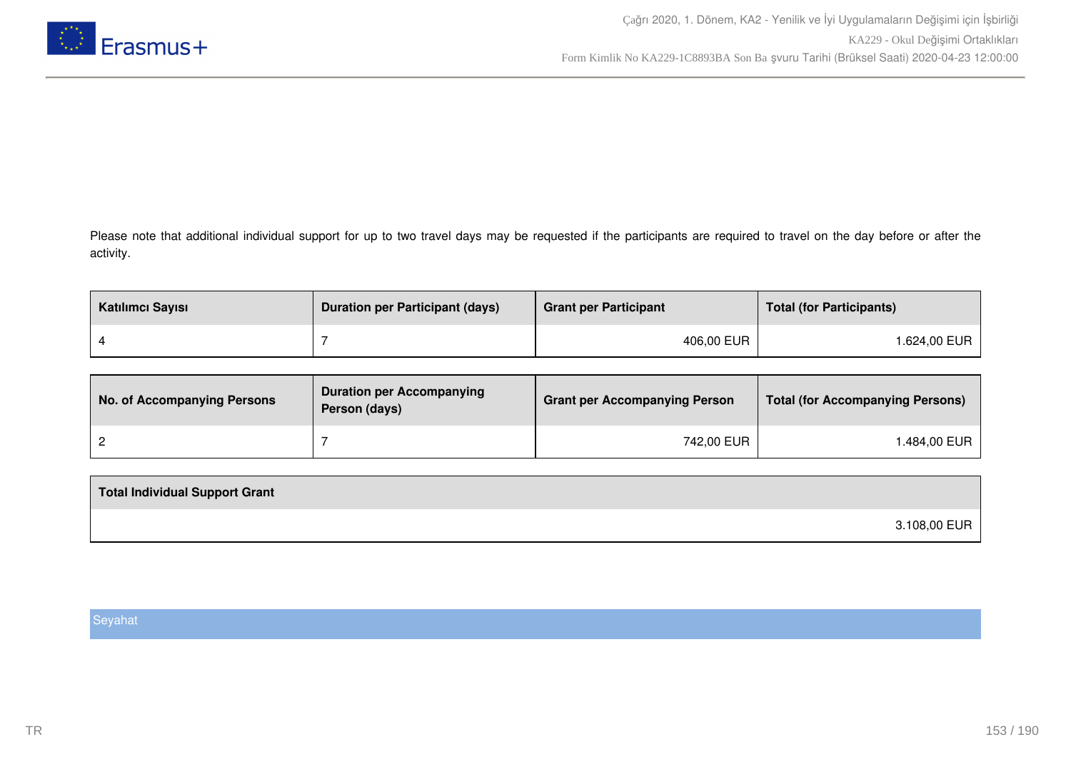Please note that additional individual support for up to two travel days may be requested if the participants are required to travel on the day before or after the activity.

| Katılımcı Sayısı | Duration per Participant (days) | Grant per Participant | Total (for Participants) |
|---|---|---|---|
| 4 | 7 | 406,00 EUR | 1.624,00 EUR |

| No. of Accompanying Persons | Duration per Accompanying Person (days) | Grant per Accompanying Person | Total (for Accompanying Persons) |
|---|---|---|---|
| 2 | 7 | 742,00 EUR | 1.484,00 EUR |

| Total Individual Support Grant |
|---|
| 3.108,00 EUR |

Seyahat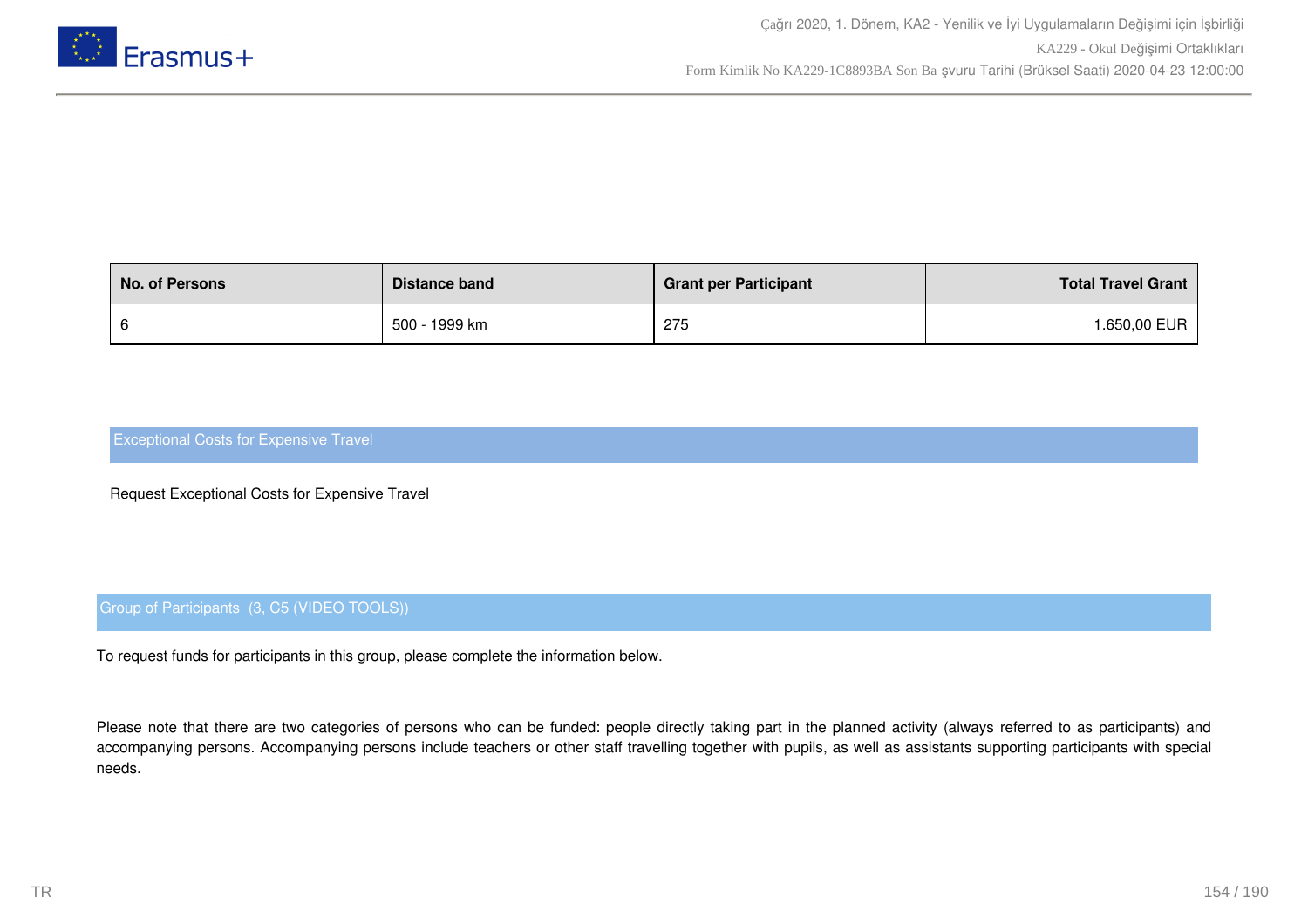| No. of Persons | Distance band | Grant per Participant | Total Travel Grant |
| --- | --- | --- | --- |
| 6 | 500 - 1999 km | 275 | 1.650,00 EUR |

## Exceptional Costs for Expensive Travel

Request Exceptional Costs for Expensive Travel

## Group of Participants (3, C5 (VIDEO TOOLS))

To request funds for participants in this group, please complete the information below.

Please note that there are two categories of persons who can be funded: people directly taking part in the planned activity (always referred to as participants) and accompanying persons. Accompanying persons include teachers or other staff travelling together with pupils, as well as assistants supporting participants with special needs.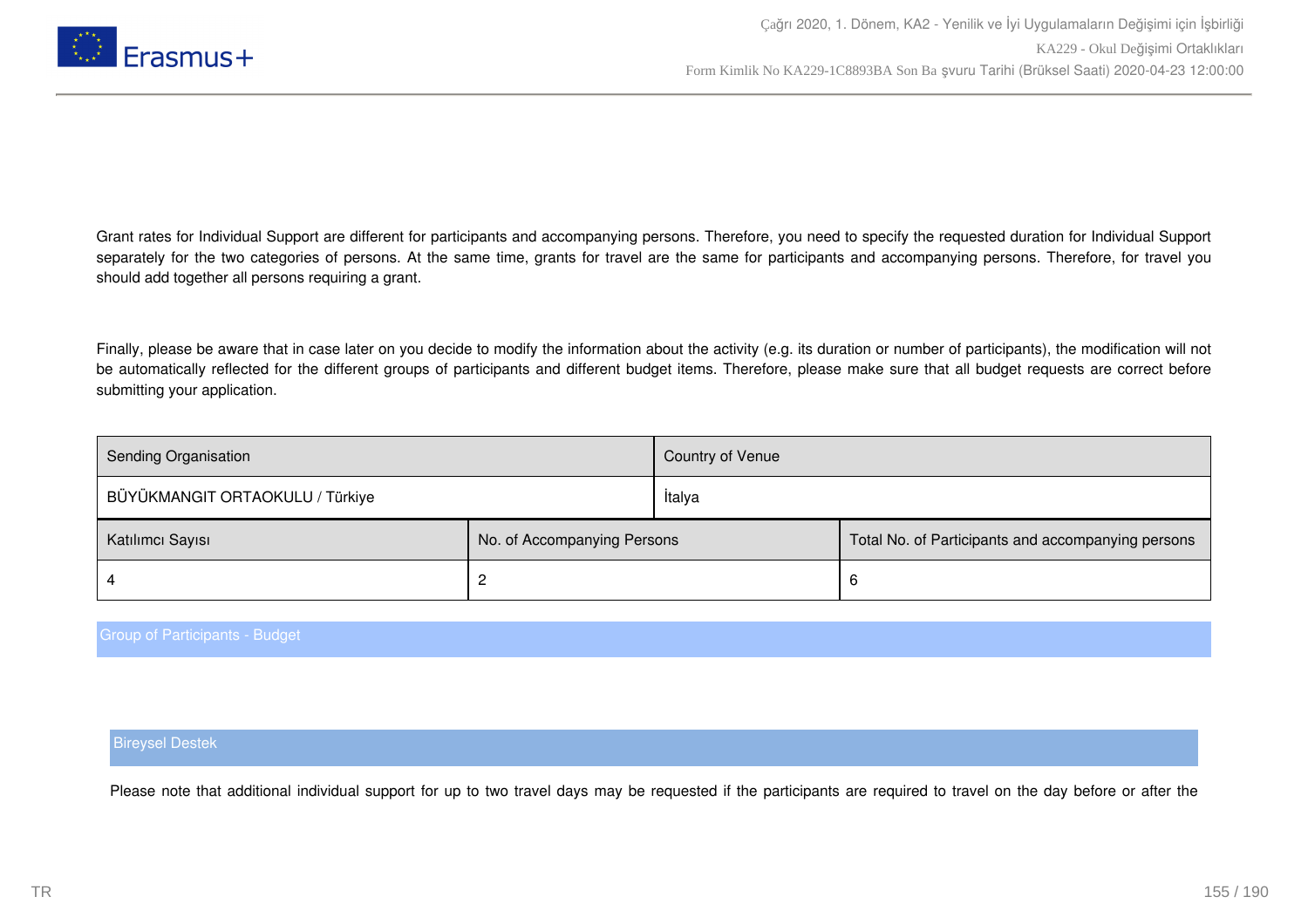Grant rates for Individual Support are different for participants and accompanying persons. Therefore, you need to specify the requested duration for Individual Support separately for the two categories of persons. At the same time, grants for travel are the same for participants and accompanying persons. Therefore, for travel you should add together all persons requiring a grant.

Finally, please be aware that in case later on you decide to modify the information about the activity (e.g. its duration or number of participants), the modification will not be automatically reflected for the different groups of participants and different budget items. Therefore, please make sure that all budget requests are correct before submitting your application.

| Sending Organisation | Country of Venue |
|---|---|
| BÜYÜKMANGIT ORTAOKULU / Türkiye | İtalya |

| Katılımcı Sayısı | No. of Accompanying Persons | Total No. of Participants and accompanying persons |
|---|---|---|
| 4 | 2 | 6 |

## Group of Participants - Budget

### Bireysel Destek

Please note that additional individual support for up to two travel days may be requested if the participants are required to travel on the day before or after the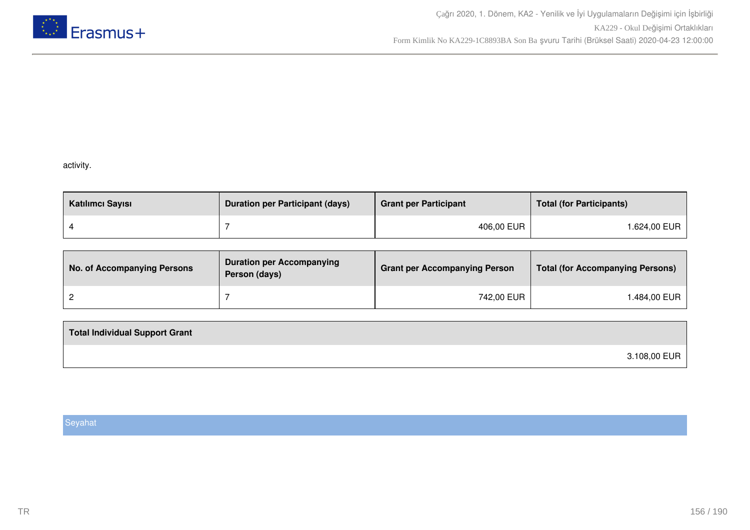activity.

| Katılımcı Sayısı | Duration per Participant (days) | Grant per Participant | Total (for Participants) |
|---|---|---|---|
| 4 | 7 | 406,00 EUR | 1.624,00 EUR |

| No. of Accompanying Persons | Duration per Accompanying Person (days) | Grant per Accompanying Person | Total (for Accompanying Persons) |
|---|---|---|---|
| 2 | 7 | 742,00 EUR | 1.484,00 EUR |

| Total Individual Support Grant |
|---|
| 3.108,00 EUR |

Seyahat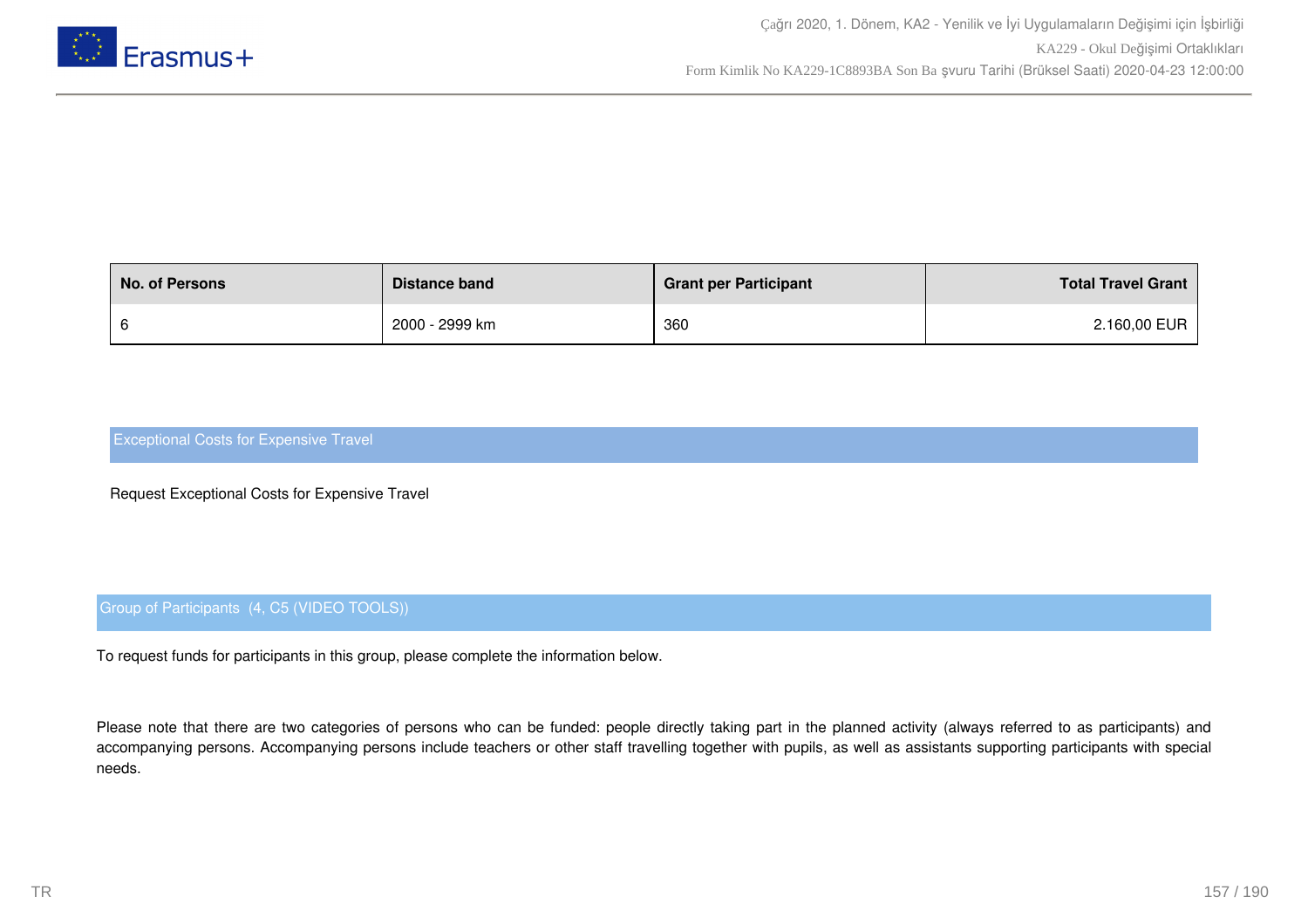| No. of Persons | Distance band | Grant per Participant | Total Travel Grant |
|---|---|---|---|
| 6 | 2000 - 2999 km | 360 | 2.160,00 EUR |

## Exceptional Costs for Expensive Travel

Request Exceptional Costs for Expensive Travel

## Group of Participants (4, C5 (VIDEO TOOLS))

To request funds for participants in this group, please complete the information below.

Please note that there are two categories of persons who can be funded: people directly taking part in the planned activity (always referred to as participants) and accompanying persons. Accompanying persons include teachers or other staff travelling together with pupils, as well as assistants supporting participants with special needs.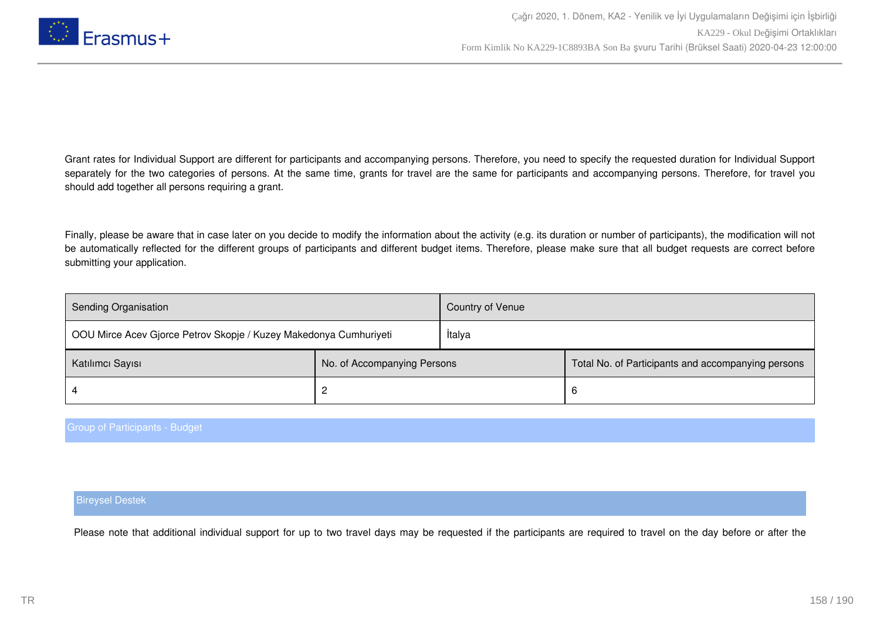Grant rates for Individual Support are different for participants and accompanying persons. Therefore, you need to specify the requested duration for Individual Support separately for the two categories of persons. At the same time, grants for travel are the same for participants and accompanying persons. Therefore, for travel you should add together all persons requiring a grant.

Finally, please be aware that in case later on you decide to modify the information about the activity (e.g. its duration or number of participants), the modification will not be automatically reflected for the different groups of participants and different budget items. Therefore, please make sure that all budget requests are correct before submitting your application.

| Sending Organisation | Country of Venue |
|---|---|
| OOU Mirce Acev Gjorce Petrov Skopje / Kuzey Makedonya Cumhuriyeti | İtalya |

| Katılımcı Sayısı | No. of Accompanying Persons | Total No. of Participants and accompanying persons |
|---|---|---|
| 4 | 2 | 6 |

## Group of Participants - Budget

### Bireysel Destek

Please note that additional individual support for up to two travel days may be requested if the participants are required to travel on the day before or after the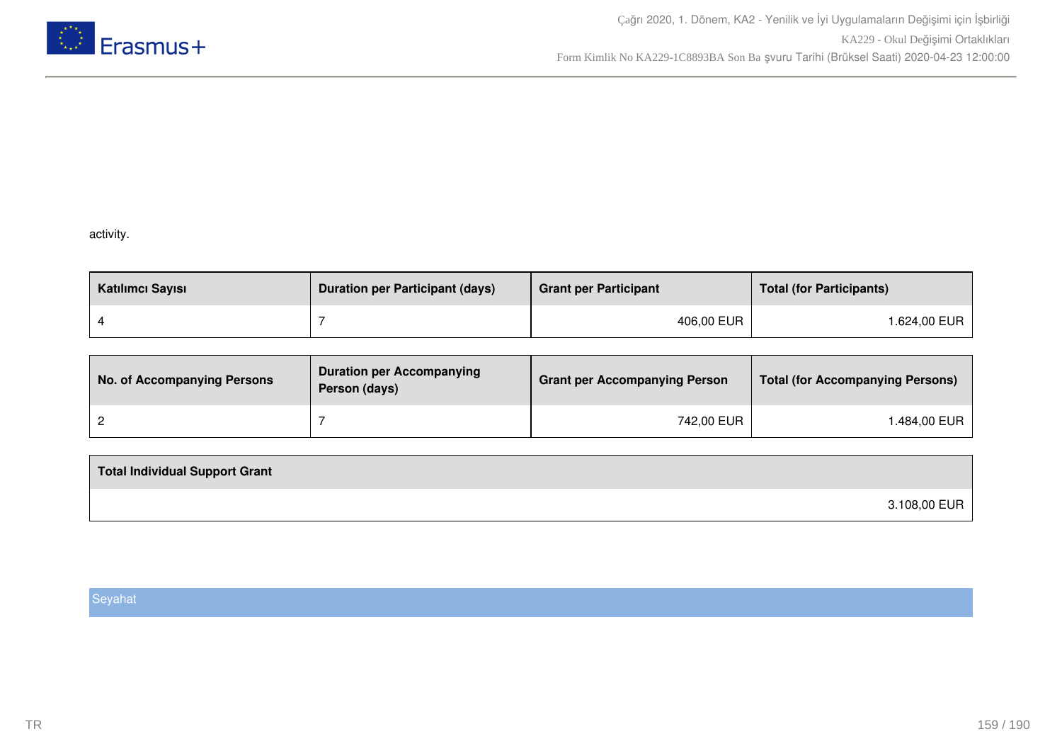activity.

| Katılımcı Sayısı | Duration per Participant (days) | Grant per Participant | Total (for Participants) |
|---|---|---|---|
| 4 | 7 | 406,00 EUR | 1.624,00 EUR |

| No. of Accompanying Persons | Duration per Accompanying Person (days) | Grant per Accompanying Person | Total (for Accompanying Persons) |
|---|---|---|---|
| 2 | 7 | 742,00 EUR | 1.484,00 EUR |

| Total Individual Support Grant |
|---|
| 3.108,00 EUR |

Seyahat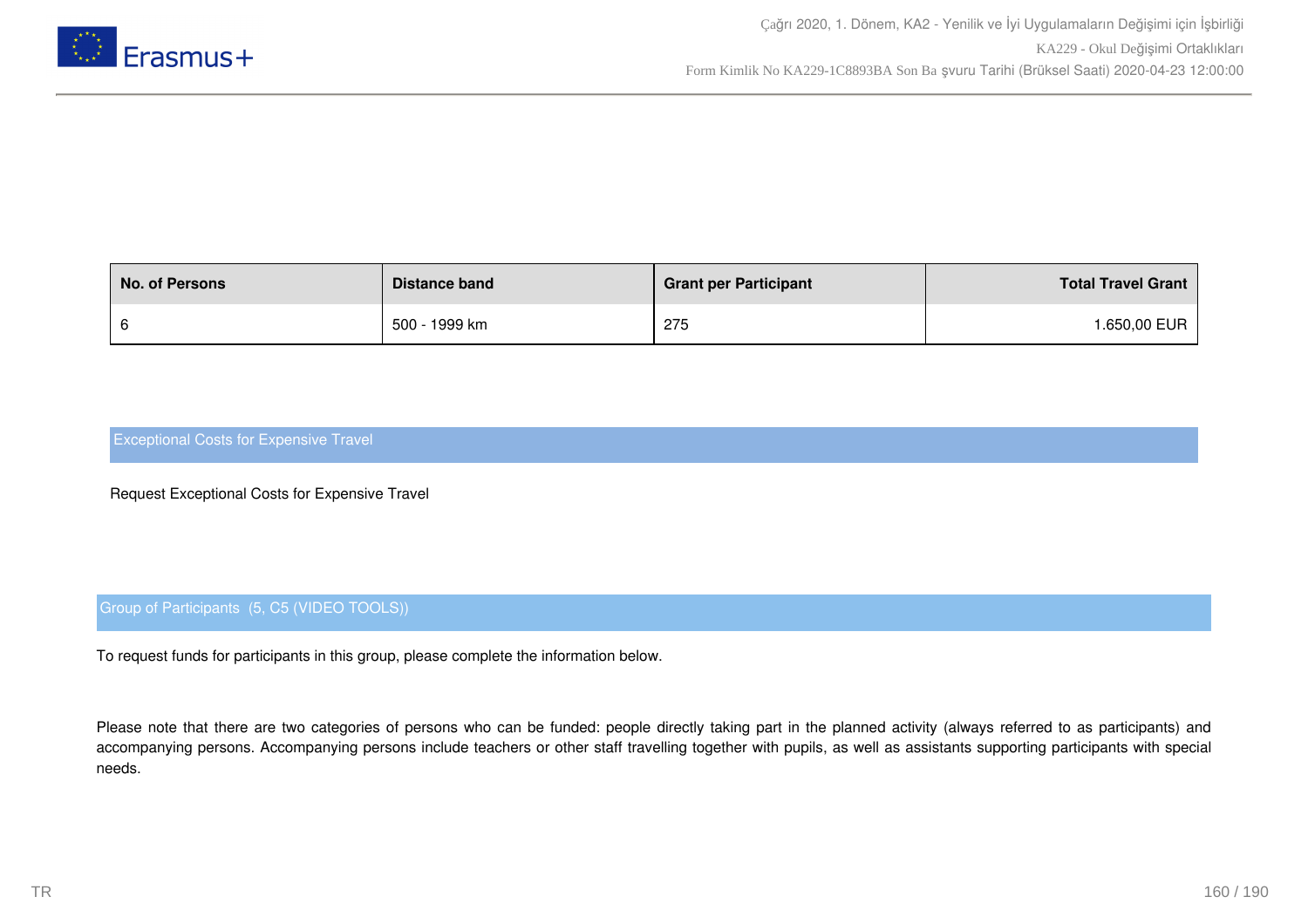| No. of Persons | Distance band | Grant per Participant | Total Travel Grant |
|---|---|---|---|
| 6 | 500 - 1999 km | 275 | 1.650,00 EUR |

## Exceptional Costs for Expensive Travel

Request Exceptional Costs for Expensive Travel

## Group of Participants  (5, C5 (VIDEO TOOLS))

To request funds for participants in this group, please complete the information below.

Please note that there are two categories of persons who can be funded: people directly taking part in the planned activity (always referred to as participants) and accompanying persons. Accompanying persons include teachers or other staff travelling together with pupils, as well as assistants supporting participants with special needs.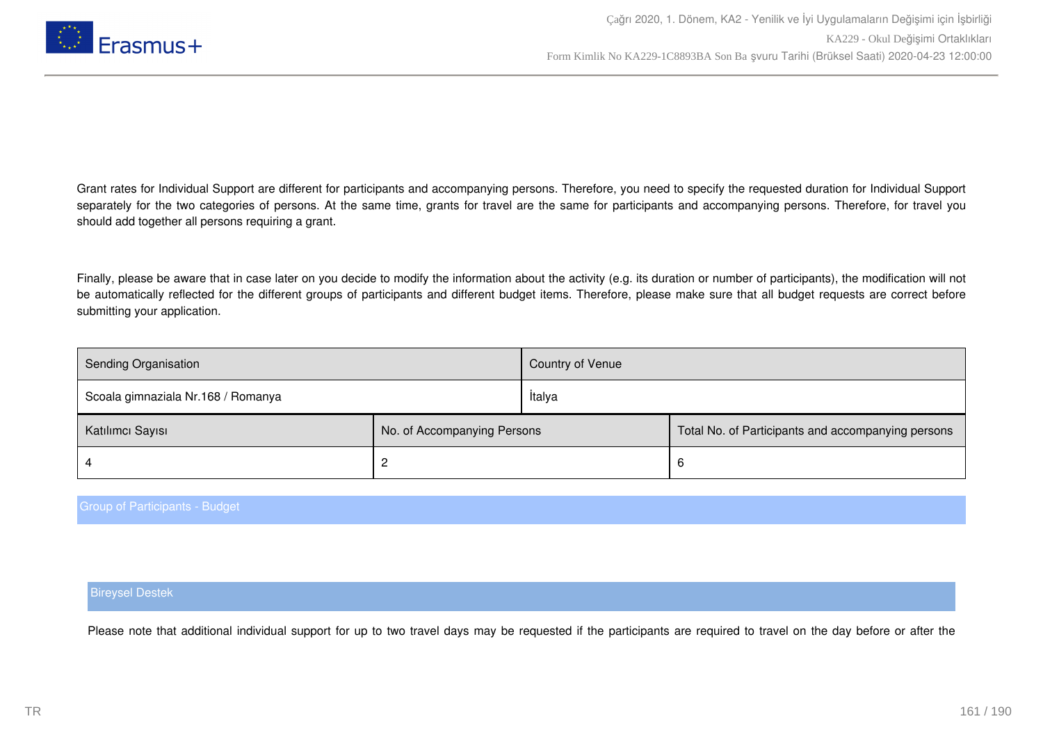Grant rates for Individual Support are different for participants and accompanying persons. Therefore, you need to specify the requested duration for Individual Support separately for the two categories of persons. At the same time, grants for travel are the same for participants and accompanying persons. Therefore, for travel you should add together all persons requiring a grant.

Finally, please be aware that in case later on you decide to modify the information about the activity (e.g. its duration or number of participants), the modification will not be automatically reflected for the different groups of participants and different budget items. Therefore, please make sure that all budget requests are correct before submitting your application.

| Sending Organisation | Country of Venue |
|---|---|
| Scoala gimnaziala Nr.168 / Romanya | İtalya |

| Katılımcı Sayısı | No. of Accompanying Persons | Total No. of Participants and accompanying persons |
|---|---|---|
| 4 | 2 | 6 |

## Group of Participants - Budget

### Bireysel Destek

Please note that additional individual support for up to two travel days may be requested if the participants are required to travel on the day before or after the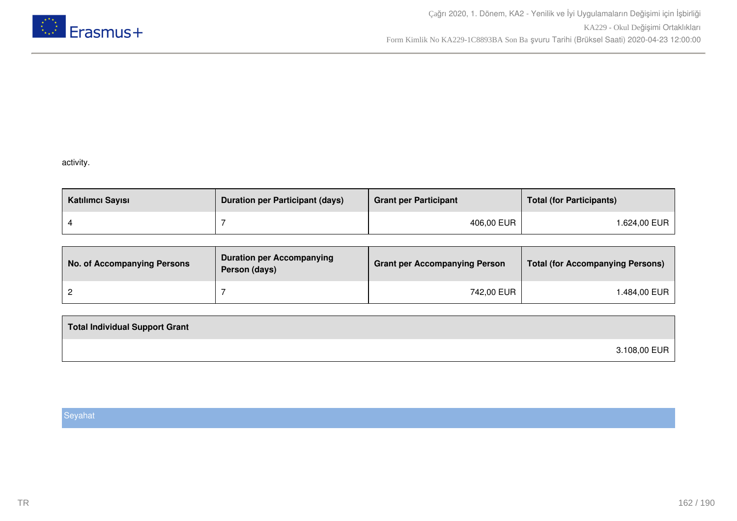activity.

| Katılımcı Sayısı | Duration per Participant (days) | Grant per Participant | Total (for Participants) |
|---|---|---|---|
| 4 | 7 | 406,00 EUR | 1.624,00 EUR |

| No. of Accompanying Persons | Duration per Accompanying Person (days) | Grant per Accompanying Person | Total (for Accompanying Persons) |
|---|---|---|---|
| 2 | 7 | 742,00 EUR | 1.484,00 EUR |

| Total Individual Support Grant |
|---|
| 3.108,00 EUR |

## Seyahat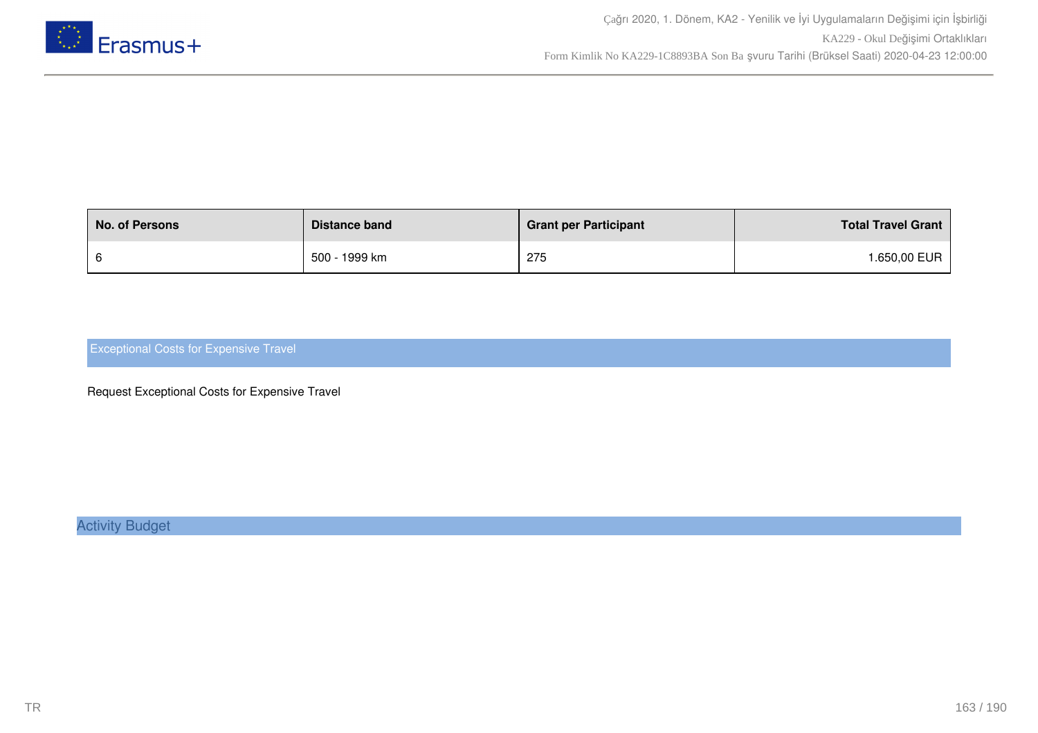| No. of Persons | Distance band | Grant per Participant | Total Travel Grant |
|---|---|---|---|
| 6 | 500 - 1999 km | 275 | 1.650,00 EUR |

## Exceptional Costs for Expensive Travel

Request Exceptional Costs for Expensive Travel

## Activity Budget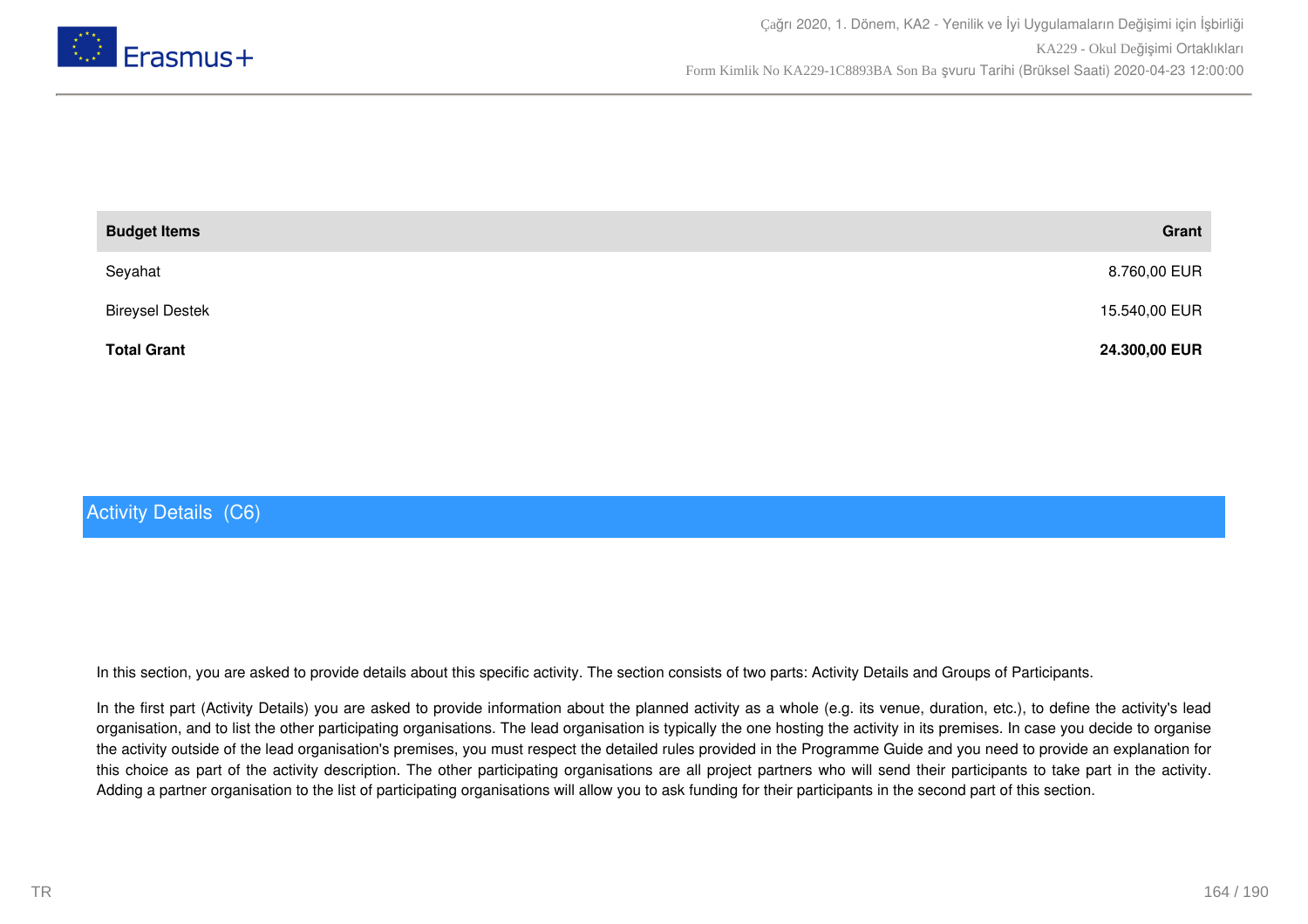| Budget Items | Grant |
|---|---|
| Seyahat | 8.760,00 EUR |
| Bireysel Destek | 15.540,00 EUR |
| **Total Grant** | **24.300,00 EUR** |

## Activity Details (C6)

In this section, you are asked to provide details about this specific activity. The section consists of two parts: Activity Details and Groups of Participants.

In the first part (Activity Details) you are asked to provide information about the planned activity as a whole (e.g. its venue, duration, etc.), to define the activity's lead organisation, and to list the other participating organisations. The lead organisation is typically the one hosting the activity in its premises. In case you decide to organise the activity outside of the lead organisation's premises, you must respect the detailed rules provided in the Programme Guide and you need to provide an explanation for this choice as part of the activity description. The other participating organisations are all project partners who will send their participants to take part in the activity. Adding a partner organisation to the list of participating organisations will allow you to ask funding for their participants in the second part of this section.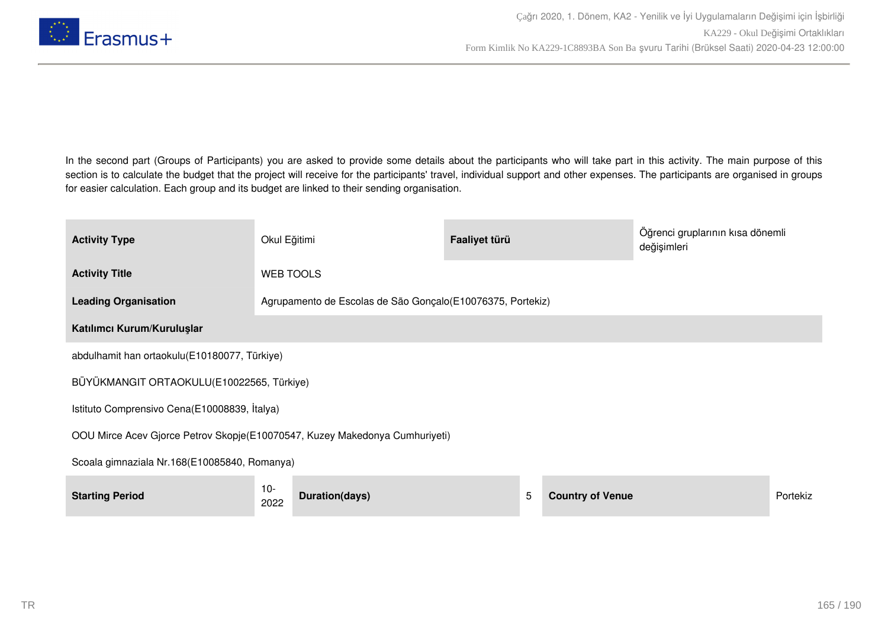In the second part (Groups of Participants) you are asked to provide some details about the participants who will take part in this activity. The main purpose of this section is to calculate the budget that the project will receive for the participants' travel, individual support and other expenses. The participants are organised in groups for easier calculation. Each group and its budget are linked to their sending organisation.

| **Activity Type** | Okul Eğitimi | **Faaliyet türü** | Öğrenci gruplarının kısa dönemli değişimleri |
|---|---|---|---|
| **Activity Title** | WEB TOOLS | | |
| **Leading Organisation** | Agrupamento de Escolas de São Gonçalo(E10076375, Portekiz) | | |

**Katılımcı Kurum/Kuruluşlar**

abdulhamit han ortaokulu(E10180077, Türkiye)

BÜYÜKMANGIT ORTAOKULU(E10022565, Türkiye)

Istituto Comprensivo Cena(E10008839, İtalya)

OOU Mirce Acev Gjorce Petrov Skopje(E10070547, Kuzey Makedonya Cumhuriyeti)

Scoala gimnaziala Nr.168(E10085840, Romanya)

| **Starting Period** | 10-2022 | **Duration(days)** | 5 | **Country of Venue** | Portekiz |
|---|---|---|---|---|---|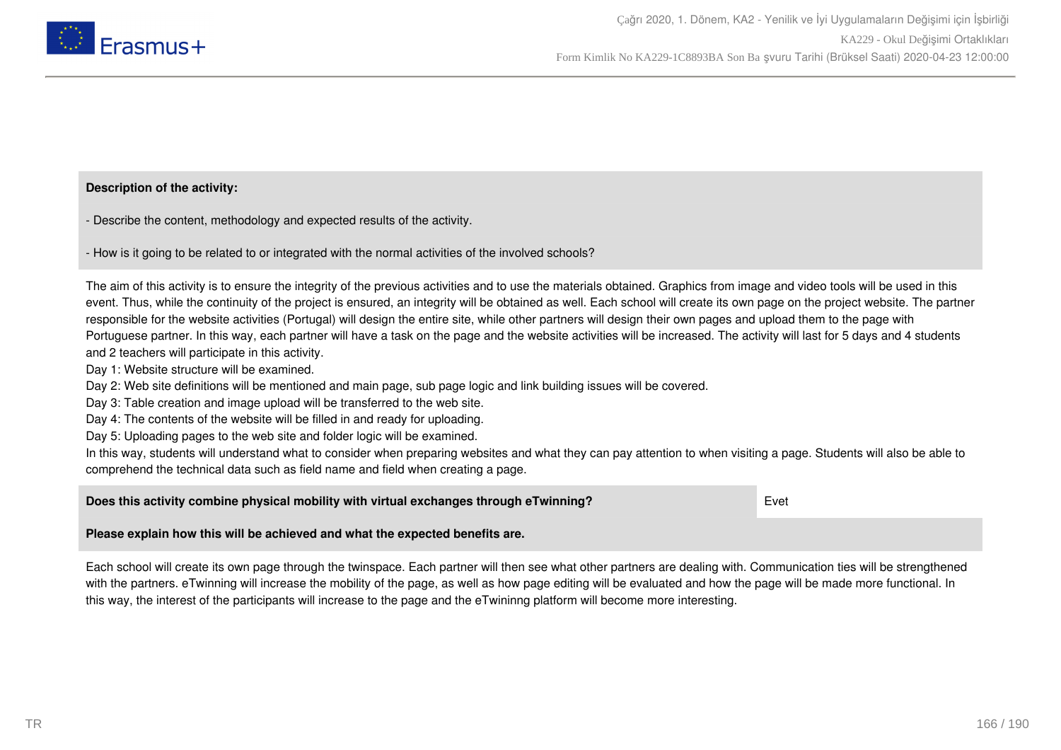**Description of the activity:**

- Describe the content, methodology and expected results of the activity.

- How is it going to be related to or integrated with the normal activities of the involved schools?

The aim of this activity is to ensure the integrity of the previous activities and to use the materials obtained. Graphics from image and video tools will be used in this event. Thus, while the continuity of the project is ensured, an integrity will be obtained as well. Each school will create its own page on the project website. The partner responsible for the website activities (Portugal) will design the entire site, while other partners will design their own pages and upload them to the page with Portuguese partner. In this way, each partner will have a task on the page and the website activities will be increased. The activity will last for 5 days and 4 students and 2 teachers will participate in this activity.
Day 1: Website structure will be examined.
Day 2: Web site definitions will be mentioned and main page, sub page logic and link building issues will be covered.
Day 3: Table creation and image upload will be transferred to the web site.
Day 4: The contents of the website will be filled in and ready for uploading.
Day 5: Uploading pages to the web site and folder logic will be examined.
In this way, students will understand what to consider when preparing websites and what they can pay attention to when visiting a page. Students will also be able to comprehend the technical data such as field name and field when creating a page.

| **Does this activity combine physical mobility with virtual exchanges through eTwinning?** | Evet |
| --- | --- |

**Please explain how this will be achieved and what the expected benefits are.**

Each school will create its own page through the twinspace. Each partner will then see what other partners are dealing with. Communication ties will be strengthened with the partners. eTwinning will increase the mobility of the page, as well as how page editing will be evaluated and how the page will be made more functional. In this way, the interest of the participants will increase to the page and the eTwininng platform will become more interesting.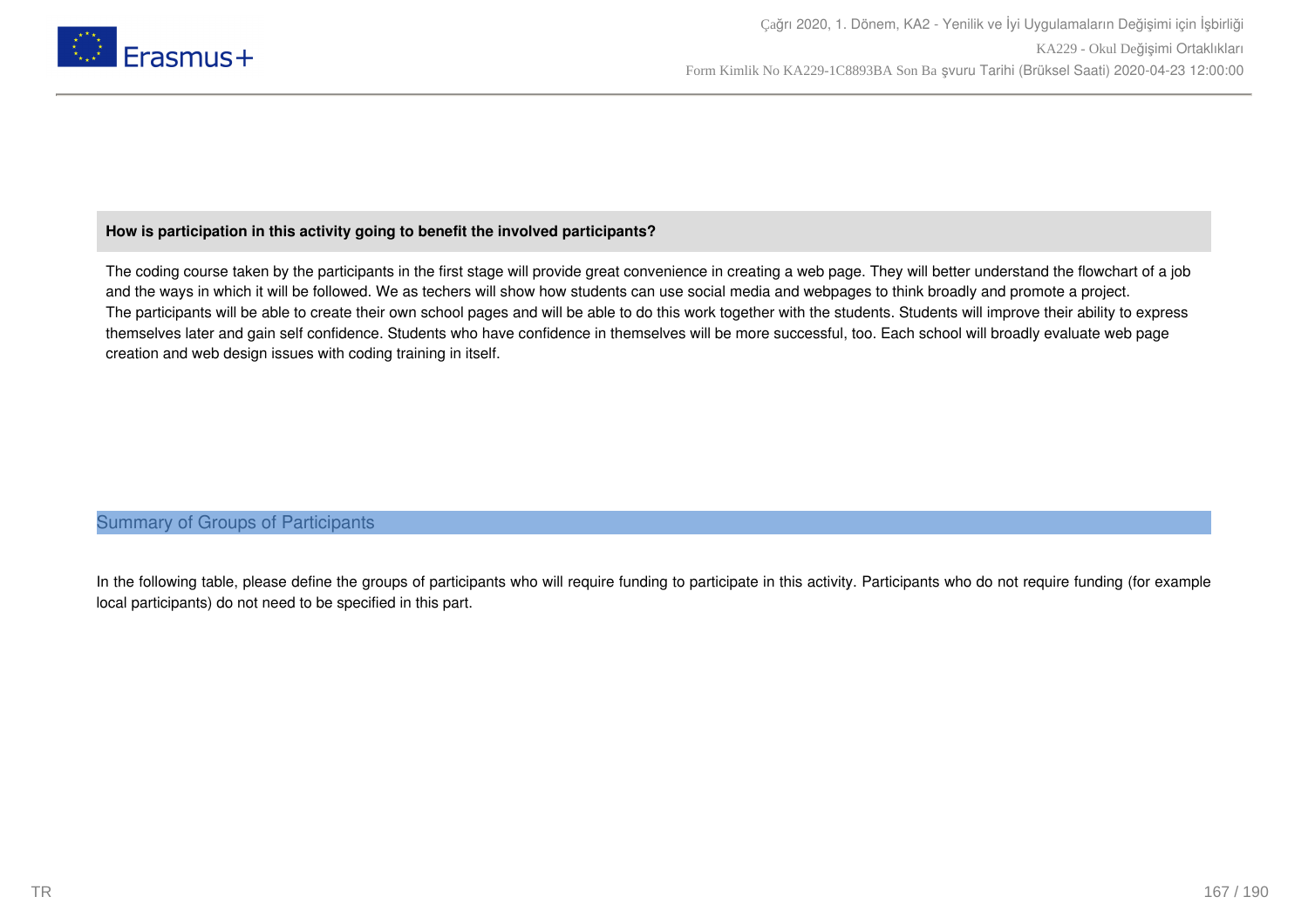**How is participation in this activity going to benefit the involved participants?**

The coding course taken by the participants in the first stage will provide great convenience in creating a web page. They will better understand the flowchart of a job and the ways in which it will be followed. We as techers will show how students can use social media and webpages to think broadly and promote a project.
The participants will be able to create their own school pages and will be able to do this work together with the students. Students will improve their ability to express themselves later and gain self confidence. Students who have confidence in themselves will be more successful, too. Each school will broadly evaluate web page creation and web design issues with coding training in itself.

## Summary of Groups of Participants

In the following table, please define the groups of participants who will require funding to participate in this activity. Participants who do not require funding (for example local participants) do not need to be specified in this part.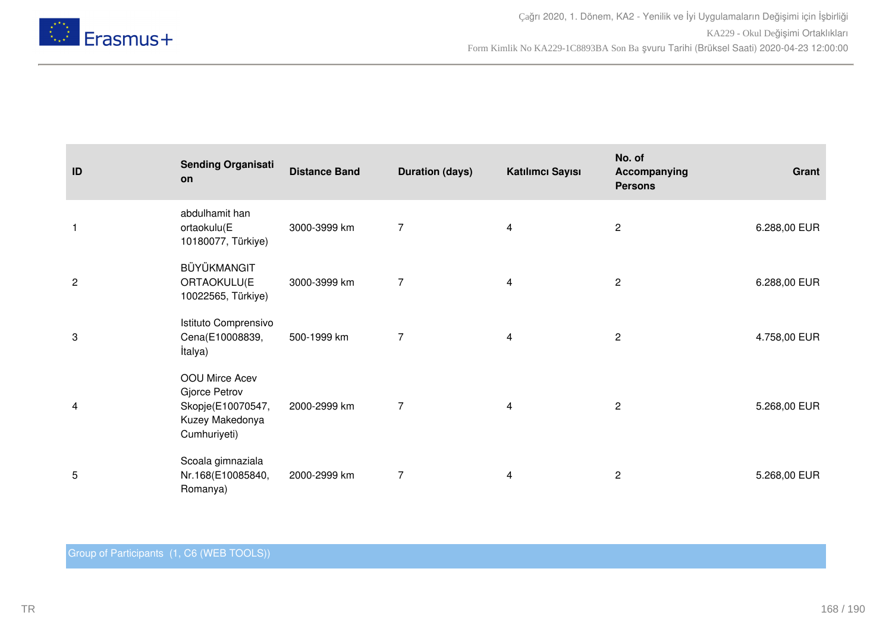| ID | Sending Organisation | Distance Band | Duration (days) | Katılımcı Sayısı | No. of Accompanying Persons | Grant |
|---|---|---|---|---|---|---|
| 1 | abdulhamit han ortaokulu(E 10180077, Türkiye) | 3000-3999 km | 7 | 4 | 2 | 6.288,00 EUR |
| 2 | BÜYÜKMANGIT ORTAOKULU(E 10022565, Türkiye) | 3000-3999 km | 7 | 4 | 2 | 6.288,00 EUR |
| 3 | Istituto Comprensivo Cena(E10008839, İtalya) | 500-1999 km | 7 | 4 | 2 | 4.758,00 EUR |
| 4 | OOU Mirce Acev Gjorce Petrov Skopje(E10070547, Kuzey Makedonya Cumhuriyeti) | 2000-2999 km | 7 | 4 | 2 | 5.268,00 EUR |
| 5 | Scoala gimnaziala Nr.168(E10085840, Romanya) | 2000-2999 km | 7 | 4 | 2 | 5.268,00 EUR |

Group of Participants (1, C6 (WEB TOOLS))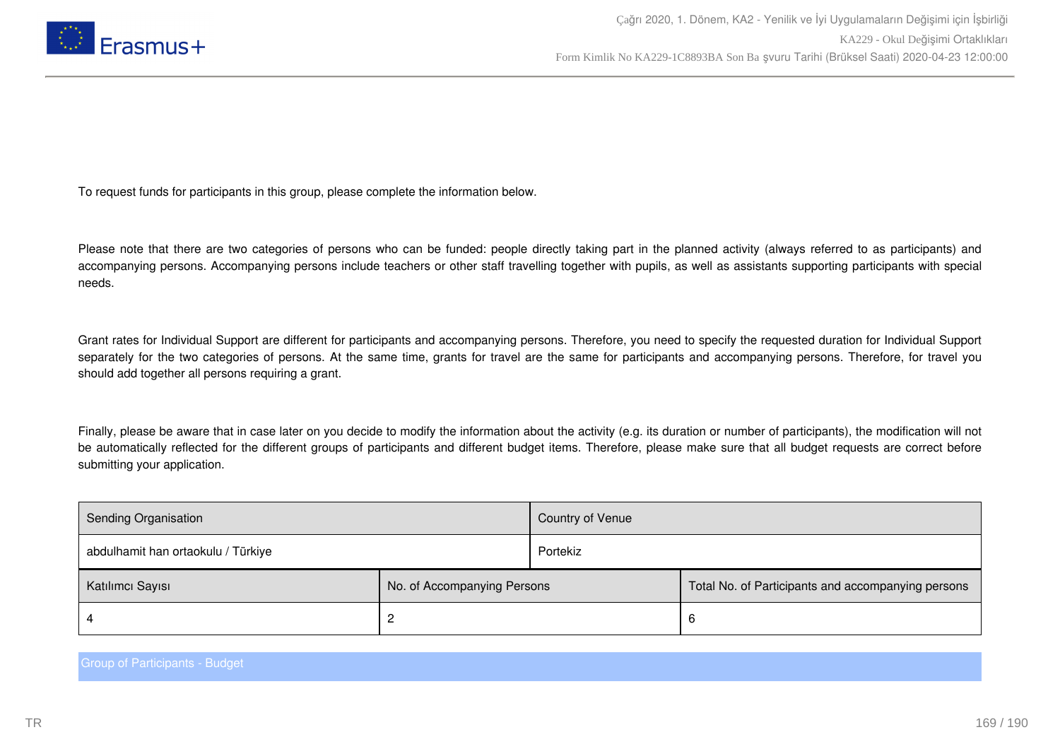To request funds for participants in this group, please complete the information below.

Please note that there are two categories of persons who can be funded: people directly taking part in the planned activity (always referred to as participants) and accompanying persons. Accompanying persons include teachers or other staff travelling together with pupils, as well as assistants supporting participants with special needs.

Grant rates for Individual Support are different for participants and accompanying persons. Therefore, you need to specify the requested duration for Individual Support separately for the two categories of persons. At the same time, grants for travel are the same for participants and accompanying persons. Therefore, for travel you should add together all persons requiring a grant.

Finally, please be aware that in case later on you decide to modify the information about the activity (e.g. its duration or number of participants), the modification will not be automatically reflected for the different groups of participants and different budget items. Therefore, please make sure that all budget requests are correct before submitting your application.

| Sending Organisation | Country of Venue |
|---|---|
| abdulhamit han ortaokulu / Türkiye | Portekiz |

| Katılımcı Sayısı | No. of Accompanying Persons | Total No. of Participants and accompanying persons |
|---|---|---|
| 4 | 2 | 6 |

Group of Participants - Budget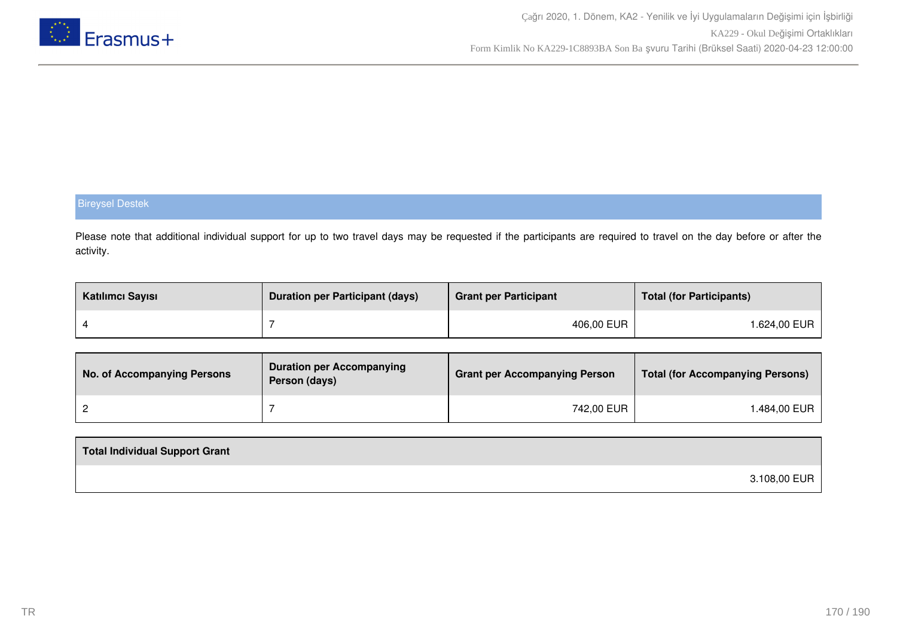## Bireysel Destek

Please note that additional individual support for up to two travel days may be requested if the participants are required to travel on the day before or after the activity.

| Katılımcı Sayısı | Duration per Participant (days) | Grant per Participant | Total (for Participants) |
|---|---|---|---|
| 4 | 7 | 406,00 EUR | 1.624,00 EUR |

| No. of Accompanying Persons | Duration per Accompanying Person (days) | Grant per Accompanying Person | Total (for Accompanying Persons) |
|---|---|---|---|
| 2 | 7 | 742,00 EUR | 1.484,00 EUR |

| Total Individual Support Grant |
|---|
| 3.108,00 EUR |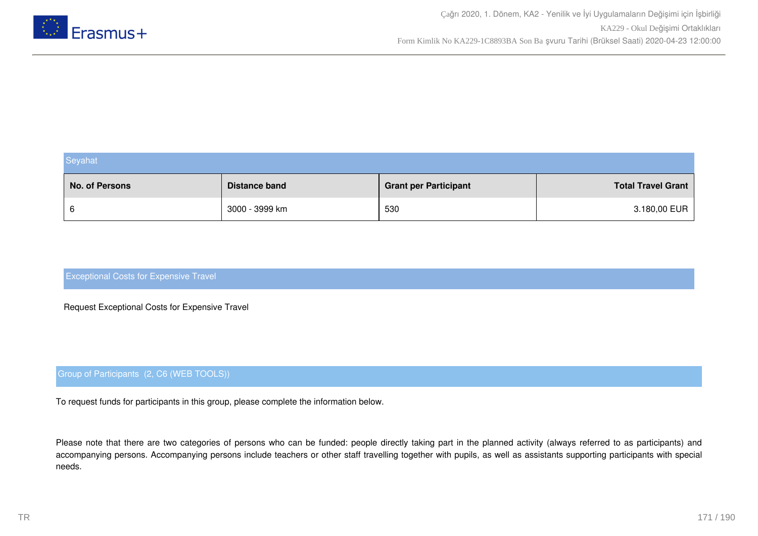## Seyahat

| No. of Persons | Distance band | Grant per Participant | Total Travel Grant |
|---|---|---|---|
| 6 | 3000 - 3999 km | 530 | 3.180,00 EUR |

## Exceptional Costs for Expensive Travel

Request Exceptional Costs for Expensive Travel

## Group of Participants (2, C6 (WEB TOOLS))

To request funds for participants in this group, please complete the information below.

Please note that there are two categories of persons who can be funded: people directly taking part in the planned activity (always referred to as participants) and accompanying persons. Accompanying persons include teachers or other staff travelling together with pupils, as well as assistants supporting participants with special needs.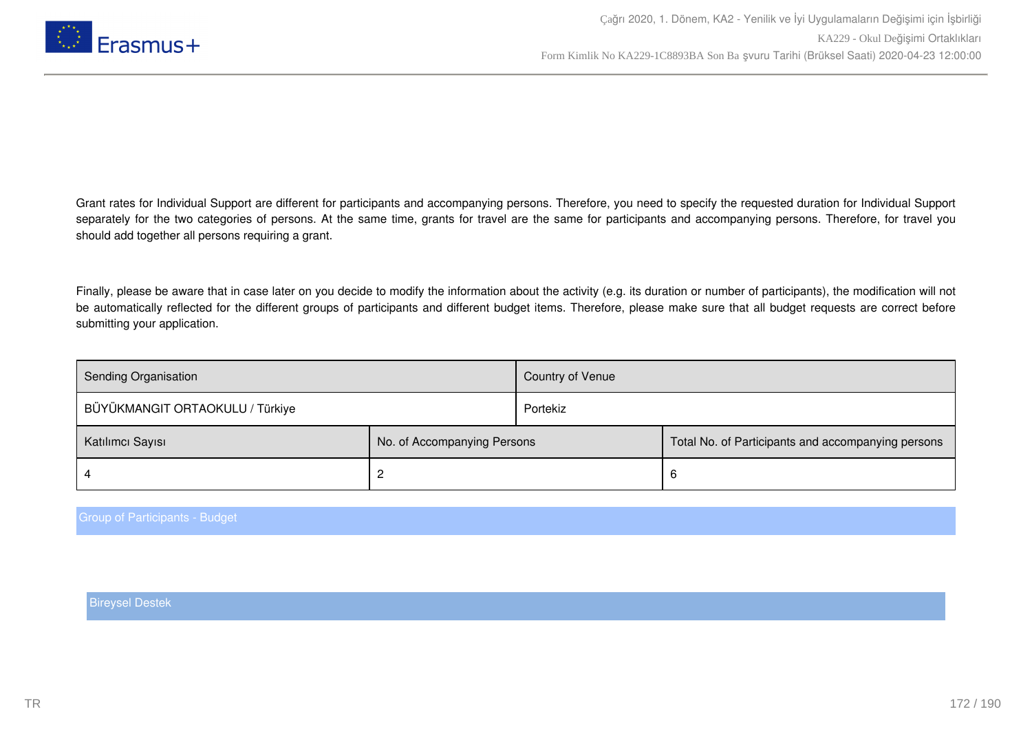Grant rates for Individual Support are different for participants and accompanying persons. Therefore, you need to specify the requested duration for Individual Support separately for the two categories of persons. At the same time, grants for travel are the same for participants and accompanying persons. Therefore, for travel you should add together all persons requiring a grant.

Finally, please be aware that in case later on you decide to modify the information about the activity (e.g. its duration or number of participants), the modification will not be automatically reflected for the different groups of participants and different budget items. Therefore, please make sure that all budget requests are correct before submitting your application.

| Sending Organisation | Country of Venue |
|---|---|
| BÜYÜKMANGIT ORTAOKULU / Türkiye | Portekiz |

| Katılımcı Sayısı | No. of Accompanying Persons | Total No. of Participants and accompanying persons |
|---|---|---|
| 4 | 2 | 6 |

## Group of Participants - Budget

### Bireysel Destek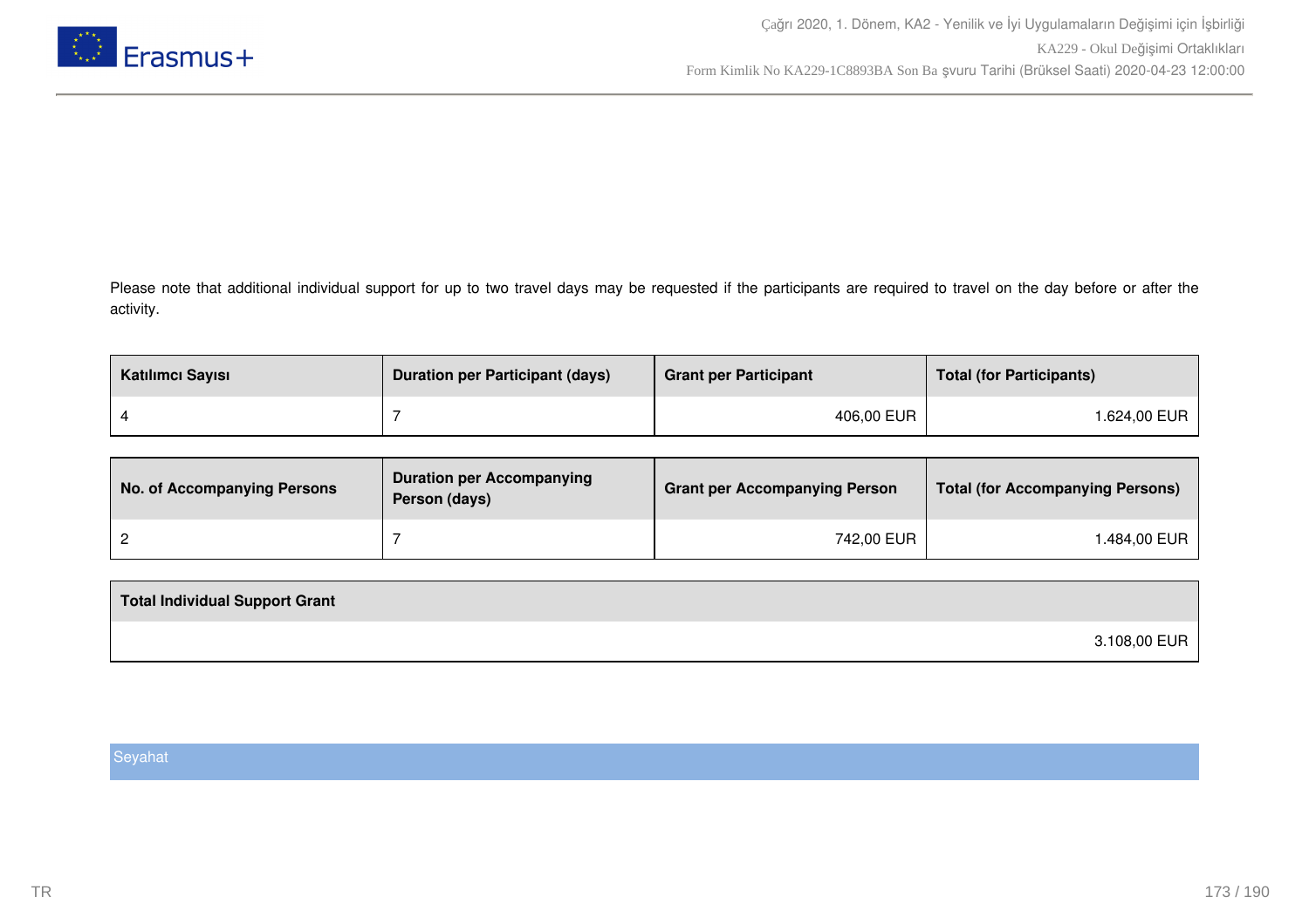Please note that additional individual support for up to two travel days may be requested if the participants are required to travel on the day before or after the activity.

| Katılımcı Sayısı | Duration per Participant (days) | Grant per Participant | Total (for Participants) |
| --- | --- | --- | --- |
| 4 | 7 | 406,00 EUR | 1.624,00 EUR |

| No. of Accompanying Persons | Duration per Accompanying Person (days) | Grant per Accompanying Person | Total (for Accompanying Persons) |
| --- | --- | --- | --- |
| 2 | 7 | 742,00 EUR | 1.484,00 EUR |

| Total Individual Support Grant |
| --- |
| 3.108,00 EUR |

Seyahat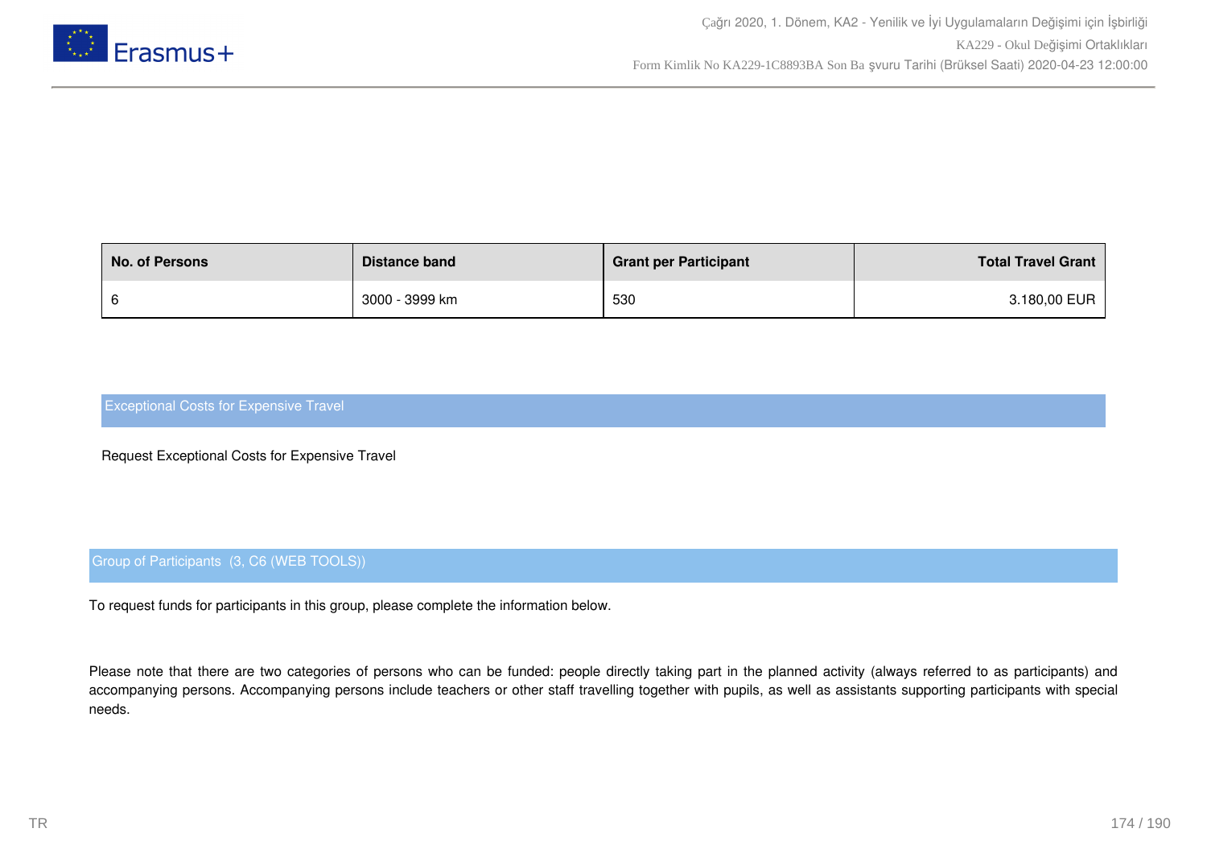| No. of Persons | Distance band | Grant per Participant | Total Travel Grant |
|---|---|---|---|
| 6 | 3000 - 3999 km | 530 | 3.180,00 EUR |

## Exceptional Costs for Expensive Travel

Request Exceptional Costs for Expensive Travel

## Group of Participants (3, C6 (WEB TOOLS))

To request funds for participants in this group, please complete the information below.

Please note that there are two categories of persons who can be funded: people directly taking part in the planned activity (always referred to as participants) and accompanying persons. Accompanying persons include teachers or other staff travelling together with pupils, as well as assistants supporting participants with special needs.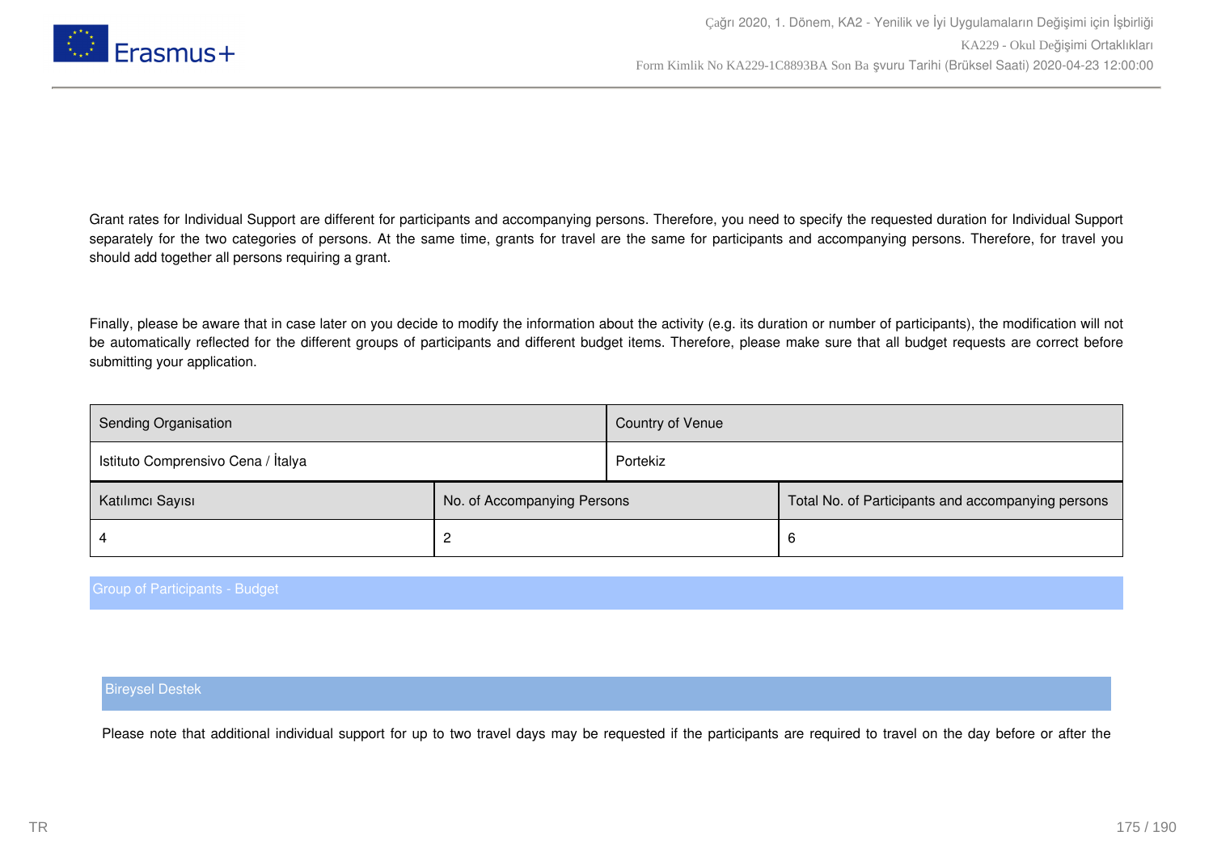Grant rates for Individual Support are different for participants and accompanying persons. Therefore, you need to specify the requested duration for Individual Support separately for the two categories of persons. At the same time, grants for travel are the same for participants and accompanying persons. Therefore, for travel you should add together all persons requiring a grant.

Finally, please be aware that in case later on you decide to modify the information about the activity (e.g. its duration or number of participants), the modification will not be automatically reflected for the different groups of participants and different budget items. Therefore, please make sure that all budget requests are correct before submitting your application.

| Sending Organisation | Country of Venue |
|---|---|
| Istituto Comprensivo Cena / İtalya | Portekiz |

| Katılımcı Sayısı | No. of Accompanying Persons | Total No. of Participants and accompanying persons |
|---|---|---|
| 4 | 2 | 6 |

## Group of Participants - Budget

### Bireysel Destek

Please note that additional individual support for up to two travel days may be requested if the participants are required to travel on the day before or after the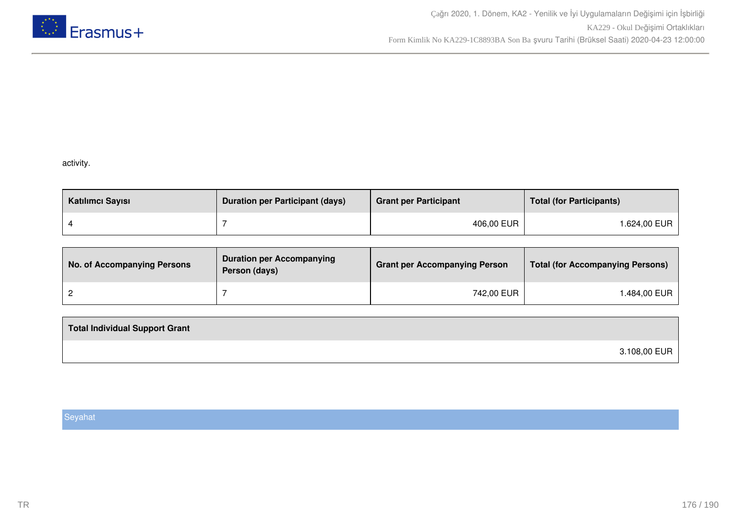activity.

| Katılımcı Sayısı | Duration per Participant (days) | Grant per Participant | Total (for Participants) |
|---|---|---|---|
| 4 | 7 | 406,00 EUR | 1.624,00 EUR |

| No. of Accompanying Persons | Duration per Accompanying Person (days) | Grant per Accompanying Person | Total (for Accompanying Persons) |
|---|---|---|---|
| 2 | 7 | 742,00 EUR | 1.484,00 EUR |

| Total Individual Support Grant |
|---|
| 3.108,00 EUR |

## Seyahat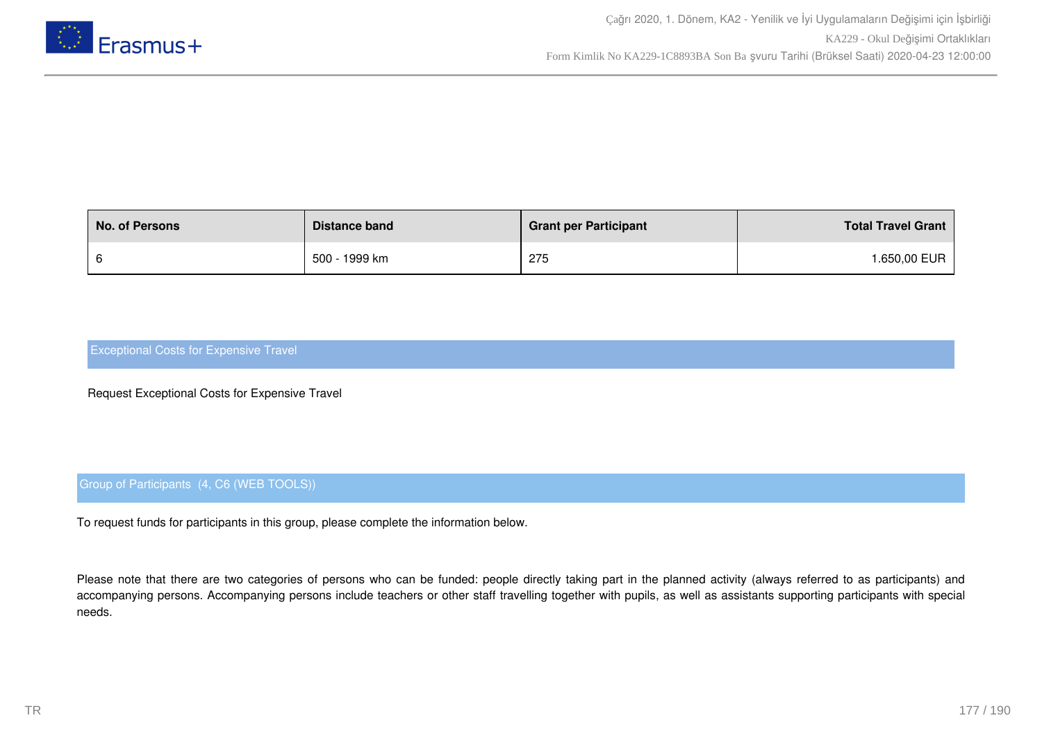| No. of Persons | Distance band | Grant per Participant | Total Travel Grant |
|---|---|---|---|
| 6 | 500 - 1999 km | 275 | 1.650,00 EUR |

## Exceptional Costs for Expensive Travel

Request Exceptional Costs for Expensive Travel

## Group of Participants (4, C6 (WEB TOOLS))

To request funds for participants in this group, please complete the information below.

Please note that there are two categories of persons who can be funded: people directly taking part in the planned activity (always referred to as participants) and accompanying persons. Accompanying persons include teachers or other staff travelling together with pupils, as well as assistants supporting participants with special needs.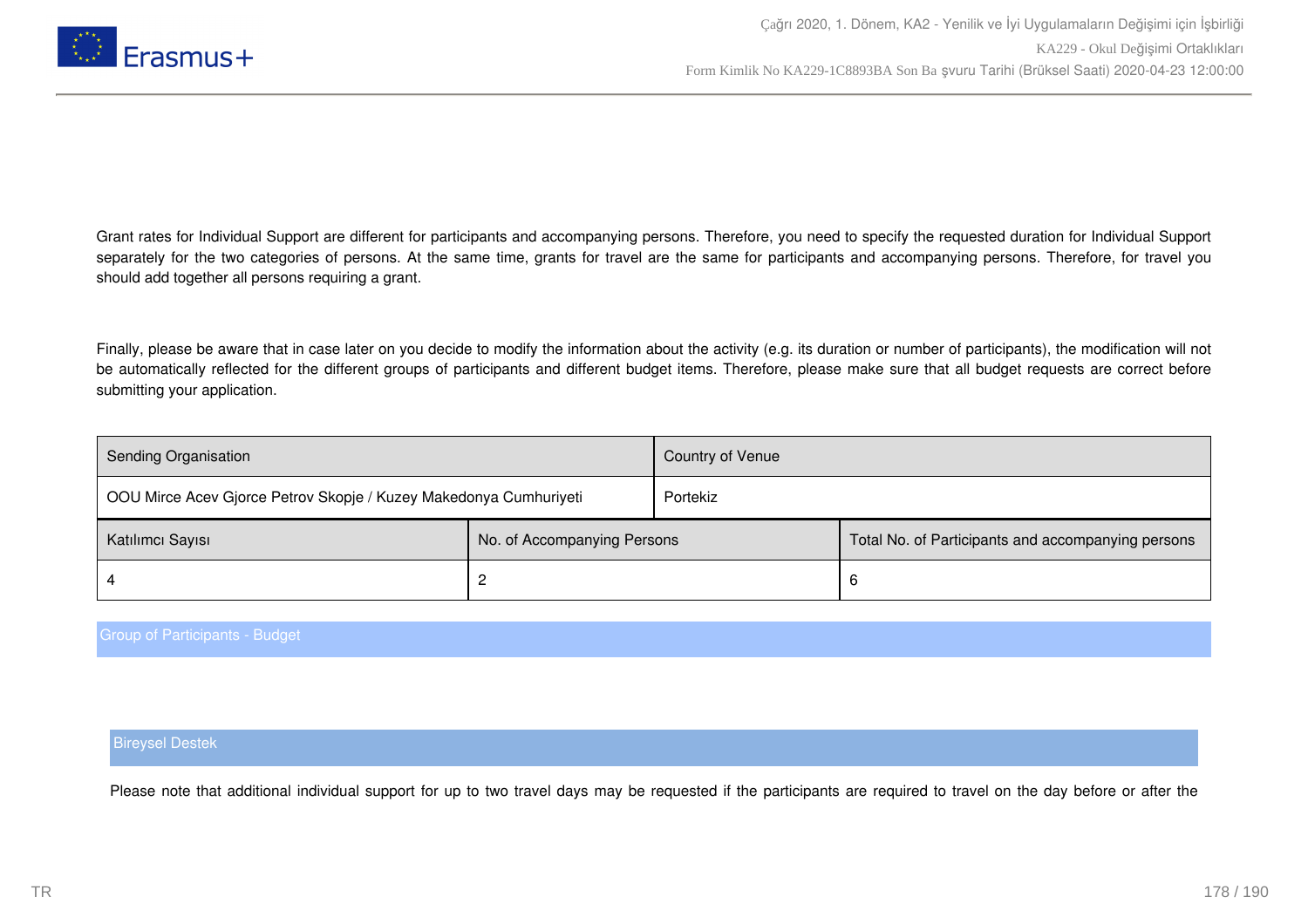Grant rates for Individual Support are different for participants and accompanying persons. Therefore, you need to specify the requested duration for Individual Support separately for the two categories of persons. At the same time, grants for travel are the same for participants and accompanying persons. Therefore, for travel you should add together all persons requiring a grant.

Finally, please be aware that in case later on you decide to modify the information about the activity (e.g. its duration or number of participants), the modification will not be automatically reflected for the different groups of participants and different budget items. Therefore, please make sure that all budget requests are correct before submitting your application.

| Sending Organisation | Country of Venue |
|---|---|
| OOU Mirce Acev Gjorce Petrov Skopje / Kuzey Makedonya Cumhuriyeti | Portekiz |

| Katılımcı Sayısı | No. of Accompanying Persons | Total No. of Participants and accompanying persons |
|---|---|---|
| 4 | 2 | 6 |

## Group of Participants - Budget

### Bireysel Destek

Please note that additional individual support for up to two travel days may be requested if the participants are required to travel on the day before or after the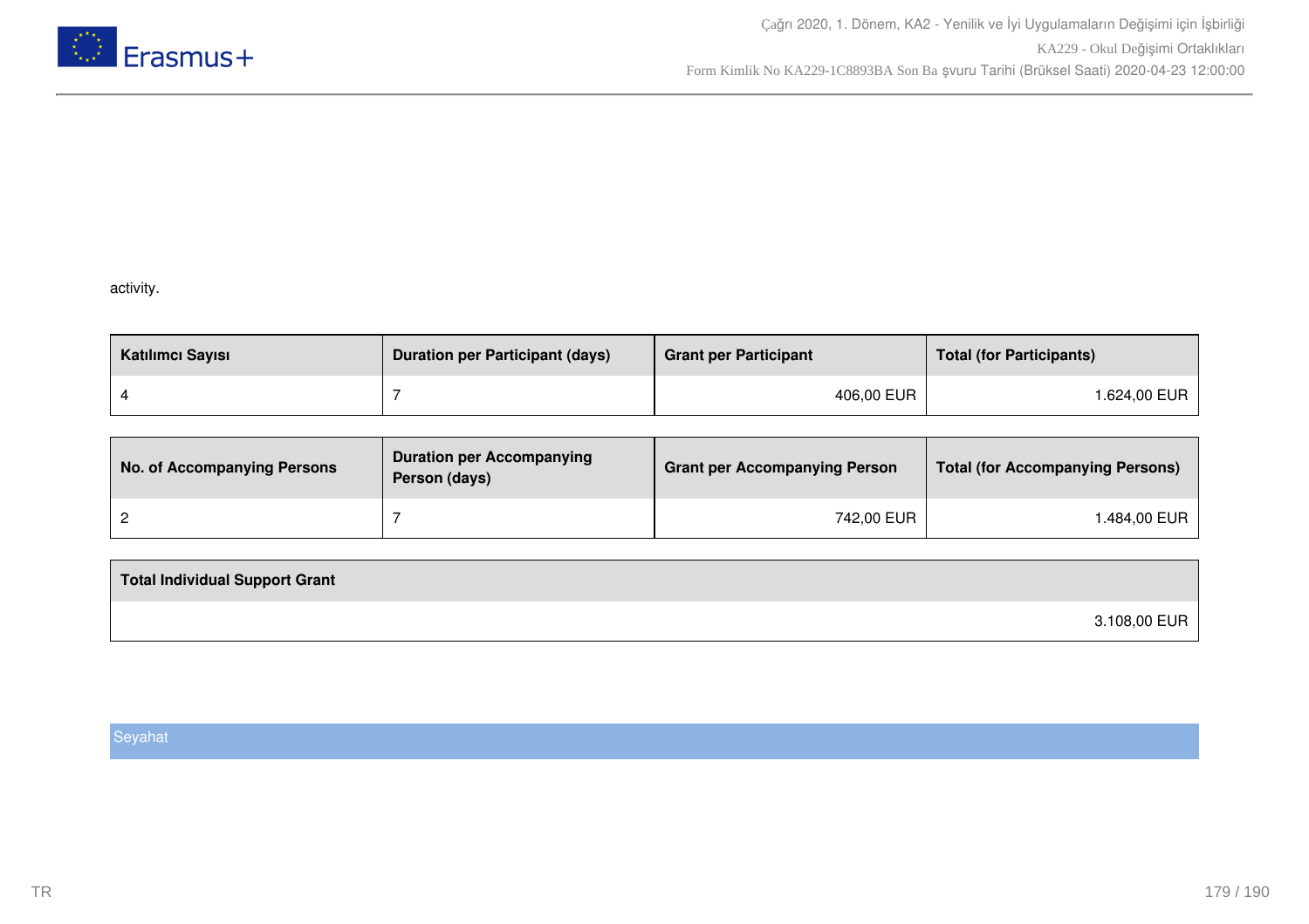activity.

| Katılımcı Sayısı | Duration per Participant (days) | Grant per Participant | Total (for Participants) |
|---|---|---|---|
| 4 | 7 | 406,00 EUR | 1.624,00 EUR |

| No. of Accompanying Persons | Duration per Accompanying Person (days) | Grant per Accompanying Person | Total (for Accompanying Persons) |
|---|---|---|---|
| 2 | 7 | 742,00 EUR | 1.484,00 EUR |

| Total Individual Support Grant |
|---|
| 3.108,00 EUR |

## Seyahat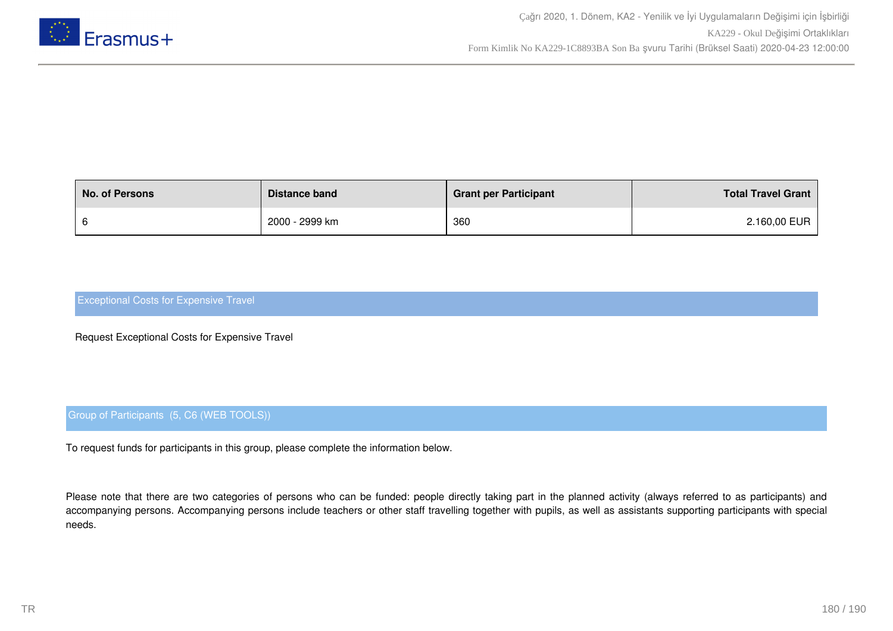| No. of Persons | Distance band | Grant per Participant | Total Travel Grant |
|---|---|---|---|
| 6 | 2000 - 2999 km | 360 | 2.160,00 EUR |

## Exceptional Costs for Expensive Travel

Request Exceptional Costs for Expensive Travel

## Group of Participants (5, C6 (WEB TOOLS))

To request funds for participants in this group, please complete the information below.

Please note that there are two categories of persons who can be funded: people directly taking part in the planned activity (always referred to as participants) and accompanying persons. Accompanying persons include teachers or other staff travelling together with pupils, as well as assistants supporting participants with special needs.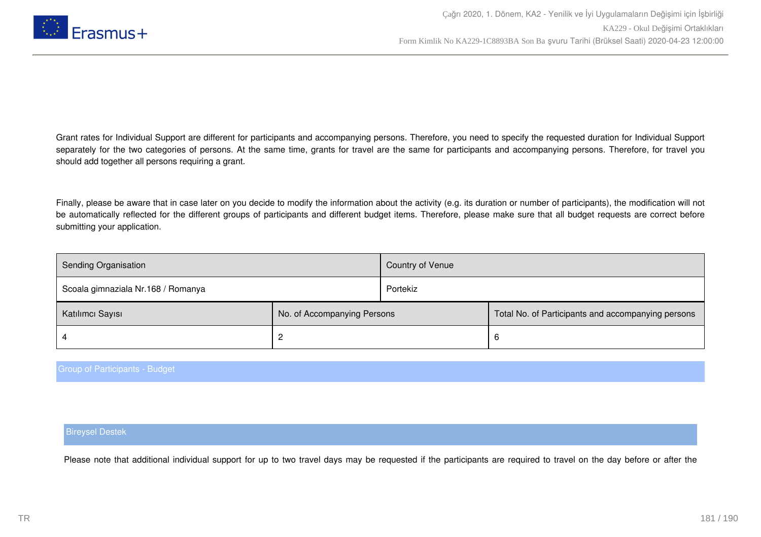Grant rates for Individual Support are different for participants and accompanying persons. Therefore, you need to specify the requested duration for Individual Support separately for the two categories of persons. At the same time, grants for travel are the same for participants and accompanying persons. Therefore, for travel you should add together all persons requiring a grant.

Finally, please be aware that in case later on you decide to modify the information about the activity (e.g. its duration or number of participants), the modification will not be automatically reflected for the different groups of participants and different budget items. Therefore, please make sure that all budget requests are correct before submitting your application.

| Sending Organisation | Country of Venue |
|---|---|
| Scoala gimnaziala Nr.168 / Romanya | Portekiz |

| Katılımcı Sayısı | No. of Accompanying Persons | Total No. of Participants and accompanying persons |
|---|---|---|
| 4 | 2 | 6 |

## Group of Participants - Budget

### Bireysel Destek

Please note that additional individual support for up to two travel days may be requested if the participants are required to travel on the day before or after the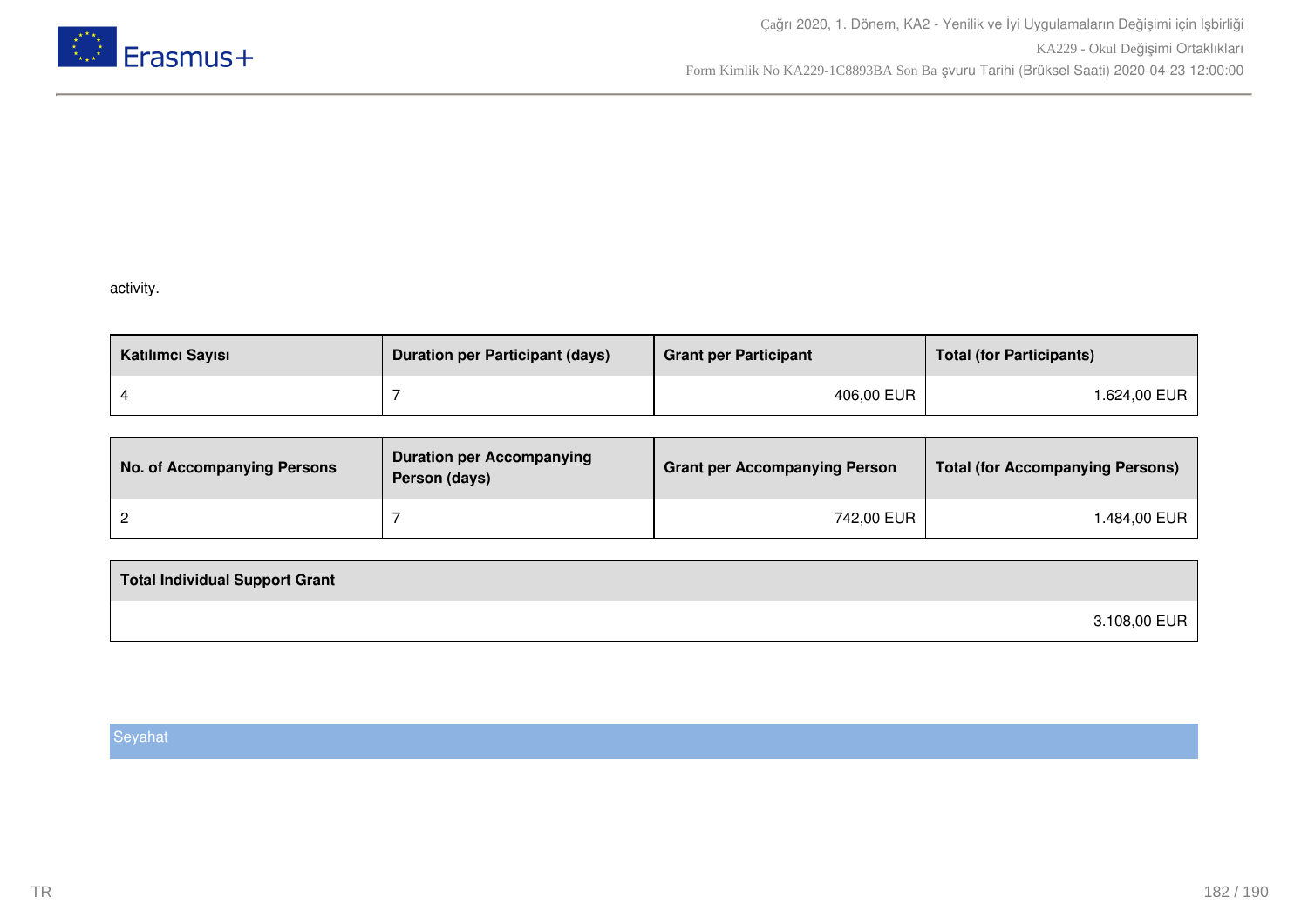activity.

| Katılımcı Sayısı | Duration per Participant (days) | Grant per Participant | Total (for Participants) |
|---|---|---|---|
| 4 | 7 | 406,00 EUR | 1.624,00 EUR |

| No. of Accompanying Persons | Duration per Accompanying Person (days) | Grant per Accompanying Person | Total (for Accompanying Persons) |
|---|---|---|---|
| 2 | 7 | 742,00 EUR | 1.484,00 EUR |

| Total Individual Support Grant |
|---|
| 3.108,00 EUR |

## Seyahat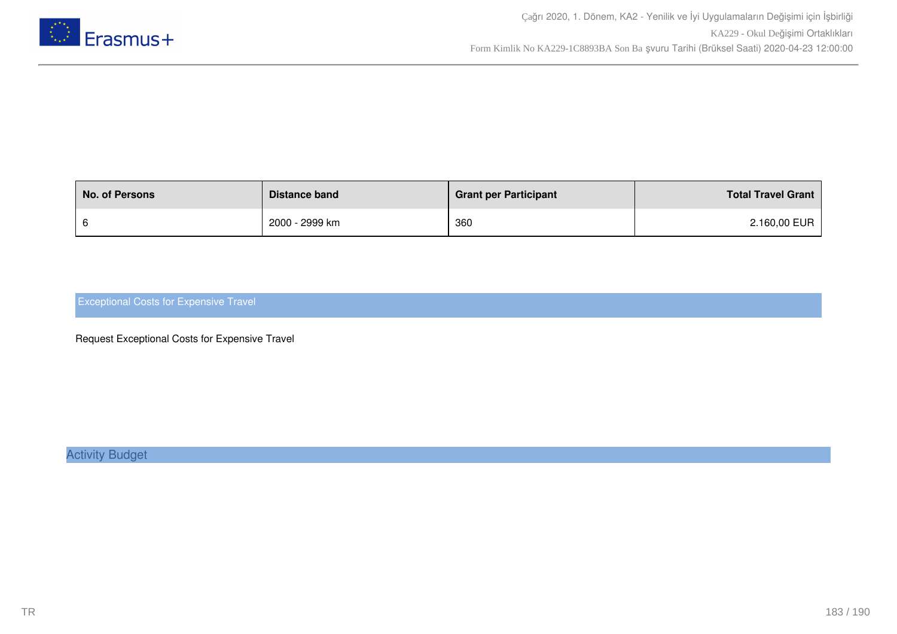| No. of Persons | Distance band | Grant per Participant | Total Travel Grant |
|---|---|---|---|
| 6 | 2000 - 2999 km | 360 | 2.160,00 EUR |

## Exceptional Costs for Expensive Travel

Request Exceptional Costs for Expensive Travel

## Activity Budget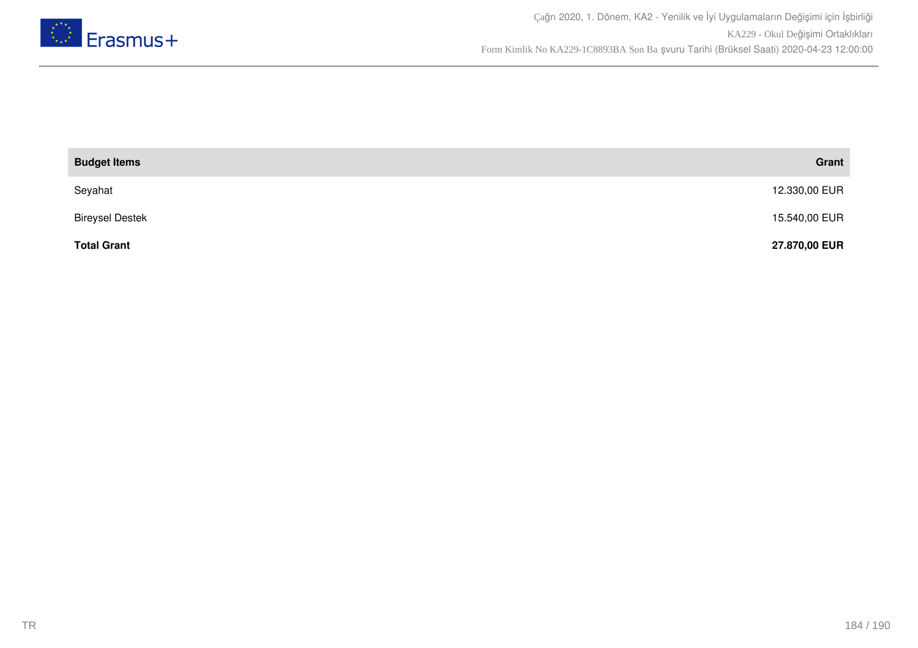| **Budget Items** | **Grant** |
| --- | --- |
| Seyahat | 12.330,00 EUR |
| Bireysel Destek | 15.540,00 EUR |
| **Total Grant** | **27.870,00 EUR** |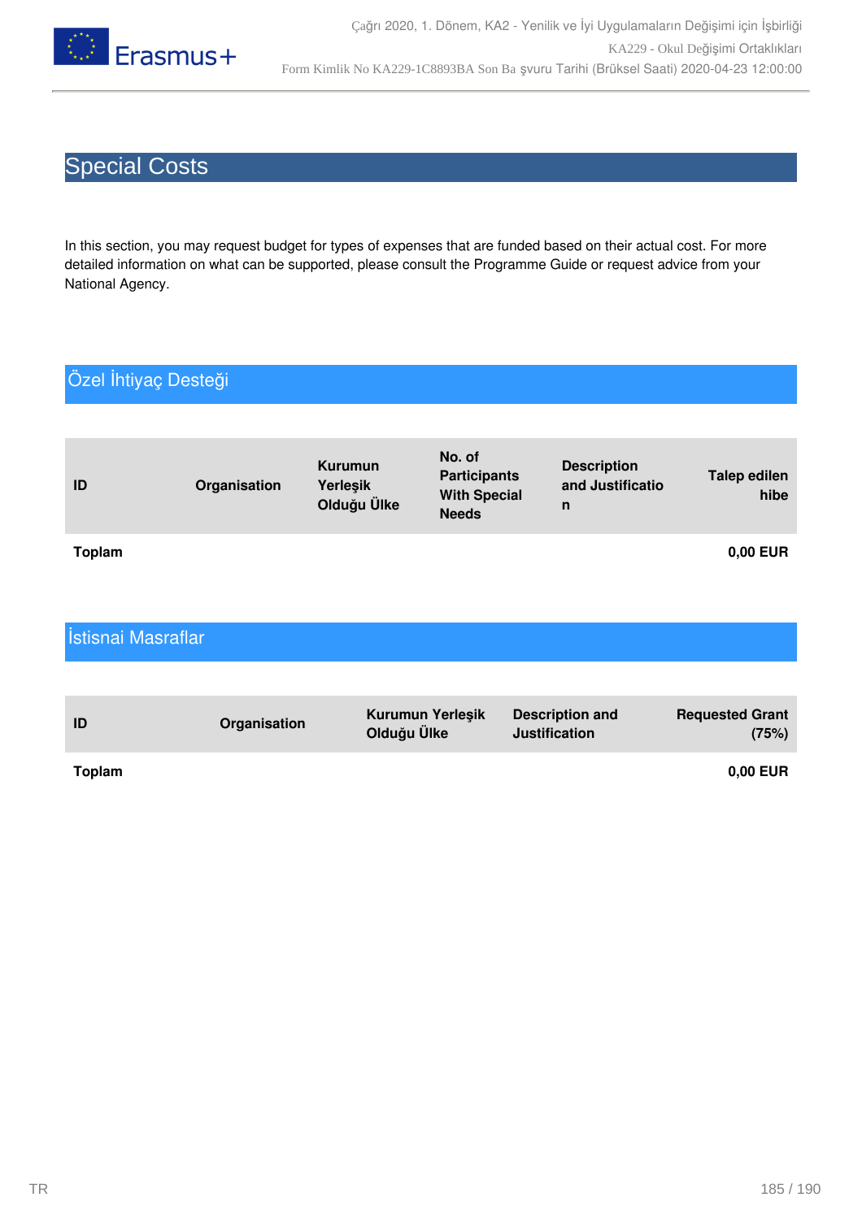# Special Costs

In this section, you may request budget for types of expenses that are funded based on their actual cost. For more detailed information on what can be supported, please consult the Programme Guide or request advice from your National Agency.

## Özel İhtiyaç Desteği

| ID | Organisation | Kurumun Yerleşik Olduğu Ülke | No. of Participants With Special Needs | Description and Justification | Talep edilen hibe |
|---|---|---|---|---|---|
| **Toplam** | | | | | **0,00 EUR** |

## İstisnai Masraflar

| ID | Organisation | Kurumun Yerleşik Olduğu Ülke | Description and Justification | Requested Grant (75%) |
|---|---|---|---|---|
| **Toplam** | | | | **0,00 EUR** |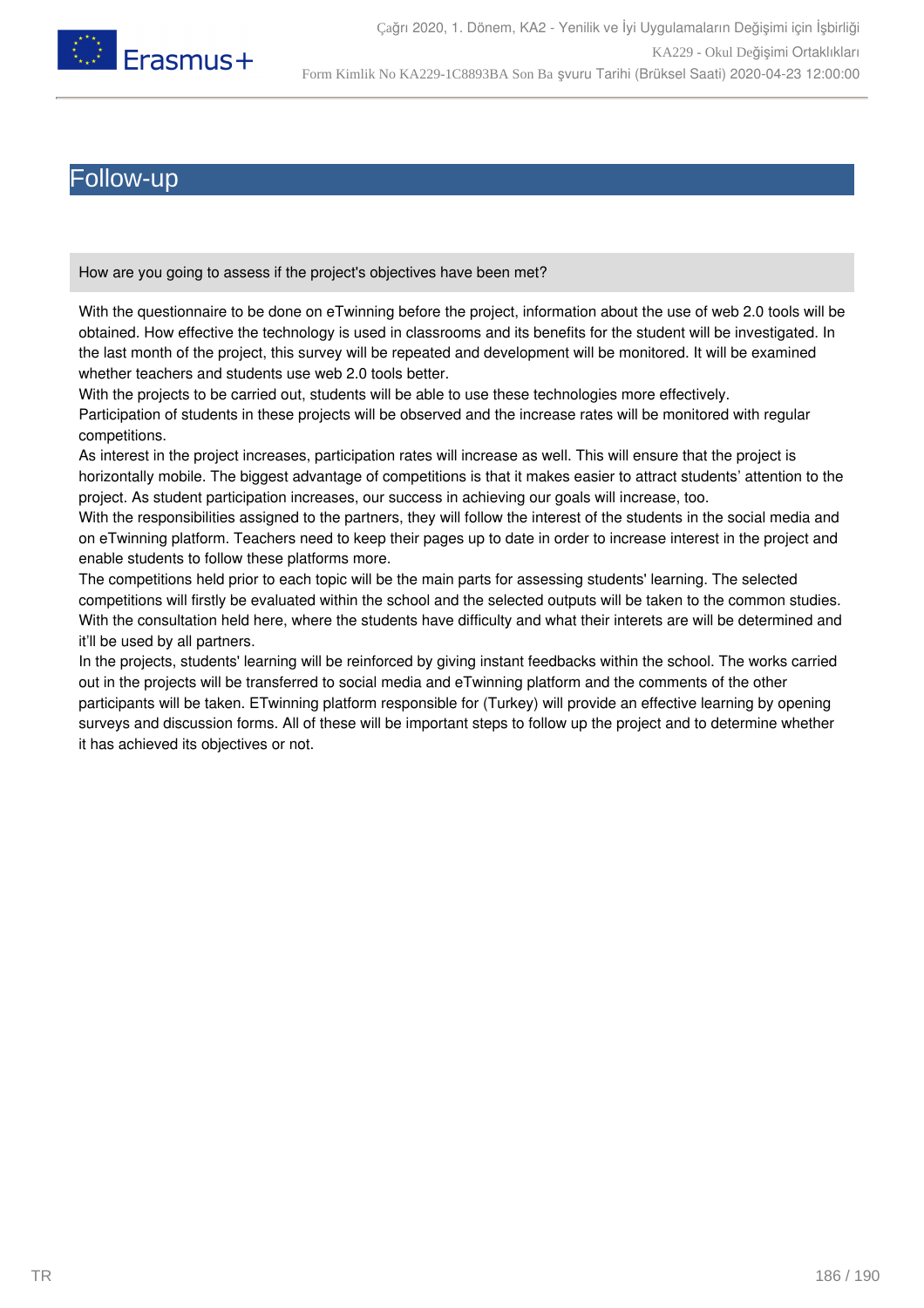# Follow-up

**How are you going to assess if the project's objectives have been met?**

With the questionnaire to be done on eTwinning before the project, information about the use of web 2.0 tools will be obtained. How effective the technology is used in classrooms and its benefits for the student will be investigated. In the last month of the project, this survey will be repeated and development will be monitored. It will be examined whether teachers and students use web 2.0 tools better.
With the projects to be carried out, students will be able to use these technologies more effectively.
Participation of students in these projects will be observed and the increase rates will be monitored with regular competitions.
As interest in the project increases, participation rates will increase as well. This will ensure that the project is horizontally mobile. The biggest advantage of competitions is that it makes easier to attract students' attention to the project. As student participation increases, our success in achieving our goals will increase, too.
With the responsibilities assigned to the partners, they will follow the interest of the students in the social media and on eTwinning platform. Teachers need to keep their pages up to date in order to increase interest in the project and enable students to follow these platforms more.
The competitions held prior to each topic will be the main parts for assessing students' learning. The selected competitions will firstly be evaluated within the school and the selected outputs will be taken to the common studies. With the consultation held here, where the students have difficulty and what their interets are will be determined and it'll be used by all partners.
In the projects, students' learning will be reinforced by giving instant feedbacks within the school. The works carried out in the projects will be transferred to social media and eTwinning platform and the comments of the other participants will be taken. ETwinning platform responsible for (Turkey) will provide an effective learning by opening surveys and discussion forms. All of these will be important steps to follow up the project and to determine whether it has achieved its objectives or not.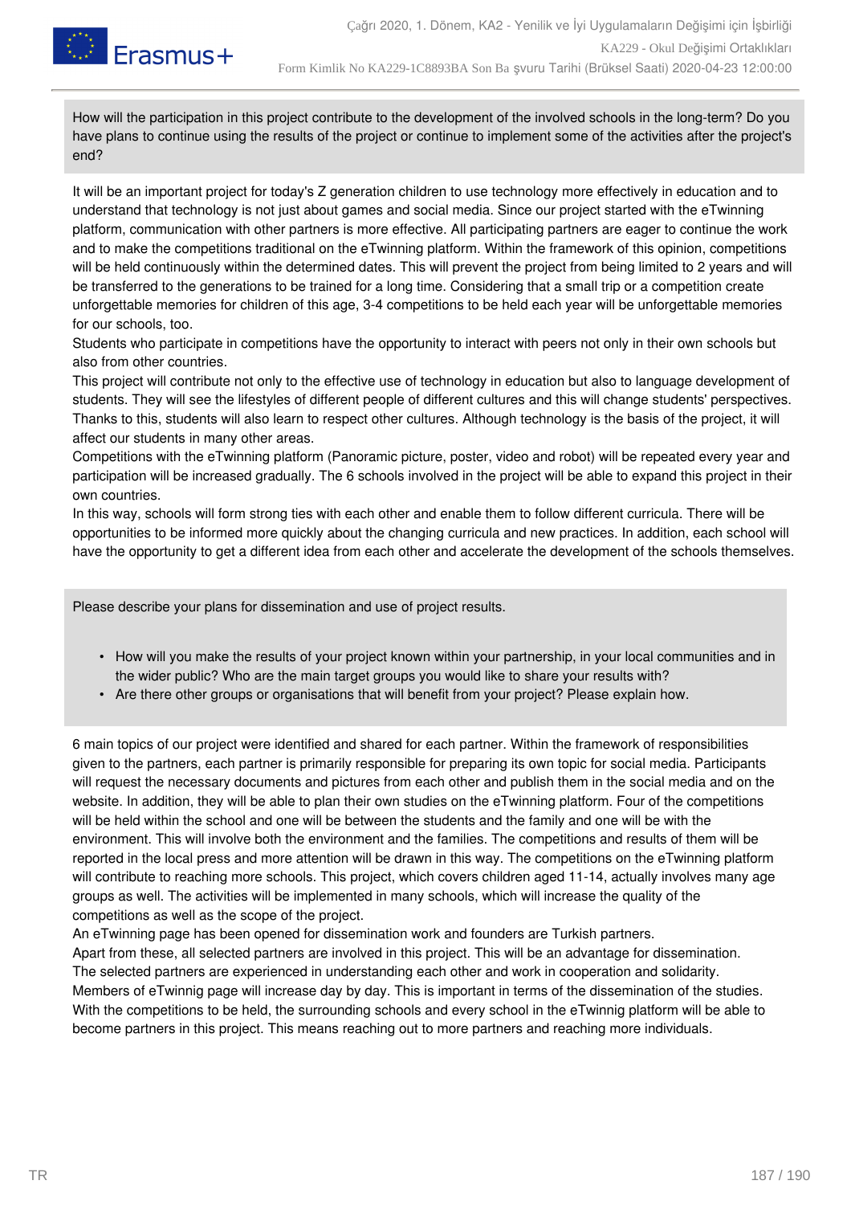How will the participation in this project contribute to the development of the involved schools in the long-term? Do you have plans to continue using the results of the project or continue to implement some of the activities after the project's end?

It will be an important project for today's Z generation children to use technology more effectively in education and to understand that technology is not just about games and social media. Since our project started with the eTwinning platform, communication with other partners is more effective. All participating partners are eager to continue the work and to make the competitions traditional on the eTwinning platform. Within the framework of this opinion, competitions will be held continuously within the determined dates. This will prevent the project from being limited to 2 years and will be transferred to the generations to be trained for a long time. Considering that a small trip or a competition create unforgettable memories for children of this age, 3-4 competitions to be held each year will be unforgettable memories for our schools, too.
Students who participate in competitions have the opportunity to interact with peers not only in their own schools but also from other countries.
This project will contribute not only to the effective use of technology in education but also to language development of students. They will see the lifestyles of different people of different cultures and this will change students' perspectives. Thanks to this, students will also learn to respect other cultures. Although technology is the basis of the project, it will affect our students in many other areas.
Competitions with the eTwinning platform (Panoramic picture, poster, video and robot) will be repeated every year and participation will be increased gradually. The 6 schools involved in the project will be able to expand this project in their own countries.
In this way, schools will form strong ties with each other and enable them to follow different curricula. There will be opportunities to be informed more quickly about the changing curricula and new practices. In addition, each school will have the opportunity to get a different idea from each other and accelerate the development of the schools themselves.

Please describe your plans for dissemination and use of project results.

- How will you make the results of your project known within your partnership, in your local communities and in the wider public? Who are the main target groups you would like to share your results with?
- Are there other groups or organisations that will benefit from your project? Please explain how.

6 main topics of our project were identified and shared for each partner. Within the framework of responsibilities given to the partners, each partner is primarily responsible for preparing its own topic for social media. Participants will request the necessary documents and pictures from each other and publish them in the social media and on the website. In addition, they will be able to plan their own studies on the eTwinning platform. Four of the competitions will be held within the school and one will be between the students and the family and one will be with the environment. This will involve both the environment and the families. The competitions and results of them will be reported in the local press and more attention will be drawn in this way. The competitions on the eTwinning platform will contribute to reaching more schools. This project, which covers children aged 11-14, actually involves many age groups as well. The activities will be implemented in many schools, which will increase the quality of the competitions as well as the scope of the project.
An eTwinning page has been opened for dissemination work and founders are Turkish partners.
Apart from these, all selected partners are involved in this project. This will be an advantage for dissemination.
The selected partners are experienced in understanding each other and work in cooperation and solidarity.
Members of eTwinnig page will increase day by day. This is important in terms of the dissemination of the studies.
With the competitions to be held, the surrounding schools and every school in the eTwinnig platform will be able to become partners in this project. This means reaching out to more partners and reaching more individuals.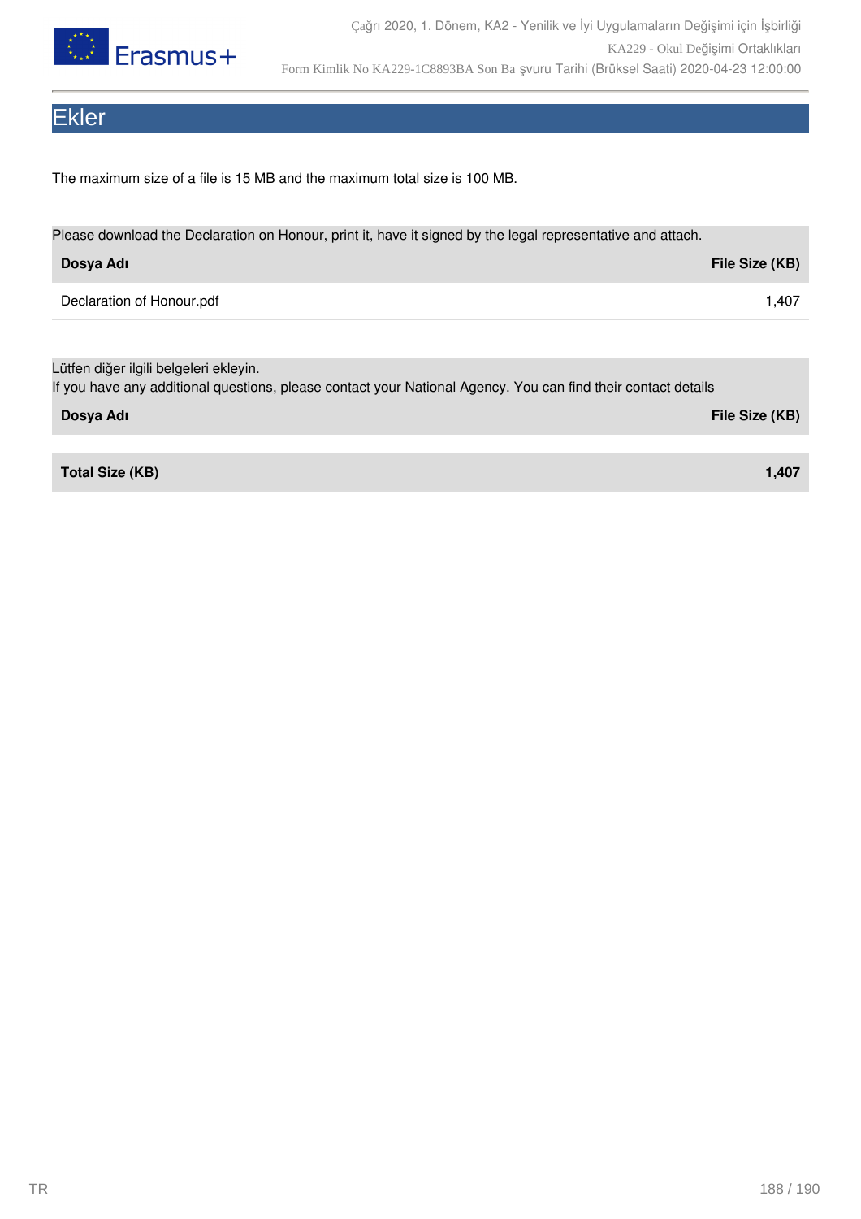# Ekler

The maximum size of a file is 15 MB and the maximum total size is 100 MB.

Please download the Declaration on Honour, print it, have it signed by the legal representative and attach.

| Dosya Adı | File Size (KB) |
|---|---|
| Declaration of Honour.pdf | 1,407 |

Lütfen diğer ilgili belgeleri ekleyin.
If you have any additional questions, please contact your National Agency. You can find their contact details

| Dosya Adı | File Size (KB) |
|---|---|

| Total Size (KB) | 1,407 |
|---|---|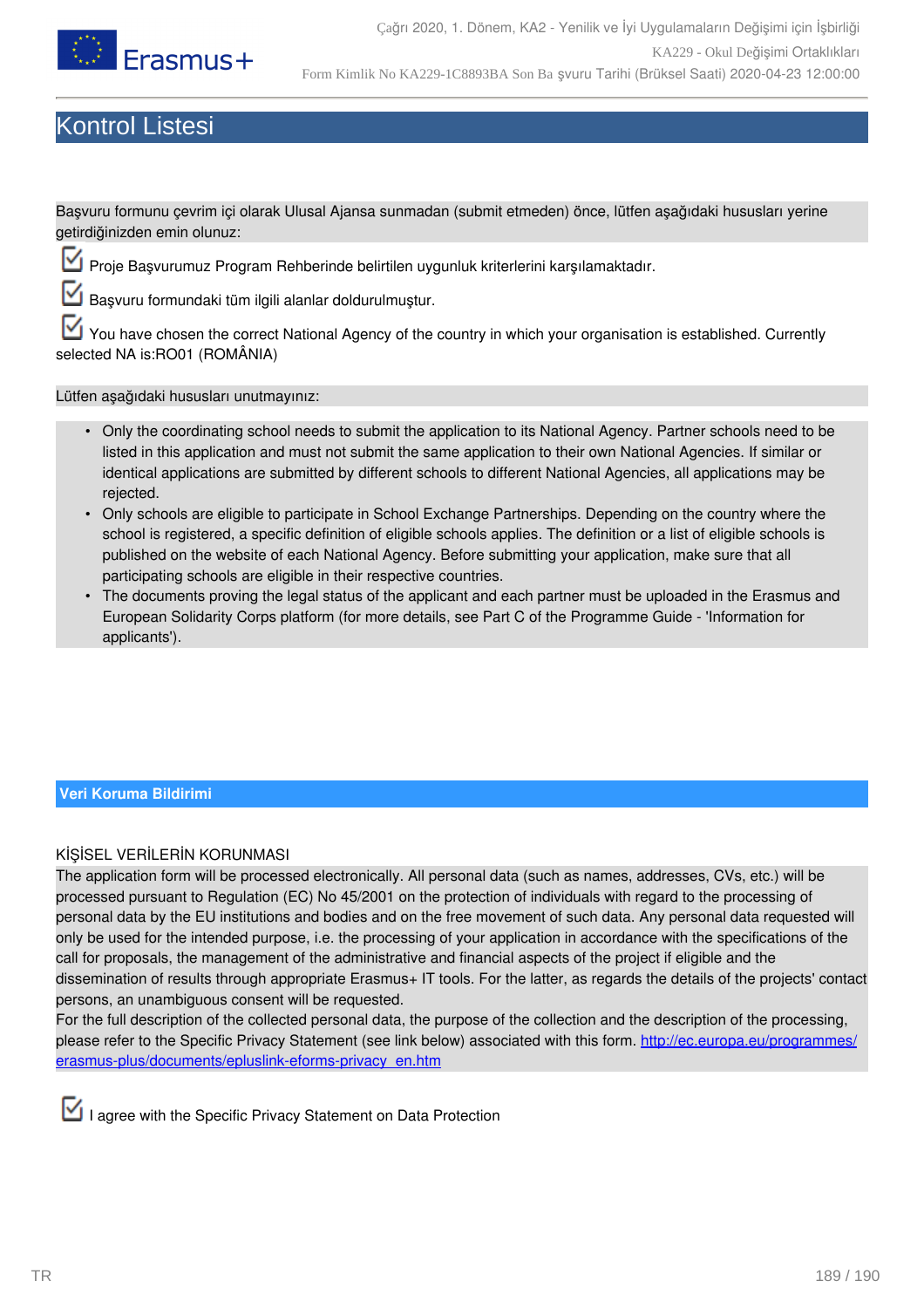# Kontrol Listesi

Başvuru formunu çevrim içi olarak Ulusal Ajansa sunmadan (submit etmeden) önce, lütfen aşağıdaki hususları yerine getirdiğinizden emin olunuz:

☑ Proje Başvurumuz Program Rehberinde belirtilen uygunluk kriterlerini karşılamaktadır.

☑ Başvuru formundaki tüm ilgili alanlar doldurulmuştur.

☑ You have chosen the correct National Agency of the country in which your organisation is established. Currently selected NA is:RO01 (ROMÂNIA)

Lütfen aşağıdaki hususları unutmayınız:

- Only the coordinating school needs to submit the application to its National Agency. Partner schools need to be listed in this application and must not submit the same application to their own National Agencies. If similar or identical applications are submitted by different schools to different National Agencies, all applications may be rejected.
- Only schools are eligible to participate in School Exchange Partnerships. Depending on the country where the school is registered, a specific definition of eligible schools applies. The definition or a list of eligible schools is published on the website of each National Agency. Before submitting your application, make sure that all participating schools are eligible in their respective countries.
- The documents proving the legal status of the applicant and each partner must be uploaded in the Erasmus and European Solidarity Corps platform (for more details, see Part C of the Programme Guide - 'Information for applicants').

## Veri Koruma Bildirimi

KİŞİSEL VERİLERİN KORUNMASI

The application form will be processed electronically. All personal data (such as names, addresses, CVs, etc.) will be processed pursuant to Regulation (EC) No 45/2001 on the protection of individuals with regard to the processing of personal data by the EU institutions and bodies and on the free movement of such data. Any personal data requested will only be used for the intended purpose, i.e. the processing of your application in accordance with the specifications of the call for proposals, the management of the administrative and financial aspects of the project if eligible and the dissemination of results through appropriate Erasmus+ IT tools. For the latter, as regards the details of the projects' contact persons, an unambiguous consent will be requested.

For the full description of the collected personal data, the purpose of the collection and the description of the processing, please refer to the Specific Privacy Statement (see link below) associated with this form. http://ec.europa.eu/programmes/erasmus-plus/documents/epluslink-eforms-privacy_en.htm

☑ I agree with the Specific Privacy Statement on Data Protection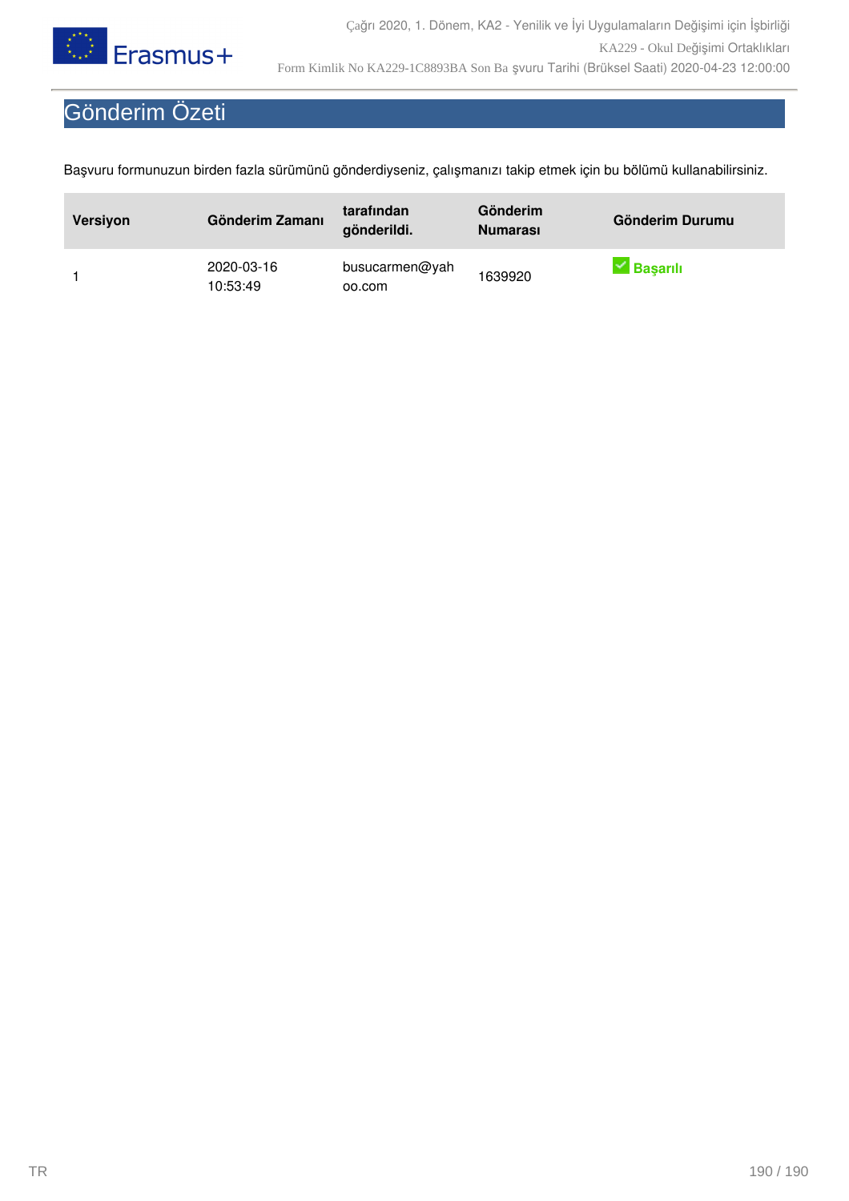# Gönderim Özeti

Başvuru formunuzun birden fazla sürümünü gönderdiyseniz, çalışmanızı takip etmek için bu bölümü kullanabilirsiniz.

| Versiyon | Gönderim Zamanı | tarafından gönderildi. | Gönderim Numarası | Gönderim Durumu |
|---|---|---|---|---|
| 1 | 2020-03-16 10:53:49 | busucarmen@yahoo.com | 1639920 | ✅ Başarılı |